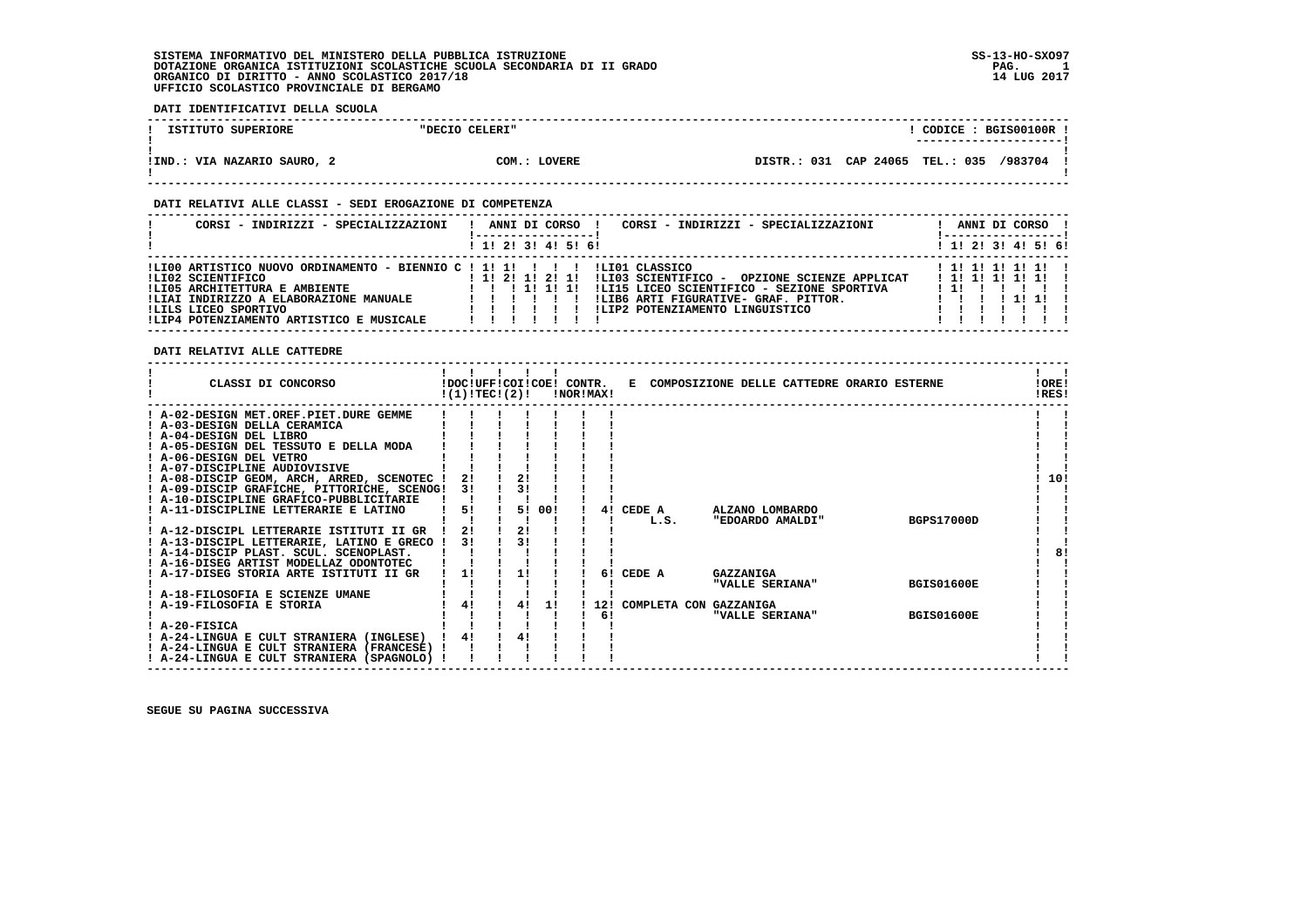SISTEMA INFORMATIVO DEL MINISTERO DELLA PUBBLICA ISTRUZIONE
DOTAZIONE ORGANICA ISTITUZIONI SCOLASTICHE SCUOLA SECONDARIA DI II GRADO
ORGANICO DI DIRITTO - ANNO SCOLASTICO 2017/18
UFFICIO SCOLASTICO PROVINCIALE DI BERGAMO

SS-13-HO-SXO97
PAG. 1
14 LUG 2017

**DATI IDENTIFICATIVI DELLA SCUOLA**

| ISTITUTO SUPERIORE | "DECIO CELERI" | | CODICE : BGIS00100R |
|---|---|---|---|
| IND.: VIA NAZARIO SAURO, 2 | COM.: LOVERE | DISTR.: 031 CAP 24065 | TEL.: 035 /983704 |

**DATI RELATIVI ALLE CLASSI - SEDI EROGAZIONE DI COMPETENZA**

| CORSI - INDIRIZZI - SPECIALIZZAZIONI | 1 | 2 | 3 | 4 | 5 | 6 | CORSI - INDIRIZZI - SPECIALIZZAZIONI | 1 | 2 | 3 | 4 | 5 | 6 |
|---|---|---|---|---|---|---|---|---|---|---|---|---|---|
| LI00 ARTISTICO NUOVO ORDINAMENTO - BIENNIO C | 1 | 1 | | | | | LI01 CLASSICO | 1 | 1 | 1 | 1 | 1 | |
| LI02 SCIENTIFICO | 1 | 2 | 1 | 2 | 1 | | LI03 SCIENTIFICO - OPZIONE SCIENZE APPLICAT | 1 | 1 | 1 | 1 | 1 | |
| LI05 ARCHITETTURA E AMBIENTE | | | 1 | 1 | 1 | | LI15 LICEO SCIENTIFICO - SEZIONE SPORTIVA | 1 | | | | | |
| LIAI INDIRIZZO A ELABORAZIONE MANUALE | | | | | | | LIB6 ARTI FIGURATIVE- GRAF. PITTOR. | | | | 1 | 1 | |
| LILS LICEO SPORTIVO | | | | | | | LIP2 POTENZIAMENTO LINGUISTICO | | | | | | |
| LIP4 POTENZIAMENTO ARTISTICO E MUSICALE | | | | | | | | | | | | | |

**DATI RELATIVI ALLE CATTEDRE**

| CLASSI DI CONCORSO | DOC (1) | UFF TEC | COI (2) | COE | CONTR. NOR | CONTR. MAX | E COMPOSIZIONE DELLE CATTEDRE ORARIO ESTERNE | ORE RES |
|---|---|---|---|---|---|---|---|---|
| A-02-DESIGN MET.OREF.PIET.DURE GEMME | | | | | | | | |
| A-03-DESIGN DELLA CERAMICA | | | | | | | | |
| A-04-DESIGN DEL LIBRO | | | | | | | | |
| A-05-DESIGN DEL TESSUTO E DELLA MODA | | | | | | | | |
| A-06-DESIGN DEL VETRO | | | | | | | | |
| A-07-DISCIPLINE AUDIOVISIVE | | | | | | | | |
| A-08-DISCIP GEOM, ARCH, ARRED, SCENOTEC | 2 | | 2 | | | | | 10 |
| A-09-DISCIP GRAFICHE, PITTORICHE, SCENOG | 3 | | 3 | | | | | |
| A-10-DISCIPLINE GRAFICO-PUBBLICITARIE | | | | | | | | |
| A-11-DISCIPLINE LETTERARIE E LATINO | 5 | | 5 | 00 | | 4 | CEDE A ALZANO LOMBARDO L.S. "EDOARDO AMALDI" BGPS17000D | |
| A-12-DISCIPL LETTERARIE ISTITUTI II GR | 2 | | 2 | | | | | |
| A-13-DISCIPL LETTERARIE, LATINO E GRECO | 3 | | 3 | | | | | |
| A-14-DISCIP PLAST. SCUL. SCENOPLAST. | | | | | | | | 8 |
| A-16-DISEG ARTIST MODELLAZ ODONTOTEC | | | | | | | | |
| A-17-DISEG STORIA ARTE ISTITUTI II GR | 1 | | 1 | | | 6 | CEDE A GAZZANIGA "VALLE SERIANA" BGIS01600E | |
| A-18-FILOSOFIA E SCIENZE UMANE | | | | | | | | |
| A-19-FILOSOFIA E STORIA | 4 | | 4 | 1 | | 12 / 6 | COMPLETA CON GAZZANIGA "VALLE SERIANA" BGIS01600E | |
| A-20-FISICA | | | | | | | | |
| A-24-LINGUA E CULT STRANIERA (INGLESE) | 4 | | 4 | | | | | |
| A-24-LINGUA E CULT STRANIERA (FRANCESE) | | | | | | | | |
| A-24-LINGUA E CULT STRANIERA (SPAGNOLO) | | | | | | | | |

SEGUE SU PAGINA SUCCESSIVA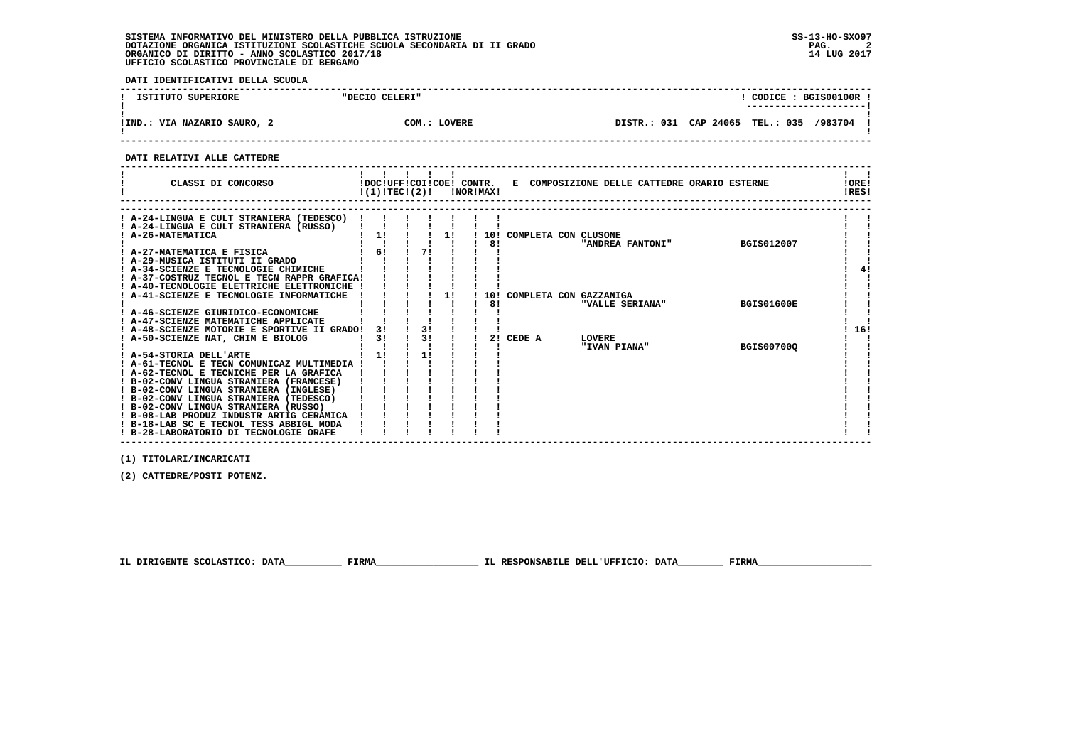SISTEMA INFORMATIVO DEL MINISTERO DELLA PUBBLICA ISTRUZIONE
DOTAZIONE ORGANICA ISTITUZIONI SCOLASTICHE SCUOLA SECONDARIA DI II GRADO
ORGANICO DI DIRITTO - ANNO SCOLASTICO 2017/18
UFFICIO SCOLASTICO PROVINCIALE DI BERGAMO

SS-13-HO-SXO97
14 LUG 2017

**DATI IDENTIFICATIVI DELLA SCUOLA**

| ISTITUTO SUPERIORE | "DECIO CELERI" | CODICE : BGIS00100R |
|---|---|---|
| IND.: VIA NAZARIO SAURO, 2 | COM.: LOVERE | DISTR.: 031 CAP 24065 TEL.: 035 /983704 |

**DATI RELATIVI ALLE CATTEDRE**

| CLASSI DI CONCORSO | DOC (1) | UFF TEC | COI (2) | COE | CONTR. NOR | CONTR. MAX | E COMPOSIZIONE DELLE CATTEDRE ORARIO ESTERNE | ORE RES |
|---|---|---|---|---|---|---|---|---|
| A-24-LINGUA E CULT STRANIERA (TEDESCO) | | | | | | | | |
| A-24-LINGUA E CULT STRANIERA (RUSSO) | | | | | | | | |
| A-26-MATEMATICA | 1 | | | 1 | | 10 | COMPLETA CON CLUSONE | |
| | | | | | | 8 | "ANDREA FANTONI" BGIS012007 | |
| A-27-MATEMATICA E FISICA | 6 | | 7 | | | | | |
| A-29-MUSICA ISTITUTI II GRADO | | | | | | | | |
| A-34-SCIENZE E TECNOLOGIE CHIMICHE | | | | | | | | 4 |
| A-37-COSTRUZ TECNOL E TECN RAPPR GRAFICA | | | | | | | | |
| A-40-TECNOLOGIE ELETTRICHE ELETTRONICHE | | | | | | | | |
| A-41-SCIENZE E TECNOLOGIE INFORMATICHE | | | | 1 | | 10 | COMPLETA CON GAZZANIGA | |
| | | | | | | 8 | "VALLE SERIANA" BGIS01600E | |
| A-46-SCIENZE GIURIDICO-ECONOMICHE | | | | | | | | |
| A-47-SCIENZE MATEMATICHE APPLICATE | | | | | | | | |
| A-48-SCIENZE MOTORIE E SPORTIVE II GRADO | 3 | | 3 | | | | | 16 |
| A-50-SCIENZE NAT, CHIM E BIOLOG | 3 | | 3 | | | 2 | CEDE A LOVERE | |
| | | | | | | | "IVAN PIANA" BGIS00700Q | |
| A-54-STORIA DELL'ARTE | 1 | | 1 | | | | | |
| A-61-TECNOL E TECN COMUNICAZ MULTIMEDIA | | | | | | | | |
| A-62-TECNOL E TECNICHE PER LA GRAFICA | | | | | | | | |
| B-02-CONV LINGUA STRANIERA (FRANCESE) | | | | | | | | |
| B-02-CONV LINGUA STRANIERA (INGLESE) | | | | | | | | |
| B-02-CONV LINGUA STRANIERA (TEDESCO) | | | | | | | | |
| B-02-CONV LINGUA STRANIERA (RUSSO) | | | | | | | | |
| B-08-LAB PRODUZ INDUSTR ARTIG CERAMICA | | | | | | | | |
| B-18-LAB SC E TECNOL TESS ABBIGL MODA | | | | | | | | |
| B-28-LABORATORIO DI TECNOLOGIE ORAFE | | | | | | | | |

(1) TITOLARI/INCARICATI

(2) CATTEDRE/POSTI POTENZ.

IL DIRIGENTE SCOLASTICO: DATA__________ FIRMA__________________ IL RESPONSABILE DELL'UFFICIO: DATA________ FIRMA____________________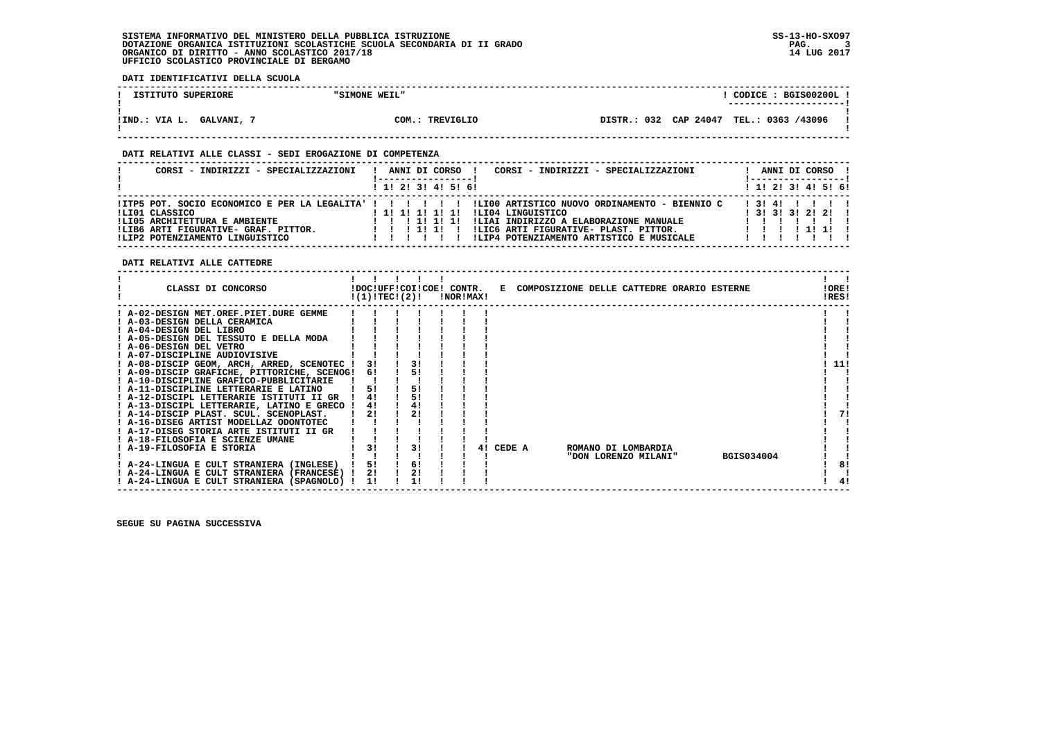SISTEMA INFORMATIVO DEL MINISTERO DELLA PUBBLICA ISTRUZIONE
DOTAZIONE ORGANICA ISTITUZIONI SCOLASTICHE SCUOLA SECONDARIA DI II GRADO
ORGANICO DI DIRITTO - ANNO SCOLASTICO 2017/18
UFFICIO SCOLASTICO PROVINCIALE DI BERGAMO

SS-13-HO-SXO97
14 LUG 2017

**DATI IDENTIFICATIVI DELLA SCUOLA**

| ISTITUTO SUPERIORE | "SIMONE WEIL" | CODICE : BGIS00200L |
|---|---|---|
| IND.: VIA L. GALVANI, 7 | COM.: TREVIGLIO | DISTR.: 032 CAP 24047 TEL.: 0363 /43096 |

**DATI RELATIVI ALLE CLASSI - SEDI EROGAZIONE DI COMPETENZA**

| CORSI - INDIRIZZI - SPECIALIZZAZIONI | 1 | 2 | 3 | 4 | 5 | 6 | CORSI - INDIRIZZI - SPECIALIZZAZIONI | 1 | 2 | 3 | 4 | 5 | 6 |
|---|---|---|---|---|---|---|---|---|---|---|---|---|---|
| ITP5 POT. SOCIO ECONOMICO E PER LA LEGALITA' | | | | | | | LI00 ARTISTICO NUOVO ORDINAMENTO - BIENNIO C | 3 | 4 | | | | |
| LI01 CLASSICO | 1 | 1 | 1 | 1 | 1 | | LI04 LINGUISTICO | 3 | 3 | 3 | 2 | 2 | |
| LI05 ARCHITETTURA E AMBIENTE | | | 1 | 1 | 1 | | LIAI INDIRIZZO A ELABORAZIONE MANUALE | | | | | | |
| LIB6 ARTI FIGURATIVE- GRAF. PITTOR. | | | 1 | 1 | | | LIC6 ARTI FIGURATIVE- PLAST. PITTOR. | | | | 1 | 1 | |
| LIP2 POTENZIAMENTO LINGUISTICO | | | | | | | LIP4 POTENZIAMENTO ARTISTICO E MUSICALE | | | | | | |

**DATI RELATIVI ALLE CATTEDRE**

| CLASSI DI CONCORSO | DOC (1) | UFF TEC | COI (2) | COE | CONTR. NOR | CONTR. MAX | E COMPOSIZIONE DELLE CATTEDRE ORARIO ESTERNE | ORE RES |
|---|---|---|---|---|---|---|---|---|
| A-02-DESIGN MET.OREF.PIET.DURE GEMME | | | | | | | | |
| A-03-DESIGN DELLA CERAMICA | | | | | | | | |
| A-04-DESIGN DEL LIBRO | | | | | | | | |
| A-05-DESIGN DEL TESSUTO E DELLA MODA | | | | | | | | |
| A-06-DESIGN DEL VETRO | | | | | | | | |
| A-07-DISCIPLINE AUDIOVISIVE | | | | | | | | |
| A-08-DISCIP GEOM, ARCH, ARRED, SCENOTEC | 3 | | 3 | | | | | 11 |
| A-09-DISCIP GRAFICHE, PITTORICHE, SCENOG | 6 | | 5 | | | | | |
| A-10-DISCIPLINE GRAFICO-PUBBLICITARIE | | | | | | | | |
| A-11-DISCIPLINE LETTERARIE E LATINO | 5 | | 5 | | | | | |
| A-12-DISCIPL LETTERARIE ISTITUTI II GR | 4 | | 5 | | | | | |
| A-13-DISCIPL LETTERARIE, LATINO E GRECO | 4 | | 4 | | | | | |
| A-14-DISCIP PLAST. SCUL. SCENOPLAST. | 2 | | 2 | | | | | 7 |
| A-16-DISEG ARTIST MODELLAZ ODONTOTEC | | | | | | | | |
| A-17-DISEG STORIA ARTE ISTITUTI II GR | | | | | | | | |
| A-18-FILOSOFIA E SCIENZE UMANE | | | | | | | | |
| A-19-FILOSOFIA E STORIA | 3 | | 3 | | | 4 | CEDE A ROMANO DI LOMBARDIA "DON LORENZO MILANI" BGIS034004 | |
| A-24-LINGUA E CULT STRANIERA (INGLESE) | 5 | | 6 | | | | | 8 |
| A-24-LINGUA E CULT STRANIERA (FRANCESE) | 2 | | 2 | | | | | |
| A-24-LINGUA E CULT STRANIERA (SPAGNOLO) | 1 | | 1 | | | | | 4 |

SEGUE SU PAGINA SUCCESSIVA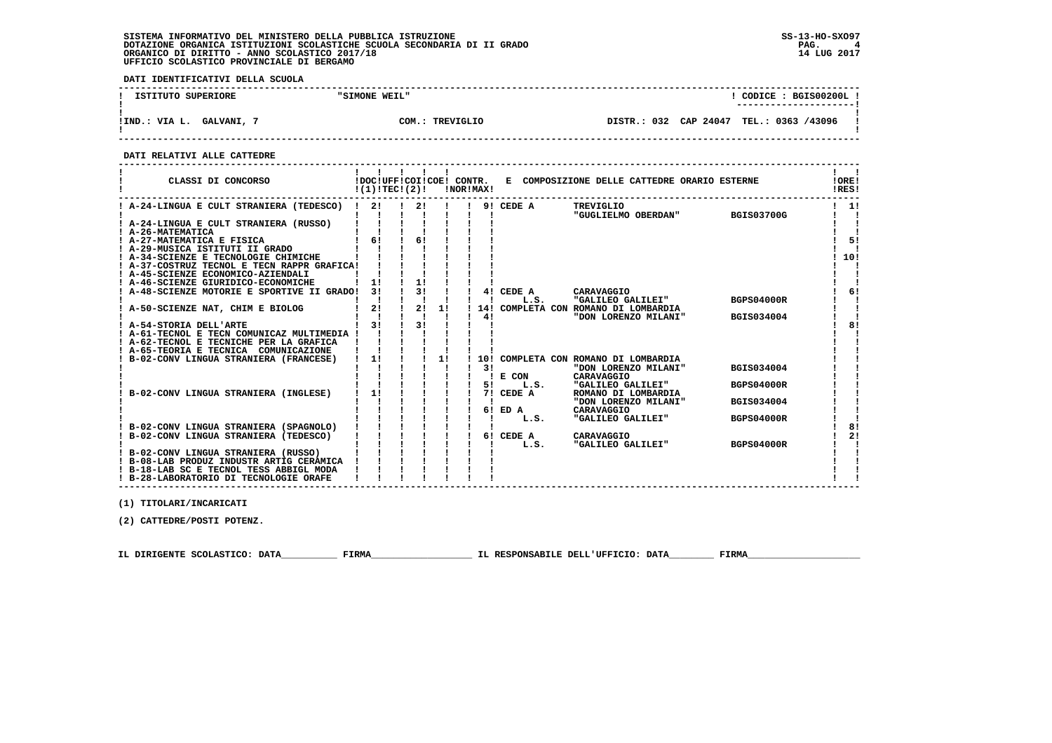**DATI IDENTIFICATIVI DELLA SCUOLA**

| ISTITUTO SUPERIORE | "SIMONE WEIL" | | CODICE : BGIS00200L |
|---|---|---|---|
| IND.: VIA L. GALVANI, 7 | COM.: TREVIGLIO | DISTR.: 032 CAP 24047 | TEL.: 0363 /43096 |

**DATI RELATIVI ALLE CATTEDRE**

| CLASSI DI CONCORSO | DOC (1) | UFF TEC | COI (2) | COE | CONTR. NOR | CONTR. MAX | E COMPOSIZIONE DELLE CATTEDRE ORARIO ESTERNE | | | ORE RES |
|---|---|---|---|---|---|---|---|---|---|---|
| A-24-LINGUA E CULT STRANIERA (TEDESCO) | 2 | | 2 | | | 9 | CEDE A | TREVIGLIO "GUGLIELMO OBERDAN" | BGIS03700G | 1 |
| A-24-LINGUA E CULT STRANIERA (RUSSO) | | | | | | | | | | |
| A-26-MATEMATICA | | | | | | | | | | |
| A-27-MATEMATICA E FISICA | 6 | | 6 | | | | | | | 5 |
| A-29-MUSICA ISTITUTI II GRADO | | | | | | | | | | |
| A-34-SCIENZE E TECNOLOGIE CHIMICHE | | | | | | | | | | 10 |
| A-37-COSTRUZ TECNOL E TECN RAPPR GRAFICA | | | | | | | | | | |
| A-45-SCIENZE ECONOMICO-AZIENDALI | | | | | | | | | | |
| A-46-SCIENZE GIURIDICO-ECONOMICHE | 1 | | 1 | | | | | | | |
| A-48-SCIENZE MOTORIE E SPORTIVE II GRADO | 3 | | 3 | | | 4 | CEDE A L.S. | CARAVAGGIO "GALILEO GALILEI" | BGPS04000R | 6 |
| A-50-SCIENZE NAT, CHIM E BIOLOG | 2 | | 2 | 1 | | 14 / 4 | COMPLETA CON | ROMANO DI LOMBARDIA "DON LORENZO MILANI" | BGIS034004 | |
| A-54-STORIA DELL'ARTE | 3 | | 3 | | | | | | | 8 |
| A-61-TECNOL E TECN COMUNICAZ MULTIMEDIA | | | | | | | | | | |
| A-62-TECNOL E TECNICHE PER LA GRAFICA | | | | | | | | | | |
| A-65-TEORIA E TECNICA COMUNICAZIONE | | | | | | | | | | |
| B-02-CONV LINGUA STRANIERA (FRANCESE) | 1 | | | 1 | | 10 / 3 | COMPLETA CON | ROMANO DI LOMBARDIA "DON LORENZO MILANI" | BGIS034004 | |
| | | | | | | 5 | E CON L.S. | CARAVAGGIO "GALILEO GALILEI" | BGPS04000R | |
| B-02-CONV LINGUA STRANIERA (INGLESE) | 1 | | | | | 7 | CEDE A | ROMANO DI LOMBARDIA "DON LORENZO MILANI" | BGIS034004 | |
| | | | | | | 6 | ED A L.S. | CARAVAGGIO "GALILEO GALILEI" | BGPS04000R | |
| B-02-CONV LINGUA STRANIERA (SPAGNOLO) | | | | | | | | | | 8 |
| B-02-CONV LINGUA STRANIERA (TEDESCO) | | | | | | 6 | CEDE A L.S. | CARAVAGGIO "GALILEO GALILEI" | BGPS04000R | 2 |
| B-02-CONV LINGUA STRANIERA (RUSSO) | | | | | | | | | | |
| B-08-LAB PRODUZ INDUSTR ARTIG CERAMICA | | | | | | | | | | |
| B-18-LAB SC E TECNOL TESS ABBIGL MODA | | | | | | | | | | |
| B-28-LABORATORIO DI TECNOLOGIE ORAFE | | | | | | | | | | |

(1) TITOLARI/INCARICATI

(2) CATTEDRE/POSTI POTENZ.

IL DIRIGENTE SCOLASTICO: DATA__________ FIRMA__________________ IL RESPONSABILE DELL'UFFICIO: DATA________ FIRMA____________________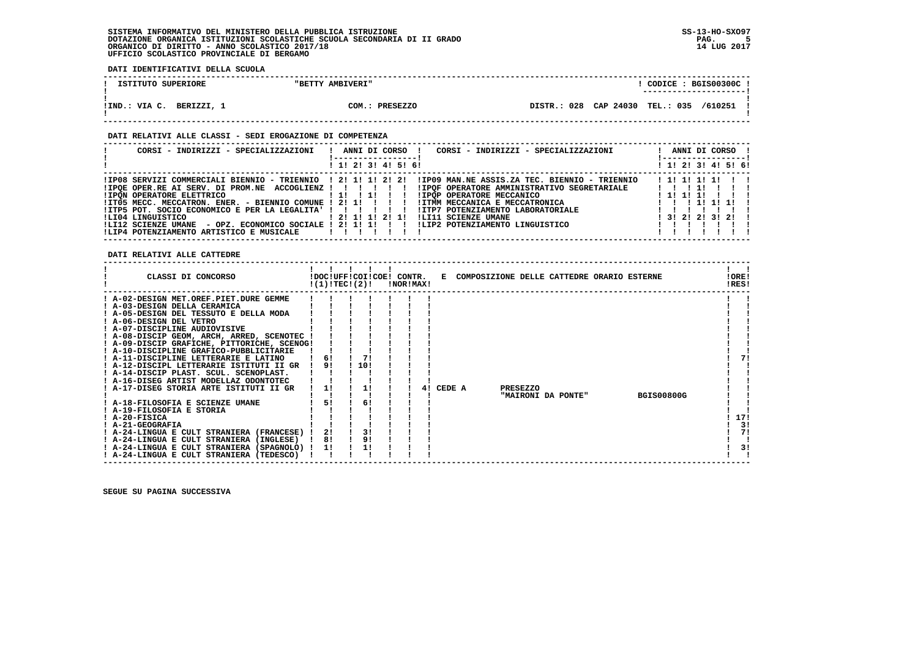SISTEMA INFORMATIVO DEL MINISTERO DELLA PUBBLICA ISTRUZIONE
DOTAZIONE ORGANICA ISTITUZIONI SCOLASTICHE SCUOLA SECONDARIA DI II GRADO
ORGANICO DI DIRITTO - ANNO SCOLASTICO 2017/18
UFFICIO SCOLASTICO PROVINCIALE DI BERGAMO

SS-13-HO-SXO97
14 LUG 2017

**DATI IDENTIFICATIVI DELLA SCUOLA**

| ISTITUTO SUPERIORE | "BETTY AMBIVERI" | CODICE : BGIS00300C |
|---|---|---|
| IND.: VIA C. BERIZZI, 1 | COM.: PRESEZZO | DISTR.: 028 CAP 24030 TEL.: 035 /610251 |

**DATI RELATIVI ALLE CLASSI - SEDI EROGAZIONE DI COMPETENZA**

| CORSI - INDIRIZZI - SPECIALIZZAZIONI | 1 | 2 | 3 | 4 | 5 | 6 | CORSI - INDIRIZZI - SPECIALIZZAZIONI | 1 | 2 | 3 | 4 | 5 | 6 |
|---|---|---|---|---|---|---|---|---|---|---|---|---|---|
| IP08 SERVIZI COMMERCIALI BIENNIO - TRIENNIO | 2 | 1 | 1 | 2 | 2 | | IP09 MAN.NE ASSIS.ZA TEC. BIENNIO - TRIENNIO | 1 | 1 | 1 | 1 | | |
| IPQE OPER.RE AI SERV. DI PROM.NE ACCOGLIENZ | | | | | | | IPQF OPERATORE AMMINISTRATIVO SEGRETARIALE | | | 1 | | | |
| IPQN OPERATORE ELETTRICO | 1 | | 1 | | | | IPQP OPERATORE MECCANICO | 1 | 1 | 1 | | | |
| IT05 MECC. MECCATRON. ENER. - BIENNIO COMUNE | 2 | 1 | | | | | ITMM MECCANICA E MECCATRONICA | | | 1 | 1 | 1 | |
| ITP5 POT. SOCIO ECONOMICO E PER LA LEGALITA' | | | | | | | ITP7 POTENZIAMENTO LABORATORIALE | | | | | | |
| LI04 LINGUISTICO | 2 | 1 | 1 | 2 | 1 | | LI11 SCIENZE UMANE | 3 | 2 | 2 | 3 | 2 | |
| LI12 SCIENZE UMANE - OPZ. ECONOMICO SOCIALE | 2 | 1 | 1 | | | | LIP2 POTENZIAMENTO LINGUISTICO | | | | | | |
| LIP4 POTENZIAMENTO ARTISTICO E MUSICALE | | | | | | | | | | | | | |

**DATI RELATIVI ALLE CATTEDRE**

| CLASSI DI CONCORSO | DOC (1) | UFF TEC | COI (2) | COE | CONTR. NOR | CONTR. MAX | E COMPOSIZIONE DELLE CATTEDRE ORARIO ESTERNE | ORE RES |
|---|---|---|---|---|---|---|---|---|
| A-02-DESIGN MET.OREF.PIET.DURE GEMME | | | | | | | | |
| A-03-DESIGN DELLA CERAMICA | | | | | | | | |
| A-05-DESIGN DEL TESSUTO E DELLA MODA | | | | | | | | |
| A-06-DESIGN DEL VETRO | | | | | | | | |
| A-07-DISCIPLINE AUDIOVISIVE | | | | | | | | |
| A-08-DISCIP GEOM, ARCH, ARRED, SCENOTEC | | | | | | | | |
| A-09-DISCIP GRAFICHE, PITTORICHE, SCENOG | | | | | | | | |
| A-10-DISCIPLINE GRAFICO-PUBBLICITARIE | | | | | | | | |
| A-11-DISCIPLINE LETTERARIE E LATINO | 6 | | 7 | | | | | 7 |
| A-12-DISCIPL LETTERARIE ISTITUTI II GR | 9 | | 10 | | | | | |
| A-14-DISCIP PLAST. SCUL. SCENOPLAST. | | | | | | | | |
| A-16-DISEG ARTIST MODELLAZ ODONTOTEC | | | | | | | | |
| A-17-DISEG STORIA ARTE ISTITUTI II GR | 1 | | 1 | | | 4 | CEDE A PRESEZZO "MAIRONI DA PONTE" BGIS00800G | |
| A-18-FILOSOFIA E SCIENZE UMANE | 5 | | 6 | | | | | |
| A-19-FILOSOFIA E STORIA | | | | | | | | |
| A-20-FISICA | | | | | | | | 17 |
| A-21-GEOGRAFIA | | | | | | | | 3 |
| A-24-LINGUA E CULT STRANIERA (FRANCESE) | 2 | | 3 | | | | | 7 |
| A-24-LINGUA E CULT STRANIERA (INGLESE) | 8 | | 9 | | | | | |
| A-24-LINGUA E CULT STRANIERA (SPAGNOLO) | 1 | | 1 | | | | | 3 |
| A-24-LINGUA E CULT STRANIERA (TEDESCO) | | | | | | | | |

SEGUE SU PAGINA SUCCESSIVA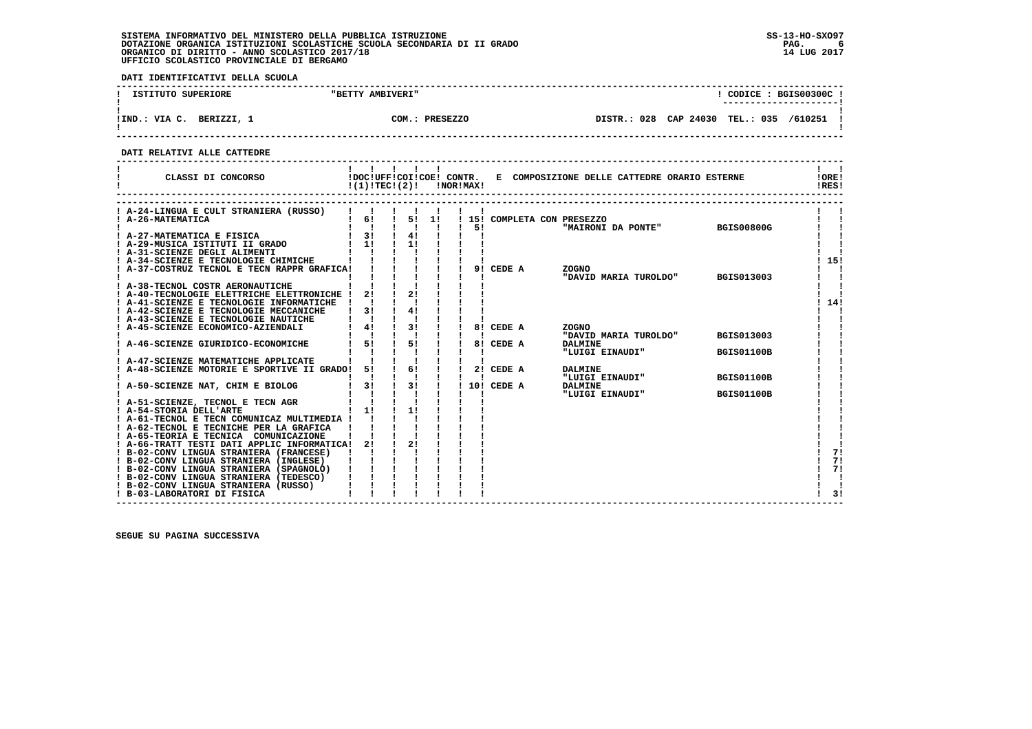SISTEMA INFORMATIVO DEL MINISTERO DELLA PUBBLICA ISTRUZIONE
DOTAZIONE ORGANICA ISTITUZIONI SCOLASTICHE SCUOLA SECONDARIA DI II GRADO
ORGANICO DI DIRITTO - ANNO SCOLASTICO 2017/18
UFFICIO SCOLASTICO PROVINCIALE DI BERGAMO

SS-13-HO-SXO97
14 LUG 2017

**DATI IDENTIFICATIVI DELLA SCUOLA**

| ISTITUTO SUPERIORE | "BETTY AMBIVERI" | CODICE : BGIS00300C |
|---|---|---|
| IND.: VIA C. BERIZZI, 1 | COM.: PRESEZZO | DISTR.: 028 CAP 24030 TEL.: 035 /610251 |

**DATI RELATIVI ALLE CATTEDRE**

| CLASSI DI CONCORSO | DOC (1) | UFF TEC | COI (2) | COE | CONTR. NOR | CONTR. MAX | E COMPOSIZIONE DELLE CATTEDRE ORARIO ESTERNE | | | ORE RES |
|---|---|---|---|---|---|---|---|---|---|---|
| A-24-LINGUA E CULT STRANIERA (RUSSO) | | | | | | | | | | |
| A-26-MATEMATICA | 6 | | 5 | 1 | | 15 | COMPLETA CON PRESEZZO | | | |
| | | | | | | 5 | | "MAIRONI DA PONTE" | BGIS00800G | |
| A-27-MATEMATICA E FISICA | 3 | | 4 | | | | | | | |
| A-29-MUSICA ISTITUTI II GRADO | 1 | | 1 | | | | | | | |
| A-31-SCIENZE DEGLI ALIMENTI | | | | | | | | | | |
| A-34-SCIENZE E TECNOLOGIE CHIMICHE | | | | | | | | | | 15 |
| A-37-COSTRUZ TECNOL E TECN RAPPR GRAFICA | | | | | | 9 | CEDE A | ZOGNO | | |
| | | | | | | | | "DAVID MARIA TUROLDO" | BGIS013003 | |
| A-38-TECNOL COSTR AERONAUTICHE | | | | | | | | | | |
| A-40-TECNOLOGIE ELETTRICHE ELETTRONICHE | 2 | | 2 | | | | | | | |
| A-41-SCIENZE E TECNOLOGIE INFORMATICHE | | | | | | | | | | 14 |
| A-42-SCIENZE E TECNOLOGIE MECCANICHE | 3 | | 4 | | | | | | | |
| A-43-SCIENZE E TECNOLOGIE NAUTICHE | | | | | | | | | | |
| A-45-SCIENZE ECONOMICO-AZIENDALI | 4 | | 3 | | | 8 | CEDE A | ZOGNO | | |
| | | | | | | | | "DAVID MARIA TUROLDO" | BGIS013003 | |
| A-46-SCIENZE GIURIDICO-ECONOMICHE | 5 | | 5 | | | 8 | CEDE A | DALMINE | | |
| | | | | | | | | "LUIGI EINAUDI" | BGIS01100B | |
| A-47-SCIENZE MATEMATICHE APPLICATE | | | | | | | | | | |
| A-48-SCIENZE MOTORIE E SPORTIVE II GRADO | 5 | | 6 | | | 2 | CEDE A | DALMINE | | |
| | | | | | | | | "LUIGI EINAUDI" | BGIS01100B | |
| A-50-SCIENZE NAT, CHIM E BIOLOG | 3 | | 3 | | | 10 | CEDE A | DALMINE | | |
| | | | | | | | | "LUIGI EINAUDI" | BGIS01100B | |
| A-51-SCIENZE, TECNOL E TECN AGR | | | | | | | | | | |
| A-54-STORIA DELL'ARTE | 1 | | 1 | | | | | | | |
| A-61-TECNOL E TECN COMUNICAZ MULTIMEDIA | | | | | | | | | | |
| A-62-TECNOL E TECNICHE PER LA GRAFICA | | | | | | | | | | |
| A-65-TEORIA E TECNICA COMUNICAZIONE | | | | | | | | | | |
| A-66-TRATT TESTI DATI APPLIC INFORMATICA | 2 | | 2 | | | | | | | |
| B-02-CONV LINGUA STRANIERA (FRANCESE) | | | | | | | | | | 7 |
| B-02-CONV LINGUA STRANIERA (INGLESE) | | | | | | | | | | 7 |
| B-02-CONV LINGUA STRANIERA (SPAGNOLO) | | | | | | | | | | 7 |
| B-02-CONV LINGUA STRANIERA (TEDESCO) | | | | | | | | | | |
| B-02-CONV LINGUA STRANIERA (RUSSO) | | | | | | | | | | |
| B-03-LABORATORI DI FISICA | | | | | | | | | | 3 |

SEGUE SU PAGINA SUCCESSIVA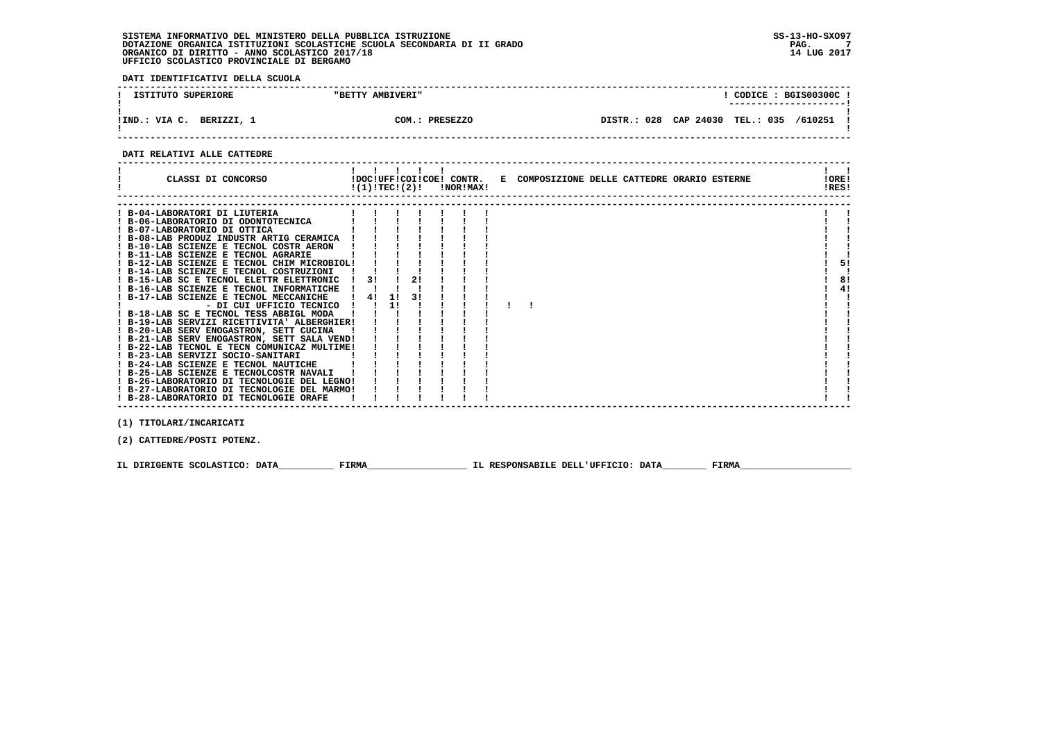SISTEMA INFORMATIVO DEL MINISTERO DELLA PUBBLICA ISTRUZIONE
DOTAZIONE ORGANICA ISTITUZIONI SCOLASTICHE SCUOLA SECONDARIA DI II GRADO
ORGANICO DI DIRITTO - ANNO SCOLASTICO 2017/18
UFFICIO SCOLASTICO PROVINCIALE DI BERGAMO

SS-13-HO-SXO97
14 LUG 2017

**DATI IDENTIFICATIVI DELLA SCUOLA**

| ISTITUTO SUPERIORE | "BETTY AMBIVERI" | CODICE : BGIS00300C |
|---|---|---|
| IND.: VIA C. BERIZZI, 1 | COM.: PRESEZZO | DISTR.: 028 CAP 24030 TEL.: 035 /610251 |

**DATI RELATIVI ALLE CATTEDRE**

| CLASSI DI CONCORSO | DOC (1) | UFF TEC | COI | COE (2) | CONTR. NOR | CONTR. MAX | E COMPOSIZIONE DELLE CATTEDRE ORARIO ESTERNE | ORE RES |
|---|---|---|---|---|---|---|---|---|
| B-04-LABORATORI DI LIUTERIA | | | | | | | | |
| B-06-LABORATORIO DI ODONTOTECNICA | | | | | | | | |
| B-07-LABORATORIO DI OTTICA | | | | | | | | |
| B-08-LAB PRODUZ INDUSTR ARTIG CERAMICA | | | | | | | | |
| B-10-LAB SCIENZE E TECNOL COSTR AERON | | | | | | | | |
| B-11-LAB SCIENZE E TECNOL AGRARIE | | | | | | | | |
| B-12-LAB SCIENZE E TECNOL CHIM MICROBIOL | | | | | | | | 5 |
| B-14-LAB SCIENZE E TECNOL COSTRUZIONI | | | | | | | | |
| B-15-LAB SC E TECNOL ELETTR ELETTRONIC | 3 | | 2 | | | | | 8 |
| B-16-LAB SCIENZE E TECNOL INFORMATICHE | | | | | | | | 4 |
| B-17-LAB SCIENZE E TECNOL MECCANICHE | 4 | 1 | 3 | | | | | |
| - DI CUI UFFICIO TECNICO | | 1 | | | | | | |
| B-18-LAB SC E TECNOL TESS ABBIGL MODA | | | | | | | | |
| B-19-LAB SERVIZI RICETTIVITA' ALBERGHIER | | | | | | | | |
| B-20-LAB SERV ENOGASTRON, SETT CUCINA | | | | | | | | |
| B-21-LAB SERV ENOGASTRON, SETT SALA VEND | | | | | | | | |
| B-22-LAB TECNOL E TECN COMUNICAZ MULTIME | | | | | | | | |
| B-23-LAB SERVIZI SOCIO-SANITARI | | | | | | | | |
| B-24-LAB SCIENZE E TECNOL NAUTICHE | | | | | | | | |
| B-25-LAB SCIENZE E TECNOLCOSTR NAVALI | | | | | | | | |
| B-26-LABORATORIO DI TECNOLOGIE DEL LEGNO | | | | | | | | |
| B-27-LABORATORIO DI TECNOLOGIE DEL MARMO | | | | | | | | |
| B-28-LABORATORIO DI TECNOLOGIE ORAFE | | | | | | | | |

(1) TITOLARI/INCARICATI

(2) CATTEDRE/POSTI POTENZ.

IL DIRIGENTE SCOLASTICO: DATA__________ FIRMA__________________ IL RESPONSABILE DELL'UFFICIO: DATA________ FIRMA____________________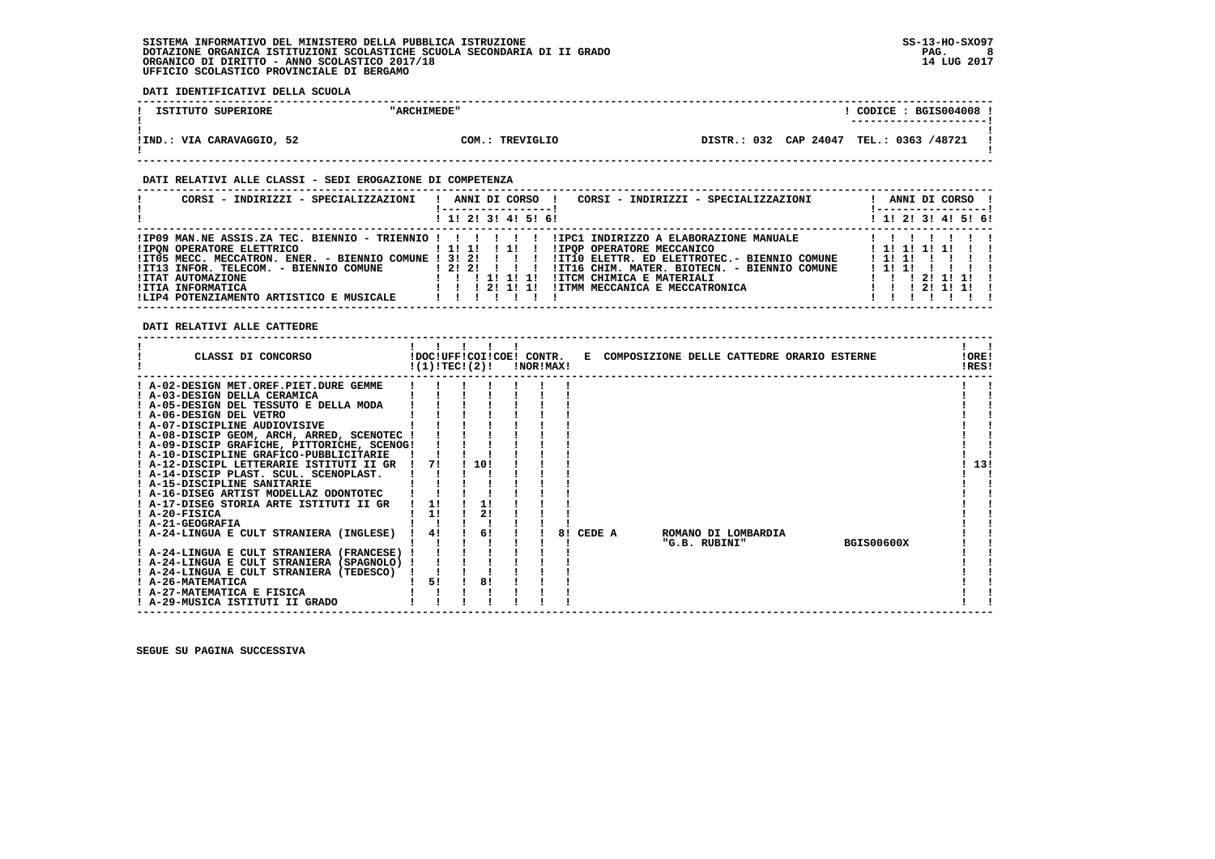SISTEMA INFORMATIVO DEL MINISTERO DELLA PUBBLICA ISTRUZIONE
DOTAZIONE ORGANICA ISTITUZIONI SCOLASTICHE SCUOLA SECONDARIA DI II GRADO
ORGANICO DI DIRITTO - ANNO SCOLASTICO 2017/18
UFFICIO SCOLASTICO PROVINCIALE DI BERGAMO

SS-13-HO-SXO97
14 LUG 2017

**DATI IDENTIFICATIVI DELLA SCUOLA**

| ISTITUTO SUPERIORE | "ARCHIMEDE" | | CODICE : BGIS004008 |
|---|---|---|---|
| IND.: VIA CARAVAGGIO, 52 | COM.: TREVIGLIO | DISTR.: 032 CAP 24047 | TEL.: 0363 /48721 |

**DATI RELATIVI ALLE CLASSI - SEDI EROGAZIONE DI COMPETENZA**

| CORSI - INDIRIZZI - SPECIALIZZAZIONI | 1 | 2 | 3 | 4 | 5 | 6 | CORSI - INDIRIZZI - SPECIALIZZAZIONI | 1 | 2 | 3 | 4 | 5 | 6 |
|---|---|---|---|---|---|---|---|---|---|---|---|---|---|
| IP09 MAN.NE ASSIS.ZA TEC. BIENNIO - TRIENNIO | | | | | | | IPC1 INDIRIZZO A ELABORAZIONE MANUALE | | | | | | |
| IPQN OPERATORE ELETTRICO | 1 | 1 | | 1 | | | IPQP OPERATORE MECCANICO | 1 | 1 | 1 | 1 | | |
| IT05 MECC. MECCATRON. ENER. - BIENNIO COMUNE | 3 | 2 | | | | | IT10 ELETTR. ED ELETTROTEC.- BIENNIO COMUNE | 1 | 1 | | | | |
| IT13 INFOR. TELECOM. - BIENNIO COMUNE | 2 | 2 | | | | | IT16 CHIM. MATER. BIOTECN. - BIENNIO COMUNE | 1 | 1 | | | | |
| ITAT AUTOMAZIONE | | | 1 | 1 | 1 | | ITCM CHIMICA E MATERIALI | | | 2 | 1 | 1 | |
| ITIA INFORMATICA | | | 2 | 1 | 1 | | ITMM MECCANICA E MECCATRONICA | | | 2 | 1 | 1 | |
| LIP4 POTENZIAMENTO ARTISTICO E MUSICALE | | | | | | | | | | | | | |

**DATI RELATIVI ALLE CATTEDRE**

| CLASSI DI CONCORSO | DOC (1) | UFF TEC | COI (2) | COE | CONTR. NOR | CONTR. MAX | E COMPOSIZIONE DELLE CATTEDRE ORARIO ESTERNE | ORE RES |
|---|---|---|---|---|---|---|---|---|
| A-02-DESIGN MET.OREF.PIET.DURE GEMME | | | | | | | | |
| A-03-DESIGN DELLA CERAMICA | | | | | | | | |
| A-05-DESIGN DEL TESSUTO E DELLA MODA | | | | | | | | |
| A-06-DESIGN DEL VETRO | | | | | | | | |
| A-07-DISCIPLINE AUDIOVISIVE | | | | | | | | |
| A-08-DISCIP GEOM, ARCH, ARRED, SCENOTEC | | | | | | | | |
| A-09-DISCIP GRAFICHE, PITTORICHE, SCENOG | | | | | | | | |
| A-10-DISCIPLINE GRAFICO-PUBBLICITARIE | | | | | | | | |
| A-12-DISCIPL LETTERARIE ISTITUTI II GR | 7 | | 10 | | | | | 13 |
| A-14-DISCIP PLAST. SCUL. SCENOPLAST. | | | | | | | | |
| A-15-DISCIPLINE SANITARIE | | | | | | | | |
| A-16-DISEG ARTIST MODELLAZ ODONTOTEC | | | | | | | | |
| A-17-DISEG STORIA ARTE ISTITUTI II GR | 1 | | 1 | | | | | |
| A-20-FISICA | 1 | | 2 | | | | | |
| A-21-GEOGRAFIA | | | | | | | | |
| A-24-LINGUA E CULT STRANIERA (INGLESE) | 4 | | 6 | | | 8 | CEDE A ROMANO DI LOMBARDIA "G.B. RUBINI" BGIS00600X | |
| A-24-LINGUA E CULT STRANIERA (FRANCESE) | | | | | | | | |
| A-24-LINGUA E CULT STRANIERA (SPAGNOLO) | | | | | | | | |
| A-24-LINGUA E CULT STRANIERA (TEDESCO) | | | | | | | | |
| A-26-MATEMATICA | 5 | | 8 | | | | | |
| A-27-MATEMATICA E FISICA | | | | | | | | |
| A-29-MUSICA ISTITUTI II GRADO | | | | | | | | |

SEGUE SU PAGINA SUCCESSIVA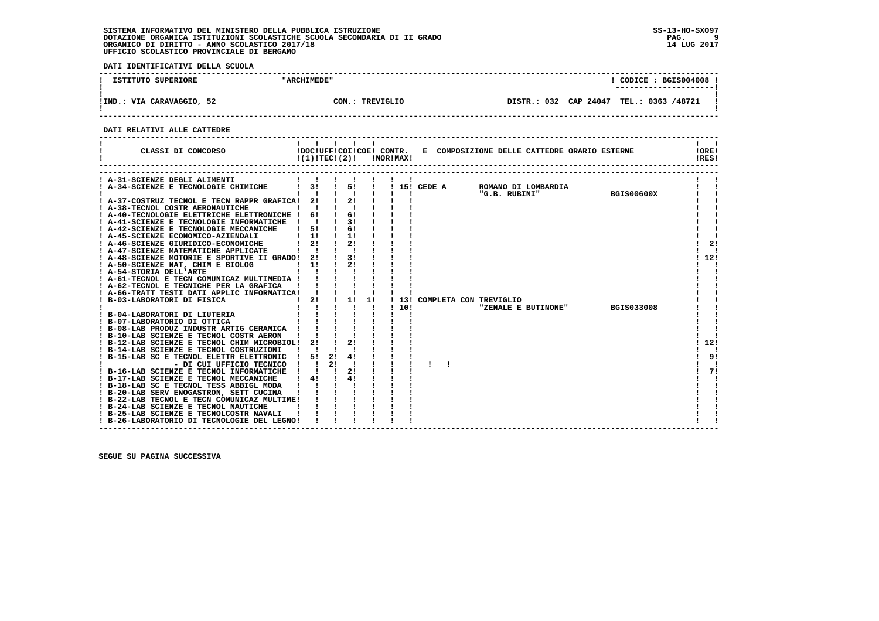SISTEMA INFORMATIVO DEL MINISTERO DELLA PUBBLICA ISTRUZIONE
DOTAZIONE ORGANICA ISTITUZIONI SCOLASTICHE SCUOLA SECONDARIA DI II GRADO
ORGANICO DI DIRITTO - ANNO SCOLASTICO 2017/18
UFFICIO SCOLASTICO PROVINCIALE DI BERGAMO

SS-13-HO-SXO97
14 LUG 2017

**DATI IDENTIFICATIVI DELLA SCUOLA**

| ISTITUTO SUPERIORE | "ARCHIMEDE" | | CODICE : BGIS004008 |
|---|---|---|---|
| IND.: VIA CARAVAGGIO, 52 | COM.: TREVIGLIO | DISTR.: 032 CAP 24047 | TEL.: 0363 /48721 |

**DATI RELATIVI ALLE CATTEDRE**

| CLASSI DI CONCORSO | DOC (1) | UFF TEC | COI (2) | COE | CONTR. NOR | CONTR. MAX | E COMPOSIZIONE DELLE CATTEDRE ORARIO ESTERNE | ORE RES |
|---|---|---|---|---|---|---|---|---|
| A-31-SCIENZE DEGLI ALIMENTI | | | | | | | | |
| A-34-SCIENZE E TECNOLOGIE CHIMICHE | 3 | | 5 | | | 15 | CEDE A ROMANO DI LOMBARDIA "G.B. RUBINI" BGIS00600X | |
| A-37-COSTRUZ TECNOL E TECN RAPPR GRAFICA | 2 | | 2 | | | | | |
| A-38-TECNOL COSTR AERONAUTICHE | | | | | | | | |
| A-40-TECNOLOGIE ELETTRICHE ELETTRONICHE | 6 | | 6 | | | | | |
| A-41-SCIENZE E TECNOLOGIE INFORMATICHE | | | 3 | | | | | |
| A-42-SCIENZE E TECNOLOGIE MECCANICHE | 5 | | 6 | | | | | |
| A-45-SCIENZE ECONOMICO-AZIENDALI | 1 | | 1 | | | | | |
| A-46-SCIENZE GIURIDICO-ECONOMICHE | 2 | | 2 | | | | | 2 |
| A-47-SCIENZE MATEMATICHE APPLICATE | | | | | | | | |
| A-48-SCIENZE MOTORIE E SPORTIVE II GRADO | 2 | | 3 | | | | | 12 |
| A-50-SCIENZE NAT, CHIM E BIOLOG | 1 | | 2 | | | | | |
| A-54-STORIA DELL'ARTE | | | | | | | | |
| A-61-TECNOL E TECN COMUNICAZ MULTIMEDIA | | | | | | | | |
| A-62-TECNOL E TECNICHE PER LA GRAFICA | | | | | | | | |
| A-66-TRATT TESTI DATI APPLIC INFORMATICA | | | | | | | | |
| B-03-LABORATORI DI FISICA | 2 | | 1 | 1 | | 13 | COMPLETA CON TREVIGLIO "ZENALE E BUTINONE" BGIS033008 | |
| | | | | | | 10 | | |
| B-04-LABORATORI DI LIUTERIA | | | | | | | | |
| B-07-LABORATORIO DI OTTICA | | | | | | | | |
| B-08-LAB PRODUZ INDUSTR ARTIG CERAMICA | | | | | | | | |
| B-10-LAB SCIENZE E TECNOL COSTR AERON | | | | | | | | |
| B-12-LAB SCIENZE E TECNOL CHIM MICROBIOL | 2 | | 2 | | | | | 12 |
| B-14-LAB SCIENZE E TECNOL COSTRUZIONI | | | | | | | | |
| B-15-LAB SC E TECNOL ELETTR ELETTRONIC | 5 | 2 | 4 | | | | | 9 |
| - DI CUI UFFICIO TECNICO | | 2 | | | | | | |
| B-16-LAB SCIENZE E TECNOL INFORMATICHE | | | 2 | | | | | 7 |
| B-17-LAB SCIENZE E TECNOL MECCANICHE | 4 | | 4 | | | | | |
| B-18-LAB SC E TECNOL TESS ABBIGL MODA | | | | | | | | |
| B-20-LAB SERV ENOGASTRON, SETT CUCINA | | | | | | | | |
| B-22-LAB TECNOL E TECN COMUNICAZ MULTIME | | | | | | | | |
| B-24-LAB SCIENZE E TECNOL NAUTICHE | | | | | | | | |
| B-25-LAB SCIENZE E TECNOLCOSTR NAVALI | | | | | | | | |
| B-26-LABORATORIO DI TECNOLOGIE DEL LEGNO | | | | | | | | |

SEGUE SU PAGINA SUCCESSIVA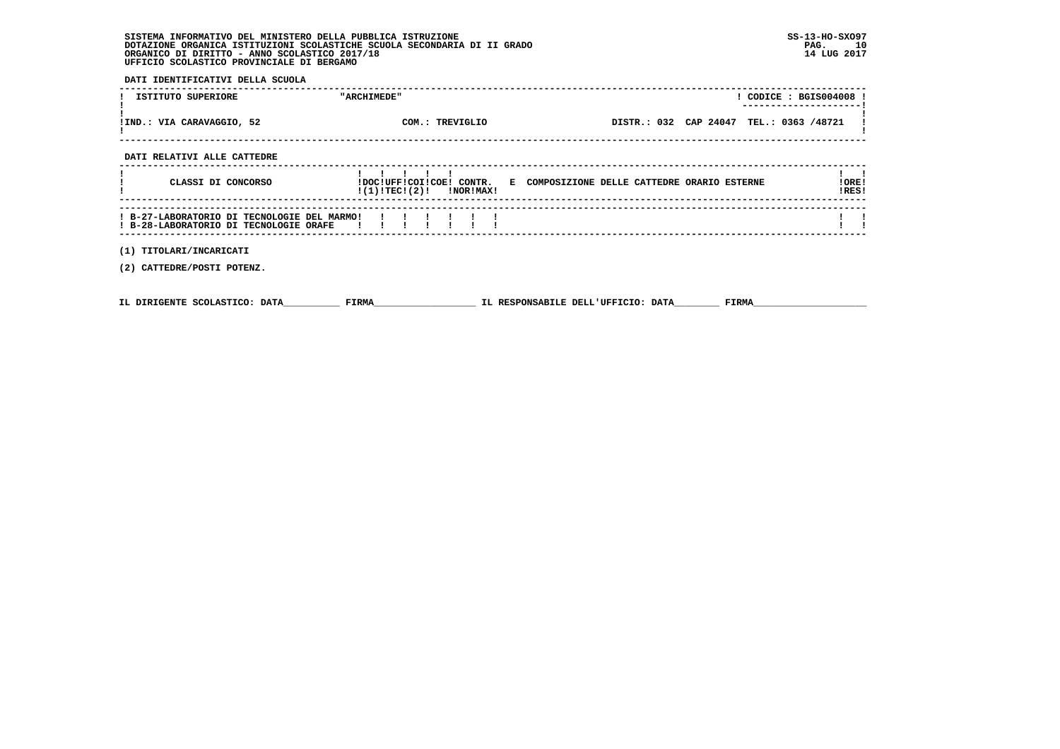SISTEMA INFORMATIVO DEL MINISTERO DELLA PUBBLICA ISTRUZIONE
DOTAZIONE ORGANICA ISTITUZIONI SCOLASTICHE SCUOLA SECONDARIA DI II GRADO
ORGANICO DI DIRITTO - ANNO SCOLASTICO 2017/18
UFFICIO SCOLASTICO PROVINCIALE DI BERGAMO

SS-13-HO-SXO97
14 LUG 2017

**DATI IDENTIFICATIVI DELLA SCUOLA**

| ISTITUTO SUPERIORE | "ARCHIMEDE" | | CODICE : BGIS004008 |
|---|---|---|---|
| IND.: VIA CARAVAGGIO, 52 | COM.: TREVIGLIO | DISTR.: 032 CAP 24047 | TEL.: 0363 /48721 |

**DATI RELATIVI ALLE CATTEDRE**

| CLASSI DI CONCORSO | DOC (1) | UFF TEC | COI (2) | COE | CONTR. NOR | CONTR. MAX | E COMPOSIZIONE DELLE CATTEDRE ORARIO ESTERNE | ORE RES |
|---|---|---|---|---|---|---|---|---|
| B-27-LABORATORIO DI TECNOLOGIE DEL MARMO | | | | | | | | |
| B-28-LABORATORIO DI TECNOLOGIE ORAFE | | | | | | | | |

(1) TITOLARI/INCARICATI

(2) CATTEDRE/POSTI POTENZ.

IL DIRIGENTE SCOLASTICO: DATA__________ FIRMA__________________ IL RESPONSABILE DELL'UFFICIO: DATA________ FIRMA____________________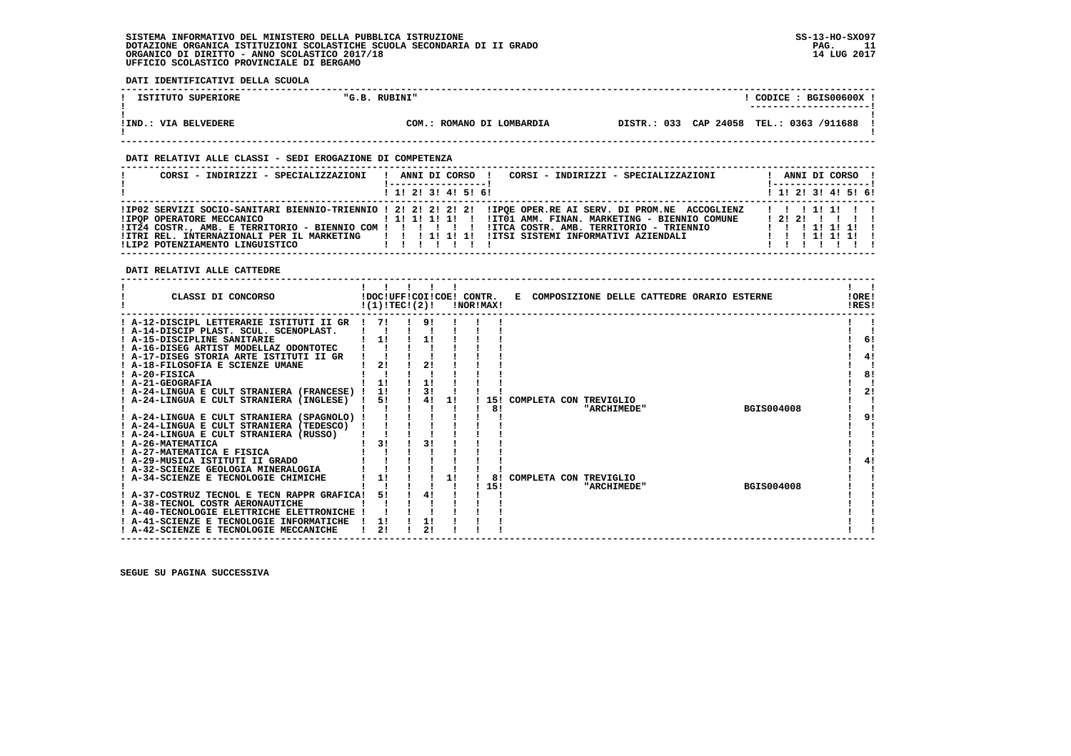SISTEMA INFORMATIVO DEL MINISTERO DELLA PUBBLICA ISTRUZIONE
DOTAZIONE ORGANICA ISTITUZIONI SCOLASTICHE SCUOLA SECONDARIA DI II GRADO
ORGANICO DI DIRITTO - ANNO SCOLASTICO 2017/18
UFFICIO SCOLASTICO PROVINCIALE DI BERGAMO

SS-13-HO-SXO97
14 LUG 2017

**DATI IDENTIFICATIVI DELLA SCUOLA**

| ISTITUTO SUPERIORE | "G.B. RUBINI" | CODICE : BGIS00600X |
|---|---|---|
| IND.: VIA BELVEDERE | COM.: ROMANO DI LOMBARDIA | DISTR.: 033 CAP 24058 TEL.: 0363 /911688 |

**DATI RELATIVI ALLE CLASSI - SEDI EROGAZIONE DI COMPETENZA**

| CORSI - INDIRIZZI - SPECIALIZZAZIONI | 1 | 2 | 3 | 4 | 5 | 6 | CORSI - INDIRIZZI - SPECIALIZZAZIONI | 1 | 2 | 3 | 4 | 5 | 6 |
|---|---|---|---|---|---|---|---|---|---|---|---|---|---|
| IP02 SERVIZI SOCIO-SANITARI BIENNIO-TRIENNIO | 2 | 2 | 2 | 2 | 2 | | IPQE OPER.RE AI SERV. DI PROM.NE ACCOGLIENZ | | | 1 | 1 | | |
| IPQP OPERATORE MECCANICO | 1 | 1 | 1 | 1 | | | IT01 AMM. FINAN. MARKETING - BIENNIO COMUNE | 2 | 2 | | | | |
| IT24 COSTR., AMB. E TERRITORIO - BIENNIO COM | | | | | | | ITCA COSTR. AMB. TERRITORIO - TRIENNIO | | | 1 | 1 | 1 | |
| ITRI REL. INTERNAZIONALI PER IL MARKETING | | | 1 | 1 | 1 | | ITSI SISTEMI INFORMATIVI AZIENDALI | | | 1 | 1 | 1 | |
| LIP2 POTENZIAMENTO LINGUISTICO | | | | | | | | | | | | | |

**DATI RELATIVI ALLE CATTEDRE**

| CLASSI DI CONCORSO | DOC (1) | UFF TEC (2) | COI | COE | CONTR. NOR | CONTR. MAX | E COMPOSIZIONE DELLE CATTEDRE ORARIO ESTERNE | ORE RES |
|---|---|---|---|---|---|---|---|---|
| A-12-DISCIPL LETTERARIE ISTITUTI II GR | 7 | | 9 | | | | | |
| A-14-DISCIP PLAST. SCUL. SCENOPLAST. | | | | | | | | |
| A-15-DISCIPLINE SANITARIE | 1 | | 1 | | | | | 6 |
| A-16-DISEG ARTIST MODELLAZ ODONTOTEC | | | | | | | | |
| A-17-DISEG STORIA ARTE ISTITUTI II GR | | | | | | | | 4 |
| A-18-FILOSOFIA E SCIENZE UMANE | 2 | | 2 | | | | | |
| A-20-FISICA | | | | | | | | 8 |
| A-21-GEOGRAFIA | 1 | | 1 | | | | | |
| A-24-LINGUA E CULT STRANIERA (FRANCESE) | 1 | | 3 | | | | | 2 |
| A-24-LINGUA E CULT STRANIERA (INGLESE) | 5 | | 4 | 1 | 15 | 8 | COMPLETA CON TREVIGLIO "ARCHIMEDE" BGIS004008 | |
| A-24-LINGUA E CULT STRANIERA (SPAGNOLO) | | | | | | | | 9 |
| A-24-LINGUA E CULT STRANIERA (TEDESCO) | | | | | | | | |
| A-24-LINGUA E CULT STRANIERA (RUSSO) | | | | | | | | |
| A-26-MATEMATICA | 3 | | 3 | | | | | |
| A-27-MATEMATICA E FISICA | | | | | | | | |
| A-29-MUSICA ISTITUTI II GRADO | | | | | | | | 4 |
| A-32-SCIENZE GEOLOGIA MINERALOGIA | | | | | | | | |
| A-34-SCIENZE E TECNOLOGIE CHIMICHE | 1 | | | 1 | 15 | 8 | COMPLETA CON TREVIGLIO "ARCHIMEDE" BGIS004008 | |
| A-37-COSTRUZ TECNOL E TECN RAPPR GRAFICA | 5 | | 4 | | | | | |
| A-38-TECNOL COSTR AERONAUTICHE | | | | | | | | |
| A-40-TECNOLOGIE ELETTRICHE ELETTRONICHE | | | | | | | | |
| A-41-SCIENZE E TECNOLOGIE INFORMATICHE | 1 | | 1 | | | | | |
| A-42-SCIENZE E TECNOLOGIE MECCANICHE | 2 | | 2 | | | | | |

SEGUE SU PAGINA SUCCESSIVA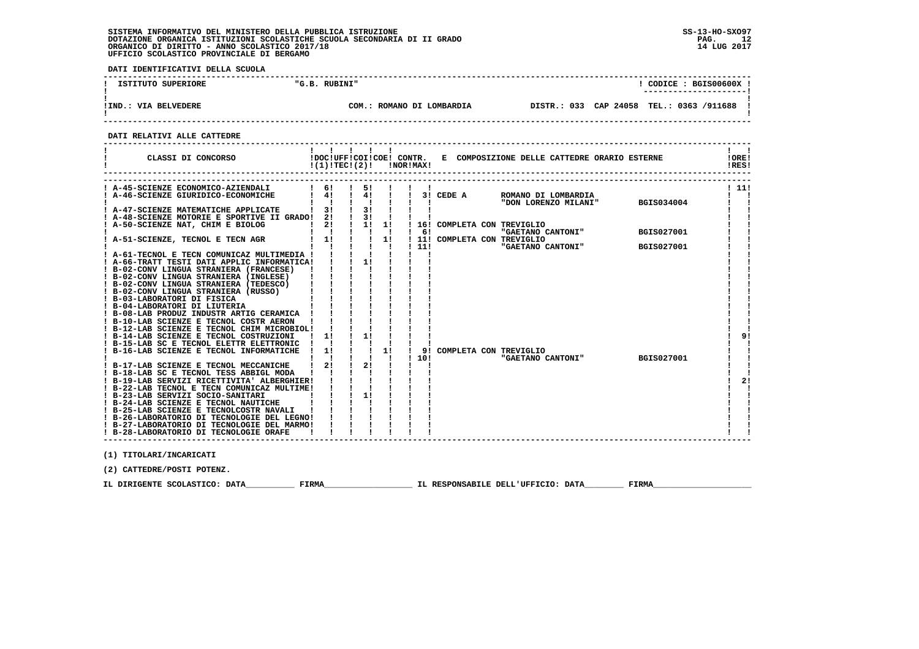SISTEMA INFORMATIVO DEL MINISTERO DELLA PUBBLICA ISTRUZIONE
DOTAZIONE ORGANICA ISTITUZIONI SCOLASTICHE SCUOLA SECONDARIA DI II GRADO
ORGANICO DI DIRITTO - ANNO SCOLASTICO 2017/18
UFFICIO SCOLASTICO PROVINCIALE DI BERGAMO

SS-13-HO-SXO97
14 LUG 2017

**DATI IDENTIFICATIVI DELLA SCUOLA**

| ISTITUTO SUPERIORE | "G.B. RUBINI" | | CODICE : BGIS00600X |
|---|---|---|---|
| IND.: VIA BELVEDERE | COM.: ROMANO DI LOMBARDIA | DISTR.: 033 CAP 24058 | TEL.: 0363 /911688 |

**DATI RELATIVI ALLE CATTEDRE**

| CLASSI DI CONCORSO | DOC (1) | UFF TEC | COI (2) | COE | CONTR. NOR | CONTR. MAX | E COMPOSIZIONE DELLE CATTEDRE ORARIO ESTERNE | ORE RES |
|---|---|---|---|---|---|---|---|---|
| A-45-SCIENZE ECONOMICO-AZIENDALI | 6 | | 5 | | | | | 11 |
| A-46-SCIENZE GIURIDICO-ECONOMICHE | 4 | | 4 | | | 3 | CEDE A ROMANO DI LOMBARDIA "DON LORENZO MILANI" BGIS034004 | |
| A-47-SCIENZE MATEMATICHE APPLICATE | 3 | | 3 | | | | | |
| A-48-SCIENZE MOTORIE E SPORTIVE II GRADO | 2 | | 3 | | | | | |
| A-50-SCIENZE NAT, CHIM E BIOLOG | 2 | | 1 | 1 | | 16 / 6 | COMPLETA CON TREVIGLIO "GAETANO CANTONI" BGIS027001 | |
| A-51-SCIENZE, TECNOL E TECN AGR | 1 | | | 1 | | 11 / 11 | COMPLETA CON TREVIGLIO "GAETANO CANTONI" BGIS027001 | |
| A-61-TECNOL E TECN COMUNICAZ MULTIMEDIA | | | | | | | | |
| A-66-TRATT TESTI DATI APPLIC INFORMATICA | | | 1 | | | | | |
| B-02-CONV LINGUA STRANIERA (FRANCESE) | | | | | | | | |
| B-02-CONV LINGUA STRANIERA (INGLESE) | | | | | | | | |
| B-02-CONV LINGUA STRANIERA (TEDESCO) | | | | | | | | |
| B-02-CONV LINGUA STRANIERA (RUSSO) | | | | | | | | |
| B-03-LABORATORI DI FISICA | | | | | | | | |
| B-04-LABORATORI DI LIUTERIA | | | | | | | | |
| B-08-LAB PRODUZ INDUSTR ARTIG CERAMICA | | | | | | | | |
| B-10-LAB SCIENZE E TECNOL COSTR AERON | | | | | | | | |
| B-12-LAB SCIENZE E TECNOL CHIM MICROBIOL | | | | | | | | |
| B-14-LAB SCIENZE E TECNOL COSTRUZIONI | 1 | | 1 | | | | | 9 |
| B-15-LAB SC E TECNOL ELETTR ELETTRONIC | | | | | | | | |
| B-16-LAB SCIENZE E TECNOL INFORMATICHE | 1 | | | 1 | | 9 / 10 | COMPLETA CON TREVIGLIO "GAETANO CANTONI" BGIS027001 | |
| B-17-LAB SCIENZE E TECNOL MECCANICHE | 2 | | 2 | | | | | |
| B-18-LAB SC E TECNOL TESS ABBIGL MODA | | | | | | | | |
| B-19-LAB SERVIZI RICETTIVITA' ALBERGHIER | | | | | | | | 2 |
| B-22-LAB TECNOL E TECN COMUNICAZ MULTIME | | | | | | | | |
| B-23-LAB SERVIZI SOCIO-SANITARI | | | 1 | | | | | |
| B-24-LAB SCIENZE E TECNOL NAUTICHE | | | | | | | | |
| B-25-LAB SCIENZE E TECNOLCOSTR NAVALI | | | | | | | | |
| B-26-LABORATORIO DI TECNOLOGIE DEL LEGNO | | | | | | | | |
| B-27-LABORATORIO DI TECNOLOGIE DEL MARMO | | | | | | | | |
| B-28-LABORATORIO DI TECNOLOGIE ORAFE | | | | | | | | |

(1) TITOLARI/INCARICATI

(2) CATTEDRE/POSTI POTENZ.

IL DIRIGENTE SCOLASTICO: DATA__________ FIRMA__________________ IL RESPONSABILE DELL'UFFICIO: DATA________ FIRMA____________________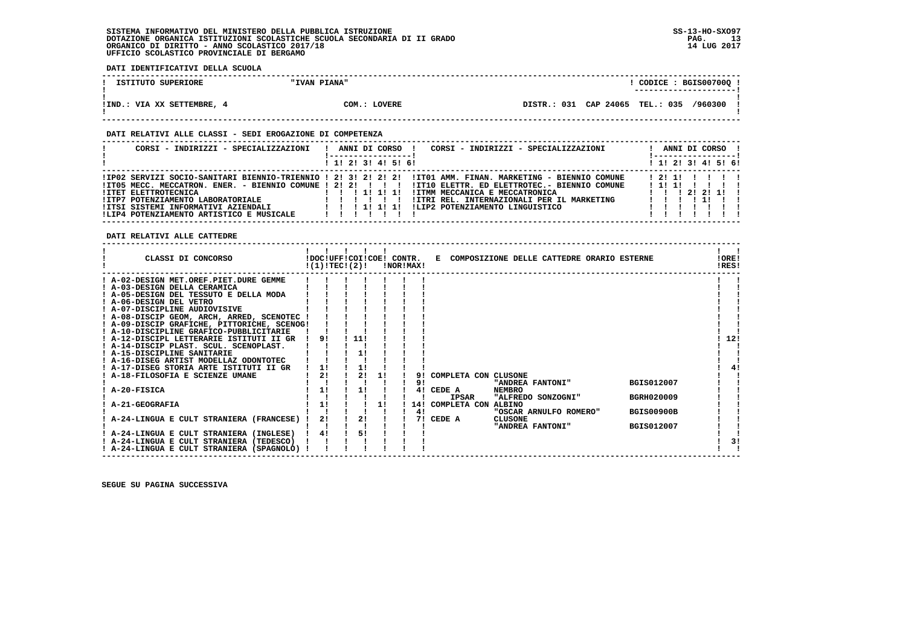SISTEMA INFORMATIVO DEL MINISTERO DELLA PUBBLICA ISTRUZIONE
DOTAZIONE ORGANICA ISTITUZIONI SCOLASTICHE SCUOLA SECONDARIA DI II GRADO
ORGANICO DI DIRITTO - ANNO SCOLASTICO 2017/18
UFFICIO SCOLASTICO PROVINCIALE DI BERGAMO

SS-13-HO-SXO97
14 LUG 2017

**DATI IDENTIFICATIVI DELLA SCUOLA**

| ISTITUTO SUPERIORE | "IVAN PIANA" | CODICE : BGIS00700Q |
|---|---|---|
| IND.: VIA XX SETTEMBRE, 4 | COM.: LOVERE | DISTR.: 031 CAP 24065 TEL.: 035 /960300 |

**DATI RELATIVI ALLE CLASSI - SEDI EROGAZIONE DI COMPETENZA**

| CORSI - INDIRIZZI - SPECIALIZZAZIONI | 1 | 2 | 3 | 4 | 5 | 6 | CORSI - INDIRIZZI - SPECIALIZZAZIONI | 1 | 2 | 3 | 4 | 5 | 6 |
|---|---|---|---|---|---|---|---|---|---|---|---|---|---|
| IP02 SERVIZI SOCIO-SANITARI BIENNIO-TRIENNIO | 2 | 3 | 2 | 2 | 2 | | IT01 AMM. FINAN. MARKETING - BIENNIO COMUNE | 2 | 1 | | | | |
| IT05 MECC. MECCATRON. ENER. - BIENNIO COMUNE | 2 | 2 | | | | | IT10 ELETTR. ED ELETTROTEC.- BIENNIO COMUNE | 1 | 1 | | | | |
| ITET ELETTROTECNICA | | | 1 | 1 | 1 | | ITMM MECCANICA E MECCATRONICA | | | 2 | 2 | 1 | |
| ITP7 POTENZIAMENTO LABORATORIALE | | | | | | | ITRI REL. INTERNAZIONALI PER IL MARKETING | | | | 1 | | |
| ITSI SISTEMI INFORMATIVI AZIENDALI | | | 1 | 1 | 1 | | LIP2 POTENZIAMENTO LINGUISTICO | | | | | | |
| LIP4 POTENZIAMENTO ARTISTICO E MUSICALE | | | | | | | | | | | | | |

**DATI RELATIVI ALLE CATTEDRE**

| CLASSI DI CONCORSO | DOC (1) | UFF TEC | COI (2) | COE | CONTR. NOR | CONTR. MAX | E COMPOSIZIONE DELLE CATTEDRE ORARIO ESTERNE | ORE RES |
|---|---|---|---|---|---|---|---|---|
| A-02-DESIGN MET.OREF.PIET.DURE GEMME | | | | | | | | |
| A-03-DESIGN DELLA CERAMICA | | | | | | | | |
| A-05-DESIGN DEL TESSUTO E DELLA MODA | | | | | | | | |
| A-06-DESIGN DEL VETRO | | | | | | | | |
| A-07-DISCIPLINE AUDIOVISIVE | | | | | | | | |
| A-08-DISCIP GEOM, ARCH, ARRED, SCENOTEC | | | | | | | | |
| A-09-DISCIP GRAFICHE, PITTORICHE, SCENOG | | | | | | | | |
| A-10-DISCIPLINE GRAFICO-PUBBLICITARIE | | | | | | | | |
| A-12-DISCIPL LETTERARIE ISTITUTI II GR | 9 | | 11 | | | | | 12 |
| A-14-DISCIP PLAST. SCUL. SCENOPLAST. | | | | | | | | |
| A-15-DISCIPLINE SANITARIE | | | 1 | | | | | |
| A-16-DISEG ARTIST MODELLAZ ODONTOTEC | | | | | | | | |
| A-17-DISEG STORIA ARTE ISTITUTI II GR | 1 | | 1 | | | | | 4 |
| A-18-FILOSOFIA E SCIENZE UMANE | 2 | | 2 | 1 | | 9 | COMPLETA CON CLUSONE | |
| | | | | | | 9 | "ANDREA FANTONI" BGIS012007 | |
| A-20-FISICA | 1 | | 1 | | | 4 | CEDE A NEMBRO | |
| | | | | | | | IPSAR "ALFREDO SONZOGNI" BGRH020009 | |
| A-21-GEOGRAFIA | 1 | | | 1 | | 14 | COMPLETA CON ALBINO | |
| | | | | | | 4 | "OSCAR ARNULFO ROMERO" BGIS00900B | |
| A-24-LINGUA E CULT STRANIERA (FRANCESE) | 2 | | 2 | | | 7 | CEDE A CLUSONE | |
| | | | | | | | "ANDREA FANTONI" BGIS012007 | |
| A-24-LINGUA E CULT STRANIERA (INGLESE) | 4 | | 5 | | | | | |
| A-24-LINGUA E CULT STRANIERA (TEDESCO) | | | | | | | | 3 |
| A-24-LINGUA E CULT STRANIERA (SPAGNOLO) | | | | | | | | |

SEGUE SU PAGINA SUCCESSIVA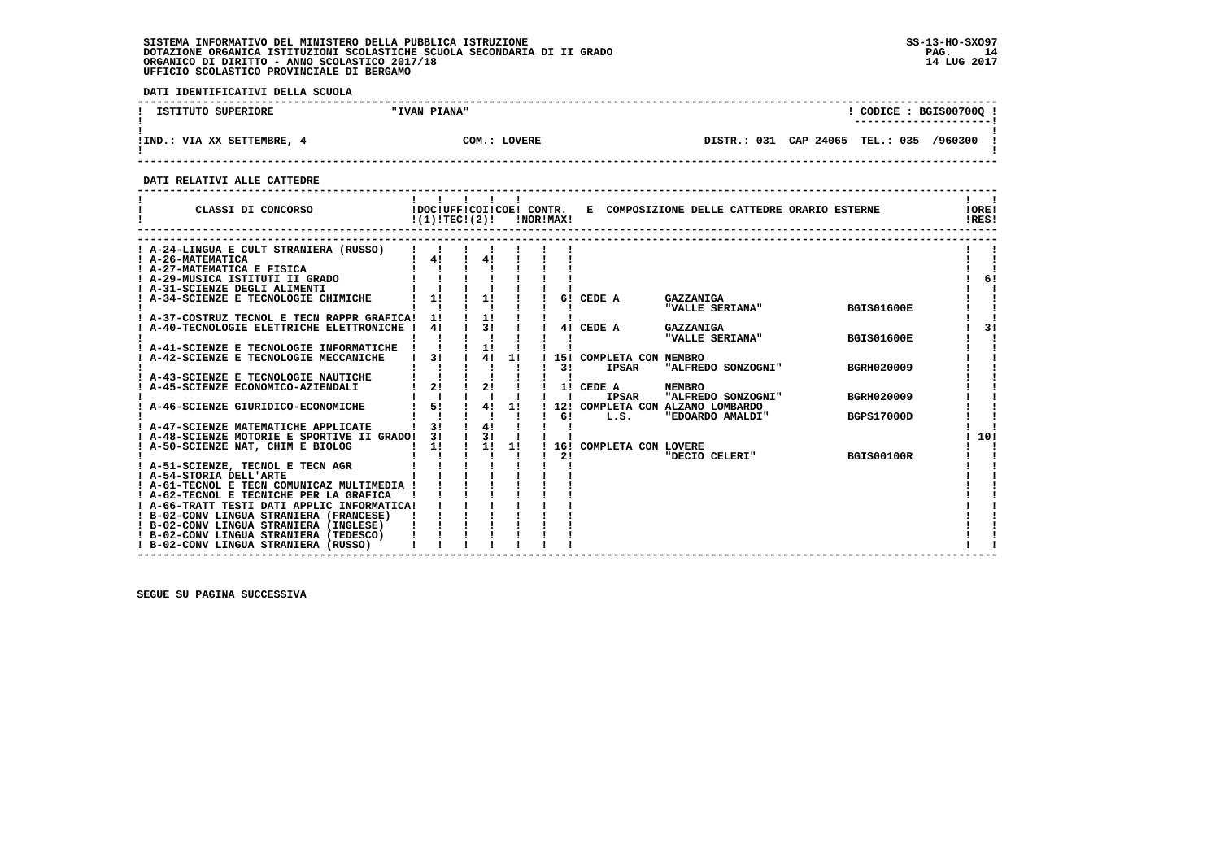SISTEMA INFORMATIVO DEL MINISTERO DELLA PUBBLICA ISTRUZIONE
DOTAZIONE ORGANICA ISTITUZIONI SCOLASTICHE SCUOLA SECONDARIA DI II GRADO
ORGANICO DI DIRITTO - ANNO SCOLASTICO 2017/18
UFFICIO SCOLASTICO PROVINCIALE DI BERGAMO

**DATI IDENTIFICATIVI DELLA SCUOLA**

| ISTITUTO SUPERIORE | "IVAN PIANA" | CODICE : BGIS00700Q |
|---|---|---|
| IND.: VIA XX SETTEMBRE, 4 | COM.: LOVERE | DISTR.: 031 CAP 24065 TEL.: 035 /960300 |

**DATI RELATIVI ALLE CATTEDRE**

| CLASSI DI CONCORSO | DOC (1) | UFF TEC | COI (2) | COE | CONTR. NOR | CONTR. MAX | E COMPOSIZIONE DELLE CATTEDRE ORARIO ESTERNE | | | ORE RES |
|---|---|---|---|---|---|---|---|---|---|---|
| A-24-LINGUA E CULT STRANIERA (RUSSO) | | | | | | | | | | |
| A-26-MATEMATICA | 4 | | 4 | | | | | | | |
| A-27-MATEMATICA E FISICA | | | | | | | | | | |
| A-29-MUSICA ISTITUTI II GRADO | | | | | | | | | | 6 |
| A-31-SCIENZE DEGLI ALIMENTI | | | | | | | | | | |
| A-34-SCIENZE E TECNOLOGIE CHIMICHE | 1 | | 1 | | | 6 | CEDE A | GAZZANIGA "VALLE SERIANA" | BGIS01600E | |
| A-37-COSTRUZ TECNOL E TECN RAPPR GRAFICA | 1 | | 1 | | | | | | | |
| A-40-TECNOLOGIE ELETTRICHE ELETTRONICHE | 4 | | 3 | | | 4 | CEDE A | GAZZANIGA "VALLE SERIANA" | BGIS01600E | 3 |
| A-41-SCIENZE E TECNOLOGIE INFORMATICHE | | | 1 | | | | | | | |
| A-42-SCIENZE E TECNOLOGIE MECCANICHE | 3 | | 4 | 1 | | 15 / 3 | COMPLETA CON NEMBRO IPSAR | "ALFREDO SONZOGNI" | BGRH020009 | |
| A-43-SCIENZE E TECNOLOGIE NAUTICHE | | | | | | | | | | |
| A-45-SCIENZE ECONOMICO-AZIENDALI | 2 | | 2 | | | 1 | CEDE A IPSAR | NEMBRO "ALFREDO SONZOGNI" | BGRH020009 | |
| A-46-SCIENZE GIURIDICO-ECONOMICHE | 5 | | 4 | 1 | | 12 / 6 | COMPLETA CON ALZANO LOMBARDO L.S. | "EDOARDO AMALDI" | BGPS17000D | |
| A-47-SCIENZE MATEMATICHE APPLICATE | 3 | | 4 | | | | | | | |
| A-48-SCIENZE MOTORIE E SPORTIVE II GRADO | 3 | | 3 | | | | | | | 10 |
| A-50-SCIENZE NAT, CHIM E BIOLOG | 1 | | 1 | 1 | | 16 / 2 | COMPLETA CON LOVERE | "DECIO CELERI" | BGIS00100R | |
| A-51-SCIENZE, TECNOL E TECN AGR | | | | | | | | | | |
| A-54-STORIA DELL'ARTE | | | | | | | | | | |
| A-61-TECNOL E TECN COMUNICAZ MULTIMEDIA | | | | | | | | | | |
| A-62-TECNOL E TECNICHE PER LA GRAFICA | | | | | | | | | | |
| A-66-TRATT TESTI DATI APPLIC INFORMATICA | | | | | | | | | | |
| B-02-CONV LINGUA STRANIERA (FRANCESE) | | | | | | | | | | |
| B-02-CONV LINGUA STRANIERA (INGLESE) | | | | | | | | | | |
| B-02-CONV LINGUA STRANIERA (TEDESCO) | | | | | | | | | | |
| B-02-CONV LINGUA STRANIERA (RUSSO) | | | | | | | | | | |

SEGUE SU PAGINA SUCCESSIVA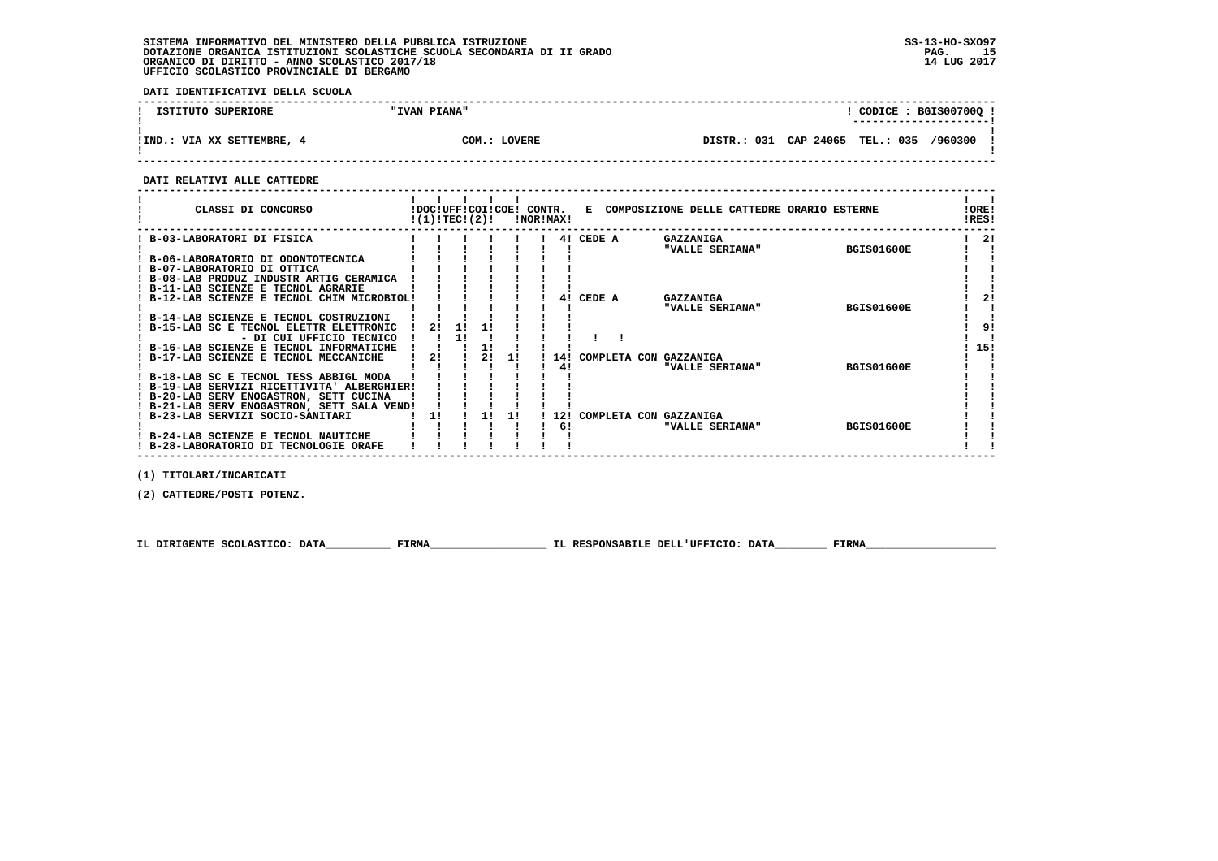SISTEMA INFORMATIVO DEL MINISTERO DELLA PUBBLICA ISTRUZIONE
DOTAZIONE ORGANICA ISTITUZIONI SCOLASTICHE SCUOLA SECONDARIA DI II GRADO
ORGANICO DI DIRITTO - ANNO SCOLASTICO 2017/18
UFFICIO SCOLASTICO PROVINCIALE DI BERGAMO

SS-13-HO-SXO97
14 LUG 2017

**DATI IDENTIFICATIVI DELLA SCUOLA**

| ISTITUTO SUPERIORE | "IVAN PIANA" | | CODICE : BGIS00700Q |
|---|---|---|---|
| IND.: VIA XX SETTEMBRE, 4 | COM.: LOVERE | DISTR.: 031 CAP 24065 TEL.: 035 /960300 | |

**DATI RELATIVI ALLE CATTEDRE**

| CLASSI DI CONCORSO | DOC (1) | UFF TEC | COI (2) | COE | CONTR. NOR | CONTR. MAX | E COMPOSIZIONE DELLE CATTEDRE ORARIO ESTERNE | ORE RES |
|---|---|---|---|---|---|---|---|---|
| B-03-LABORATORI DI FISICA | | | | | | 4 | CEDE A GAZZANIGA "VALLE SERIANA" BGIS01600E | 2 |
| B-06-LABORATORIO DI ODONTOTECNICA | | | | | | | | |
| B-07-LABORATORIO DI OTTICA | | | | | | | | |
| B-08-LAB PRODUZ INDUSTR ARTIG CERAMICA | | | | | | | | |
| B-11-LAB SCIENZE E TECNOL AGRARIE | | | | | | | | |
| B-12-LAB SCIENZE E TECNOL CHIM MICROBIOL | | | | | | 4 | CEDE A GAZZANIGA "VALLE SERIANA" BGIS01600E | 2 |
| B-14-LAB SCIENZE E TECNOL COSTRUZIONI | | | | | | | | |
| B-15-LAB SC E TECNOL ELETTR ELETTRONIC | 2 | 1 | 1 | | | | | 9 |
| - DI CUI UFFICIO TECNICO | | 1 | | | | | | |
| B-16-LAB SCIENZE E TECNOL INFORMATICHE | | | 1 | | | | | 15 |
| B-17-LAB SCIENZE E TECNOL MECCANICHE | 2 | | 2 | 1 | 14 | 4 | COMPLETA CON GAZZANIGA "VALLE SERIANA" BGIS01600E | |
| B-18-LAB SC E TECNOL TESS ABBIGL MODA | | | | | | | | |
| B-19-LAB SERVIZI RICETTIVITA' ALBERGHIER | | | | | | | | |
| B-20-LAB SERV ENOGASTRON, SETT CUCINA | | | | | | | | |
| B-21-LAB SERV ENOGASTRON, SETT SALA VEND | | | | | | | | |
| B-23-LAB SERVIZI SOCIO-SANITARI | 1 | | 1 | 1 | 12 | 6 | COMPLETA CON GAZZANIGA "VALLE SERIANA" BGIS01600E | |
| B-24-LAB SCIENZE E TECNOL NAUTICHE | | | | | | | | |
| B-28-LABORATORIO DI TECNOLOGIE ORAFE | | | | | | | | |

(1) TITOLARI/INCARICATI

(2) CATTEDRE/POSTI POTENZ.

IL DIRIGENTE SCOLASTICO: DATA__________ FIRMA__________________ IL RESPONSABILE DELL'UFFICIO: DATA________ FIRMA____________________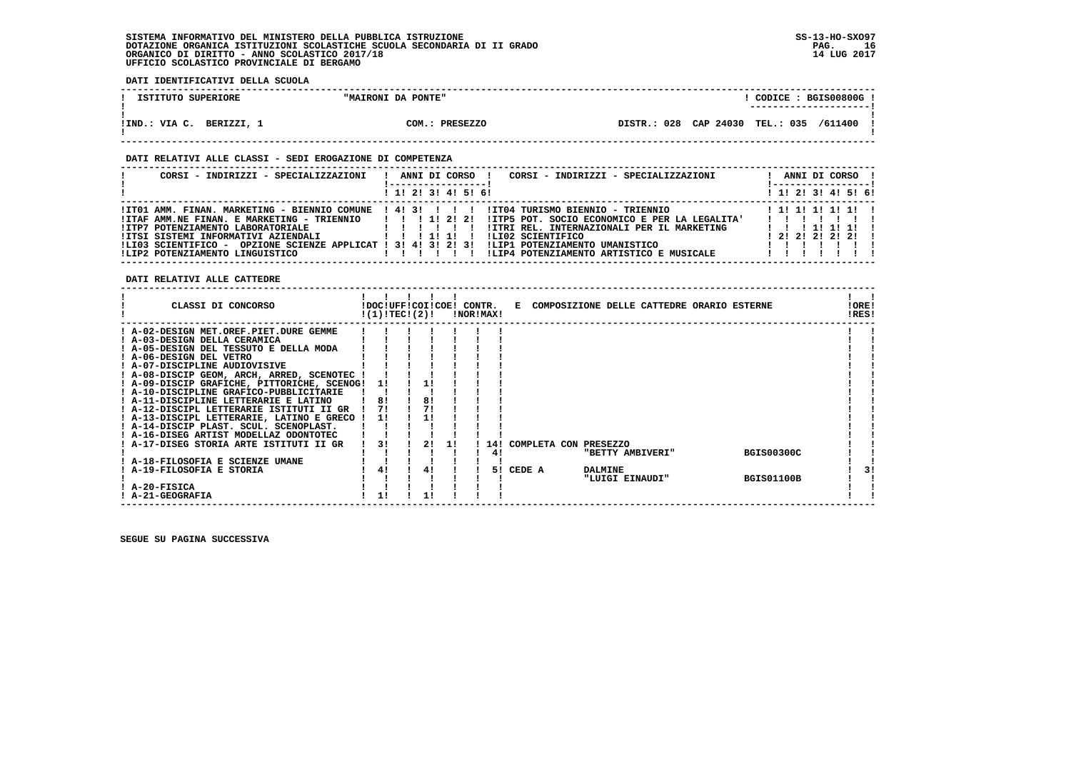SISTEMA INFORMATIVO DEL MINISTERO DELLA PUBBLICA ISTRUZIONE
DOTAZIONE ORGANICA ISTITUZIONI SCOLASTICHE SCUOLA SECONDARIA DI II GRADO
ORGANICO DI DIRITTO - ANNO SCOLASTICO 2017/18
UFFICIO SCOLASTICO PROVINCIALE DI BERGAMO

SS-13-HO-SXO97
14 LUG 2017

**DATI IDENTIFICATIVI DELLA SCUOLA**

| ISTITUTO SUPERIORE | "MAIRONI DA PONTE" | | CODICE : BGIS00800G |
|---|---|---|---|
| IND.: VIA C. BERIZZI, 1 | COM.: PRESEZZO | DISTR.: 028 CAP 24030 | TEL.: 035 /611400 |

**DATI RELATIVI ALLE CLASSI - SEDI EROGAZIONE DI COMPETENZA**

| CORSI - INDIRIZZI - SPECIALIZZAZIONI | 1 | 2 | 3 | 4 | 5 | 6 | CORSI - INDIRIZZI - SPECIALIZZAZIONI | 1 | 2 | 3 | 4 | 5 | 6 |
|---|---|---|---|---|---|---|---|---|---|---|---|---|---|
| IT01 AMM. FINAN. MARKETING - BIENNIO COMUNE | 4 | 3 | | | | | IT04 TURISMO BIENNIO - TRIENNIO | 1 | 1 | 1 | 1 | 1 | |
| ITAF AMM.NE FINAN. E MARKETING - TRIENNIO | | | 1 | 2 | 2 | | ITP5 POT. SOCIO ECONOMICO E PER LA LEGALITA' | | | | | | |
| ITP7 POTENZIAMENTO LABORATORIALE | | | | | | | ITRI REL. INTERNAZIONALI PER IL MARKETING | | | 1 | 1 | 1 | |
| ITSI SISTEMI INFORMATIVI AZIENDALI | | | 1 | 1 | | | LI02 SCIENTIFICO | 2 | 2 | 2 | 2 | 2 | |
| LI03 SCIENTIFICO - OPZIONE SCIENZE APPLICAT | 3 | 4 | 3 | 2 | 3 | | LIP1 POTENZIAMENTO UMANISTICO | | | | | | |
| LIP2 POTENZIAMENTO LINGUISTICO | | | | | | | LIP4 POTENZIAMENTO ARTISTICO E MUSICALE | | | | | | |

**DATI RELATIVI ALLE CATTEDRE**

| CLASSI DI CONCORSO | DOC (1) | UFF TEC | COI (2) | COE | CONTR. NOR | CONTR. MAX | E COMPOSIZIONE DELLE CATTEDRE ORARIO ESTERNE | ORE RES |
|---|---|---|---|---|---|---|---|---|
| A-02-DESIGN MET.OREF.PIET.DURE GEMME | | | | | | | | |
| A-03-DESIGN DELLA CERAMICA | | | | | | | | |
| A-05-DESIGN DEL TESSUTO E DELLA MODA | | | | | | | | |
| A-06-DESIGN DEL VETRO | | | | | | | | |
| A-07-DISCIPLINE AUDIOVISIVE | | | | | | | | |
| A-08-DISCIP GEOM, ARCH, ARRED, SCENOTEC | | | | | | | | |
| A-09-DISCIP GRAFICHE, PITTORICHE, SCENOG | 1 | | 1 | | | | | |
| A-10-DISCIPLINE GRAFICO-PUBBLICITARIE | | | | | | | | |
| A-11-DISCIPLINE LETTERARIE E LATINO | 8 | | 8 | | | | | |
| A-12-DISCIPL LETTERARIE ISTITUTI II GR | 7 | | 7 | | | | | |
| A-13-DISCIPL LETTERARIE, LATINO E GRECO | 1 | | 1 | | | | | |
| A-14-DISCIP PLAST. SCUL. SCENOPLAST. | | | | | | | | |
| A-16-DISEG ARTIST MODELLAZ ODONTOTEC | | | | | | | | |
| A-17-DISEG STORIA ARTE ISTITUTI II GR | 3 | | 2 | 1 | | 14 | COMPLETA CON PRESEZZO | |
| | | | | | | 4 | "BETTY AMBIVERI" BGIS00300C | |
| A-18-FILOSOFIA E SCIENZE UMANE | | | | | | | | |
| A-19-FILOSOFIA E STORIA | 4 | | 4 | | | 5 | CEDE A DALMINE | 3 |
| | | | | | | | "LUIGI EINAUDI" BGIS01100B | |
| A-20-FISICA | | | | | | | | |
| A-21-GEOGRAFIA | 1 | | 1 | | | | | |

SEGUE SU PAGINA SUCCESSIVA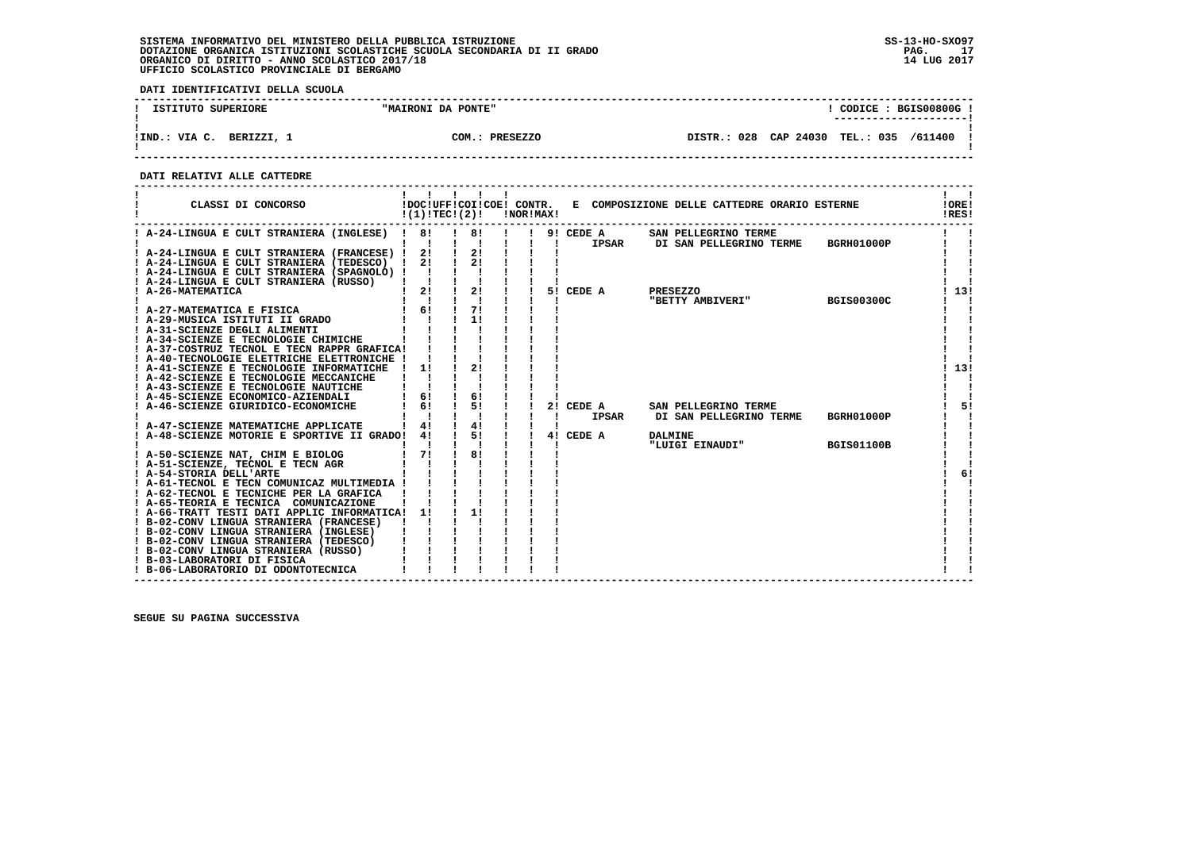**DATI IDENTIFICATIVI DELLA SCUOLA**

| ISTITUTO SUPERIORE | "MAIRONI DA PONTE" | | ! CODICE : BGIS00800G |
|---|---|---|---|
| IND.: VIA C. BERIZZI, 1 | COM.: PRESEZZO | DISTR.: 028 CAP 24030 | TEL.: 035 /611400 |

**DATI RELATIVI ALLE CATTEDRE**

| CLASSI DI CONCORSO | DOC (1) | UFF TEC (2) | COI | COE | CONTR. NOR | CONTR. MAX | E COMPOSIZIONE DELLE CATTEDRE ORARIO ESTERNE | ORE RES |
|---|---|---|---|---|---|---|---|---|
| A-24-LINGUA E CULT STRANIERA (INGLESE) | 8 | | 8 | | | 9 | CEDE A IPSAR SAN PELLEGRINO TERME DI SAN PELLEGRINO TERME BGRH01000P | |
| A-24-LINGUA E CULT STRANIERA (FRANCESE) | 2 | | 2 | | | | | |
| A-24-LINGUA E CULT STRANIERA (TEDESCO) | 2 | | 2 | | | | | |
| A-24-LINGUA E CULT STRANIERA (SPAGNOLO) | | | | | | | | |
| A-24-LINGUA E CULT STRANIERA (RUSSO) | | | | | | | | |
| A-26-MATEMATICA | 2 | | 2 | | | 5 | CEDE A PRESEZZO "BETTY AMBIVERI" BGIS00300C | 13 |
| A-27-MATEMATICA E FISICA | 6 | | 7 | | | | | |
| A-29-MUSICA ISTITUTI II GRADO | | | 1 | | | | | |
| A-31-SCIENZE DEGLI ALIMENTI | | | | | | | | |
| A-34-SCIENZE E TECNOLOGIE CHIMICHE | | | | | | | | |
| A-37-COSTRUZ TECNOL E TECN RAPPR GRAFICA | | | | | | | | |
| A-40-TECNOLOGIE ELETTRICHE ELETTRONICHE | | | | | | | | |
| A-41-SCIENZE E TECNOLOGIE INFORMATICHE | 1 | | 2 | | | | | 13 |
| A-42-SCIENZE E TECNOLOGIE MECCANICHE | | | | | | | | |
| A-43-SCIENZE E TECNOLOGIE NAUTICHE | | | | | | | | |
| A-45-SCIENZE ECONOMICO-AZIENDALI | 6 | | 6 | | | | | |
| A-46-SCIENZE GIURIDICO-ECONOMICHE | 6 | | 5 | | | 2 | CEDE A IPSAR SAN PELLEGRINO TERME DI SAN PELLEGRINO TERME BGRH01000P | 5 |
| A-47-SCIENZE MATEMATICHE APPLICATE | 4 | | 4 | | | | | |
| A-48-SCIENZE MOTORIE E SPORTIVE II GRADO | 4 | | 5 | | | 4 | CEDE A DALMINE "LUIGI EINAUDI" BGIS01100B | |
| A-50-SCIENZE NAT, CHIM E BIOLOG | 7 | | 8 | | | | | |
| A-51-SCIENZE, TECNOL E TECN AGR | | | | | | | | |
| A-54-STORIA DELL'ARTE | | | | | | | | 6 |
| A-61-TECNOL E TECN COMUNICAZ MULTIMEDIA | | | | | | | | |
| A-62-TECNOL E TECNICHE PER LA GRAFICA | | | | | | | | |
| A-65-TEORIA E TECNICA COMUNICAZIONE | | | | | | | | |
| A-66-TRATT TESTI DATI APPLIC INFORMATICA | 1 | | 1 | | | | | |
| B-02-CONV LINGUA STRANIERA (FRANCESE) | | | | | | | | |
| B-02-CONV LINGUA STRANIERA (INGLESE) | | | | | | | | |
| B-02-CONV LINGUA STRANIERA (TEDESCO) | | | | | | | | |
| B-02-CONV LINGUA STRANIERA (RUSSO) | | | | | | | | |
| B-03-LABORATORI DI FISICA | | | | | | | | |
| B-06-LABORATORIO DI ODONTOTECNICA | | | | | | | | |

SEGUE SU PAGINA SUCCESSIVA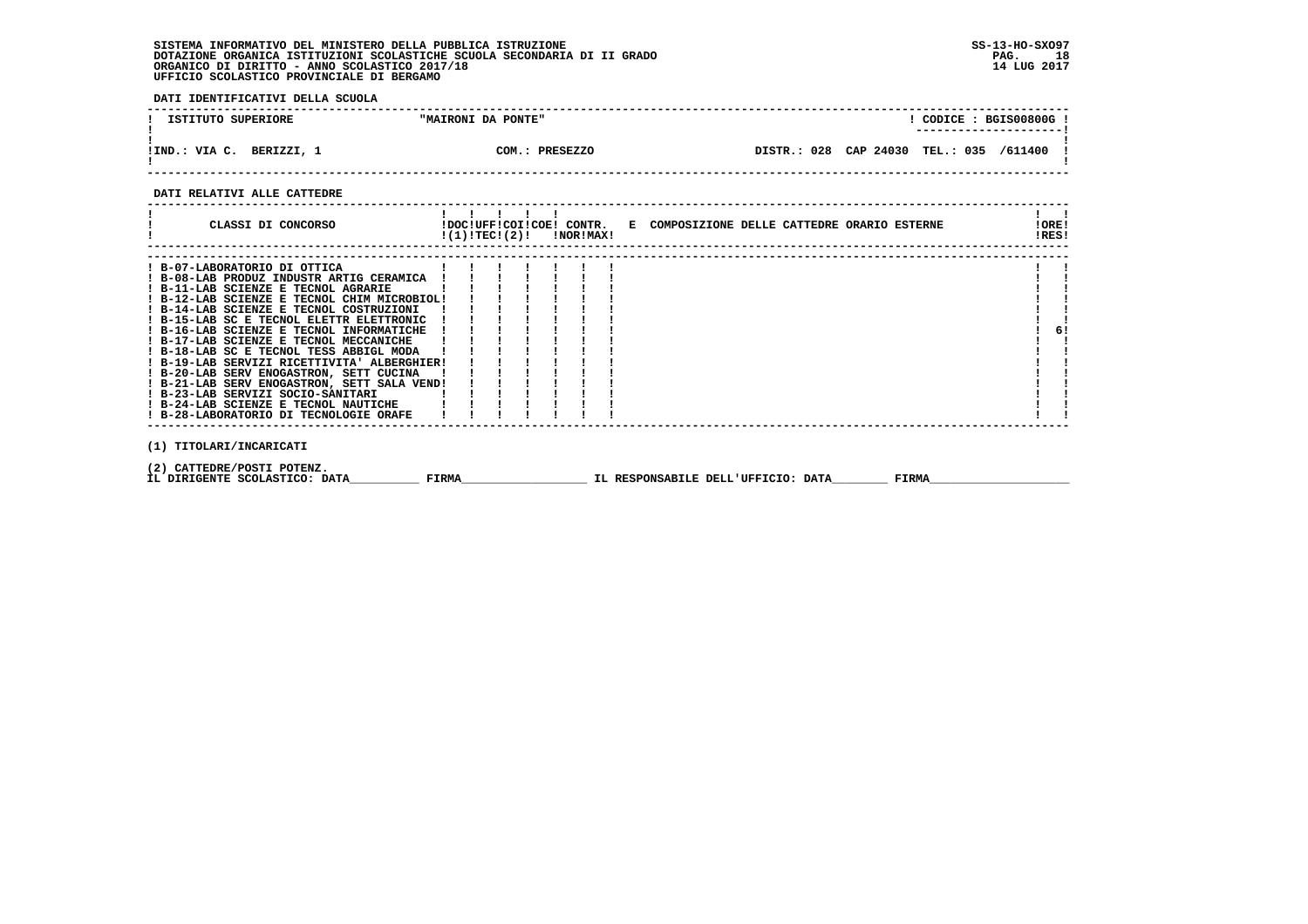SISTEMA INFORMATIVO DEL MINISTERO DELLA PUBBLICA ISTRUZIONE
DOTAZIONE ORGANICA ISTITUZIONI SCOLASTICHE SCUOLA SECONDARIA DI II GRADO
ORGANICO DI DIRITTO - ANNO SCOLASTICO 2017/18
UFFICIO SCOLASTICO PROVINCIALE DI BERGAMO

SS-13-HO-SXO97
14 LUG 2017

**DATI IDENTIFICATIVI DELLA SCUOLA**

| ISTITUTO SUPERIORE | "MAIRONI DA PONTE" | | CODICE : BGIS00800G |
|---|---|---|---|
| IND.: VIA C. BERIZZI, 1 | COM.: PRESEZZO | DISTR.: 028 CAP 24030 TEL.: 035 /611400 | |

**DATI RELATIVI ALLE CATTEDRE**

| CLASSI DI CONCORSO | DOC (1) | UFF TEC | COI (2) | COE | CONTR. NOR | CONTR. MAX | E COMPOSIZIONE DELLE CATTEDRE ORARIO ESTERNE | ORE RES |
|---|---|---|---|---|---|---|---|---|
| B-07-LABORATORIO DI OTTICA | | | | | | | | |
| B-08-LAB PRODUZ INDUSTR ARTIG CERAMICA | | | | | | | | |
| B-11-LAB SCIENZE E TECNOL AGRARIE | | | | | | | | |
| B-12-LAB SCIENZE E TECNOL CHIM MICROBIOL | | | | | | | | |
| B-14-LAB SCIENZE E TECNOL COSTRUZIONI | | | | | | | | |
| B-15-LAB SC E TECNOL ELETTR ELETTRONIC | | | | | | | | |
| B-16-LAB SCIENZE E TECNOL INFORMATICHE | | | | | | | | 6 |
| B-17-LAB SCIENZE E TECNOL MECCANICHE | | | | | | | | |
| B-18-LAB SC E TECNOL TESS ABBIGL MODA | | | | | | | | |
| B-19-LAB SERVIZI RICETTIVITA' ALBERGHIER | | | | | | | | |
| B-20-LAB SERV ENOGASTRON, SETT CUCINA | | | | | | | | |
| B-21-LAB SERV ENOGASTRON, SETT SALA VEND | | | | | | | | |
| B-23-LAB SERVIZI SOCIO-SANITARI | | | | | | | | |
| B-24-LAB SCIENZE E TECNOL NAUTICHE | | | | | | | | |
| B-28-LABORATORIO DI TECNOLOGIE ORAFE | | | | | | | | |

(1) TITOLARI/INCARICATI

(2) CATTEDRE/POSTI POTENZ.

IL DIRIGENTE SCOLASTICO: DATA__________ FIRMA__________________ IL RESPONSABILE DELL'UFFICIO: DATA________ FIRMA____________________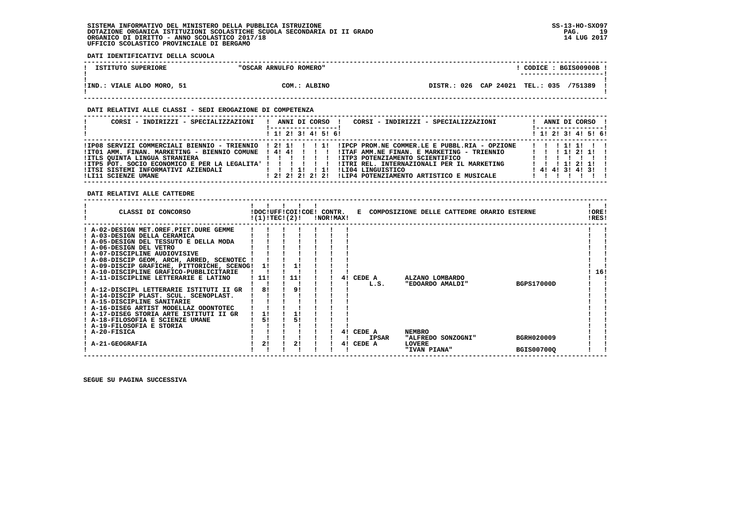SISTEMA INFORMATIVO DEL MINISTERO DELLA PUBBLICA ISTRUZIONE
DOTAZIONE ORGANICA ISTITUZIONI SCOLASTICHE SCUOLA SECONDARIA DI II GRADO
ORGANICO DI DIRITTO - ANNO SCOLASTICO 2017/18
UFFICIO SCOLASTICO PROVINCIALE DI BERGAMO

SS-13-HO-SXO97
14 LUG 2017

**DATI IDENTIFICATIVI DELLA SCUOLA**

| ISTITUTO SUPERIORE | "OSCAR ARNULFO ROMERO" | CODICE : BGIS00900B |
|---|---|---|
| IND.: VIALE ALDO MORO, 51 | COM.: ALBINO | DISTR.: 026 CAP 24021 TEL.: 035 /751389 |

**DATI RELATIVI ALLE CLASSI - SEDI EROGAZIONE DI COMPETENZA**

| CORSI - INDIRIZZI - SPECIALIZZAZIONI | 1 | 2 | 3 | 4 | 5 | 6 | CORSI - INDIRIZZI - SPECIALIZZAZIONI | 1 | 2 | 3 | 4 | 5 | 6 |
|---|---|---|---|---|---|---|---|---|---|---|---|---|---|
| IP08 SERVIZI COMMERCIALI BIENNIO - TRIENNIO | 2 | 1 | | | 1 | | IPCP PROM.NE COMMER.LE E PUBBL.RIA - OPZIONE | | | 1 | 1 | | |
| IT01 AMM. FINAN. MARKETING - BIENNIO COMUNE | 4 | 4 | | | | | ITAF AMM.NE FINAN. E MARKETING - TRIENNIO | | | 1 | 2 | 1 | |
| ITLS QUINTA LINGUA STRANIERA | | | | | | | ITP3 POTENZIAMENTO SCIENTIFICO | | | | | | |
| ITP5 POT. SOCIO ECONOMICO E PER LA LEGALITA' | | | | | | | ITRI REL. INTERNAZIONALI PER IL MARKETING | | | 1 | 2 | 1 | |
| ITSI SISTEMI INFORMATIVI AZIENDALI | | | 1 | | 1 | | LI04 LINGUISTICO | 4 | 4 | 3 | 4 | 3 | |
| LI11 SCIENZE UMANE | 2 | 2 | 2 | 2 | 2 | | LIP4 POTENZIAMENTO ARTISTICO E MUSICALE | | | | | | |

**DATI RELATIVI ALLE CATTEDRE**

| CLASSI DI CONCORSO | DOC (1) | UFF TEC | COI (2) | COE | CONTR. NOR | CONTR. MAX | E COMPOSIZIONE DELLE CATTEDRE ORARIO ESTERNE | ORE RES |
|---|---|---|---|---|---|---|---|---|
| A-02-DESIGN MET.OREF.PIET.DURE GEMME | | | | | | | | |
| A-03-DESIGN DELLA CERAMICA | | | | | | | | |
| A-05-DESIGN DEL TESSUTO E DELLA MODA | | | | | | | | |
| A-06-DESIGN DEL VETRO | | | | | | | | |
| A-07-DISCIPLINE AUDIOVISIVE | | | | | | | | |
| A-08-DISCIP GEOM, ARCH, ARRED, SCENOTEC | | | | | | | | |
| A-09-DISCIP GRAFICHE, PITTORICHE, SCENOG | 1 | | 1 | | | | | |
| A-10-DISCIPLINE GRAFICO-PUBBLICITARIE | | | | | | | | 16 |
| A-11-DISCIPLINE LETTERARIE E LATINO | 11 | | 11 | | | 4 | CEDE A ALZANO LOMBARDO L.S. "EDOARDO AMALDI" BGPS17000D | |
| A-12-DISCIPL LETTERARIE ISTITUTI II GR | 8 | | 9 | | | | | |
| A-14-DISCIP PLAST. SCUL. SCENOPLAST. | | | | | | | | |
| A-15-DISCIPLINE SANITARIE | | | | | | | | |
| A-16-DISEG ARTIST MODELLAZ ODONTOTEC | | | | | | | | |
| A-17-DISEG STORIA ARTE ISTITUTI II GR | 1 | | 1 | | | | | |
| A-18-FILOSOFIA E SCIENZE UMANE | 5 | | 5 | | | | | |
| A-19-FILOSOFIA E STORIA | | | | | | | | |
| A-20-FISICA | | | | | | 4 | CEDE A NEMBRO IPSAR "ALFREDO SONZOGNI" BGRH020009 | |
| A-21-GEOGRAFIA | 2 | | 2 | | | 4 | CEDE A LOVERE "IVAN PIANA" BGIS00700Q | |

SEGUE SU PAGINA SUCCESSIVA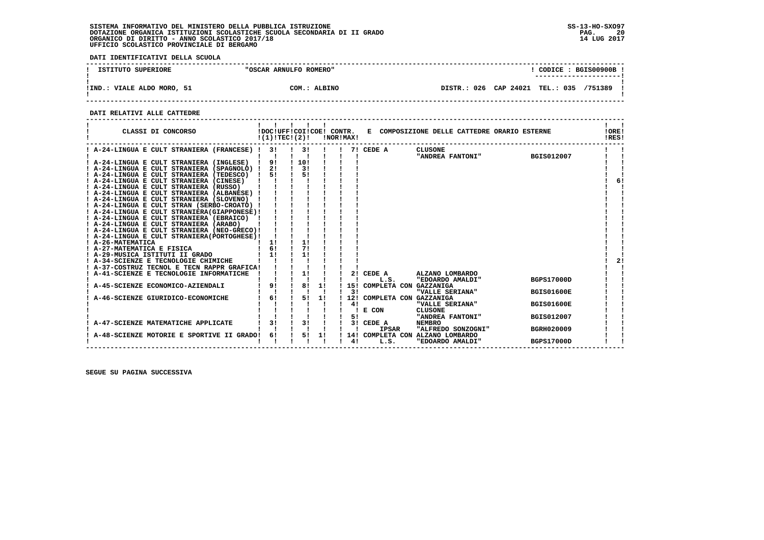SISTEMA INFORMATIVO DEL MINISTERO DELLA PUBBLICA ISTRUZIONE
DOTAZIONE ORGANICA ISTITUZIONI SCOLASTICHE SCUOLA SECONDARIA DI II GRADO
ORGANICO DI DIRITTO - ANNO SCOLASTICO 2017/18
UFFICIO SCOLASTICO PROVINCIALE DI BERGAMO

SS-13-HO-SXO97
14 LUG 2017

**DATI IDENTIFICATIVI DELLA SCUOLA**

| ISTITUTO SUPERIORE | "OSCAR ARNULFO ROMERO" | CODICE : BGIS00900B |
|---|---|---|
| IND.: VIALE ALDO MORO, 51 | COM.: ALBINO | DISTR.: 026 CAP 24021 TEL.: 035 /751389 |

**DATI RELATIVI ALLE CATTEDRE**

| CLASSI DI CONCORSO | DOC (1) | UFF TEC (2) | COI | COE | CONTR. NOR | CONTR. MAX | E COMPOSIZIONE DELLE CATTEDRE ORARIO ESTERNE | | | ORE RES |
|---|---|---|---|---|---|---|---|---|---|---|
| A-24-LINGUA E CULT STRANIERA (FRANCESE) | 3 | | 3 | | | 7 | CEDE A | CLUSONE "ANDREA FANTONI" | BGIS012007 | |
| A-24-LINGUA E CULT STRANIERA (INGLESE) | 9 | | 10 | | | | | | | |
| A-24-LINGUA E CULT STRANIERA (SPAGNOLO) | 2 | | 3 | | | | | | | |
| A-24-LINGUA E CULT STRANIERA (TEDESCO) | 5 | | 5 | | | | | | | |
| A-24-LINGUA E CULT STRANIERA (CINESE) | | | | | | | | | | 6 |
| A-24-LINGUA E CULT STRANIERA (RUSSO) | | | | | | | | | | |
| A-24-LINGUA E CULT STRANIERA (ALBANESE) | | | | | | | | | | |
| A-24-LINGUA E CULT STRANIERA (SLOVENO) | | | | | | | | | | |
| A-24-LINGUA E CULT STRAN (SERBO-CROATO) | | | | | | | | | | |
| A-24-LINGUA E CULT STRANIERA(GIAPPONESE) | | | | | | | | | | |
| A-24-LINGUA E CULT STRANIERA (EBRAICO) | | | | | | | | | | |
| A-24-LINGUA E CULT STRANIERA (ARABO) | | | | | | | | | | |
| A-24-LINGUA E CULT STRANIERA (NEO-GRECO) | | | | | | | | | | |
| A-24-LINGUA E CULT STRANIERA(PORTOGHESE) | | | | | | | | | | |
| A-26-MATEMATICA | 1 | | 1 | | | | | | | |
| A-27-MATEMATICA E FISICA | 6 | | 7 | | | | | | | |
| A-29-MUSICA ISTITUTI II GRADO | 1 | | 1 | | | | | | | |
| A-34-SCIENZE E TECNOLOGIE CHIMICHE | | | | | | | | | | 2 |
| A-37-COSTRUZ TECNOL E TECN RAPPR GRAFICA | | | | | | | | | | |
| A-41-SCIENZE E TECNOLOGIE INFORMATICHE | | | 1 | | | 2 | CEDE A L.S. | ALZANO LOMBARDO "EDOARDO AMALDI" | BGPS17000D | |
| A-45-SCIENZE ECONOMICO-AZIENDALI | 9 | | 8 | 1 | | 15 | COMPLETA CON | GAZZANIGA | | |
| | | | | | | 3 | | "VALLE SERIANA" | BGIS01600E | |
| A-46-SCIENZE GIURIDICO-ECONOMICHE | 6 | | 5 | 1 | | 12 | COMPLETA CON | GAZZANIGA | | |
| | | | | | | 4 | | "VALLE SERIANA" | BGIS01600E | |
| | | | | | | | E CON | CLUSONE | | |
| | | | | | | 5 | | "ANDREA FANTONI" | BGIS012007 | |
| A-47-SCIENZE MATEMATICHE APPLICATE | 3 | | 3 | | | 3 | CEDE A IPSAR | NEMBRO "ALFREDO SONZOGNI" | BGRH020009 | |
| A-48-SCIENZE MOTORIE E SPORTIVE II GRADO | 6 | | 5 | 1 | | 14 | COMPLETA CON | ALZANO LOMBARDO | | |
| | | | | | | 4 | L.S. | "EDOARDO AMALDI" | BGPS17000D | |

SEGUE SU PAGINA SUCCESSIVA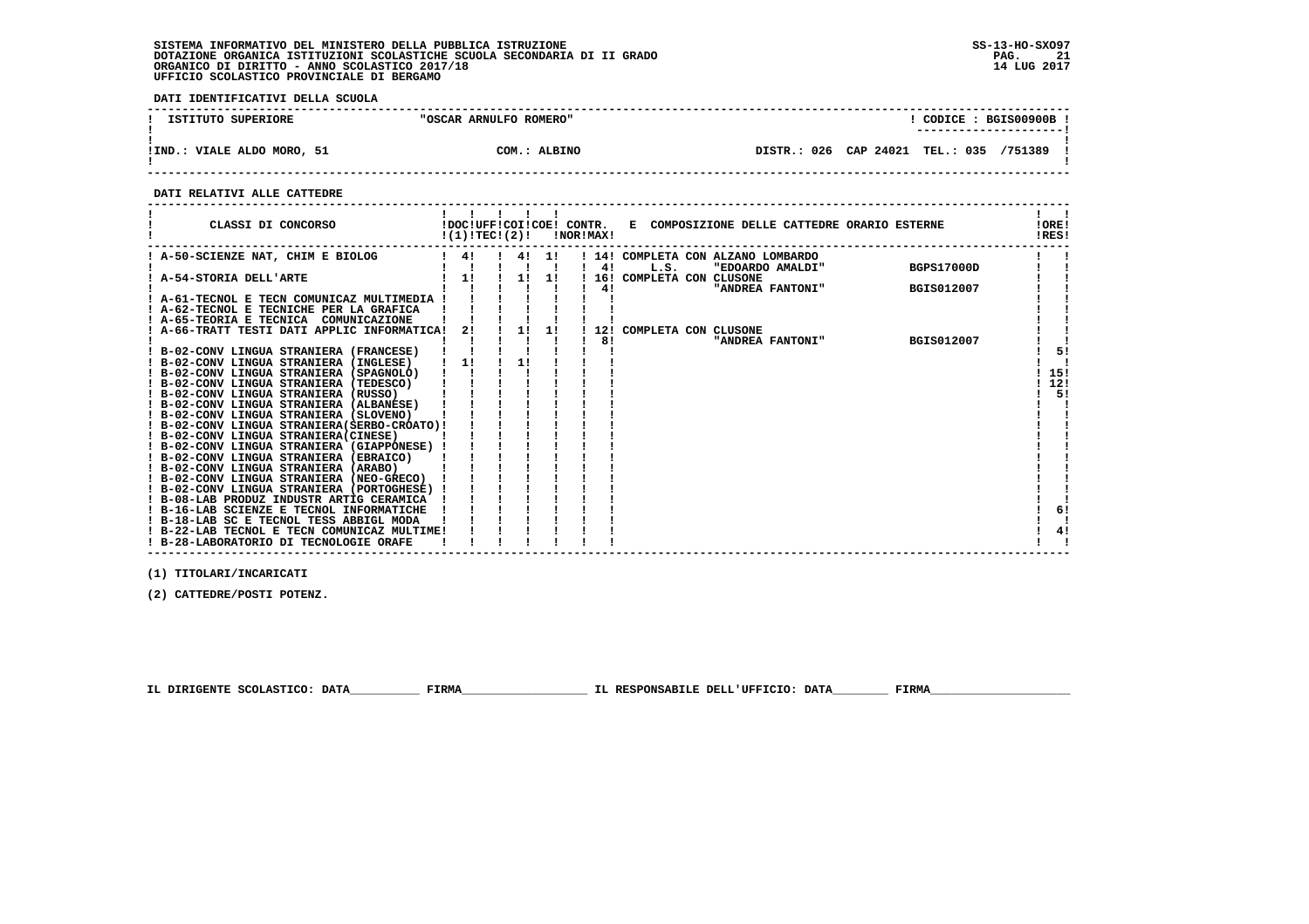SISTEMA INFORMATIVO DEL MINISTERO DELLA PUBBLICA ISTRUZIONE
DOTAZIONE ORGANICA ISTITUZIONI SCOLASTICHE SCUOLA SECONDARIA DI II GRADO
ORGANICO DI DIRITTO - ANNO SCOLASTICO 2017/18
UFFICIO SCOLASTICO PROVINCIALE DI BERGAMO

SS-13-HO-SXO97
14 LUG 2017

**DATI IDENTIFICATIVI DELLA SCUOLA**

| ISTITUTO SUPERIORE | "OSCAR ARNULFO ROMERO" | CODICE : BGIS00900B |
|---|---|---|
| IND.: VIALE ALDO MORO, 51 | COM.: ALBINO | DISTR.: 026 CAP 24021 TEL.: 035 /751389 |

**DATI RELATIVI ALLE CATTEDRE**

| CLASSI DI CONCORSO | DOC (1) | UFF TEC | COI (2) | COE | CONTR. NOR | CONTR. MAX | E COMPOSIZIONE DELLE CATTEDRE ORARIO ESTERNE | | ORE RES |
|---|---|---|---|---|---|---|---|---|---|
| A-50-SCIENZE NAT, CHIM E BIOLOG | 4 | | 4 | 1 | | 14 | COMPLETA CON ALZANO LOMBARDO | | |
| | | | | | | 4 | L.S. "EDOARDO AMALDI" | BGPS17000D | |
| A-54-STORIA DELL'ARTE | 1 | | 1 | 1 | | 16 | COMPLETA CON CLUSONE | | |
| | | | | | | 4 | "ANDREA FANTONI" | BGIS012007 | |
| A-61-TECNOL E TECN COMUNICAZ MULTIMEDIA | | | | | | | | | |
| A-62-TECNOL E TECNICHE PER LA GRAFICA | | | | | | | | | |
| A-65-TEORIA E TECNICA COMUNICAZIONE | | | | | | | | | |
| A-66-TRATT TESTI DATI APPLIC INFORMATICA | 2 | | 1 | 1 | | 12 | COMPLETA CON CLUSONE | | |
| | | | | | | 8 | "ANDREA FANTONI" | BGIS012007 | |
| B-02-CONV LINGUA STRANIERA (FRANCESE) | | | | | | | | | 5 |
| B-02-CONV LINGUA STRANIERA (INGLESE) | 1 | | 1 | | | | | | |
| B-02-CONV LINGUA STRANIERA (SPAGNOLO) | | | | | | | | | 15 |
| B-02-CONV LINGUA STRANIERA (TEDESCO) | | | | | | | | | 12 |
| B-02-CONV LINGUA STRANIERA (RUSSO) | | | | | | | | | 5 |
| B-02-CONV LINGUA STRANIERA (ALBANESE) | | | | | | | | | |
| B-02-CONV LINGUA STRANIERA (SLOVENO) | | | | | | | | | |
| B-02-CONV LINGUA STRANIERA(SERBO-CROATO) | | | | | | | | | |
| B-02-CONV LINGUA STRANIERA(CINESE) | | | | | | | | | |
| B-02-CONV LINGUA STRANIERA (GIAPPONESE) | | | | | | | | | |
| B-02-CONV LINGUA STRANIERA (EBRAICO) | | | | | | | | | |
| B-02-CONV LINGUA STRANIERA (ARABO) | | | | | | | | | |
| B-02-CONV LINGUA STRANIERA (NEO-GRECO) | | | | | | | | | |
| B-02-CONV LINGUA STRANIERA (PORTOGHESE) | | | | | | | | | |
| B-08-LAB PRODUZ INDUSTR ARTIG CERAMICA | | | | | | | | | |
| B-16-LAB SCIENZE E TECNOL INFORMATICHE | | | | | | | | | 6 |
| B-18-LAB SC E TECNOL TESS ABBIGL MODA | | | | | | | | | |
| B-22-LAB TECNOL E TECN COMUNICAZ MULTIME | | | | | | | | | 4 |
| B-28-LABORATORIO DI TECNOLOGIE ORAFE | | | | | | | | | |

(1) TITOLARI/INCARICATI

(2) CATTEDRE/POSTI POTENZ.

IL DIRIGENTE SCOLASTICO: DATA__________ FIRMA__________________ IL RESPONSABILE DELL'UFFICIO: DATA________ FIRMA____________________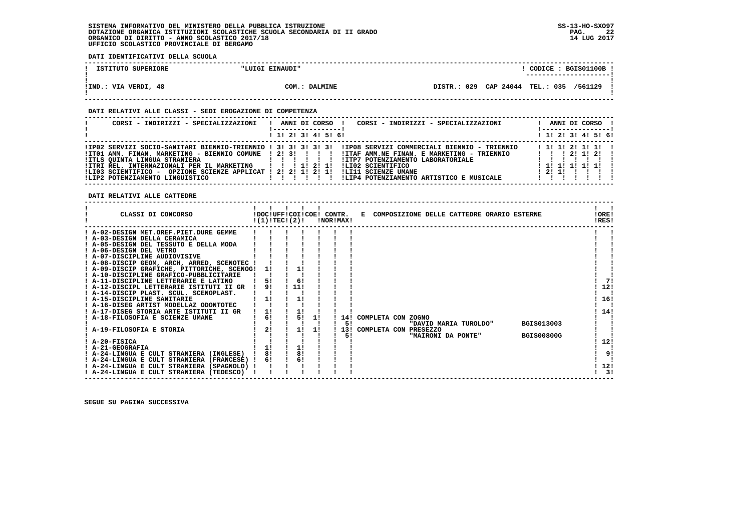SISTEMA INFORMATIVO DEL MINISTERO DELLA PUBBLICA ISTRUZIONE
DOTAZIONE ORGANICA ISTITUZIONI SCOLASTICHE SCUOLA SECONDARIA DI II GRADO
ORGANICO DI DIRITTO - ANNO SCOLASTICO 2017/18
UFFICIO SCOLASTICO PROVINCIALE DI BERGAMO

SS-13-HO-SXO97
14 LUG 2017

**DATI IDENTIFICATIVI DELLA SCUOLA**

| ISTITUTO SUPERIORE | "LUIGI EINAUDI" | CODICE : BGIS01100B |
|---|---|---|
| IND.: VIA VERDI, 48 | COM.: DALMINE | DISTR.: 029 CAP 24044 TEL.: 035 /561129 |

**DATI RELATIVI ALLE CLASSI - SEDI EROGAZIONE DI COMPETENZA**

| CORSI - INDIRIZZI - SPECIALIZZAZIONI | 1 | 2 | 3 | 4 | 5 | 6 | CORSI - INDIRIZZI - SPECIALIZZAZIONI | 1 | 2 | 3 | 4 | 5 | 6 |
|---|---|---|---|---|---|---|---|---|---|---|---|---|---|
| IP02 SERVIZI SOCIO-SANITARI BIENNIO-TRIENNIO | 3 | 3 | 3 | 3 | 3 | | IP08 SERVIZI COMMERCIALI BIENNIO - TRIENNIO | 1 | 1 | 2 | 1 | 1 | |
| IT01 AMM. FINAN. MARKETING - BIENNIO COMUNE | 2 | 3 | | | | | ITAF AMM.NE FINAN. E MARKETING - TRIENNIO | | | 2 | 1 | 2 | |
| ITLS QUINTA LINGUA STRANIERA | | | | | | | ITP7 POTENZIAMENTO LABORATORIALE | | | | | | |
| ITRI REL. INTERNAZIONALI PER IL MARKETING | | | 1 | 2 | 1 | | LI02 SCIENTIFICO | 1 | 1 | 1 | 1 | 1 | |
| LI03 SCIENTIFICO - OPZIONE SCIENZE APPLICAT | 2 | 2 | 1 | 2 | 1 | | LI11 SCIENZE UMANE | 2 | 1 | | | | |
| LIP2 POTENZIAMENTO LINGUISTICO | | | | | | | LIP4 POTENZIAMENTO ARTISTICO E MUSICALE | | | | | | |

**DATI RELATIVI ALLE CATTEDRE**

| CLASSI DI CONCORSO | DOC (1) | UFF TEC | COI (2) | COE | CONTR. NOR | CONTR. MAX | E COMPOSIZIONE DELLE CATTEDRE ORARIO ESTERNE | ORE RES |
|---|---|---|---|---|---|---|---|---|
| A-02-DESIGN MET.OREF.PIET.DURE GEMME | | | | | | | | |
| A-03-DESIGN DELLA CERAMICA | | | | | | | | |
| A-05-DESIGN DEL TESSUTO E DELLA MODA | | | | | | | | |
| A-06-DESIGN DEL VETRO | | | | | | | | |
| A-07-DISCIPLINE AUDIOVISIVE | | | | | | | | |
| A-08-DISCIP GEOM, ARCH, ARRED, SCENOTEC | | | | | | | | |
| A-09-DISCIP GRAFICHE, PITTORICHE, SCENOG | 1 | | 1 | | | | | |
| A-10-DISCIPLINE GRAFICO-PUBBLICITARIE | | | | | | | | |
| A-11-DISCIPLINE LETTERARIE E LATINO | 5 | | 6 | | | | | 7 |
| A-12-DISCIPL LETTERARIE ISTITUTI II GR | 9 | | 11 | | | | | 12 |
| A-14-DISCIP PLAST. SCUL. SCENOPLAST. | | | | | | | | |
| A-15-DISCIPLINE SANITARIE | 1 | | 1 | | | | | 16 |
| A-16-DISEG ARTIST MODELLAZ ODONTOTEC | | | | | | | | |
| A-17-DISEG STORIA ARTE ISTITUTI II GR | 1 | | 1 | | | | | 14 |
| A-18-FILOSOFIA E SCIENZE UMANE | 6 | | 5 | 1 | | 14 | COMPLETA CON ZOGNO | |
| | | | | | | 5 | "DAVID MARIA TUROLDO" BGIS013003 | |
| A-19-FILOSOFIA E STORIA | 2 | | 1 | 1 | | 13 | COMPLETA CON PRESEZZO | |
| | | | | | | 5 | "MAIRONI DA PONTE" BGIS00800G | |
| A-20-FISICA | | | | | | | | 12 |
| A-21-GEOGRAFIA | 1 | | 1 | | | | | |
| A-24-LINGUA E CULT STRANIERA (INGLESE) | 8 | | 8 | | | | | 9 |
| A-24-LINGUA E CULT STRANIERA (FRANCESE) | 6 | | 6 | | | | | |
| A-24-LINGUA E CULT STRANIERA (SPAGNOLO) | | | | | | | | 12 |
| A-24-LINGUA E CULT STRANIERA (TEDESCO) | | | | | | | | 3 |

SEGUE SU PAGINA SUCCESSIVA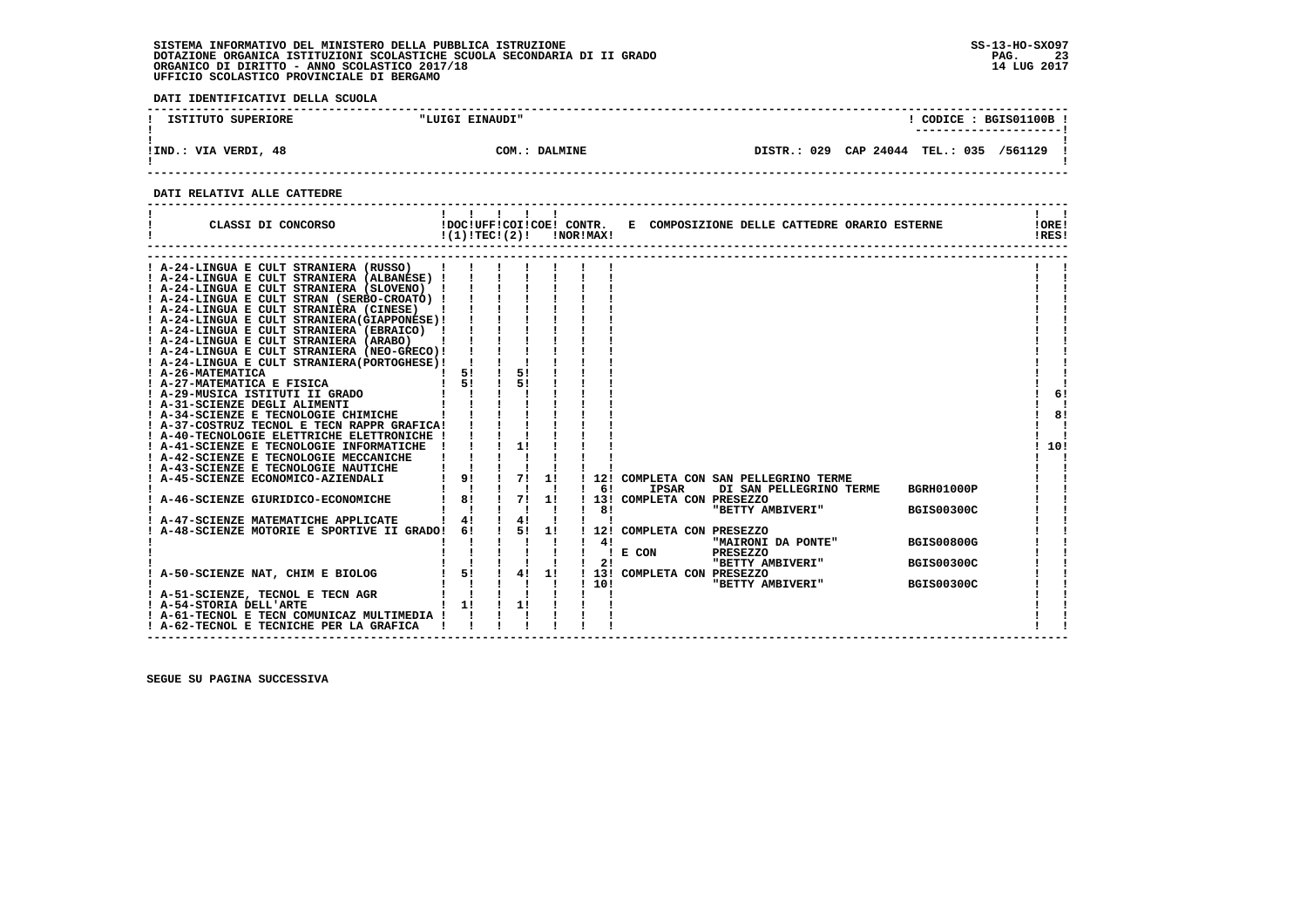**SISTEMA INFORMATIVO DEL MINISTERO DELLA PUBBLICA ISTRUZIONE**
**DOTAZIONE ORGANICA ISTITUZIONI SCOLASTICHE SCUOLA SECONDARIA DI II GRADO**
**ORGANICO DI DIRITTO - ANNO SCOLASTICO 2017/18**
**UFFICIO SCOLASTICO PROVINCIALE DI BERGAMO**

SS-13-HO-SXO97
14 LUG 2017

**DATI IDENTIFICATIVI DELLA SCUOLA**

| ISTITUTO SUPERIORE | "LUIGI EINAUDI" | CODICE : BGIS01100B |
|---|---|---|
| IND.: VIA VERDI, 48 | COM.: DALMINE | DISTR.: 029 CAP 24044 TEL.: 035 /561129 |

**DATI RELATIVI ALLE CATTEDRE**

| CLASSI DI CONCORSO | DOC (1) | UFF TEC | COI (2) | COE | CONTR. NOR | CONTR. MAX | E COMPOSIZIONE DELLE CATTEDRE ORARIO ESTERNE | | | ORE RES |
|---|---|---|---|---|---|---|---|---|---|---|
| A-24-LINGUA E CULT STRANIERA (RUSSO) | | | | | | | | | | |
| A-24-LINGUA E CULT STRANIERA (ALBANESE) | | | | | | | | | | |
| A-24-LINGUA E CULT STRANIERA (SLOVENO) | | | | | | | | | | |
| A-24-LINGUA E CULT STRAN (SERBO-CROATO) | | | | | | | | | | |
| A-24-LINGUA E CULT STRANIERA (CINESE) | | | | | | | | | | |
| A-24-LINGUA E CULT STRANIERA(GIAPPONESE) | | | | | | | | | | |
| A-24-LINGUA E CULT STRANIERA (EBRAICO) | | | | | | | | | | |
| A-24-LINGUA E CULT STRANIERA (ARABO) | | | | | | | | | | |
| A-24-LINGUA E CULT STRANIERA (NEO-GRECO) | | | | | | | | | | |
| A-24-LINGUA E CULT STRANIERA(PORTOGHESE) | | | | | | | | | | |
| A-26-MATEMATICA | 5 | | 5 | | | | | | | |
| A-27-MATEMATICA E FISICA | 5 | | 5 | | | | | | | |
| A-29-MUSICA ISTITUTI II GRADO | | | | | | | | | | 6 |
| A-31-SCIENZE DEGLI ALIMENTI | | | | | | | | | | |
| A-34-SCIENZE E TECNOLOGIE CHIMICHE | | | | | | | | | | 8 |
| A-37-COSTRUZ TECNOL E TECN RAPPR GRAFICA | | | | | | | | | | |
| A-40-TECNOLOGIE ELETTRICHE ELETTRONICHE | | | | | | | | | | |
| A-41-SCIENZE E TECNOLOGIE INFORMATICHE | | | 1 | | | | | | | 10 |
| A-42-SCIENZE E TECNOLOGIE MECCANICHE | | | | | | | | | | |
| A-43-SCIENZE E TECNOLOGIE NAUTICHE | | | | | | | | | | |
| A-45-SCIENZE ECONOMICO-AZIENDALI | 9 | | 7 | 1 | | 12 | COMPLETA CON SAN PELLEGRINO TERME | | | |
| | | | | | | 6 | IPSAR | DI SAN PELLEGRINO TERME | BGRH01000P | |
| A-46-SCIENZE GIURIDICO-ECONOMICHE | 8 | | 7 | 1 | | 13 | COMPLETA CON PRESEZZO | | | |
| | | | | | | 8 | | "BETTY AMBIVERI" | BGIS00300C | |
| A-47-SCIENZE MATEMATICHE APPLICATE | 4 | | 4 | | | | | | | |
| A-48-SCIENZE MOTORIE E SPORTIVE II GRADO | 6 | | 5 | 1 | | 12 | COMPLETA CON PRESEZZO | | | |
| | | | | | | 4 | | "MAIRONI DA PONTE" | BGIS00800G | |
| | | | | | | | E CON | PRESEZZO | | |
| | | | | | | 2 | | "BETTY AMBIVERI" | BGIS00300C | |
| A-50-SCIENZE NAT, CHIM E BIOLOG | 5 | | 4 | 1 | | 13 | COMPLETA CON PRESEZZO | | | |
| | | | | | | 10 | | "BETTY AMBIVERI" | BGIS00300C | |
| A-51-SCIENZE, TECNOL E TECN AGR | | | | | | | | | | |
| A-54-STORIA DELL'ARTE | 1 | | 1 | | | | | | | |
| A-61-TECNOL E TECN COMUNICAZ MULTIMEDIA | | | | | | | | | | |
| A-62-TECNOL E TECNICHE PER LA GRAFICA | | | | | | | | | | |

**SEGUE SU PAGINA SUCCESSIVA**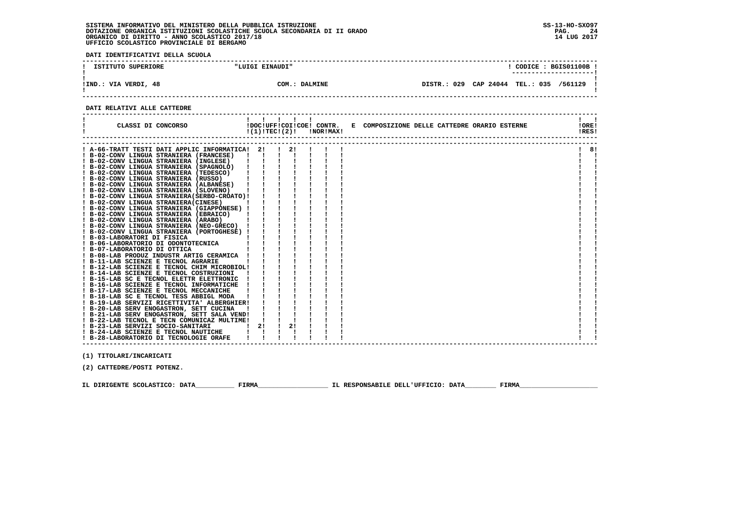SISTEMA INFORMATIVO DEL MINISTERO DELLA PUBBLICA ISTRUZIONE
DOTAZIONE ORGANICA ISTITUZIONI SCOLASTICHE SCUOLA SECONDARIA DI II GRADO
ORGANICO DI DIRITTO - ANNO SCOLASTICO 2017/18
UFFICIO SCOLASTICO PROVINCIALE DI BERGAMO

SS-13-HO-SXO97
14 LUG 2017

**DATI IDENTIFICATIVI DELLA SCUOLA**

| ISTITUTO SUPERIORE | "LUIGI EINAUDI" | CODICE : BGIS01100B |
|---|---|---|
| IND.: VIA VERDI, 48 | COM.: DALMINE | DISTR.: 029 CAP 24044 TEL.: 035 /561129 |

**DATI RELATIVI ALLE CATTEDRE**

| CLASSI DI CONCORSO | DOC (1) | UFF TEC | COI (2) | COE | CONTR. NOR | CONTR. MAX | E COMPOSIZIONE DELLE CATTEDRE ORARIO ESTERNE | ORE RES |
|---|---|---|---|---|---|---|---|---|
| A-66-TRATT TESTI DATI APPLIC INFORMATICA | 2 | | 2 | | | | | 8 |
| B-02-CONV LINGUA STRANIERA (FRANCESE) | | | | | | | | |
| B-02-CONV LINGUA STRANIERA (INGLESE) | | | | | | | | |
| B-02-CONV LINGUA STRANIERA (SPAGNOLO) | | | | | | | | |
| B-02-CONV LINGUA STRANIERA (TEDESCO) | | | | | | | | |
| B-02-CONV LINGUA STRANIERA (RUSSO) | | | | | | | | |
| B-02-CONV LINGUA STRANIERA (ALBANESE) | | | | | | | | |
| B-02-CONV LINGUA STRANIERA (SLOVENO) | | | | | | | | |
| B-02-CONV LINGUA STRANIERA(SERBO-CROATO) | | | | | | | | |
| B-02-CONV LINGUA STRANIERA(CINESE) | | | | | | | | |
| B-02-CONV LINGUA STRANIERA (GIAPPONESE) | | | | | | | | |
| B-02-CONV LINGUA STRANIERA (EBRAICO) | | | | | | | | |
| B-02-CONV LINGUA STRANIERA (ARABO) | | | | | | | | |
| B-02-CONV LINGUA STRANIERA (NEO-GRECO) | | | | | | | | |
| B-02-CONV LINGUA STRANIERA (PORTOGHESE) | | | | | | | | |
| B-03-LABORATORI DI FISICA | | | | | | | | |
| B-06-LABORATORIO DI ODONTOTECNICA | | | | | | | | |
| B-07-LABORATORIO DI OTTICA | | | | | | | | |
| B-08-LAB PRODUZ INDUSTR ARTIG CERAMICA | | | | | | | | |
| B-11-LAB SCIENZE E TECNOL AGRARIE | | | | | | | | |
| B-12-LAB SCIENZE E TECNOL CHIM MICROBIOL | | | | | | | | |
| B-14-LAB SCIENZE E TECNOL COSTRUZIONI | | | | | | | | |
| B-15-LAB SC E TECNOL ELETTR ELETTRONIC | | | | | | | | |
| B-16-LAB SCIENZE E TECNOL INFORMATICHE | | | | | | | | |
| B-17-LAB SCIENZE E TECNOL MECCANICHE | | | | | | | | |
| B-18-LAB SC E TECNOL TESS ABBIGL MODA | | | | | | | | |
| B-19-LAB SERVIZI RICETTIVITA' ALBERGHIER | | | | | | | | |
| B-20-LAB SERV ENOGASTRON, SETT CUCINA | | | | | | | | |
| B-21-LAB SERV ENOGASTRON, SETT SALA VEND | | | | | | | | |
| B-22-LAB TECNOL E TECN COMUNICAZ MULTIME | | | | | | | | |
| B-23-LAB SERVIZI SOCIO-SANITARI | 2 | | 2 | | | | | |
| B-24-LAB SCIENZE E TECNOL NAUTICHE | | | | | | | | |
| B-28-LABORATORIO DI TECNOLOGIE ORAFE | | | | | | | | |

(1) TITOLARI/INCARICATI

(2) CATTEDRE/POSTI POTENZ.

IL DIRIGENTE SCOLASTICO: DATA__________ FIRMA__________________ IL RESPONSABILE DELL'UFFICIO: DATA________ FIRMA____________________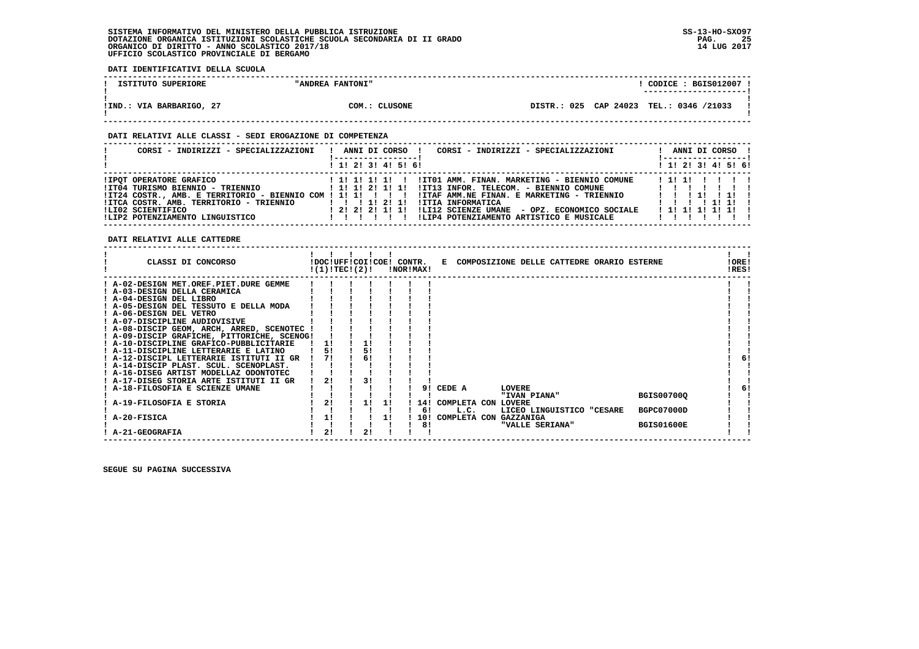SISTEMA INFORMATIVO DEL MINISTERO DELLA PUBBLICA ISTRUZIONE
DOTAZIONE ORGANICA ISTITUZIONI SCOLASTICHE SCUOLA SECONDARIA DI II GRADO
ORGANICO DI DIRITTO - ANNO SCOLASTICO 2017/18
UFFICIO SCOLASTICO PROVINCIALE DI BERGAMO

SS-13-HO-SXO97
14 LUG 2017

**DATI IDENTIFICATIVI DELLA SCUOLA**

| ISTITUTO SUPERIORE | "ANDREA FANTONI" | CODICE : BGIS012007 |
|---|---|---|
| IND.: VIA BARBARIGO, 27 | COM.: CLUSONE | DISTR.: 025 CAP 24023 TEL.: 0346 /21033 |

**DATI RELATIVI ALLE CLASSI - SEDI EROGAZIONE DI COMPETENZA**

| CORSI - INDIRIZZI - SPECIALIZZAZIONI | 1 | 2 | 3 | 4 | 5 | 6 | CORSI - INDIRIZZI - SPECIALIZZAZIONI | 1 | 2 | 3 | 4 | 5 | 6 |
|---|---|---|---|---|---|---|---|---|---|---|---|---|---|
| IPQT OPERATORE GRAFICO | 1 | 1 | 1 | 1 | | | IT01 AMM. FINAN. MARKETING - BIENNIO COMUNE | 1 | 1 | | | | |
| IT04 TURISMO BIENNIO - TRIENNIO | 1 | 1 | 2 | 1 | 1 | | IT13 INFOR. TELECOM. - BIENNIO COMUNE | | | | | | |
| IT24 COSTR., AMB. E TERRITORIO - BIENNIO COM | 1 | 1 | | | | | ITAF AMM.NE FINAN. E MARKETING - TRIENNIO | | | 1 | | 1 | |
| ITCA COSTR. AMB. TERRITORIO - TRIENNIO | | | 1 | 2 | 1 | | ITIA INFORMATICA | | | | 1 | 1 | |
| LI02 SCIENTIFICO | 2 | 2 | 2 | 1 | 1 | | LI12 SCIENZE UMANE - OPZ. ECONOMICO SOCIALE | 1 | 1 | 1 | 1 | 1 | |
| LIP2 POTENZIAMENTO LINGUISTICO | | | | | | | LIP4 POTENZIAMENTO ARTISTICO E MUSICALE | | | | | | |

**DATI RELATIVI ALLE CATTEDRE**

| CLASSI DI CONCORSO | DOC (1) | UFF TEC | COI (2) | COE | CONTR. NOR | CONTR. MAX | E COMPOSIZIONE DELLE CATTEDRE ORARIO ESTERNE | ORE RES |
|---|---|---|---|---|---|---|---|---|
| A-02-DESIGN MET.OREF.PIET.DURE GEMME | | | | | | | | |
| A-03-DESIGN DELLA CERAMICA | | | | | | | | |
| A-04-DESIGN DEL LIBRO | | | | | | | | |
| A-05-DESIGN DEL TESSUTO E DELLA MODA | | | | | | | | |
| A-06-DESIGN DEL VETRO | | | | | | | | |
| A-07-DISCIPLINE AUDIOVISIVE | | | | | | | | |
| A-08-DISCIP GEOM, ARCH, ARRED, SCENOTEC | | | | | | | | |
| A-09-DISCIP GRAFICHE, PITTORICHE, SCENOG | | | | | | | | |
| A-10-DISCIPLINE GRAFICO-PUBBLICITARIE | 1 | | 1 | | | | | |
| A-11-DISCIPLINE LETTERARIE E LATINO | 5 | | 5 | | | | | |
| A-12-DISCIPL LETTERARIE ISTITUTI II GR | 7 | | 6 | | | | | 6 |
| A-14-DISCIP PLAST. SCUL. SCENOPLAST. | | | | | | | | |
| A-16-DISEG ARTIST MODELLAZ ODONTOTEC | | | | | | | | |
| A-17-DISEG STORIA ARTE ISTITUTI II GR | 2 | | 3 | | | | | |
| A-18-FILOSOFIA E SCIENZE UMANE | | | | | | 9 | CEDE A LOVERE "IVAN PIANA" BGIS00700Q | 6 |
| A-19-FILOSOFIA E STORIA | 2 | | 1 | 1 | | 14 | COMPLETA CON LOVERE | |
| | | | | | | 6 | L.C. LICEO LINGUISTICO "CESARE BGPC07000D | |
| A-20-FISICA | 1 | | | 1 | | 10 | COMPLETA CON GAZZANIGA | |
| | | | | | | 8 | "VALLE SERIANA" BGIS01600E | |
| A-21-GEOGRAFIA | 2 | | 2 | | | | | |

SEGUE SU PAGINA SUCCESSIVA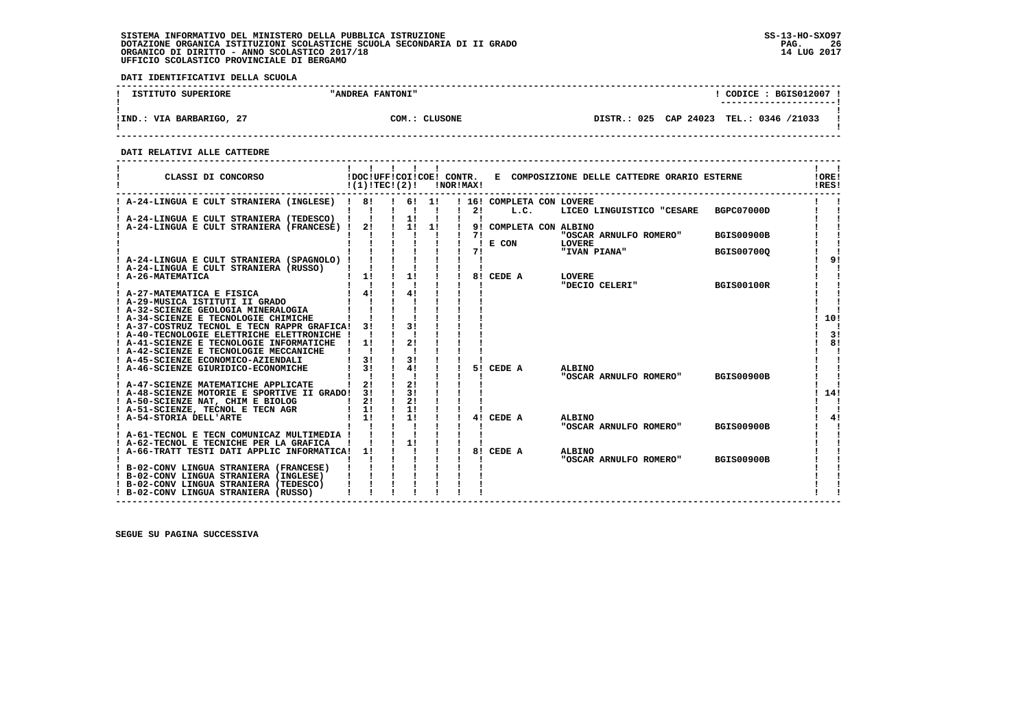**DATI IDENTIFICATIVI DELLA SCUOLA**

| ISTITUTO SUPERIORE | "ANDREA FANTONI" | CODICE : BGIS012007 |
|---|---|---|
| IND.: VIA BARBARIGO, 27 | COM.: CLUSONE | DISTR.: 025 CAP 24023 TEL.: 0346 /21033 |

**DATI RELATIVI ALLE CATTEDRE**

| CLASSI DI CONCORSO | DOC (1) | UFF TEC | COI (2) | COE | CONTR. NOR | CONTR. MAX | E COMPOSIZIONE DELLE CATTEDRE ORARIO ESTERNE | | | ORE RES |
|---|---|---|---|---|---|---|---|---|---|---|
| A-24-LINGUA E CULT STRANIERA (INGLESE) | 8 | | 6 | 1 | | 16 | COMPLETA CON LOVERE | | | |
| | | | | | | 2 | L.C. | LICEO LINGUISTICO "CESARE | BGPC07000D | |
| A-24-LINGUA E CULT STRANIERA (TEDESCO) | | | 1 | | | | | | | |
| A-24-LINGUA E CULT STRANIERA (FRANCESE) | 2 | | 1 | 1 | | 9 | COMPLETA CON ALBINO | | | |
| | | | | | | 7 | | "OSCAR ARNULFO ROMERO" | BGIS00900B | |
| | | | | | | | E CON | LOVERE | | |
| | | | | | | 7 | | "IVAN PIANA" | BGIS00700Q | |
| A-24-LINGUA E CULT STRANIERA (SPAGNOLO) | | | | | | | | | | 9 |
| A-24-LINGUA E CULT STRANIERA (RUSSO) | | | | | | | | | | |
| A-26-MATEMATICA | 1 | | 1 | | | 8 | CEDE A | LOVERE | | |
| | | | | | | | | "DECIO CELERI" | BGIS00100R | |
| A-27-MATEMATICA E FISICA | 4 | | 4 | | | | | | | |
| A-29-MUSICA ISTITUTI II GRADO | | | | | | | | | | |
| A-32-SCIENZE GEOLOGIA MINERALOGIA | | | | | | | | | | |
| A-34-SCIENZE E TECNOLOGIE CHIMICHE | | | | | | | | | | 10 |
| A-37-COSTRUZ TECNOL E TECN RAPPR GRAFICA | 3 | | 3 | | | | | | | |
| A-40-TECNOLOGIE ELETTRICHE ELETTRONICHE | | | | | | | | | | 3 |
| A-41-SCIENZE E TECNOLOGIE INFORMATICHE | 1 | | 2 | | | | | | | 8 |
| A-42-SCIENZE E TECNOLOGIE MECCANICHE | | | | | | | | | | |
| A-45-SCIENZE ECONOMICO-AZIENDALI | 3 | | 3 | | | | | | | |
| A-46-SCIENZE GIURIDICO-ECONOMICHE | 3 | | 4 | | | 5 | CEDE A | ALBINO | | |
| | | | | | | | | "OSCAR ARNULFO ROMERO" | BGIS00900B | |
| A-47-SCIENZE MATEMATICHE APPLICATE | 2 | | 2 | | | | | | | |
| A-48-SCIENZE MOTORIE E SPORTIVE II GRADO | 3 | | 3 | | | | | | | 14 |
| A-50-SCIENZE NAT, CHIM E BIOLOG | 2 | | 2 | | | | | | | |
| A-51-SCIENZE, TECNOL E TECN AGR | 1 | | 1 | | | | | | | |
| A-54-STORIA DELL'ARTE | 1 | | 1 | | | 4 | CEDE A | ALBINO | | 4 |
| | | | | | | | | "OSCAR ARNULFO ROMERO" | BGIS00900B | |
| A-61-TECNOL E TECN COMUNICAZ MULTIMEDIA | | | | | | | | | | |
| A-62-TECNOL E TECNICHE PER LA GRAFICA | | | 1 | | | | | | | |
| A-66-TRATT TESTI DATI APPLIC INFORMATICA | 1 | | | | | 8 | CEDE A | ALBINO | | |
| | | | | | | | | "OSCAR ARNULFO ROMERO" | BGIS00900B | |
| B-02-CONV LINGUA STRANIERA (FRANCESE) | | | | | | | | | | |
| B-02-CONV LINGUA STRANIERA (INGLESE) | | | | | | | | | | |
| B-02-CONV LINGUA STRANIERA (TEDESCO) | | | | | | | | | | |
| B-02-CONV LINGUA STRANIERA (RUSSO) | | | | | | | | | | |

**SEGUE SU PAGINA SUCCESSIVA**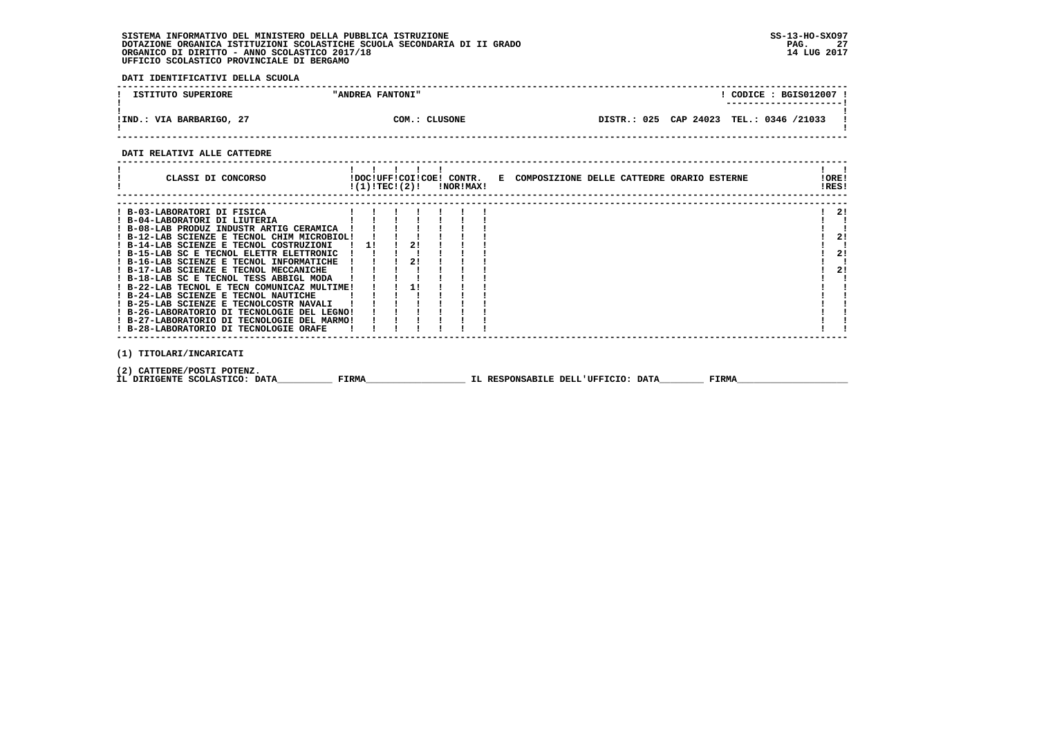SISTEMA INFORMATIVO DEL MINISTERO DELLA PUBBLICA ISTRUZIONE
DOTAZIONE ORGANICA ISTITUZIONI SCOLASTICHE SCUOLA SECONDARIA DI II GRADO
ORGANICO DI DIRITTO - ANNO SCOLASTICO 2017/18
UFFICIO SCOLASTICO PROVINCIALE DI BERGAMO

SS-13-HO-SXO97
14 LUG 2017

**DATI IDENTIFICATIVI DELLA SCUOLA**

| ISTITUTO SUPERIORE | "ANDREA FANTONI" | | ! CODICE : BGIS012007 ! |
|---|---|---|---|
| IND.: VIA BARBARIGO, 27 | COM.: CLUSONE | DISTR.: 025 CAP 24023 | TEL.: 0346 /21033 |

**DATI RELATIVI ALLE CATTEDRE**

| CLASSI DI CONCORSO | DOC (1) | UFF TEC | COI (2) | COE | CONTR. NOR | CONTR. MAX | E COMPOSIZIONE DELLE CATTEDRE ORARIO ESTERNE | ORE RES |
|---|---|---|---|---|---|---|---|---|
| B-03-LABORATORI DI FISICA | | | | | | | | 2 |
| B-04-LABORATORI DI LIUTERIA | | | | | | | | |
| B-08-LAB PRODUZ INDUSTR ARTIG CERAMICA | | | | | | | | |
| B-12-LAB SCIENZE E TECNOL CHIM MICROBIOL | | | | | | | | 2 |
| B-14-LAB SCIENZE E TECNOL COSTRUZIONI | 1 | | 2 | | | | | |
| B-15-LAB SC E TECNOL ELETTR ELETTRONIC | | | | | | | | 2 |
| B-16-LAB SCIENZE E TECNOL INFORMATICHE | | | 2 | | | | | |
| B-17-LAB SCIENZE E TECNOL MECCANICHE | | | | | | | | 2 |
| B-18-LAB SC E TECNOL TESS ABBIGL MODA | | | | | | | | |
| B-22-LAB TECNOL E TECN COMUNICAZ MULTIME | | | 1 | | | | | |
| B-24-LAB SCIENZE E TECNOL NAUTICHE | | | | | | | | |
| B-25-LAB SCIENZE E TECNOLCOSTR NAVALI | | | | | | | | |
| B-26-LABORATORIO DI TECNOLOGIE DEL LEGNO | | | | | | | | |
| B-27-LABORATORIO DI TECNOLOGIE DEL MARMO | | | | | | | | |
| B-28-LABORATORIO DI TECNOLOGIE ORAFE | | | | | | | | |

(1) TITOLARI/INCARICATI

(2) CATTEDRE/POSTI POTENZ.

IL DIRIGENTE SCOLASTICO: DATA__________ FIRMA__________________ IL RESPONSABILE DELL'UFFICIO: DATA________ FIRMA____________________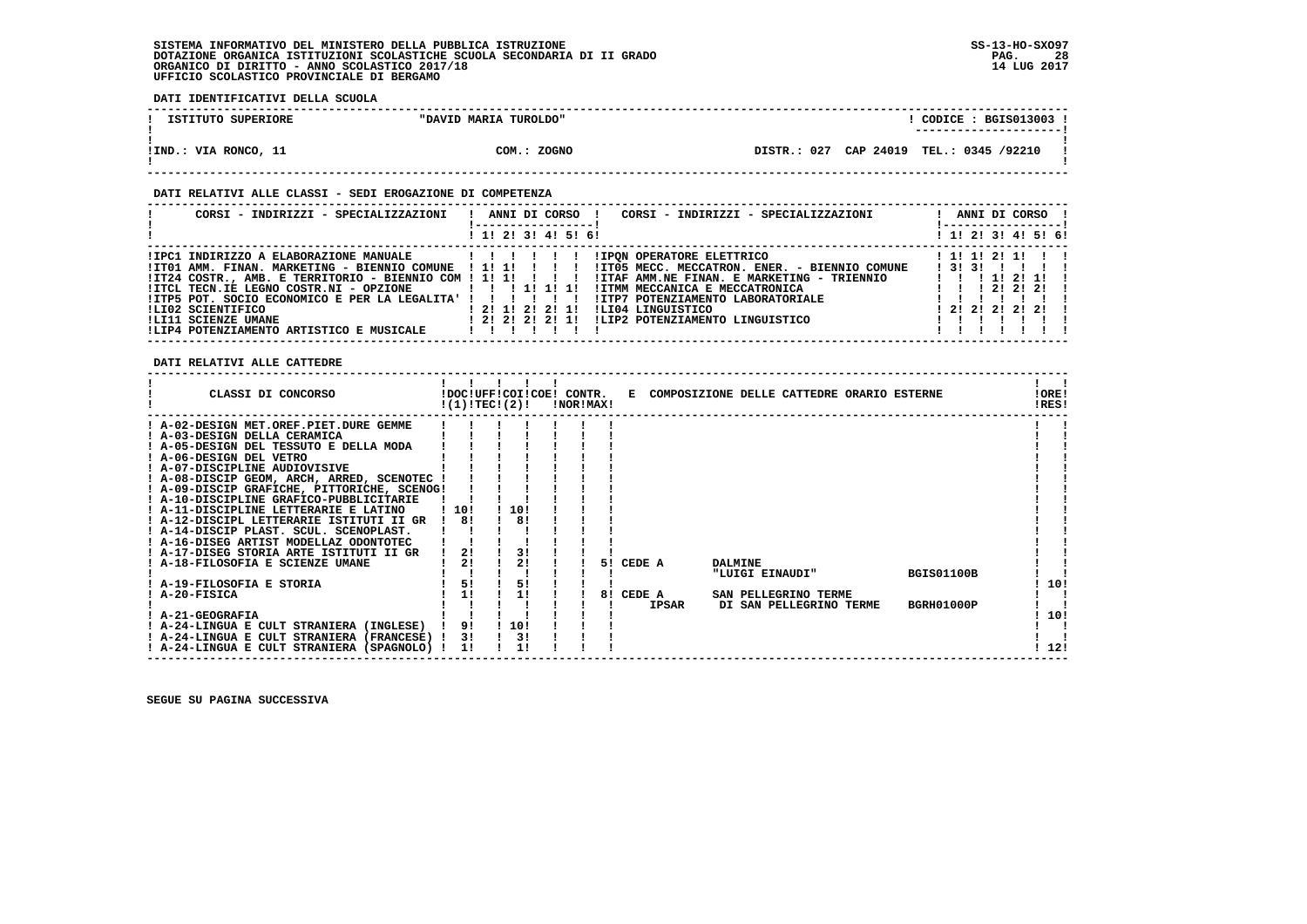SISTEMA INFORMATIVO DEL MINISTERO DELLA PUBBLICA ISTRUZIONE
DOTAZIONE ORGANICA ISTITUZIONI SCOLASTICHE SCUOLA SECONDARIA DI II GRADO
ORGANICO DI DIRITTO - ANNO SCOLASTICO 2017/18
UFFICIO SCOLASTICO PROVINCIALE DI BERGAMO

SS-13-HO-SXO97
14 LUG 2017

**DATI IDENTIFICATIVI DELLA SCUOLA**

| ISTITUTO SUPERIORE | "DAVID MARIA TUROLDO" | | CODICE : BGIS013003 |
|---|---|---|---|
| IND.: VIA RONCO, 11 | COM.: ZOGNO | DISTR.: 027 CAP 24019 | TEL.: 0345 /92210 |

**DATI RELATIVI ALLE CLASSI - SEDI EROGAZIONE DI COMPETENZA**

| CORSI - INDIRIZZI - SPECIALIZZAZIONI | 1 | 2 | 3 | 4 | 5 | 6 | CORSI - INDIRIZZI - SPECIALIZZAZIONI | 1 | 2 | 3 | 4 | 5 | 6 |
|---|---|---|---|---|---|---|---|---|---|---|---|---|---|
| IPC1 INDIRIZZO A ELABORAZIONE MANUALE | | | | | | | IPQN OPERATORE ELETTRICO | 1 | 1 | 2 | 1 | | |
| IT01 AMM. FINAN. MARKETING - BIENNIO COMUNE | 1 | 1 | | | | | IT05 MECC. MECCATRON. ENER. - BIENNIO COMUNE | 3 | 3 | | | | |
| IT24 COSTR., AMB. E TERRITORIO - BIENNIO COM | 1 | 1 | | | | | ITAF AMM.NE FINAN. E MARKETING - TRIENNIO | | | 1 | 2 | 1 | |
| ITCL TECN.IE LEGNO COSTR.NI - OPZIONE | | | 1 | 1 | 1 | | ITMM MECCANICA E MECCATRONICA | | | 2 | 2 | 2 | |
| ITP5 POT. SOCIO ECONOMICO E PER LA LEGALITA' | | | | | | | ITP7 POTENZIAMENTO LABORATORIALE | | | | | | |
| LI02 SCIENTIFICO | 2 | 1 | 2 | 2 | 1 | | LI04 LINGUISTICO | 2 | 2 | 2 | 2 | 2 | |
| LI11 SCIENZE UMANE | 2 | 2 | 2 | 2 | 1 | | LIP2 POTENZIAMENTO LINGUISTICO | | | | | | |
| LIP4 POTENZIAMENTO ARTISTICO E MUSICALE | | | | | | | | | | | | | |

**DATI RELATIVI ALLE CATTEDRE**

| CLASSI DI CONCORSO | DOC (1) | UFF TEC | COI (2) | COE | CONTR. NOR | CONTR. MAX | E COMPOSIZIONE DELLE CATTEDRE ORARIO ESTERNE | ORE RES |
|---|---|---|---|---|---|---|---|---|
| A-02-DESIGN MET.OREF.PIET.DURE GEMME | | | | | | | | |
| A-03-DESIGN DELLA CERAMICA | | | | | | | | |
| A-05-DESIGN DEL TESSUTO E DELLA MODA | | | | | | | | |
| A-06-DESIGN DEL VETRO | | | | | | | | |
| A-07-DISCIPLINE AUDIOVISIVE | | | | | | | | |
| A-08-DISCIP GEOM, ARCH, ARRED, SCENOTEC | | | | | | | | |
| A-09-DISCIP GRAFICHE, PITTORICHE, SCENOG | | | | | | | | |
| A-10-DISCIPLINE GRAFICO-PUBBLICITARIE | | | | | | | | |
| A-11-DISCIPLINE LETTERARIE E LATINO | 10 | | 10 | | | | | |
| A-12-DISCIPL LETTERARIE ISTITUTI II GR | 8 | | 8 | | | | | |
| A-14-DISCIP PLAST. SCUL. SCENOPLAST. | | | | | | | | |
| A-16-DISEG ARTIST MODELLAZ ODONTOTEC | | | | | | | | |
| A-17-DISEG STORIA ARTE ISTITUTI II GR | 2 | | 3 | | | | | |
| A-18-FILOSOFIA E SCIENZE UMANE | 2 | | 2 | | | 5 | CEDE A DALMINE "LUIGI EINAUDI" BGIS01100B | |
| A-19-FILOSOFIA E STORIA | 5 | | 5 | | | | | 10 |
| A-20-FISICA | 1 | | 1 | | | 8 | CEDE A SAN PELLEGRINO TERME IPSAR DI SAN PELLEGRINO TERME BGRH01000P | |
| A-21-GEOGRAFIA | | | | | | | | 10 |
| A-24-LINGUA E CULT STRANIERA (INGLESE) | 9 | | 10 | | | | | |
| A-24-LINGUA E CULT STRANIERA (FRANCESE) | 3 | | 3 | | | | | |
| A-24-LINGUA E CULT STRANIERA (SPAGNOLO) | 1 | | 1 | | | | | 12 |

SEGUE SU PAGINA SUCCESSIVA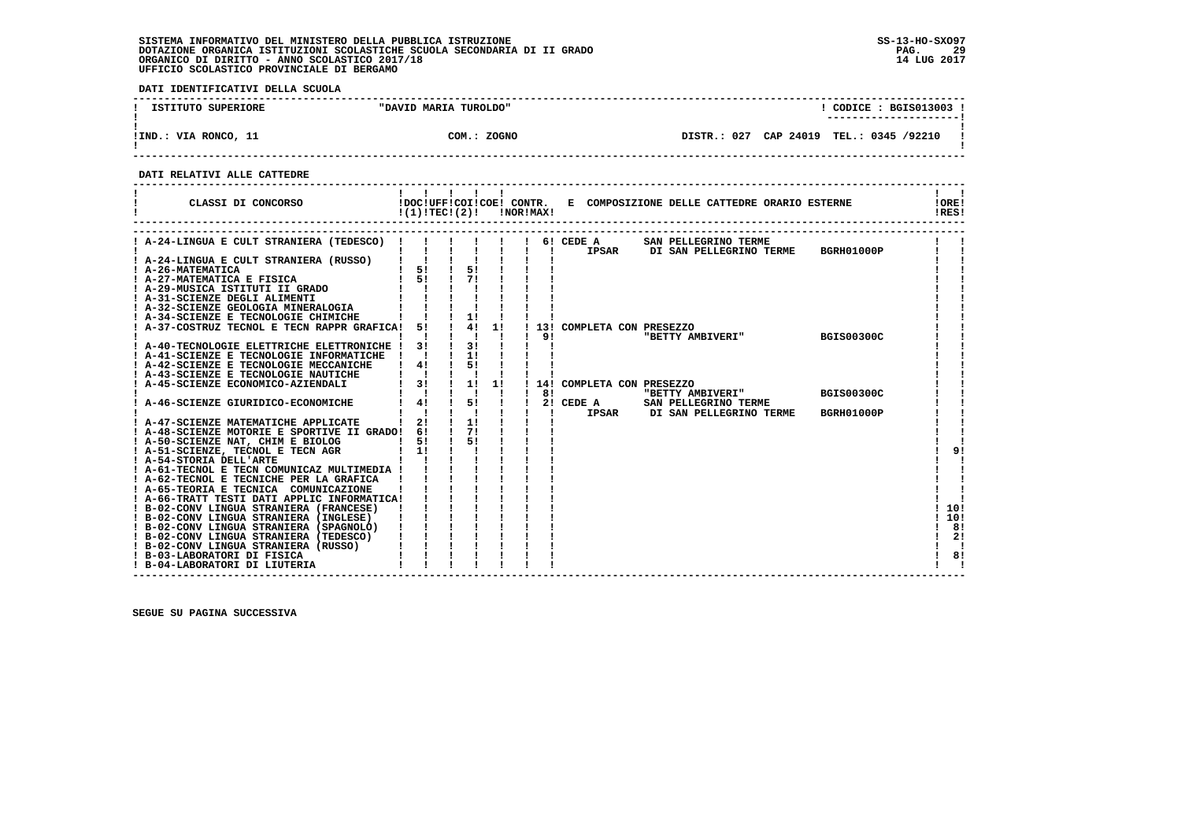SISTEMA INFORMATIVO DEL MINISTERO DELLA PUBBLICA ISTRUZIONE
DOTAZIONE ORGANICA ISTITUZIONI SCOLASTICHE SCUOLA SECONDARIA DI II GRADO
ORGANICO DI DIRITTO - ANNO SCOLASTICO 2017/18
UFFICIO SCOLASTICO PROVINCIALE DI BERGAMO

SS-13-HO-SXO97
14 LUG 2017

**DATI IDENTIFICATIVI DELLA SCUOLA**

| ISTITUTO SUPERIORE | "DAVID MARIA TUROLDO" | CODICE : BGIS013003 |
|---|---|---|
| IND.: VIA RONCO, 11 | COM.: ZOGNO | DISTR.: 027 CAP 24019 TEL.: 0345 /92210 |

**DATI RELATIVI ALLE CATTEDRE**

| CLASSI DI CONCORSO | DOC (1) | UFF TEC | COI (2) | COE | CONTR. NOR | CONTR. MAX | E COMPOSIZIONE DELLE CATTEDRE ORARIO ESTERNE | ORE RES |
|---|---|---|---|---|---|---|---|---|
| A-24-LINGUA E CULT STRANIERA (TEDESCO) | | | | | | 6 | CEDE A SAN PELLEGRINO TERME IPSAR DI SAN PELLEGRINO TERME BGRH01000P | |
| A-24-LINGUA E CULT STRANIERA (RUSSO) | | | | | | | | |
| A-26-MATEMATICA | 5 | | 5 | | | | | |
| A-27-MATEMATICA E FISICA | 5 | | 7 | | | | | |
| A-29-MUSICA ISTITUTI II GRADO | | | | | | | | |
| A-31-SCIENZE DEGLI ALIMENTI | | | | | | | | |
| A-32-SCIENZE GEOLOGIA MINERALOGIA | | | | | | | | |
| A-34-SCIENZE E TECNOLOGIE CHIMICHE | | | 1 | | | | | |
| A-37-COSTRUZ TECNOL E TECN RAPPR GRAFICA | 5 | | 4 | 1 | | 13 / 9 | COMPLETA CON PRESEZZO "BETTY AMBIVERI" BGIS00300C | |
| A-40-TECNOLOGIE ELETTRICHE ELETTRONICHE | 3 | | 3 | | | | | |
| A-41-SCIENZE E TECNOLOGIE INFORMATICHE | | | 1 | | | | | |
| A-42-SCIENZE E TECNOLOGIE MECCANICHE | 4 | | 5 | | | | | |
| A-43-SCIENZE E TECNOLOGIE NAUTICHE | | | | | | | | |
| A-45-SCIENZE ECONOMICO-AZIENDALI | 3 | | 1 | 1 | | 14 / 8 | COMPLETA CON PRESEZZO "BETTY AMBIVERI" BGIS00300C | |
| A-46-SCIENZE GIURIDICO-ECONOMICHE | 4 | | 5 | | | 2 | CEDE A SAN PELLEGRINO TERME IPSAR DI SAN PELLEGRINO TERME BGRH01000P | |
| A-47-SCIENZE MATEMATICHE APPLICATE | 2 | | 1 | | | | | |
| A-48-SCIENZE MOTORIE E SPORTIVE II GRADO | 6 | | 7 | | | | | |
| A-50-SCIENZE NAT, CHIM E BIOLOG | 5 | | 5 | | | | | |
| A-51-SCIENZE, TECNOL E TECN AGR | 1 | | | | | | | 9 |
| A-54-STORIA DELL'ARTE | | | | | | | | |
| A-61-TECNOL E TECN COMUNICAZ MULTIMEDIA | | | | | | | | |
| A-62-TECNOL E TECNICHE PER LA GRAFICA | | | | | | | | |
| A-65-TEORIA E TECNICA COMUNICAZIONE | | | | | | | | |
| A-66-TRATT TESTI DATI APPLIC INFORMATICA | | | | | | | | |
| B-02-CONV LINGUA STRANIERA (FRANCESE) | | | | | | | | 10 |
| B-02-CONV LINGUA STRANIERA (INGLESE) | | | | | | | | 10 |
| B-02-CONV LINGUA STRANIERA (SPAGNOLO) | | | | | | | | 8 |
| B-02-CONV LINGUA STRANIERA (TEDESCO) | | | | | | | | 2 |
| B-02-CONV LINGUA STRANIERA (RUSSO) | | | | | | | | |
| B-03-LABORATORI DI FISICA | | | | | | | | 8 |
| B-04-LABORATORI DI LIUTERIA | | | | | | | | |

SEGUE SU PAGINA SUCCESSIVA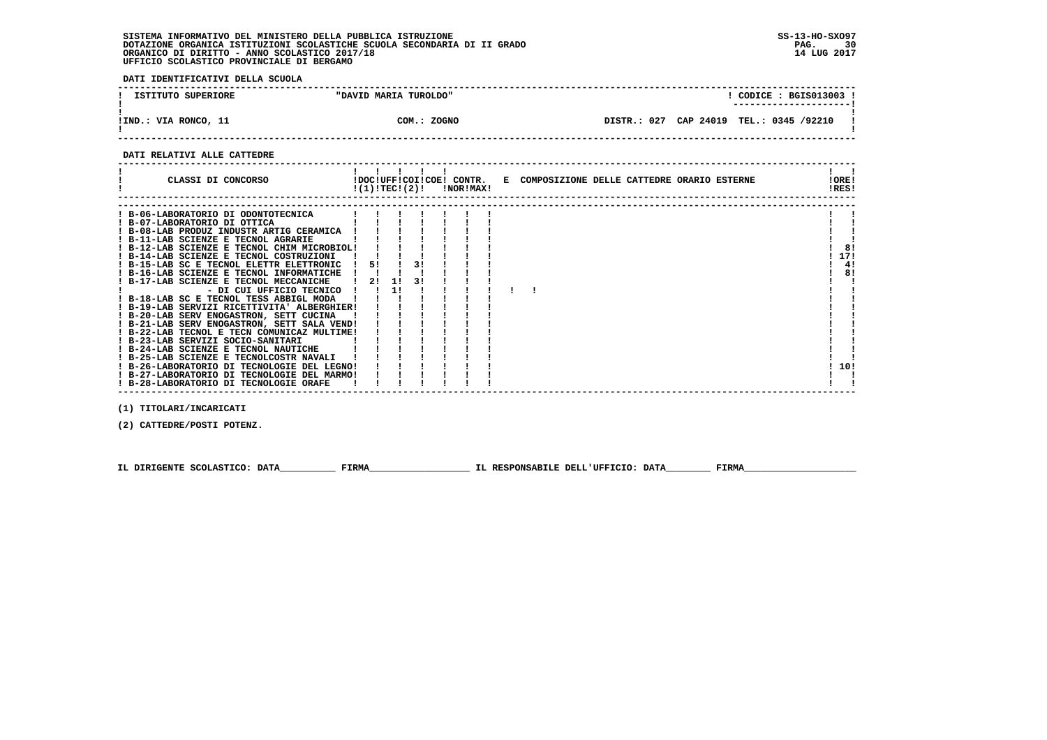SISTEMA INFORMATIVO DEL MINISTERO DELLA PUBBLICA ISTRUZIONE
DOTAZIONE ORGANICA ISTITUZIONI SCOLASTICHE SCUOLA SECONDARIA DI II GRADO
ORGANICO DI DIRITTO - ANNO SCOLASTICO 2017/18
UFFICIO SCOLASTICO PROVINCIALE DI BERGAMO

SS-13-HO-SXO97
14 LUG 2017

**DATI IDENTIFICATIVI DELLA SCUOLA**

| ISTITUTO SUPERIORE | "DAVID MARIA TUROLDO" | CODICE : BGIS013003 |
|---|---|---|
| IND.: VIA RONCO, 11 | COM.: ZOGNO | DISTR.: 027 CAP 24019 TEL.: 0345 /92210 |

**DATI RELATIVI ALLE CATTEDRE**

| CLASSI DI CONCORSO | DOC (1) | UFF TEC | COI | COE (2) | CONTR. NOR | CONTR. MAX | E COMPOSIZIONE DELLE CATTEDRE ORARIO ESTERNE | ORE RES |
|---|---|---|---|---|---|---|---|---|
| B-06-LABORATORIO DI ODONTOTECNICA | | | | | | | | |
| B-07-LABORATORIO DI OTTICA | | | | | | | | |
| B-08-LAB PRODUZ INDUSTR ARTIG CERAMICA | | | | | | | | |
| B-11-LAB SCIENZE E TECNOL AGRARIE | | | | | | | | |
| B-12-LAB SCIENZE E TECNOL CHIM MICROBIOL | | | | | | | | 8 |
| B-14-LAB SCIENZE E TECNOL COSTRUZIONI | | | | | | | | 17 |
| B-15-LAB SC E TECNOL ELETTR ELETTRONIC | 5 | | 3 | | | | | 4 |
| B-16-LAB SCIENZE E TECNOL INFORMATICHE | | | | | | | | 8 |
| B-17-LAB SCIENZE E TECNOL MECCANICHE | 2 | 1 | 3 | | | | | |
| - DI CUI UFFICIO TECNICO | | 1 | | | | | | |
| B-18-LAB SC E TECNOL TESS ABBIGL MODA | | | | | | | | |
| B-19-LAB SERVIZI RICETTIVITA' ALBERGHIER | | | | | | | | |
| B-20-LAB SERV ENOGASTRON, SETT CUCINA | | | | | | | | |
| B-21-LAB SERV ENOGASTRON, SETT SALA VEND | | | | | | | | |
| B-22-LAB TECNOL E TECN COMUNICAZ MULTIME | | | | | | | | |
| B-23-LAB SERVIZI SOCIO-SANITARI | | | | | | | | |
| B-24-LAB SCIENZE E TECNOL NAUTICHE | | | | | | | | |
| B-25-LAB SCIENZE E TECNOLCOSTR NAVALI | | | | | | | | |
| B-26-LABORATORIO DI TECNOLOGIE DEL LEGNO | | | | | | | | 10 |
| B-27-LABORATORIO DI TECNOLOGIE DEL MARMO | | | | | | | | |
| B-28-LABORATORIO DI TECNOLOGIE ORAFE | | | | | | | | |

(1) TITOLARI/INCARICATI

(2) CATTEDRE/POSTI POTENZ.

IL DIRIGENTE SCOLASTICO: DATA__________ FIRMA__________________ IL RESPONSABILE DELL'UFFICIO: DATA________ FIRMA____________________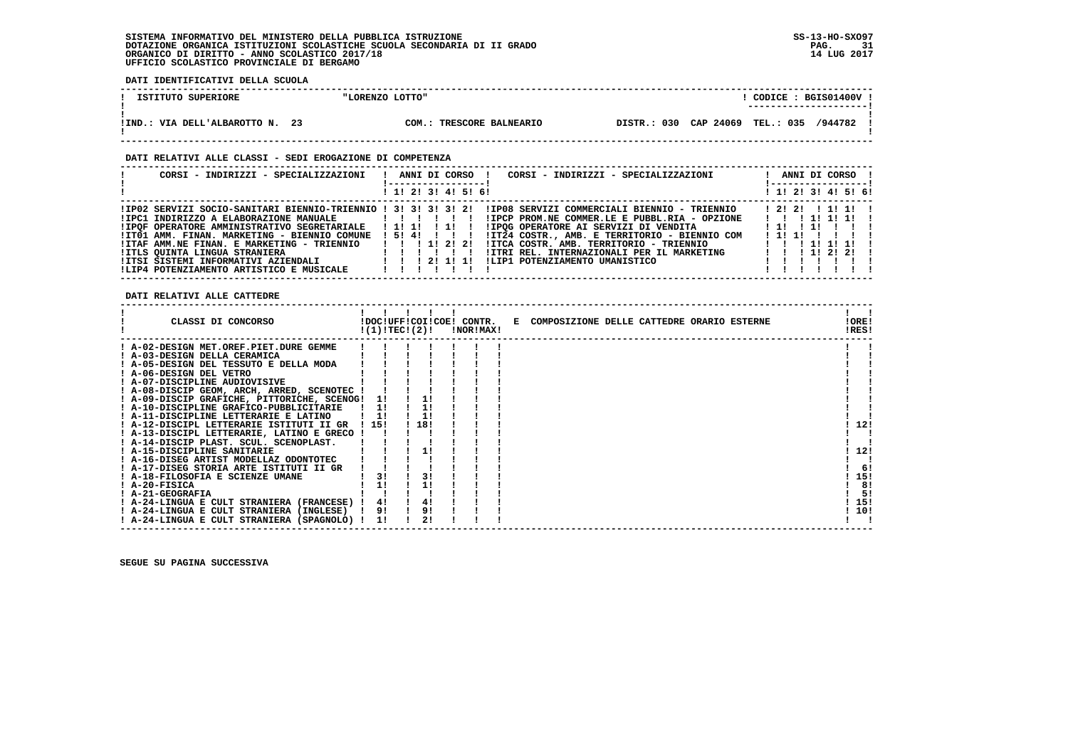SISTEMA INFORMATIVO DEL MINISTERO DELLA PUBBLICA ISTRUZIONE
DOTAZIONE ORGANICA ISTITUZIONI SCOLASTICHE SCUOLA SECONDARIA DI II GRADO
ORGANICO DI DIRITTO - ANNO SCOLASTICO 2017/18
UFFICIO SCOLASTICO PROVINCIALE DI BERGAMO

**DATI IDENTIFICATIVI DELLA SCUOLA**

| ISTITUTO SUPERIORE | "LORENZO LOTTO" | | CODICE : BGIS01400V |
|---|---|---|---|
| IND.: VIA DELL'ALBAROTTO N. 23 | COM.: TRESCORE BALNEARIO | DISTR.: 030 CAP 24069 | TEL.: 035 /944782 |

**DATI RELATIVI ALLE CLASSI - SEDI EROGAZIONE DI COMPETENZA**

| CORSI - INDIRIZZI - SPECIALIZZAZIONI | 1 | 2 | 3 | 4 | 5 | 6 | CORSI - INDIRIZZI - SPECIALIZZAZIONI | 1 | 2 | 3 | 4 | 5 | 6 |
|---|---|---|---|---|---|---|---|---|---|---|---|---|---|
| IP02 SERVIZI SOCIO-SANITARI BIENNIO-TRIENNIO | 3 | 3 | 3 | 3 | 2 | | IP08 SERVIZI COMMERCIALI BIENNIO - TRIENNIO | 2 | 2 | | 1 | 1 | |
| IPC1 INDIRIZZO A ELABORAZIONE MANUALE | | | | | | | IPCP PROM.NE COMMER.LE E PUBBL.RIA - OPZIONE | | | 1 | 1 | 1 | |
| IPQF OPERATORE AMMINISTRATIVO SEGRETARIALE | 1 | 1 | | 1 | | | IPQG OPERATORE AI SERVIZI DI VENDITA | 1 | | 1 | | | |
| IT01 AMM. FINAN. MARKETING - BIENNIO COMUNE | 5 | 4 | | | | | IT24 COSTR., AMB. E TERRITORIO - BIENNIO COM | 1 | 1 | | | | |
| ITAF AMM.NE FINAN. E MARKETING - TRIENNIO | | | 1 | 2 | 2 | | ITCA COSTR. AMB. TERRITORIO - TRIENNIO | | | 1 | 1 | 1 | |
| ITLS QUINTA LINGUA STRANIERA | | | | | | | ITRI REL. INTERNAZIONALI PER IL MARKETING | | | 1 | 2 | 2 | |
| ITSI SISTEMI INFORMATIVI AZIENDALI | | | 2 | 1 | 1 | | LIP1 POTENZIAMENTO UMANISTICO | | | | | | |
| LIP4 POTENZIAMENTO ARTISTICO E MUSICALE | | | | | | | | | | | | | |

**DATI RELATIVI ALLE CATTEDRE**

| CLASSI DI CONCORSO | DOC (1) | UFF TEC | COI (2) | COE | CONTR. NOR | CONTR. MAX | E COMPOSIZIONE DELLE CATTEDRE ORARIO ESTERNE | ORE RES |
|---|---|---|---|---|---|---|---|---|
| A-02-DESIGN MET.OREF.PIET.DURE GEMME | | | | | | | | |
| A-03-DESIGN DELLA CERAMICA | | | | | | | | |
| A-05-DESIGN DEL TESSUTO E DELLA MODA | | | | | | | | |
| A-06-DESIGN DEL VETRO | | | | | | | | |
| A-07-DISCIPLINE AUDIOVISIVE | | | | | | | | |
| A-08-DISCIP GEOM, ARCH, ARRED, SCENOTEC | | | | | | | | |
| A-09-DISCIP GRAFICHE, PITTORICHE, SCENOG | 1 | | 1 | | | | | |
| A-10-DISCIPLINE GRAFICO-PUBBLICITARIE | 1 | | 1 | | | | | |
| A-11-DISCIPLINE LETTERARIE E LATINO | 1 | | 1 | | | | | |
| A-12-DISCIPL LETTERARIE ISTITUTI II GR | 15 | | 18 | | | | | 12 |
| A-13-DISCIPL LETTERARIE, LATINO E GRECO | | | | | | | | |
| A-14-DISCIP PLAST. SCUL. SCENOPLAST. | | | | | | | | |
| A-15-DISCIPLINE SANITARIE | | | 1 | | | | | 12 |
| A-16-DISEG ARTIST MODELLAZ ODONTOTEC | | | | | | | | |
| A-17-DISEG STORIA ARTE ISTITUTI II GR | | | | | | | | 6 |
| A-18-FILOSOFIA E SCIENZE UMANE | 3 | | 3 | | | | | 15 |
| A-20-FISICA | 1 | | 1 | | | | | 8 |
| A-21-GEOGRAFIA | | | | | | | | 5 |
| A-24-LINGUA E CULT STRANIERA (FRANCESE) | 4 | | 4 | | | | | 15 |
| A-24-LINGUA E CULT STRANIERA (INGLESE) | 9 | | 9 | | | | | 10 |
| A-24-LINGUA E CULT STRANIERA (SPAGNOLO) | 1 | | 2 | | | | | |

SEGUE SU PAGINA SUCCESSIVA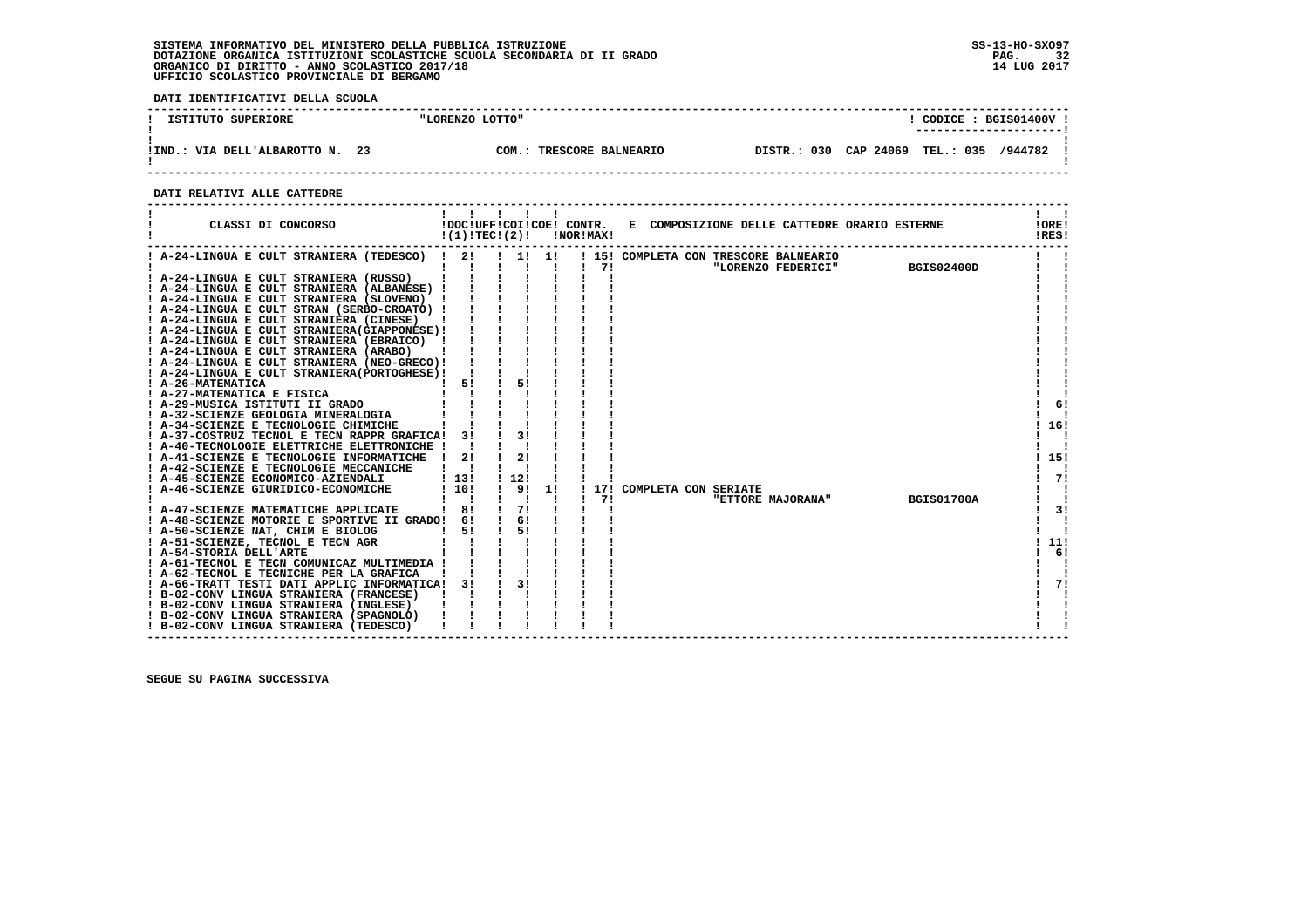**DATI IDENTIFICATIVI DELLA SCUOLA**

| ISTITUTO SUPERIORE | "LORENZO LOTTO" | | CODICE : BGIS01400V |
|---|---|---|---|
| IND.: VIA DELL'ALBAROTTO N. 23 | COM.: TRESCORE BALNEARIO | DISTR.: 030 CAP 24069 | TEL.: 035 /944782 |

**DATI RELATIVI ALLE CATTEDRE**

| CLASSI DI CONCORSO | DOC (1) | UFF TEC (2) | COI | COE | CONTR. NOR | CONTR. MAX | E COMPOSIZIONE DELLE CATTEDRE ORARIO ESTERNE | ORE RES |
|---|---|---|---|---|---|---|---|---|
| A-24-LINGUA E CULT STRANIERA (TEDESCO) | 2 | | 1 | 1 | 15 | 7 | COMPLETA CON TRESCORE BALNEARIO "LORENZO FEDERICI" BGIS02400D | |
| A-24-LINGUA E CULT STRANIERA (RUSSO) | | | | | | | | |
| A-24-LINGUA E CULT STRANIERA (ALBANESE) | | | | | | | | |
| A-24-LINGUA E CULT STRANIERA (SLOVENO) | | | | | | | | |
| A-24-LINGUA E CULT STRAN (SERBO-CROATO) | | | | | | | | |
| A-24-LINGUA E CULT STRANIERA (CINESE) | | | | | | | | |
| A-24-LINGUA E CULT STRANIERA(GIAPPONESE) | | | | | | | | |
| A-24-LINGUA E CULT STRANIERA (EBRAICO) | | | | | | | | |
| A-24-LINGUA E CULT STRANIERA (ARABO) | | | | | | | | |
| A-24-LINGUA E CULT STRANIERA (NEO-GRECO) | | | | | | | | |
| A-24-LINGUA E CULT STRANIERA(PORTOGHESE) | | | | | | | | |
| A-26-MATEMATICA | 5 | | 5 | | | | | |
| A-27-MATEMATICA E FISICA | | | | | | | | |
| A-29-MUSICA ISTITUTI II GRADO | | | | | | | | 6 |
| A-32-SCIENZE GEOLOGIA MINERALOGIA | | | | | | | | |
| A-34-SCIENZE E TECNOLOGIE CHIMICHE | | | | | | | | 16 |
| A-37-COSTRUZ TECNOL E TECN RAPPR GRAFICA | 3 | | 3 | | | | | |
| A-40-TECNOLOGIE ELETTRICHE ELETTRONICHE | | | | | | | | |
| A-41-SCIENZE E TECNOLOGIE INFORMATICHE | 2 | | 2 | | | | | 15 |
| A-42-SCIENZE E TECNOLOGIE MECCANICHE | | | | | | | | |
| A-45-SCIENZE ECONOMICO-AZIENDALI | 13 | | 12 | | | | | 7 |
| A-46-SCIENZE GIURIDICO-ECONOMICHE | 10 | | 9 | 1 | 17 | 7 | COMPLETA CON SERIATE "ETTORE MAJORANA" BGIS01700A | |
| A-47-SCIENZE MATEMATICHE APPLICATE | 8 | | 7 | | | | | 3 |
| A-48-SCIENZE MOTORIE E SPORTIVE II GRADO | 6 | | 6 | | | | | |
| A-50-SCIENZE NAT, CHIM E BIOLOG | 5 | | 5 | | | | | |
| A-51-SCIENZE, TECNOL E TECN AGR | | | | | | | | 11 |
| A-54-STORIA DELL'ARTE | | | | | | | | 6 |
| A-61-TECNOL E TECN COMUNICAZ MULTIMEDIA | | | | | | | | |
| A-62-TECNOL E TECNICHE PER LA GRAFICA | | | | | | | | |
| A-66-TRATT TESTI DATI APPLIC INFORMATICA | 3 | | 3 | | | | | 7 |
| B-02-CONV LINGUA STRANIERA (FRANCESE) | | | | | | | | |
| B-02-CONV LINGUA STRANIERA (INGLESE) | | | | | | | | |
| B-02-CONV LINGUA STRANIERA (SPAGNOLO) | | | | | | | | |
| B-02-CONV LINGUA STRANIERA (TEDESCO) | | | | | | | | |

SEGUE SU PAGINA SUCCESSIVA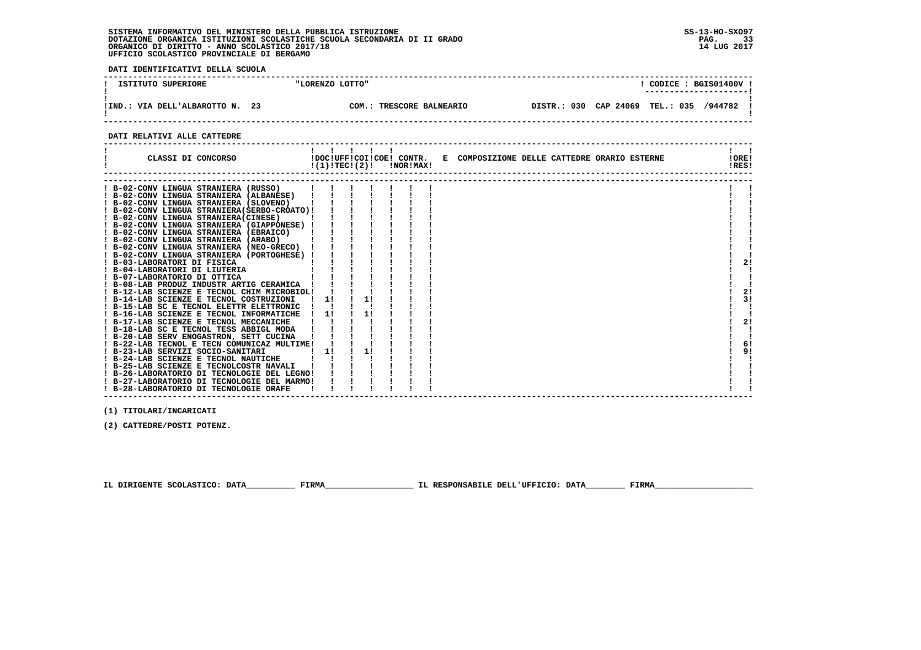SISTEMA INFORMATIVO DEL MINISTERO DELLA PUBBLICA ISTRUZIONE
DOTAZIONE ORGANICA ISTITUZIONI SCOLASTICHE SCUOLA SECONDARIA DI II GRADO
ORGANICO DI DIRITTO - ANNO SCOLASTICO 2017/18
UFFICIO SCOLASTICO PROVINCIALE DI BERGAMO

SS-13-HO-SXO97
14 LUG 2017

**DATI IDENTIFICATIVI DELLA SCUOLA**

| ISTITUTO SUPERIORE | "LORENZO LOTTO" | | CODICE : BGIS01400V |
|---|---|---|---|
| IND.: VIA DELL'ALBAROTTO N. 23 | COM.: TRESCORE BALNEARIO | DISTR.: 030 CAP 24069 | TEL.: 035 /944782 |

**DATI RELATIVI ALLE CATTEDRE**

| CLASSI DI CONCORSO | DOC (1) | UFF TEC | COI (2) | COE | CONTR. NOR | CONTR. MAX | E COMPOSIZIONE DELLE CATTEDRE ORARIO ESTERNE | ORE RES |
|---|---|---|---|---|---|---|---|---|
| B-02-CONV LINGUA STRANIERA (RUSSO) | | | | | | | | |
| B-02-CONV LINGUA STRANIERA (ALBANESE) | | | | | | | | |
| B-02-CONV LINGUA STRANIERA (SLOVENO) | | | | | | | | |
| B-02-CONV LINGUA STRANIERA(SERBO-CROATO) | | | | | | | | |
| B-02-CONV LINGUA STRANIERA(CINESE) | | | | | | | | |
| B-02-CONV LINGUA STRANIERA (GIAPPONESE) | | | | | | | | |
| B-02-CONV LINGUA STRANIERA (EBRAICO) | | | | | | | | |
| B-02-CONV LINGUA STRANIERA (ARABO) | | | | | | | | |
| B-02-CONV LINGUA STRANIERA (NEO-GRECO) | | | | | | | | |
| B-02-CONV LINGUA STRANIERA (PORTOGHESE) | | | | | | | | |
| B-03-LABORATORI DI FISICA | | | | | | | | 2 |
| B-04-LABORATORI DI LIUTERIA | | | | | | | | |
| B-07-LABORATORIO DI OTTICA | | | | | | | | |
| B-08-LAB PRODUZ INDUSTR ARTIG CERAMICA | | | | | | | | |
| B-12-LAB SCIENZE E TECNOL CHIM MICROBIOL | | | | | | | | 2 |
| B-14-LAB SCIENZE E TECNOL COSTRUZIONI | 1 | | 1 | | | | | 3 |
| B-15-LAB SC E TECNOL ELETTR ELETTRONIC | | | | | | | | |
| B-16-LAB SCIENZE E TECNOL INFORMATICHE | 1 | | 1 | | | | | |
| B-17-LAB SCIENZE E TECNOL MECCANICHE | | | | | | | | 2 |
| B-18-LAB SC E TECNOL TESS ABBIGL MODA | | | | | | | | |
| B-20-LAB SERV ENOGASTRON, SETT CUCINA | | | | | | | | |
| B-22-LAB TECNOL E TECN COMUNICAZ MULTIME | | | | | | | | 6 |
| B-23-LAB SERVIZI SOCIO-SANITARI | 1 | | 1 | | | | | 9 |
| B-24-LAB SCIENZE E TECNOL NAUTICHE | | | | | | | | |
| B-25-LAB SCIENZE E TECNOLCOSTR NAVALI | | | | | | | | |
| B-26-LABORATORIO DI TECNOLOGIE DEL LEGNO | | | | | | | | |
| B-27-LABORATORIO DI TECNOLOGIE DEL MARMO | | | | | | | | |
| B-28-LABORATORIO DI TECNOLOGIE ORAFE | | | | | | | | |

(1) TITOLARI/INCARICATI

(2) CATTEDRE/POSTI POTENZ.

IL DIRIGENTE SCOLASTICO: DATA__________ FIRMA__________________ IL RESPONSABILE DELL'UFFICIO: DATA________ FIRMA____________________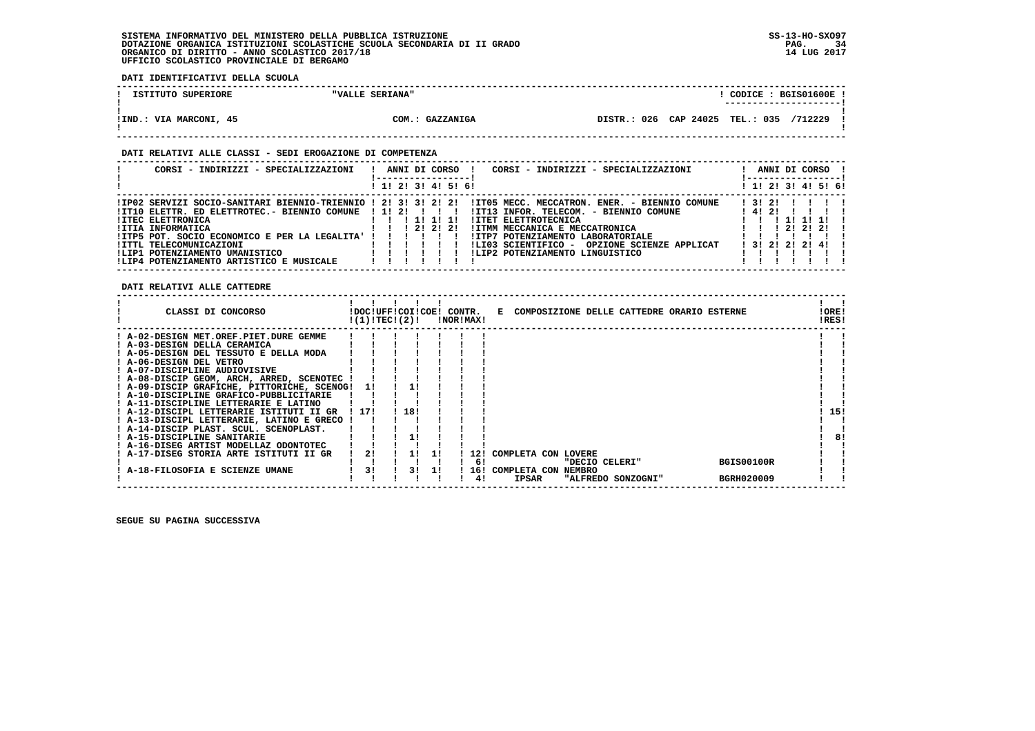SISTEMA INFORMATIVO DEL MINISTERO DELLA PUBBLICA ISTRUZIONE
DOTAZIONE ORGANICA ISTITUZIONI SCOLASTICHE SCUOLA SECONDARIA DI II GRADO
ORGANICO DI DIRITTO - ANNO SCOLASTICO 2017/18
UFFICIO SCOLASTICO PROVINCIALE DI BERGAMO

SS-13-HO-SXO97
14 LUG 2017

**DATI IDENTIFICATIVI DELLA SCUOLA**

| ISTITUTO SUPERIORE | "VALLE SERIANA" | CODICE : BGIS01600E |
|---|---|---|
| IND.: VIA MARCONI, 45 | COM.: GAZZANIGA | DISTR.: 026 CAP 24025 TEL.: 035 /712229 |

**DATI RELATIVI ALLE CLASSI - SEDI EROGAZIONE DI COMPETENZA**

| CORSI - INDIRIZZI - SPECIALIZZAZIONI | 1 | 2 | 3 | 4 | 5 | 6 | CORSI - INDIRIZZI - SPECIALIZZAZIONI | 1 | 2 | 3 | 4 | 5 | 6 |
|---|---|---|---|---|---|---|---|---|---|---|---|---|---|
| IP02 SERVIZI SOCIO-SANITARI BIENNIO-TRIENNIO | 2 | 3 | 3 | 2 | 2 | | IT05 MECC. MECCATRON. ENER. - BIENNIO COMUNE | 3 | 2 | | | | |
| IT10 ELETTR. ED ELETTROTEC.- BIENNIO COMUNE | 1 | 2 | | | | | IT13 INFOR. TELECOM. - BIENNIO COMUNE | 4 | 2 | | | | |
| ITEC ELETTRONICA | | | 1 | 1 | 1 | | ITET ELETTROTECNICA | | | 1 | 1 | 1 | |
| ITIA INFORMATICA | | | 2 | 2 | 2 | | ITMM MECCANICA E MECCATRONICA | | | 2 | 2 | 2 | |
| ITP5 POT. SOCIO ECONOMICO E PER LA LEGALITA' | | | | | | | ITP7 POTENZIAMENTO LABORATORIALE | | | | | | |
| ITTL TELECOMUNICAZIONI | | | | | | | LI03 SCIENTIFICO - OPZIONE SCIENZE APPLICAT | 3 | 2 | 2 | 2 | 4 | |
| LIP1 POTENZIAMENTO UMANISTICO | | | | | | | LIP2 POTENZIAMENTO LINGUISTICO | | | | | | |
| LIP4 POTENZIAMENTO ARTISTICO E MUSICALE | | | | | | | | | | | | | |

**DATI RELATIVI ALLE CATTEDRE**

| CLASSI DI CONCORSO | DOC (1) | UFF TEC | COI (2) | COE | CONTR. NOR | CONTR. MAX | E COMPOSIZIONE DELLE CATTEDRE ORARIO ESTERNE | | ORE RES |
|---|---|---|---|---|---|---|---|---|---|
| A-02-DESIGN MET.OREF.PIET.DURE GEMME | | | | | | | | | |
| A-03-DESIGN DELLA CERAMICA | | | | | | | | | |
| A-05-DESIGN DEL TESSUTO E DELLA MODA | | | | | | | | | |
| A-06-DESIGN DEL VETRO | | | | | | | | | |
| A-07-DISCIPLINE AUDIOVISIVE | | | | | | | | | |
| A-08-DISCIP GEOM, ARCH, ARRED, SCENOTEC | | | | | | | | | |
| A-09-DISCIP GRAFICHE, PITTORICHE, SCENOG | 1 | | 1 | | | | | | |
| A-10-DISCIPLINE GRAFICO-PUBBLICITARIE | | | | | | | | | |
| A-11-DISCIPLINE LETTERARIE E LATINO | | | | | | | | | |
| A-12-DISCIPL LETTERARIE ISTITUTI II GR | 17 | | 18 | | | | | | 15 |
| A-13-DISCIPL LETTERARIE, LATINO E GRECO | | | | | | | | | |
| A-14-DISCIP PLAST. SCUL. SCENOPLAST. | | | | | | | | | |
| A-15-DISCIPLINE SANITARIE | | | 1 | | | | | | 8 |
| A-16-DISEG ARTIST MODELLAZ ODONTOTEC | | | | | | | | | |
| A-17-DISEG STORIA ARTE ISTITUTI II GR | 2 | | 1 | 1 | | 12 | COMPLETA CON LOVERE | | |
| | | | | | | 6 | "DECIO CELERI" | BGIS00100R | |
| A-18-FILOSOFIA E SCIENZE UMANE | 3 | | 3 | 1 | | 16 | COMPLETA CON NEMBRO | | |
| | | | | | | 4 | IPSAR "ALFREDO SONZOGNI" | BGRH020009 | |

SEGUE SU PAGINA SUCCESSIVA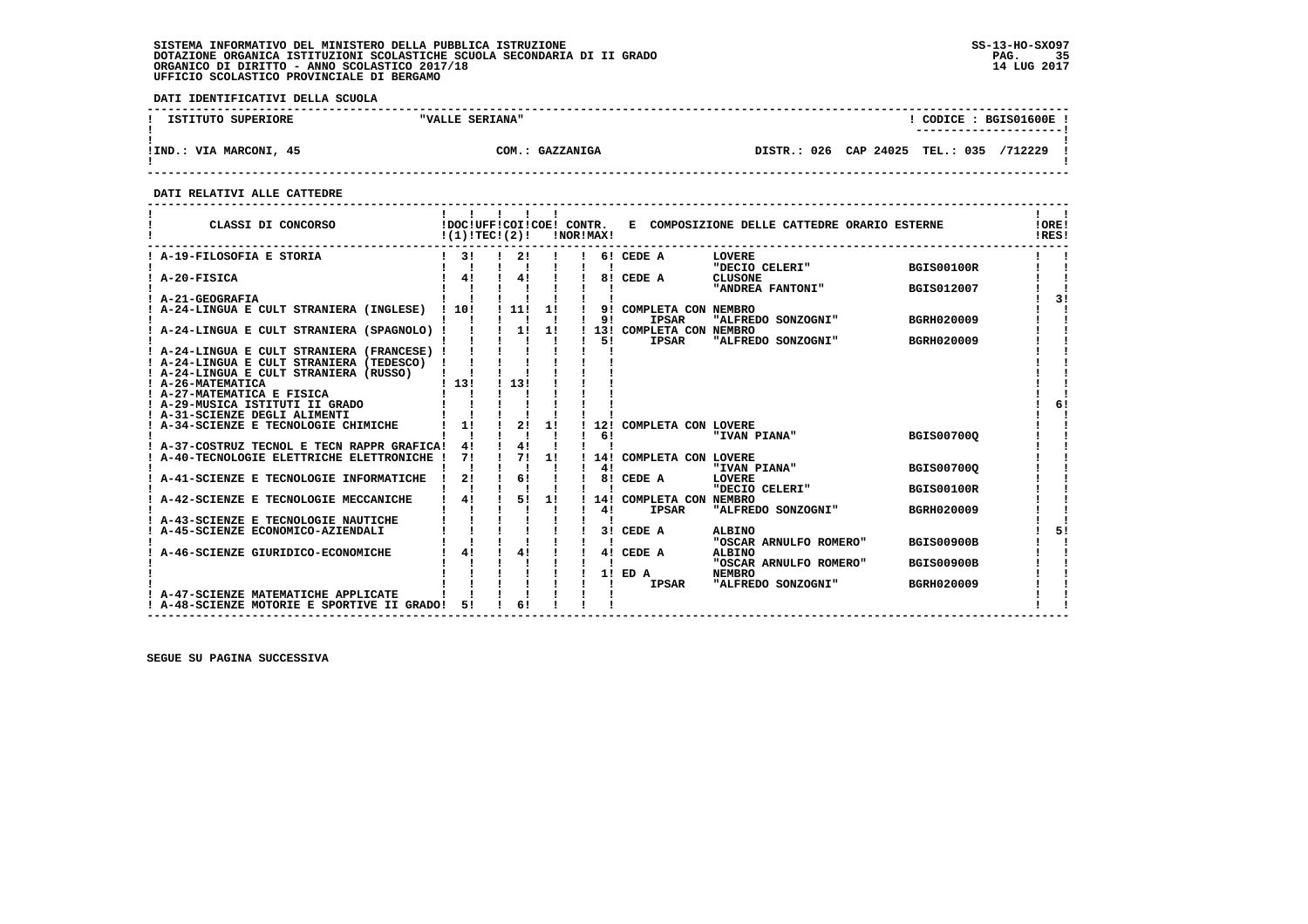SISTEMA INFORMATIVO DEL MINISTERO DELLA PUBBLICA ISTRUZIONE
DOTAZIONE ORGANICA ISTITUZIONI SCOLASTICHE SCUOLA SECONDARIA DI II GRADO
ORGANICO DI DIRITTO - ANNO SCOLASTICO 2017/18
UFFICIO SCOLASTICO PROVINCIALE DI BERGAMO

SS-13-HO-SXO97
14 LUG 2017

**DATI IDENTIFICATIVI DELLA SCUOLA**

| ISTITUTO SUPERIORE | "VALLE SERIANA" | CODICE : BGIS01600E |
|---|---|---|
| IND.: VIA MARCONI, 45 | COM.: GAZZANIGA | DISTR.: 026 CAP 24025 TEL.: 035 /712229 |

**DATI RELATIVI ALLE CATTEDRE**

| CLASSI DI CONCORSO | DOC (1) | UFF TEC | COI (2) | COE | CONTR. NOR | CONTR. MAX | E COMPOSIZIONE DELLE CATTEDRE ORARIO ESTERNE | | | ORE RES |
|---|---|---|---|---|---|---|---|---|---|---|
| A-19-FILOSOFIA E STORIA | 3 | | 2 | | | 6 | CEDE A | LOVERE | | |
| | | | | | | | | "DECIO CELERI" | BGIS00100R | |
| A-20-FISICA | 4 | | 4 | | | 8 | CEDE A | CLUSONE | | |
| | | | | | | | | "ANDREA FANTONI" | BGIS012007 | |
| A-21-GEOGRAFIA | | | | | | | | | | 3 |
| A-24-LINGUA E CULT STRANIERA (INGLESE) | 10 | | 11 | 1 | | 9 | COMPLETA CON NEMBRO | | | |
| | | | | | | 9 | IPSAR | "ALFREDO SONZOGNI" | BGRH020009 | |
| A-24-LINGUA E CULT STRANIERA (SPAGNOLO) | | | 1 | 1 | | 13 | COMPLETA CON NEMBRO | | | |
| | | | | | | 5 | IPSAR | "ALFREDO SONZOGNI" | BGRH020009 | |
| A-24-LINGUA E CULT STRANIERA (FRANCESE) | | | | | | | | | | |
| A-24-LINGUA E CULT STRANIERA (TEDESCO) | | | | | | | | | | |
| A-24-LINGUA E CULT STRANIERA (RUSSO) | | | | | | | | | | |
| A-26-MATEMATICA | 13 | | 13 | | | | | | | |
| A-27-MATEMATICA E FISICA | | | | | | | | | | |
| A-29-MUSICA ISTITUTI II GRADO | | | | | | | | | | 6 |
| A-31-SCIENZE DEGLI ALIMENTI | | | | | | | | | | |
| A-34-SCIENZE E TECNOLOGIE CHIMICHE | 1 | | 2 | 1 | | 12 | COMPLETA CON LOVERE | | | |
| | | | | | | 6 | | "IVAN PIANA" | BGIS00700Q | |
| A-37-COSTRUZ TECNOL E TECN RAPPR GRAFICA | 4 | | 4 | | | | | | | |
| A-40-TECNOLOGIE ELETTRICHE ELETTRONICHE | 7 | | 7 | 1 | | 14 | COMPLETA CON LOVERE | | | |
| | | | | | | 4 | | "IVAN PIANA" | BGIS00700Q | |
| A-41-SCIENZE E TECNOLOGIE INFORMATICHE | 2 | | 6 | | | 8 | CEDE A | LOVERE | | |
| | | | | | | | | "DECIO CELERI" | BGIS00100R | |
| A-42-SCIENZE E TECNOLOGIE MECCANICHE | 4 | | 5 | 1 | | 14 | COMPLETA CON NEMBRO | | | |
| | | | | | | 4 | IPSAR | "ALFREDO SONZOGNI" | BGRH020009 | |
| A-43-SCIENZE E TECNOLOGIE NAUTICHE | | | | | | | | | | |
| A-45-SCIENZE ECONOMICO-AZIENDALI | | | | | | 3 | CEDE A | ALBINO | | 5 |
| | | | | | | | | "OSCAR ARNULFO ROMERO" | BGIS00900B | |
| A-46-SCIENZE GIURIDICO-ECONOMICHE | 4 | | 4 | | | 4 | CEDE A | ALBINO | | |
| | | | | | | | | "OSCAR ARNULFO ROMERO" | BGIS00900B | |
| | | | | | | 1 | ED A | NEMBRO | | |
| | | | | | | | IPSAR | "ALFREDO SONZOGNI" | BGRH020009 | |
| A-47-SCIENZE MATEMATICHE APPLICATE | | | | | | | | | | |
| A-48-SCIENZE MOTORIE E SPORTIVE II GRADO | 5 | | 6 | | | | | | | |

SEGUE SU PAGINA SUCCESSIVA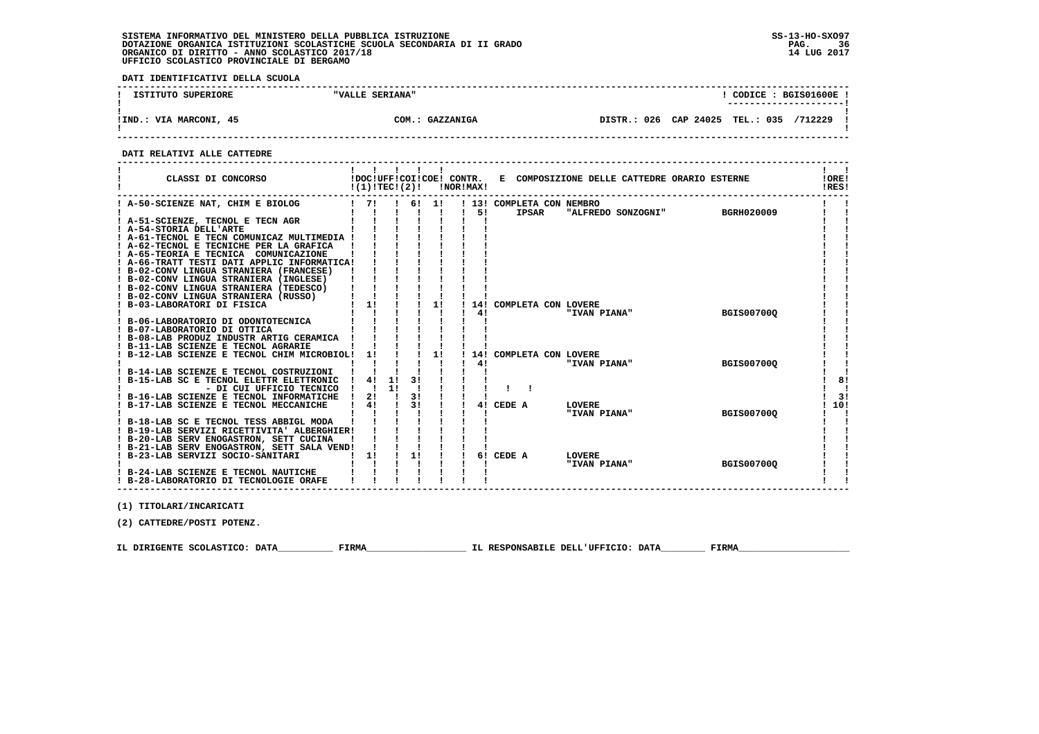**SISTEMA INFORMATIVO DEL MINISTERO DELLA PUBBLICA ISTRUZIONE**
**DOTAZIONE ORGANICA ISTITUZIONI SCOLASTICHE SCUOLA SECONDARIA DI II GRADO**
**ORGANICO DI DIRITTO - ANNO SCOLASTICO 2017/18**
**UFFICIO SCOLASTICO PROVINCIALE DI BERGAMO**

SS-13-HO-SXO97
14 LUG 2017

**DATI IDENTIFICATIVI DELLA SCUOLA**

| ISTITUTO SUPERIORE | "VALLE SERIANA" | CODICE : BGIS01600E |
|---|---|---|
| IND.: VIA MARCONI, 45 | COM.: GAZZANIGA | DISTR.: 026 CAP 24025 TEL.: 035 /712229 |

**DATI RELATIVI ALLE CATTEDRE**

| CLASSI DI CONCORSO | DOC (1) | UFF TEC | COI | COE (2) | CONTR. NOR | CONTR. MAX | E COMPOSIZIONE DELLE CATTEDRE ORARIO ESTERNE | ORE RES |
|---|---|---|---|---|---|---|---|---|
| A-50-SCIENZE NAT, CHIM E BIOLOG | 7 | | 6 | 1 | | 13 | COMPLETA CON NEMBRO | |
| | | | | | | 5 | IPSAR "ALFREDO SONZOGNI" BGRH020009 | |
| A-51-SCIENZE, TECNOL E TECN AGR | | | | | | | | |
| A-54-STORIA DELL'ARTE | | | | | | | | |
| A-61-TECNOL E TECN COMUNICAZ MULTIMEDIA | | | | | | | | |
| A-62-TECNOL E TECNICHE PER LA GRAFICA | | | | | | | | |
| A-65-TEORIA E TECNICA COMUNICAZIONE | | | | | | | | |
| A-66-TRATT TESTI DATI APPLIC INFORMATICA | | | | | | | | |
| B-02-CONV LINGUA STRANIERA (FRANCESE) | | | | | | | | |
| B-02-CONV LINGUA STRANIERA (INGLESE) | | | | | | | | |
| B-02-CONV LINGUA STRANIERA (TEDESCO) | | | | | | | | |
| B-02-CONV LINGUA STRANIERA (RUSSO) | | | | | | | | |
| B-03-LABORATORI DI FISICA | 1 | | | 1 | | 14 | COMPLETA CON LOVERE | |
| | | | | | | 4 | "IVAN PIANA" BGIS00700Q | |
| B-06-LABORATORIO DI ODONTOTECNICA | | | | | | | | |
| B-07-LABORATORIO DI OTTICA | | | | | | | | |
| B-08-LAB PRODUZ INDUSTR ARTIG CERAMICA | | | | | | | | |
| B-11-LAB SCIENZE E TECNOL AGRARIE | | | | | | | | |
| B-12-LAB SCIENZE E TECNOL CHIM MICROBIOL | 1 | | | 1 | | 14 | COMPLETA CON LOVERE | |
| | | | | | | 4 | "IVAN PIANA" BGIS00700Q | |
| B-14-LAB SCIENZE E TECNOL COSTRUZIONI | | | | | | | | |
| B-15-LAB SC E TECNOL ELETTR ELETTRONIC | 4 | 1 | 3 | | | | | 8 |
| - DI CUI UFFICIO TECNICO | | 1 | | | | | | |
| B-16-LAB SCIENZE E TECNOL INFORMATICHE | 2 | | 3 | | | | | 3 |
| B-17-LAB SCIENZE E TECNOL MECCANICHE | 4 | | 3 | | | 4 | CEDE A LOVERE | 10 |
| | | | | | | | "IVAN PIANA" BGIS00700Q | |
| B-18-LAB SC E TECNOL TESS ABBIGL MODA | | | | | | | | |
| B-19-LAB SERVIZI RICETTIVITA' ALBERGHIER | | | | | | | | |
| B-20-LAB SERV ENOGASTRON, SETT CUCINA | | | | | | | | |
| B-21-LAB SERV ENOGASTRON, SETT SALA VEND | | | | | | | | |
| B-23-LAB SERVIZI SOCIO-SANITARI | 1 | | 1 | | | 6 | CEDE A LOVERE | |
| | | | | | | | "IVAN PIANA" BGIS00700Q | |
| B-24-LAB SCIENZE E TECNOL NAUTICHE | | | | | | | | |
| B-28-LABORATORIO DI TECNOLOGIE ORAFE | | | | | | | | |

(1) TITOLARI/INCARICATI

(2) CATTEDRE/POSTI POTENZ.

IL DIRIGENTE SCOLASTICO: DATA__________ FIRMA__________________ IL RESPONSABILE DELL'UFFICIO: DATA________ FIRMA____________________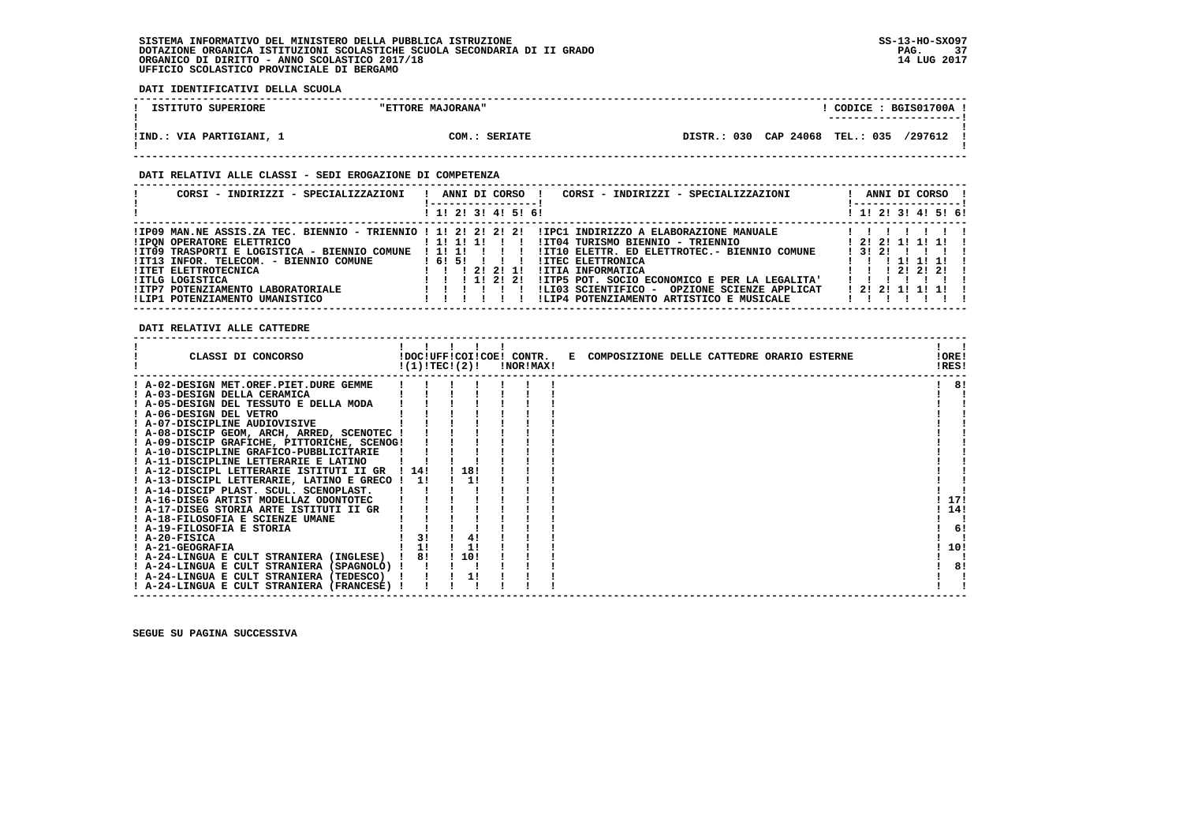SISTEMA INFORMATIVO DEL MINISTERO DELLA PUBBLICA ISTRUZIONE
DOTAZIONE ORGANICA ISTITUZIONI SCOLASTICHE SCUOLA SECONDARIA DI II GRADO
ORGANICO DI DIRITTO - ANNO SCOLASTICO 2017/18
UFFICIO SCOLASTICO PROVINCIALE DI BERGAMO

SS-13-HO-SXO97
14 LUG 2017

**DATI IDENTIFICATIVI DELLA SCUOLA**

| ISTITUTO SUPERIORE | "ETTORE MAJORANA" | CODICE : BGIS01700A |
|---|---|---|
| IND.: VIA PARTIGIANI, 1 | COM.: SERIATE | DISTR.: 030 CAP 24068 TEL.: 035 /297612 |

**DATI RELATIVI ALLE CLASSI - SEDI EROGAZIONE DI COMPETENZA**

| CORSI - INDIRIZZI - SPECIALIZZAZIONI | 1 | 2 | 3 | 4 | 5 | 6 | CORSI - INDIRIZZI - SPECIALIZZAZIONI | 1 | 2 | 3 | 4 | 5 | 6 |
|---|---|---|---|---|---|---|---|---|---|---|---|---|---|
| IP09 MAN.NE ASSIS.ZA TEC. BIENNIO - TRIENNIO | 1 | 2 | 2 | 2 | 2 | | IPC1 INDIRIZZO A ELABORAZIONE MANUALE | | | | | | |
| IPQN OPERATORE ELETTRICO | 1 | 1 | 1 | | | | IT04 TURISMO BIENNIO - TRIENNIO | 2 | 2 | 1 | 1 | 1 | |
| IT09 TRASPORTI E LOGISTICA - BIENNIO COMUNE | 1 | 1 | | | | | IT10 ELETTR. ED ELETTROTEC.- BIENNIO COMUNE | 3 | 2 | | | | |
| IT13 INFOR. TELECOM. - BIENNIO COMUNE | 6 | 5 | | | | | ITEC ELETTRONICA | | | 1 | 1 | 1 | |
| ITET ELETTROTECNICA | | | 2 | 2 | 1 | | ITIA INFORMATICA | | | 2 | 2 | 2 | |
| ITLG LOGISTICA | | | 1 | 2 | 2 | | ITP5 POT. SOCIO ECONOMICO E PER LA LEGALITA' | | | | | | |
| ITP7 POTENZIAMENTO LABORATORIALE | | | | | | | LI03 SCIENTIFICO - OPZIONE SCIENZE APPLICAT | 2 | 2 | 1 | 1 | 1 | |
| LIP1 POTENZIAMENTO UMANISTICO | | | | | | | LIP4 POTENZIAMENTO ARTISTICO E MUSICALE | | | | | | |

**DATI RELATIVI ALLE CATTEDRE**

| CLASSI DI CONCORSO | DOC (1) | UFF TEC | COI (2) | COE | CONTR. NOR | CONTR. MAX | E COMPOSIZIONE DELLE CATTEDRE ORARIO ESTERNE | ORE RES |
|---|---|---|---|---|---|---|---|---|
| A-02-DESIGN MET.OREF.PIET.DURE GEMME | | | | | | | | 8 |
| A-03-DESIGN DELLA CERAMICA | | | | | | | | |
| A-05-DESIGN DEL TESSUTO E DELLA MODA | | | | | | | | |
| A-06-DESIGN DEL VETRO | | | | | | | | |
| A-07-DISCIPLINE AUDIOVISIVE | | | | | | | | |
| A-08-DISCIP GEOM, ARCH, ARRED, SCENOTEC | | | | | | | | |
| A-09-DISCIP GRAFICHE, PITTORICHE, SCENOG | | | | | | | | |
| A-10-DISCIPLINE GRAFICO-PUBBLICITARIE | | | | | | | | |
| A-11-DISCIPLINE LETTERARIE E LATINO | | | | | | | | |
| A-12-DISCIPL LETTERARIE ISTITUTI II GR | 14 | | 18 | | | | | |
| A-13-DISCIPL LETTERARIE, LATINO E GRECO | 1 | | 1 | | | | | |
| A-14-DISCIP PLAST. SCUL. SCENOPLAST. | | | | | | | | |
| A-16-DISEG ARTIST MODELLAZ ODONTOTEC | | | | | | | | 17 |
| A-17-DISEG STORIA ARTE ISTITUTI II GR | | | | | | | | 14 |
| A-18-FILOSOFIA E SCIENZE UMANE | | | | | | | | |
| A-19-FILOSOFIA E STORIA | | | | | | | | 6 |
| A-20-FISICA | 3 | | 4 | | | | | |
| A-21-GEOGRAFIA | 1 | | 1 | | | | | 10 |
| A-24-LINGUA E CULT STRANIERA (INGLESE) | 8 | | 10 | | | | | |
| A-24-LINGUA E CULT STRANIERA (SPAGNOLO) | | | | | | | | 8 |
| A-24-LINGUA E CULT STRANIERA (TEDESCO) | | | 1 | | | | | |
| A-24-LINGUA E CULT STRANIERA (FRANCESE) | | | | | | | | |

SEGUE SU PAGINA SUCCESSIVA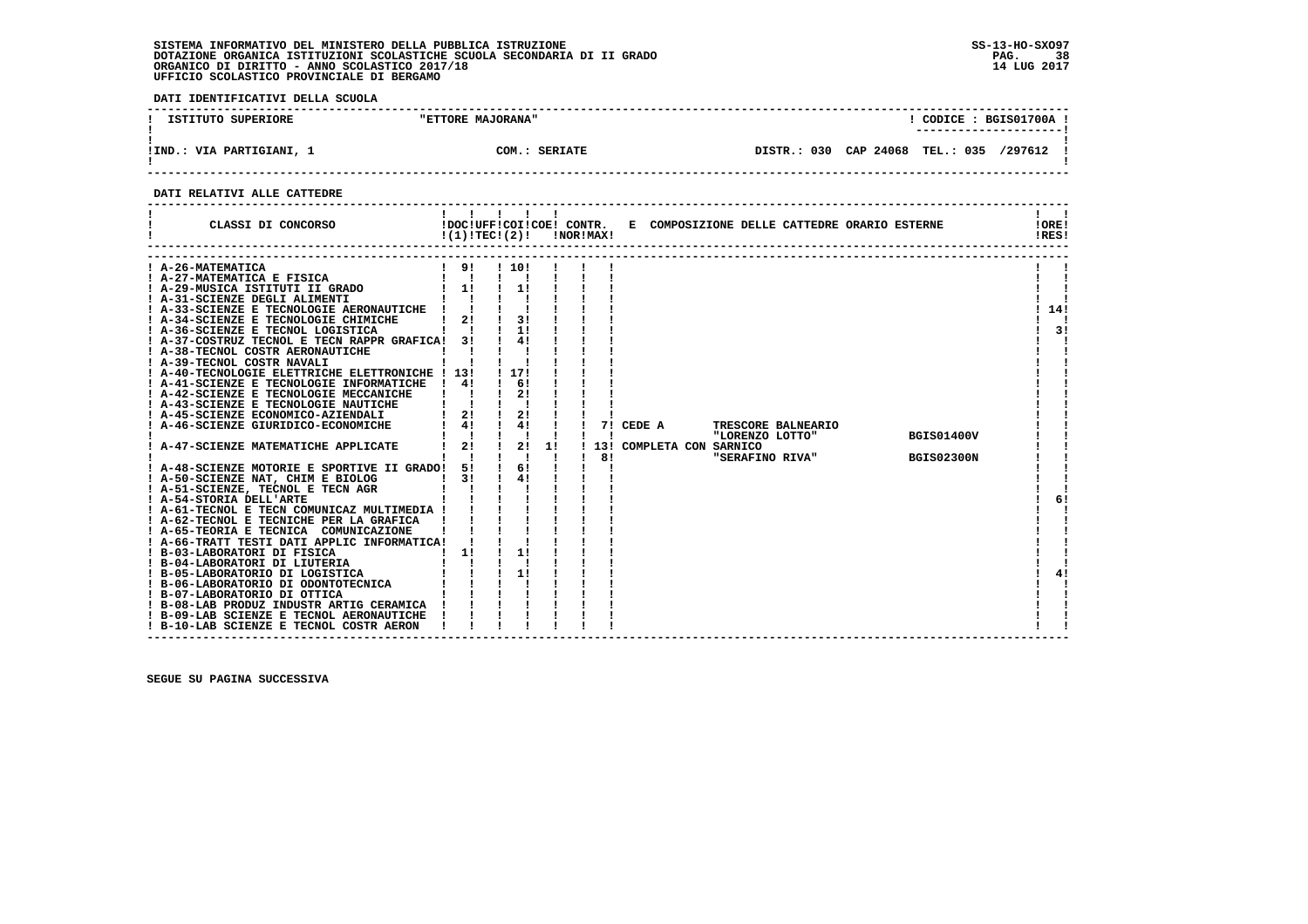SISTEMA INFORMATIVO DEL MINISTERO DELLA PUBBLICA ISTRUZIONE
DOTAZIONE ORGANICA ISTITUZIONI SCOLASTICHE SCUOLA SECONDARIA DI II GRADO
ORGANICO DI DIRITTO - ANNO SCOLASTICO 2017/18
UFFICIO SCOLASTICO PROVINCIALE DI BERGAMO

SS-13-HO-SXO97
14 LUG 2017

**DATI IDENTIFICATIVI DELLA SCUOLA**

| ISTITUTO SUPERIORE | "ETTORE MAJORANA" | ! CODICE : BGIS01700A ! |
|---|---|---|
| !IND.: VIA PARTIGIANI, 1 | COM.: SERIATE | DISTR.: 030 CAP 24068 TEL.: 035 /297612 |

**DATI RELATIVI ALLE CATTEDRE**

| CLASSI DI CONCORSO | DOC (1) | UFF TEC | COI (2) | COE | CONTR. NOR | CONTR. MAX | E COMPOSIZIONE DELLE CATTEDRE ORARIO ESTERNE | ORE RES |
|---|---|---|---|---|---|---|---|---|
| A-26-MATEMATICA | 9 | | 10 | | | | | |
| A-27-MATEMATICA E FISICA | | | | | | | | |
| A-29-MUSICA ISTITUTI II GRADO | 1 | | 1 | | | | | |
| A-31-SCIENZE DEGLI ALIMENTI | | | | | | | | |
| A-33-SCIENZE E TECNOLOGIE AERONAUTICHE | | | | | | | | 14 |
| A-34-SCIENZE E TECNOLOGIE CHIMICHE | 2 | | 3 | | | | | |
| A-36-SCIENZE E TECNOL LOGISTICA | | | 1 | | | | | 3 |
| A-37-COSTRUZ TECNOL E TECN RAPPR GRAFICA | 3 | | 4 | | | | | |
| A-38-TECNOL COSTR AERONAUTICHE | | | | | | | | |
| A-39-TECNOL COSTR NAVALI | | | | | | | | |
| A-40-TECNOLOGIE ELETTRICHE ELETTRONICHE | 13 | | 17 | | | | | |
| A-41-SCIENZE E TECNOLOGIE INFORMATICHE | 4 | | 6 | | | | | |
| A-42-SCIENZE E TECNOLOGIE MECCANICHE | | | 2 | | | | | |
| A-43-SCIENZE E TECNOLOGIE NAUTICHE | | | | | | | | |
| A-45-SCIENZE ECONOMICO-AZIENDALI | 2 | | 2 | | | | | |
| A-46-SCIENZE GIURIDICO-ECONOMICHE | 4 | | 4 | | | 7 | CEDE A TRESCORE BALNEARIO "LORENZO LOTTO" BGIS01400V | |
| A-47-SCIENZE MATEMATICHE APPLICATE | 2 | | 2 | 1 | | 13 | COMPLETA CON SARNICO | |
| | | | | | | 8 | "SERAFINO RIVA" BGIS02300N | |
| A-48-SCIENZE MOTORIE E SPORTIVE II GRADO | 5 | | 6 | | | | | |
| A-50-SCIENZE NAT, CHIM E BIOLOG | 3 | | 4 | | | | | |
| A-51-SCIENZE, TECNOL E TECN AGR | | | | | | | | |
| A-54-STORIA DELL'ARTE | | | | | | | | 6 |
| A-61-TECNOL E TECN COMUNICAZ MULTIMEDIA | | | | | | | | |
| A-62-TECNOL E TECNICHE PER LA GRAFICA | | | | | | | | |
| A-65-TEORIA E TECNICA COMUNICAZIONE | | | | | | | | |
| A-66-TRATT TESTI DATI APPLIC INFORMATICA | | | | | | | | |
| B-03-LABORATORI DI FISICA | 1 | | 1 | | | | | |
| B-04-LABORATORI DI LIUTERIA | | | | | | | | |
| B-05-LABORATORIO DI LOGISTICA | | | 1 | | | | | 4 |
| B-06-LABORATORIO DI ODONTOTECNICA | | | | | | | | |
| B-07-LABORATORIO DI OTTICA | | | | | | | | |
| B-08-LAB PRODUZ INDUSTR ARTIG CERAMICA | | | | | | | | |
| B-09-LAB SCIENZE E TECNOL AERONAUTICHE | | | | | | | | |
| B-10-LAB SCIENZE E TECNOL COSTR AERON | | | | | | | | |

SEGUE SU PAGINA SUCCESSIVA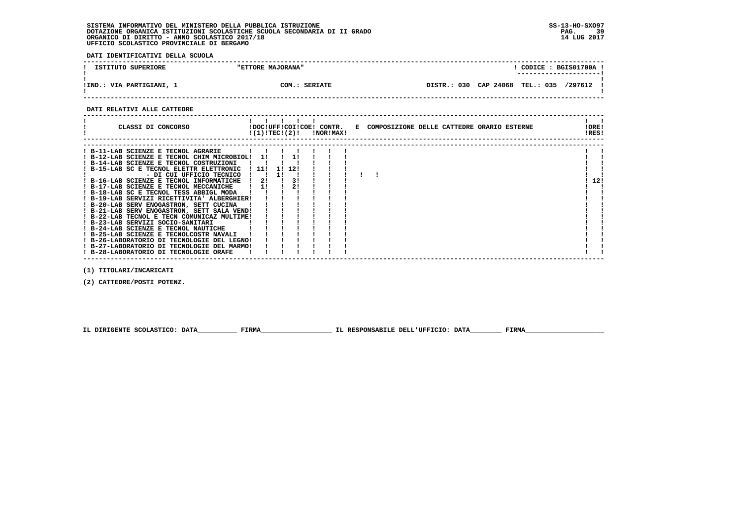SISTEMA INFORMATIVO DEL MINISTERO DELLA PUBBLICA ISTRUZIONE
DOTAZIONE ORGANICA ISTITUZIONI SCOLASTICHE SCUOLA SECONDARIA DI II GRADO
ORGANICO DI DIRITTO - ANNO SCOLASTICO 2017/18
UFFICIO SCOLASTICO PROVINCIALE DI BERGAMO

SS-13-HO-SXO97
14 LUG 2017

**DATI IDENTIFICATIVI DELLA SCUOLA**

| ISTITUTO SUPERIORE | "ETTORE MAJORANA" | CODICE : BGIS01700A |
|---|---|---|
| IND.: VIA PARTIGIANI, 1 | COM.: SERIATE | DISTR.: 030 CAP 24068 TEL.: 035 /297612 |

**DATI RELATIVI ALLE CATTEDRE**

| CLASSI DI CONCORSO | DOC (1) | UFF TEC | COI (2) | COE | CONTR. NOR | CONTR. MAX | E COMPOSIZIONE DELLE CATTEDRE ORARIO ESTERNE | ORE RES |
|---|---|---|---|---|---|---|---|---|
| B-11-LAB SCIENZE E TECNOL AGRARIE | | | | | | | | |
| B-12-LAB SCIENZE E TECNOL CHIM MICROBIOL | 1 | | 1 | | | | | |
| B-14-LAB SCIENZE E TECNOL COSTRUZIONI | | | | | | | | |
| B-15-LAB SC E TECNOL ELETTR ELETTRONIC | 11 | 1 | 12 | | | | | |
| - DI CUI UFFICIO TECNICO | | 1 | | | | | | |
| B-16-LAB SCIENZE E TECNOL INFORMATICHE | 2 | | 3 | | | | | 12 |
| B-17-LAB SCIENZE E TECNOL MECCANICHE | 1 | | 2 | | | | | |
| B-18-LAB SC E TECNOL TESS ABBIGL MODA | | | | | | | | |
| B-19-LAB SERVIZI RICETTIVITA' ALBERGHIER | | | | | | | | |
| B-20-LAB SERV ENOGASTRON, SETT CUCINA | | | | | | | | |
| B-21-LAB SERV ENOGASTRON, SETT SALA VEND | | | | | | | | |
| B-22-LAB TECNOL E TECN COMUNICAZ MULTIME | | | | | | | | |
| B-23-LAB SERVIZI SOCIO-SANITARI | | | | | | | | |
| B-24-LAB SCIENZE E TECNOL NAUTICHE | | | | | | | | |
| B-25-LAB SCIENZE E TECNOLCOSTR NAVALI | | | | | | | | |
| B-26-LABORATORIO DI TECNOLOGIE DEL LEGNO | | | | | | | | |
| B-27-LABORATORIO DI TECNOLOGIE DEL MARMO | | | | | | | | |
| B-28-LABORATORIO DI TECNOLOGIE ORAFE | | | | | | | | |

(1) TITOLARI/INCARICATI

(2) CATTEDRE/POSTI POTENZ.

IL DIRIGENTE SCOLASTICO: DATA__________ FIRMA__________________ IL RESPONSABILE DELL'UFFICIO: DATA________ FIRMA____________________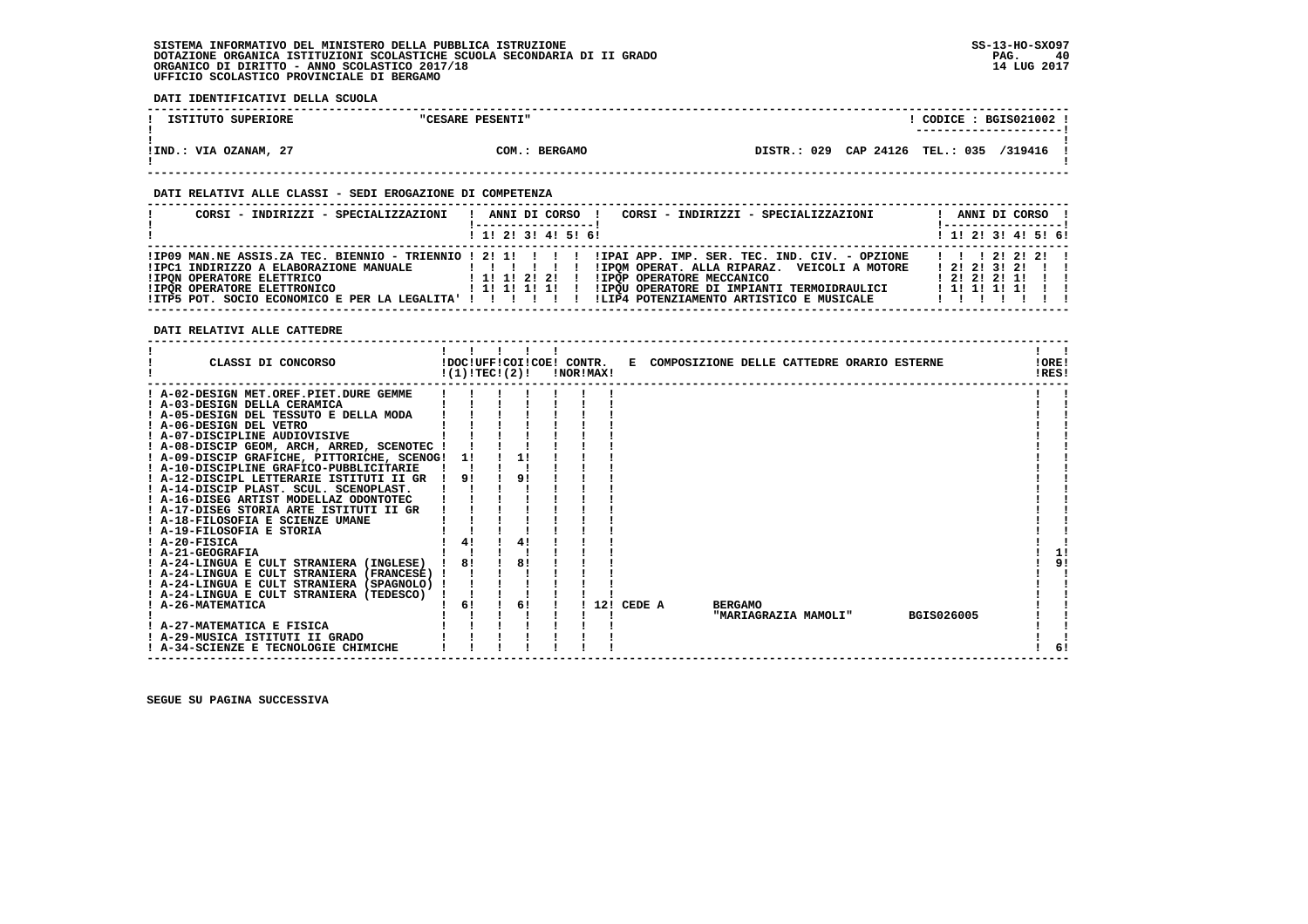SISTEMA INFORMATIVO DEL MINISTERO DELLA PUBBLICA ISTRUZIONE
DOTAZIONE ORGANICA ISTITUZIONI SCOLASTICHE SCUOLA SECONDARIA DI II GRADO
ORGANICO DI DIRITTO - ANNO SCOLASTICO 2017/18
UFFICIO SCOLASTICO PROVINCIALE DI BERGAMO

SS-13-HO-SXO97
14 LUG 2017

**DATI IDENTIFICATIVI DELLA SCUOLA**

| ISTITUTO SUPERIORE | "CESARE PESENTI" | CODICE : BGIS021002 |
|---|---|---|
| IND.: VIA OZANAM, 27 | COM.: BERGAMO | DISTR.: 029 CAP 24126 TEL.: 035 /319416 |

**DATI RELATIVI ALLE CLASSI - SEDI EROGAZIONE DI COMPETENZA**

| CORSI - INDIRIZZI - SPECIALIZZAZIONI | 1 | 2 | 3 | 4 | 5 | 6 | CORSI - INDIRIZZI - SPECIALIZZAZIONI | 1 | 2 | 3 | 4 | 5 | 6 |
|---|---|---|---|---|---|---|---|---|---|---|---|---|---|
| IP09 MAN.NE ASSIS.ZA TEC. BIENNIO - TRIENNIO | 2 | 1 | | | | | IPAI APP. IMP. SER. TEC. IND. CIV. - OPZIONE | | | 2 | 2 | 2 | |
| IPC1 INDIRIZZO A ELABORAZIONE MANUALE | | | | | | | IPQM OPERAT. ALLA RIPARAZ. VEICOLI A MOTORE | 2 | 2 | 3 | 2 | | |
| IPQN OPERATORE ELETTRICO | 1 | 1 | 2 | 2 | | | IPQP OPERATORE MECCANICO | 2 | 2 | 2 | 1 | | |
| IPQR OPERATORE ELETTRONICO | 1 | 1 | 1 | 1 | | | IPQU OPERATORE DI IMPIANTI TERMOIDRAULICI | 1 | 1 | 1 | 1 | | |
| ITP5 POT. SOCIO ECONOMICO E PER LA LEGALITA' | | | | | | | LIP4 POTENZIAMENTO ARTISTICO E MUSICALE | | | | | | |

**DATI RELATIVI ALLE CATTEDRE**

| CLASSI DI CONCORSO | DOC (1) | UFF TEC | COI (2) | COE | CONTR. NOR | CONTR. MAX | E COMPOSIZIONE DELLE CATTEDRE ORARIO ESTERNE | ORE RES |
|---|---|---|---|---|---|---|---|---|
| A-02-DESIGN MET.OREF.PIET.DURE GEMME | | | | | | | | |
| A-03-DESIGN DELLA CERAMICA | | | | | | | | |
| A-05-DESIGN DEL TESSUTO E DELLA MODA | | | | | | | | |
| A-06-DESIGN DEL VETRO | | | | | | | | |
| A-07-DISCIPLINE AUDIOVISIVE | | | | | | | | |
| A-08-DISCIP GEOM, ARCH, ARRED, SCENOTEC | | | | | | | | |
| A-09-DISCIP GRAFICHE, PITTORICHE, SCENOG | 1 | | 1 | | | | | |
| A-10-DISCIPLINE GRAFICO-PUBBLICITARIE | | | | | | | | |
| A-12-DISCIPL LETTERARIE ISTITUTI II GR | 9 | | 9 | | | | | |
| A-14-DISCIP PLAST. SCUL. SCENOPLAST. | | | | | | | | |
| A-16-DISEG ARTIST MODELLAZ ODONTOTEC | | | | | | | | |
| A-17-DISEG STORIA ARTE ISTITUTI II GR | | | | | | | | |
| A-18-FILOSOFIA E SCIENZE UMANE | | | | | | | | |
| A-19-FILOSOFIA E STORIA | | | | | | | | |
| A-20-FISICA | 4 | | 4 | | | | | |
| A-21-GEOGRAFIA | | | | | | | | 1 |
| A-24-LINGUA E CULT STRANIERA (INGLESE) | 8 | | 8 | | | | | 9 |
| A-24-LINGUA E CULT STRANIERA (FRANCESE) | | | | | | | | |
| A-24-LINGUA E CULT STRANIERA (SPAGNOLO) | | | | | | | | |
| A-24-LINGUA E CULT STRANIERA (TEDESCO) | | | | | | | | |
| A-26-MATEMATICA | 6 | | 6 | | | 12 | CEDE A BERGAMO "MARIAGRAZIA MAMOLI" BGIS026005 | |
| A-27-MATEMATICA E FISICA | | | | | | | | |
| A-29-MUSICA ISTITUTI II GRADO | | | | | | | | |
| A-34-SCIENZE E TECNOLOGIE CHIMICHE | | | | | | | | 6 |

SEGUE SU PAGINA SUCCESSIVA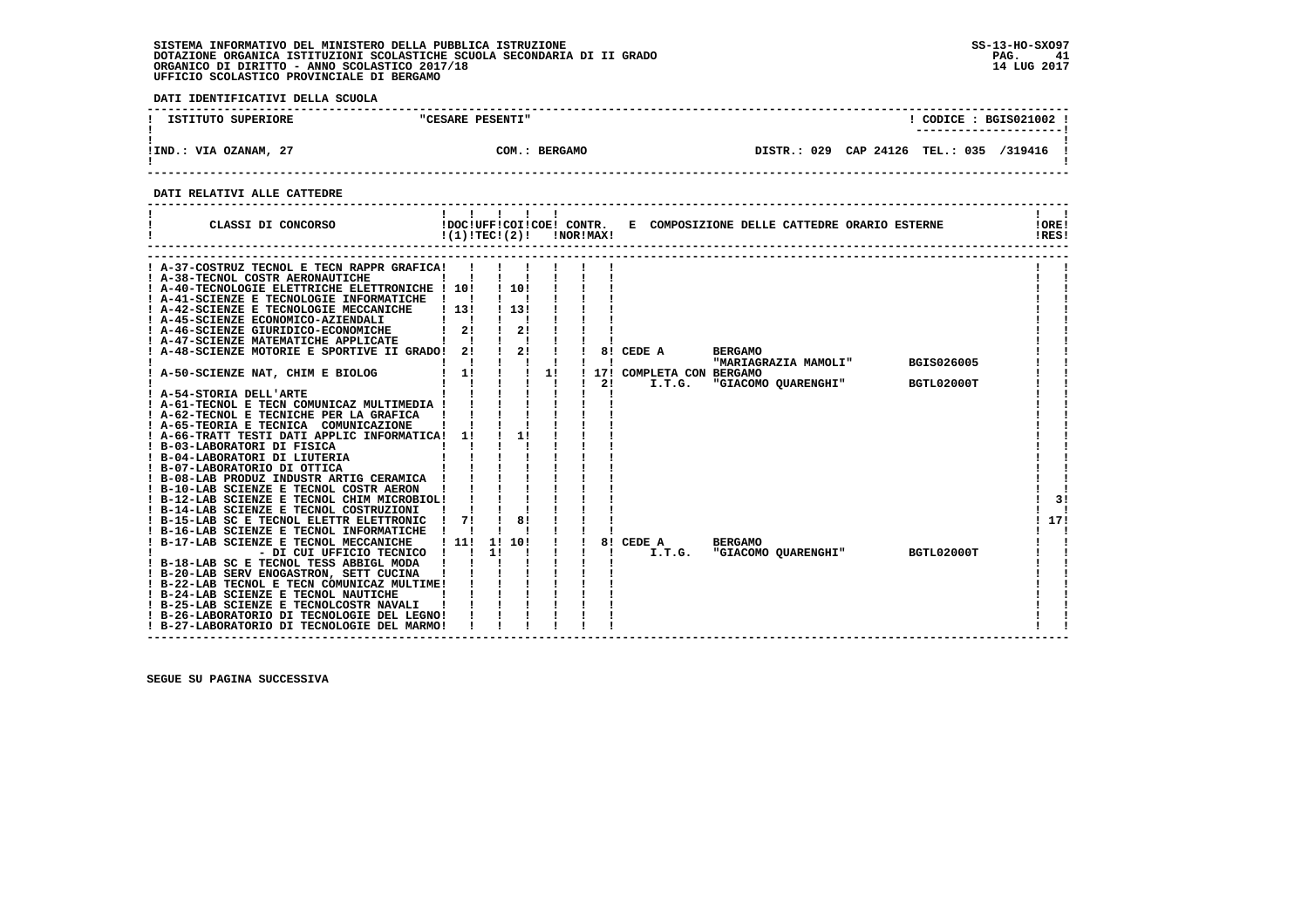SISTEMA INFORMATIVO DEL MINISTERO DELLA PUBBLICA ISTRUZIONE
DOTAZIONE ORGANICA ISTITUZIONI SCOLASTICHE SCUOLA SECONDARIA DI II GRADO
ORGANICO DI DIRITTO - ANNO SCOLASTICO 2017/18
UFFICIO SCOLASTICO PROVINCIALE DI BERGAMO

SS-13-HO-SXO97
14 LUG 2017

**DATI IDENTIFICATIVI DELLA SCUOLA**

| ISTITUTO SUPERIORE | "CESARE PESENTI" | | CODICE : BGIS021002 |
|---|---|---|---|
| IND.: VIA OZANAM, 27 | COM.: BERGAMO | DISTR.: 029 CAP 24126 | TEL.: 035 /319416 |

**DATI RELATIVI ALLE CATTEDRE**

| CLASSI DI CONCORSO | DOC (1) | UFF TEC | COI (2) | COE | CONTR. NOR | CONTR. MAX | E COMPOSIZIONE DELLE CATTEDRE ORARIO ESTERNE | | | ORE RES |
|---|---|---|---|---|---|---|---|---|---|---|
| A-37-COSTRUZ TECNOL E TECN RAPPR GRAFICA | | | | | | | | | | |
| A-38-TECNOL COSTR AERONAUTICHE | | | | | | | | | | |
| A-40-TECNOLOGIE ELETTRICHE ELETTRONICHE | 10 | | 10 | | | | | | | |
| A-41-SCIENZE E TECNOLOGIE INFORMATICHE | | | | | | | | | | |
| A-42-SCIENZE E TECNOLOGIE MECCANICHE | 13 | | 13 | | | | | | | |
| A-45-SCIENZE ECONOMICO-AZIENDALI | | | | | | | | | | |
| A-46-SCIENZE GIURIDICO-ECONOMICHE | 2 | | 2 | | | | | | | |
| A-47-SCIENZE MATEMATICHE APPLICATE | | | | | | | | | | |
| A-48-SCIENZE MOTORIE E SPORTIVE II GRADO | 2 | | 2 | | | 8 | CEDE A | BERGAMO "MARIAGRAZIA MAMOLI" | BGIS026005 | |
| A-50-SCIENZE NAT, CHIM E BIOLOG | 1 | | | 1 | | 17 | COMPLETA CON BERGAMO | | | |
| | | | | | | 2 | I.T.G. | "GIACOMO QUARENGHI" | BGTL02000T | |
| A-54-STORIA DELL'ARTE | | | | | | | | | | |
| A-61-TECNOL E TECN COMUNICAZ MULTIMEDIA | | | | | | | | | | |
| A-62-TECNOL E TECNICHE PER LA GRAFICA | | | | | | | | | | |
| A-65-TEORIA E TECNICA COMUNICAZIONE | | | | | | | | | | |
| A-66-TRATT TESTI DATI APPLIC INFORMATICA | 1 | | 1 | | | | | | | |
| B-03-LABORATORI DI FISICA | | | | | | | | | | |
| B-04-LABORATORI DI LIUTERIA | | | | | | | | | | |
| B-07-LABORATORIO DI OTTICA | | | | | | | | | | |
| B-08-LAB PRODUZ INDUSTR ARTIG CERAMICA | | | | | | | | | | |
| B-10-LAB SCIENZE E TECNOL COSTR AERON | | | | | | | | | | |
| B-12-LAB SCIENZE E TECNOL CHIM MICROBIOL | | | | | | | | | | 3 |
| B-14-LAB SCIENZE E TECNOL COSTRUZIONI | | | | | | | | | | |
| B-15-LAB SC E TECNOL ELETTR ELETTRONIC | 7 | | 8 | | | | | | | 17 |
| B-16-LAB SCIENZE E TECNOL INFORMATICHE | | | | | | | | | | |
| B-17-LAB SCIENZE E TECNOL MECCANICHE | 11 | 1 | 10 | | | 8 | CEDE A | BERGAMO | | |
| - DI CUI UFFICIO TECNICO | | 1 | | | | | I.T.G. | "GIACOMO QUARENGHI" | BGTL02000T | |
| B-18-LAB SC E TECNOL TESS ABBIGL MODA | | | | | | | | | | |
| B-20-LAB SERV ENOGASTRON, SETT CUCINA | | | | | | | | | | |
| B-22-LAB TECNOL E TECN COMUNICAZ MULTIME | | | | | | | | | | |
| B-24-LAB SCIENZE E TECNOL NAUTICHE | | | | | | | | | | |
| B-25-LAB SCIENZE E TECNOLCOSTR NAVALI | | | | | | | | | | |
| B-26-LABORATORIO DI TECNOLOGIE DEL LEGNO | | | | | | | | | | |
| B-27-LABORATORIO DI TECNOLOGIE DEL MARMO | | | | | | | | | | |

SEGUE SU PAGINA SUCCESSIVA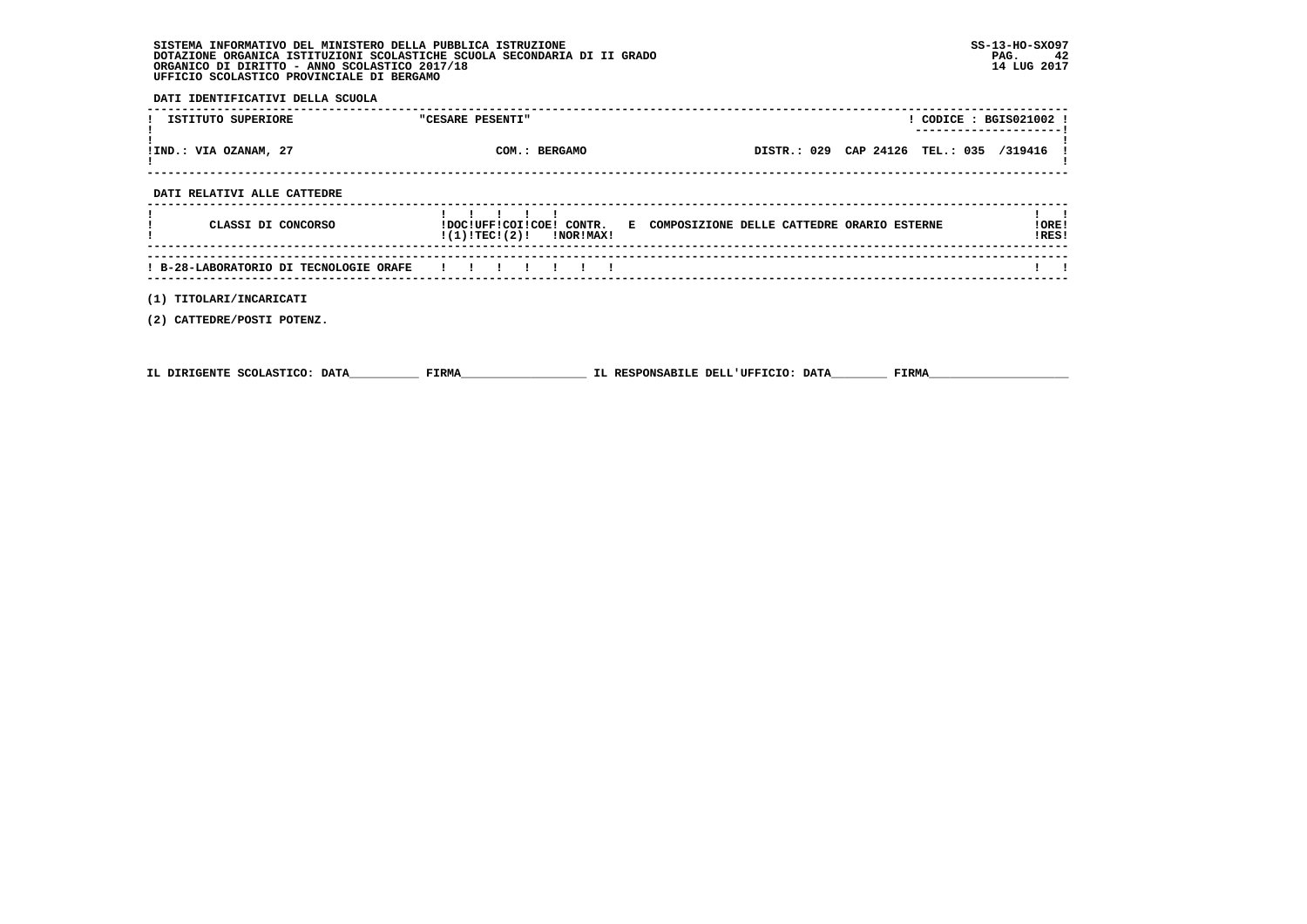SISTEMA INFORMATIVO DEL MINISTERO DELLA PUBBLICA ISTRUZIONE
DOTAZIONE ORGANICA ISTITUZIONI SCOLASTICHE SCUOLA SECONDARIA DI II GRADO
ORGANICO DI DIRITTO - ANNO SCOLASTICO 2017/18
UFFICIO SCOLASTICO PROVINCIALE DI BERGAMO

SS-13-HO-SXO97
14 LUG 2017

**DATI IDENTIFICATIVI DELLA SCUOLA**

| ISTITUTO SUPERIORE | "CESARE PESENTI" | | CODICE : BGIS021002 |
|---|---|---|---|
| IND.: VIA OZANAM, 27 | COM.: BERGAMO | DISTR.: 029 CAP 24126 | TEL.: 035 /319416 |

**DATI RELATIVI ALLE CATTEDRE**

| CLASSI DI CONCORSO | DOC (1) | UFF TEC | COI (2) | COE | CONTR. NOR | CONTR. MAX | E COMPOSIZIONE DELLE CATTEDRE ORARIO ESTERNE | ORE RES |
|---|---|---|---|---|---|---|---|---|
| B-28-LABORATORIO DI TECNOLOGIE ORAFE | | | | | | | | |

(1) TITOLARI/INCARICATI

(2) CATTEDRE/POSTI POTENZ.

IL DIRIGENTE SCOLASTICO: DATA__________ FIRMA__________________ IL RESPONSABILE DELL'UFFICIO: DATA________ FIRMA____________________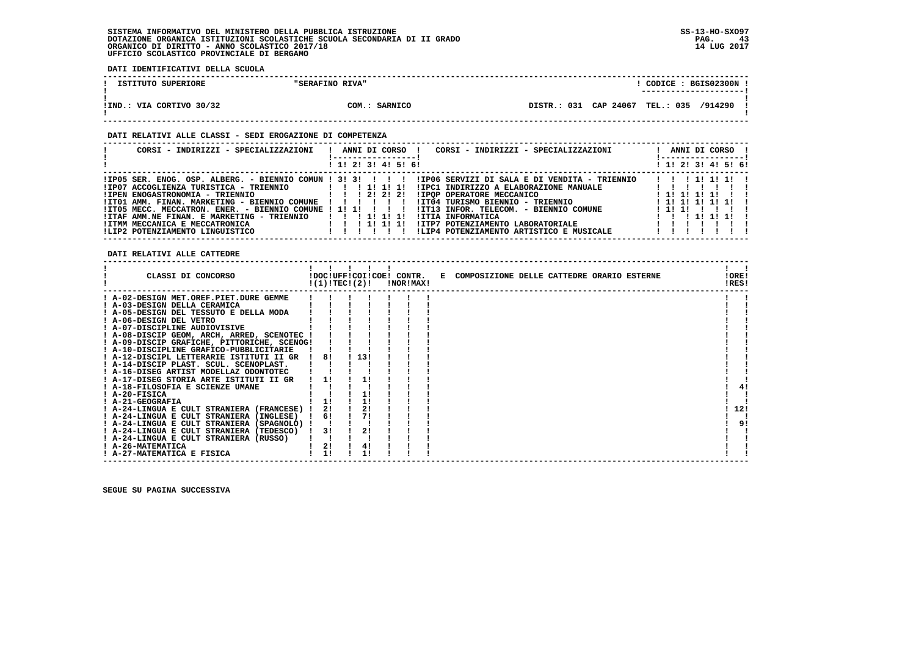SISTEMA INFORMATIVO DEL MINISTERO DELLA PUBBLICA ISTRUZIONE
DOTAZIONE ORGANICA ISTITUZIONI SCOLASTICHE SCUOLA SECONDARIA DI II GRADO
ORGANICO DI DIRITTO - ANNO SCOLASTICO 2017/18
UFFICIO SCOLASTICO PROVINCIALE DI BERGAMO

SS-13-HO-SXO97
14 LUG 2017

**DATI IDENTIFICATIVI DELLA SCUOLA**

| ISTITUTO SUPERIORE | "SERAFINO RIVA" | CODICE : BGIS02300N |
|---|---|---|
| IND.: VIA CORTIVO 30/32 | COM.: SARNICO | DISTR.: 031 CAP 24067 TEL.: 035 /914290 |

**DATI RELATIVI ALLE CLASSI - SEDI EROGAZIONE DI COMPETENZA**

| CORSI - INDIRIZZI - SPECIALIZZAZIONI | 1 | 2 | 3 | 4 | 5 | 6 | CORSI - INDIRIZZI - SPECIALIZZAZIONI | 1 | 2 | 3 | 4 | 5 | 6 |
|---|---|---|---|---|---|---|---|---|---|---|---|---|---|
| IP05 SER. ENOG. OSP. ALBERG. - BIENNIO COMUN | 3 | 3 | | | | | IP06 SERVIZI DI SALA E DI VENDITA - TRIENNIO | | | 1 | 1 | 1 | |
| IP07 ACCOGLIENZA TURISTICA - TRIENNIO | | | 1 | 1 | 1 | | IPC1 INDIRIZZO A ELABORAZIONE MANUALE | | | | | | |
| IPEN ENOGASTRONOMIA - TRIENNIO | | | 2 | 2 | 2 | | IPQP OPERATORE MECCANICO | 1 | 1 | 1 | 1 | | |
| IT01 AMM. FINAN. MARKETING - BIENNIO COMUNE | | | | | | | IT04 TURISMO BIENNIO - TRIENNIO | 1 | 1 | 1 | 1 | 1 | |
| IT05 MECC. MECCATRON. ENER. - BIENNIO COMUNE | 1 | 1 | | | | | IT13 INFOR. TELECOM. - BIENNIO COMUNE | 1 | 1 | | | | |
| ITAF AMM.NE FINAN. E MARKETING - TRIENNIO | | | 1 | 1 | 1 | | ITIA INFORMATICA | | | 1 | 1 | 1 | |
| ITMM MECCANICA E MECCATRONICA | | | 1 | 1 | 1 | | ITP7 POTENZIAMENTO LABORATORIALE | | | | | | |
| LIP2 POTENZIAMENTO LINGUISTICO | | | | | | | LIP4 POTENZIAMENTO ARTISTICO E MUSICALE | | | | | | |

**DATI RELATIVI ALLE CATTEDRE**

| CLASSI DI CONCORSO | DOC (1) | UFF TEC | COI (2) | COE | CONTR. NOR | CONTR. MAX | E COMPOSIZIONE DELLE CATTEDRE ORARIO ESTERNE | ORE RES |
|---|---|---|---|---|---|---|---|---|
| A-02-DESIGN MET.OREF.PIET.DURE GEMME | | | | | | | | |
| A-03-DESIGN DELLA CERAMICA | | | | | | | | |
| A-05-DESIGN DEL TESSUTO E DELLA MODA | | | | | | | | |
| A-06-DESIGN DEL VETRO | | | | | | | | |
| A-07-DISCIPLINE AUDIOVISIVE | | | | | | | | |
| A-08-DISCIP GEOM, ARCH, ARRED, SCENOTEC | | | | | | | | |
| A-09-DISCIP GRAFICHE, PITTORICHE, SCENOG | | | | | | | | |
| A-10-DISCIPLINE GRAFICO-PUBBLICITARIE | | | | | | | | |
| A-12-DISCIPL LETTERARIE ISTITUTI II GR | 8 | | 13 | | | | | |
| A-14-DISCIP PLAST. SCUL. SCENOPLAST. | | | | | | | | |
| A-16-DISEG ARTIST MODELLAZ ODONTOTEC | | | | | | | | |
| A-17-DISEG STORIA ARTE ISTITUTI II GR | 1 | | 1 | | | | | |
| A-18-FILOSOFIA E SCIENZE UMANE | | | | | | | | 4 |
| A-20-FISICA | | | 1 | | | | | |
| A-21-GEOGRAFIA | 1 | | 1 | | | | | |
| A-24-LINGUA E CULT STRANIERA (FRANCESE) | 2 | | 2 | | | | | 12 |
| A-24-LINGUA E CULT STRANIERA (INGLESE) | 6 | | 7 | | | | | |
| A-24-LINGUA E CULT STRANIERA (SPAGNOLO) | | | | | | | | 9 |
| A-24-LINGUA E CULT STRANIERA (TEDESCO) | 3 | | 2 | | | | | |
| A-24-LINGUA E CULT STRANIERA (RUSSO) | | | | | | | | |
| A-26-MATEMATICA | 2 | | 4 | | | | | |
| A-27-MATEMATICA E FISICA | 1 | | 1 | | | | | |

SEGUE SU PAGINA SUCCESSIVA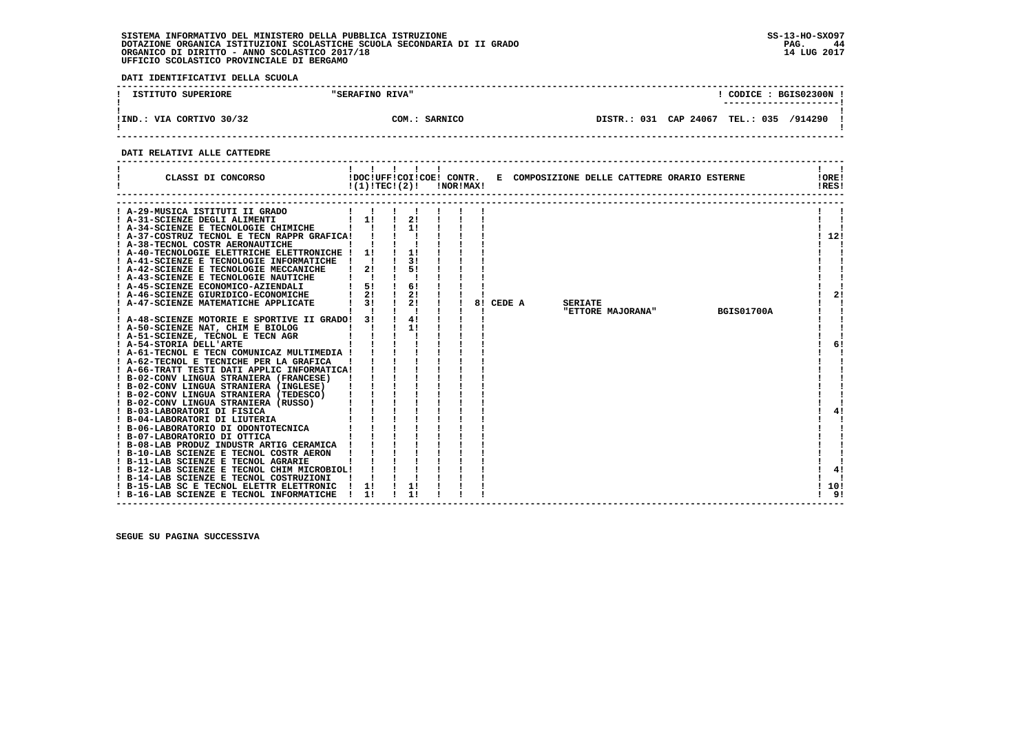SISTEMA INFORMATIVO DEL MINISTERO DELLA PUBBLICA ISTRUZIONE
DOTAZIONE ORGANICA ISTITUZIONI SCOLASTICHE SCUOLA SECONDARIA DI II GRADO
ORGANICO DI DIRITTO - ANNO SCOLASTICO 2017/18
UFFICIO SCOLASTICO PROVINCIALE DI BERGAMO

SS-13-HO-SXO97
14 LUG 2017

**DATI IDENTIFICATIVI DELLA SCUOLA**

| ISTITUTO SUPERIORE | "SERAFINO RIVA" | | CODICE : BGIS02300N |
|---|---|---|---|
| IND.: VIA CORTIVO 30/32 | COM.: SARNICO | DISTR.: 031 CAP 24067 | TEL.: 035 /914290 |

**DATI RELATIVI ALLE CATTEDRE**

| CLASSI DI CONCORSO | DOC (1) | UFF TEC | COI (2) | COE | CONTR. NOR | CONTR. MAX | E COMPOSIZIONE DELLE CATTEDRE ORARIO ESTERNE | ORE RES |
|---|---|---|---|---|---|---|---|---|
| A-29-MUSICA ISTITUTI II GRADO | | | | | | | | |
| A-31-SCIENZE DEGLI ALIMENTI | 1 | | 2 | | | | | |
| A-34-SCIENZE E TECNOLOGIE CHIMICHE | | | 1 | | | | | |
| A-37-COSTRUZ TECNOL E TECN RAPPR GRAFICA | | | | | | | | 12 |
| A-38-TECNOL COSTR AERONAUTICHE | | | | | | | | |
| A-40-TECNOLOGIE ELETTRICHE ELETTRONICHE | 1 | | 1 | | | | | |
| A-41-SCIENZE E TECNOLOGIE INFORMATICHE | | | 3 | | | | | |
| A-42-SCIENZE E TECNOLOGIE MECCANICHE | 2 | | 5 | | | | | |
| A-43-SCIENZE E TECNOLOGIE NAUTICHE | | | | | | | | |
| A-45-SCIENZE ECONOMICO-AZIENDALI | 5 | | 6 | | | | | |
| A-46-SCIENZE GIURIDICO-ECONOMICHE | 2 | | 2 | | | | | 2 |
| A-47-SCIENZE MATEMATICHE APPLICATE | 3 | | 2 | | | 8 | CEDE A SERIATE "ETTORE MAJORANA" BGIS01700A | |
| A-48-SCIENZE MOTORIE E SPORTIVE II GRADO | 3 | | 4 | | | | | |
| A-50-SCIENZE NAT, CHIM E BIOLOG | | | 1 | | | | | |
| A-51-SCIENZE, TECNOL E TECN AGR | | | | | | | | |
| A-54-STORIA DELL'ARTE | | | | | | | | 6 |
| A-61-TECNOL E TECN COMUNICAZ MULTIMEDIA | | | | | | | | |
| A-62-TECNOL E TECNICHE PER LA GRAFICA | | | | | | | | |
| A-66-TRATT TESTI DATI APPLIC INFORMATICA | | | | | | | | |
| B-02-CONV LINGUA STRANIERA (FRANCESE) | | | | | | | | |
| B-02-CONV LINGUA STRANIERA (INGLESE) | | | | | | | | |
| B-02-CONV LINGUA STRANIERA (TEDESCO) | | | | | | | | |
| B-02-CONV LINGUA STRANIERA (RUSSO) | | | | | | | | |
| B-03-LABORATORI DI FISICA | | | | | | | | 4 |
| B-04-LABORATORI DI LIUTERIA | | | | | | | | |
| B-06-LABORATORIO DI ODONTOTECNICA | | | | | | | | |
| B-07-LABORATORIO DI OTTICA | | | | | | | | |
| B-08-LAB PRODUZ INDUSTR ARTIG CERAMICA | | | | | | | | |
| B-10-LAB SCIENZE E TECNOL COSTR AERON | | | | | | | | |
| B-11-LAB SCIENZE E TECNOL AGRARIE | | | | | | | | |
| B-12-LAB SCIENZE E TECNOL CHIM MICROBIOL | | | | | | | | 4 |
| B-14-LAB SCIENZE E TECNOL COSTRUZIONI | | | | | | | | |
| B-15-LAB SC E TECNOL ELETTR ELETTRONIC | 1 | | 1 | | | | | 10 |
| B-16-LAB SCIENZE E TECNOL INFORMATICHE | 1 | | 1 | | | | | 9 |

SEGUE SU PAGINA SUCCESSIVA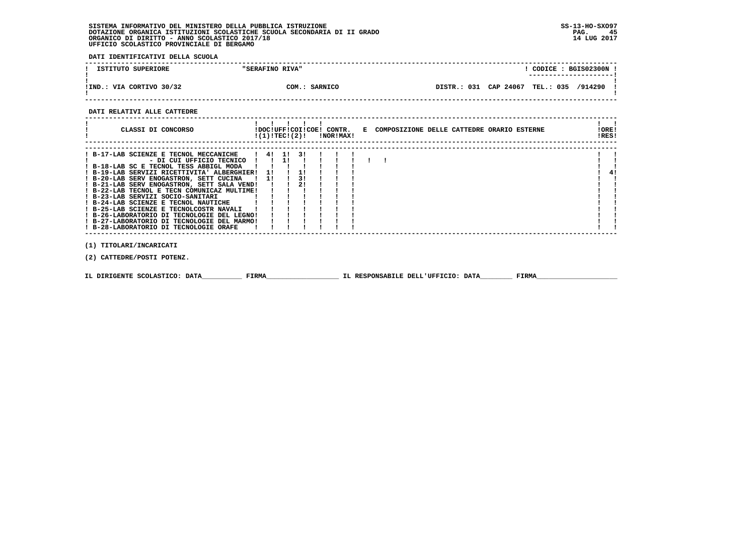SISTEMA INFORMATIVO DEL MINISTERO DELLA PUBBLICA ISTRUZIONE
DOTAZIONE ORGANICA ISTITUZIONI SCOLASTICHE SCUOLA SECONDARIA DI II GRADO
ORGANICO DI DIRITTO - ANNO SCOLASTICO 2017/18
UFFICIO SCOLASTICO PROVINCIALE DI BERGAMO

SS-13-HO-SXO97
14 LUG 2017

**DATI IDENTIFICATIVI DELLA SCUOLA**

| ISTITUTO SUPERIORE | "SERAFINO RIVA" | CODICE : BGIS02300N |
|---|---|---|
| IND.: VIA CORTIVO 30/32 | COM.: SARNICO | DISTR.: 031 CAP 24067 TEL.: 035 /914290 |

**DATI RELATIVI ALLE CATTEDRE**

| CLASSI DI CONCORSO | DOC (1) | UFF TEC | COI (2) | COE | CONTR. NOR | CONTR. MAX | E COMPOSIZIONE DELLE CATTEDRE ORARIO ESTERNE | ORE RES |
|---|---|---|---|---|---|---|---|---|
| B-17-LAB SCIENZE E TECNOL MECCANICHE | 4 | 1 | 3 | | | | | |
| - DI CUI UFFICIO TECNICO | | 1 | | | | | | |
| B-18-LAB SC E TECNOL TESS ABBIGL MODA | | | | | | | | |
| B-19-LAB SERVIZI RICETTIVITA' ALBERGHIER | 1 | | 1 | | | | | 4 |
| B-20-LAB SERV ENOGASTRON, SETT CUCINA | 1 | | 3 | | | | | |
| B-21-LAB SERV ENOGASTRON, SETT SALA VEND | | | 2 | | | | | |
| B-22-LAB TECNOL E TECN COMUNICAZ MULTIME | | | | | | | | |
| B-23-LAB SERVIZI SOCIO-SANITARI | | | | | | | | |
| B-24-LAB SCIENZE E TECNOL NAUTICHE | | | | | | | | |
| B-25-LAB SCIENZE E TECNOLCOSTR NAVALI | | | | | | | | |
| B-26-LABORATORIO DI TECNOLOGIE DEL LEGNO | | | | | | | | |
| B-27-LABORATORIO DI TECNOLOGIE DEL MARMO | | | | | | | | |
| B-28-LABORATORIO DI TECNOLOGIE ORAFE | | | | | | | | |

(1) TITOLARI/INCARICATI

(2) CATTEDRE/POSTI POTENZ.

IL DIRIGENTE SCOLASTICO: DATA__________ FIRMA__________________ IL RESPONSABILE DELL'UFFICIO: DATA________ FIRMA____________________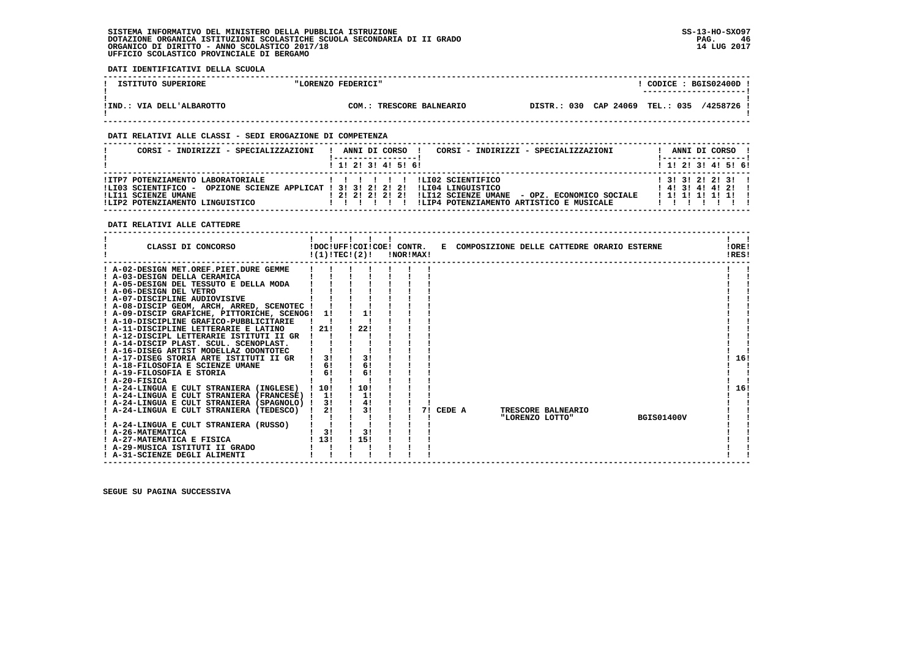SISTEMA INFORMATIVO DEL MINISTERO DELLA PUBBLICA ISTRUZIONE
DOTAZIONE ORGANICA ISTITUZIONI SCOLASTICHE SCUOLA SECONDARIA DI II GRADO
ORGANICO DI DIRITTO - ANNO SCOLASTICO 2017/18
UFFICIO SCOLASTICO PROVINCIALE DI BERGAMO

SS-13-HO-SXO97
14 LUG 2017

**DATI IDENTIFICATIVI DELLA SCUOLA**

| ISTITUTO SUPERIORE | "LORENZO FEDERICI" | | CODICE : BGIS02400D |
|---|---|---|---|
| IND.: VIA DELL'ALBAROTTO | COM.: TRESCORE BALNEARIO | DISTR.: 030 CAP 24069 | TEL.: 035 /4258726 |

**DATI RELATIVI ALLE CLASSI - SEDI EROGAZIONE DI COMPETENZA**

| CORSI - INDIRIZZI - SPECIALIZZAZIONI | 1 | 2 | 3 | 4 | 5 | 6 | CORSI - INDIRIZZI - SPECIALIZZAZIONI | 1 | 2 | 3 | 4 | 5 | 6 |
|---|---|---|---|---|---|---|---|---|---|---|---|---|---|
| ITP7 POTENZIAMENTO LABORATORIALE | | | | | | | LI02 SCIENTIFICO | 3 | 3 | 2 | 2 | 3 | |
| LI03 SCIENTIFICO - OPZIONE SCIENZE APPLICAT | 3 | 3 | 2 | 2 | 2 | | LI04 LINGUISTICO | 4 | 3 | 4 | 4 | 2 | |
| LI11 SCIENZE UMANE | 2 | 2 | 2 | 2 | 2 | | LI12 SCIENZE UMANE - OPZ. ECONOMICO SOCIALE | 1 | 1 | 1 | 1 | 1 | |
| LIP2 POTENZIAMENTO LINGUISTICO | | | | | | | LIP4 POTENZIAMENTO ARTISTICO E MUSICALE | | | | | | |

**DATI RELATIVI ALLE CATTEDRE**

| CLASSI DI CONCORSO | DOC (1) | UFF TEC (2) | COI | COE | CONTR. NOR | CONTR. MAX | E COMPOSIZIONE DELLE CATTEDRE ORARIO ESTERNE | ORE RES |
|---|---|---|---|---|---|---|---|---|
| A-02-DESIGN MET.OREF.PIET.DURE GEMME | | | | | | | | |
| A-03-DESIGN DELLA CERAMICA | | | | | | | | |
| A-05-DESIGN DEL TESSUTO E DELLA MODA | | | | | | | | |
| A-06-DESIGN DEL VETRO | | | | | | | | |
| A-07-DISCIPLINE AUDIOVISIVE | | | | | | | | |
| A-08-DISCIP GEOM, ARCH, ARRED, SCENOTEC | | | | | | | | |
| A-09-DISCIP GRAFICHE, PITTORICHE, SCENOG | 1 | | 1 | | | | | |
| A-10-DISCIPLINE GRAFICO-PUBBLICITARIE | | | | | | | | |
| A-11-DISCIPLINE LETTERARIE E LATINO | 21 | | 22 | | | | | |
| A-12-DISCIPL LETTERARIE ISTITUTI II GR | | | | | | | | |
| A-14-DISCIP PLAST. SCUL. SCENOPLAST. | | | | | | | | |
| A-16-DISEG ARTIST MODELLAZ ODONTOTEC | | | | | | | | |
| A-17-DISEG STORIA ARTE ISTITUTI II GR | 3 | | 3 | | | | | 16 |
| A-18-FILOSOFIA E SCIENZE UMANE | 6 | | 6 | | | | | |
| A-19-FILOSOFIA E STORIA | 6 | | 6 | | | | | |
| A-20-FISICA | | | | | | | | |
| A-24-LINGUA E CULT STRANIERA (INGLESE) | 10 | | 10 | | | | | 16 |
| A-24-LINGUA E CULT STRANIERA (FRANCESE) | 1 | | 1 | | | | | |
| A-24-LINGUA E CULT STRANIERA (SPAGNOLO) | 3 | | 4 | | | | | |
| A-24-LINGUA E CULT STRANIERA (TEDESCO) | 2 | | 3 | | | 7 | CEDE A TRESCORE BALNEARIO "LORENZO LOTTO" BGIS01400V | |
| A-24-LINGUA E CULT STRANIERA (RUSSO) | | | | | | | | |
| A-26-MATEMATICA | 3 | | 3 | | | | | |
| A-27-MATEMATICA E FISICA | 13 | | 15 | | | | | |
| A-29-MUSICA ISTITUTI II GRADO | | | | | | | | |
| A-31-SCIENZE DEGLI ALIMENTI | | | | | | | | |

SEGUE SU PAGINA SUCCESSIVA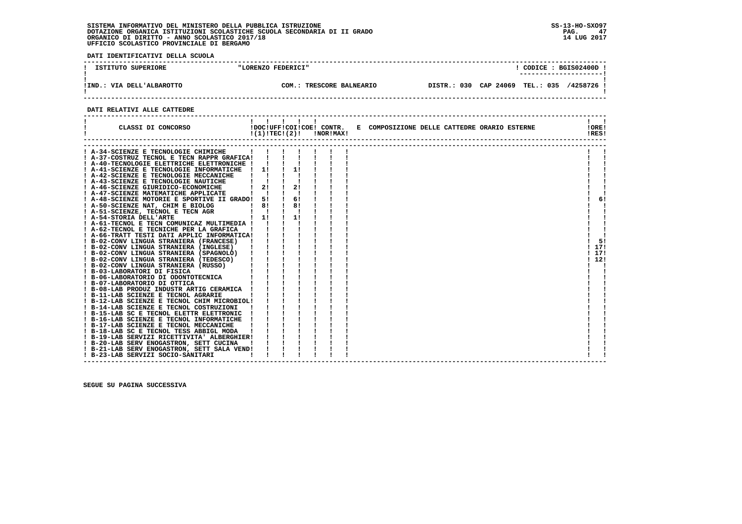SISTEMA INFORMATIVO DEL MINISTERO DELLA PUBBLICA ISTRUZIONE
DOTAZIONE ORGANICA ISTITUZIONI SCOLASTICHE SCUOLA SECONDARIA DI II GRADO
ORGANICO DI DIRITTO - ANNO SCOLASTICO 2017/18
UFFICIO SCOLASTICO PROVINCIALE DI BERGAMO

**DATI IDENTIFICATIVI DELLA SCUOLA**

| ISTITUTO SUPERIORE | "LORENZO FEDERICI" | | CODICE : BGIS02400D |
|---|---|---|---|
| IND.: VIA DELL'ALBAROTTO | COM.: TRESCORE BALNEARIO | DISTR.: 030 CAP 24069 | TEL.: 035 /4258726 |

**DATI RELATIVI ALLE CATTEDRE**

| CLASSI DI CONCORSO | DOC (1) | UFF TEC | COI (2) | COE | CONTR. NOR | CONTR. MAX | E COMPOSIZIONE DELLE CATTEDRE ORARIO ESTERNE | ORE RES |
|---|---|---|---|---|---|---|---|---|
| A-34-SCIENZE E TECNOLOGIE CHIMICHE | | | | | | | | |
| A-37-COSTRUZ TECNOL E TECN RAPPR GRAFICA | | | | | | | | |
| A-40-TECNOLOGIE ELETTRICHE ELETTRONICHE | | | | | | | | |
| A-41-SCIENZE E TECNOLOGIE INFORMATICHE | 1 | | 1 | | | | | |
| A-42-SCIENZE E TECNOLOGIE MECCANICHE | | | | | | | | |
| A-43-SCIENZE E TECNOLOGIE NAUTICHE | | | | | | | | |
| A-46-SCIENZE GIURIDICO-ECONOMICHE | 2 | | 2 | | | | | |
| A-47-SCIENZE MATEMATICHE APPLICATE | | | | | | | | |
| A-48-SCIENZE MOTORIE E SPORTIVE II GRADO | 5 | | 6 | | | | | 6 |
| A-50-SCIENZE NAT, CHIM E BIOLOG | 8 | | 8 | | | | | |
| A-51-SCIENZE, TECNOL E TECN AGR | | | | | | | | |
| A-54-STORIA DELL'ARTE | 1 | | 1 | | | | | |
| A-61-TECNOL E TECN COMUNICAZ MULTIMEDIA | | | | | | | | |
| A-62-TECNOL E TECNICHE PER LA GRAFICA | | | | | | | | |
| A-66-TRATT TESTI DATI APPLIC INFORMATICA | | | | | | | | |
| B-02-CONV LINGUA STRANIERA (FRANCESE) | | | | | | | | 5 |
| B-02-CONV LINGUA STRANIERA (INGLESE) | | | | | | | | 17 |
| B-02-CONV LINGUA STRANIERA (SPAGNOLO) | | | | | | | | 17 |
| B-02-CONV LINGUA STRANIERA (TEDESCO) | | | | | | | | 12 |
| B-02-CONV LINGUA STRANIERA (RUSSO) | | | | | | | | |
| B-03-LABORATORI DI FISICA | | | | | | | | |
| B-06-LABORATORIO DI ODONTOTECNICA | | | | | | | | |
| B-07-LABORATORIO DI OTTICA | | | | | | | | |
| B-08-LAB PRODUZ INDUSTR ARTIG CERAMICA | | | | | | | | |
| B-11-LAB SCIENZE E TECNOL AGRARIE | | | | | | | | |
| B-12-LAB SCIENZE E TECNOL CHIM MICROBIOL | | | | | | | | |
| B-14-LAB SCIENZE E TECNOL COSTRUZIONI | | | | | | | | |
| B-15-LAB SC E TECNOL ELETTR ELETTRONIC | | | | | | | | |
| B-16-LAB SCIENZE E TECNOL INFORMATICHE | | | | | | | | |
| B-17-LAB SCIENZE E TECNOL MECCANICHE | | | | | | | | |
| B-18-LAB SC E TECNOL TESS ABBIGL MODA | | | | | | | | |
| B-19-LAB SERVIZI RICETTIVITA' ALBERGHIER | | | | | | | | |
| B-20-LAB SERV ENOGASTRON, SETT CUCINA | | | | | | | | |
| B-21-LAB SERV ENOGASTRON, SETT SALA VEND | | | | | | | | |
| B-23-LAB SERVIZI SOCIO-SANITARI | | | | | | | | |

SEGUE SU PAGINA SUCCESSIVA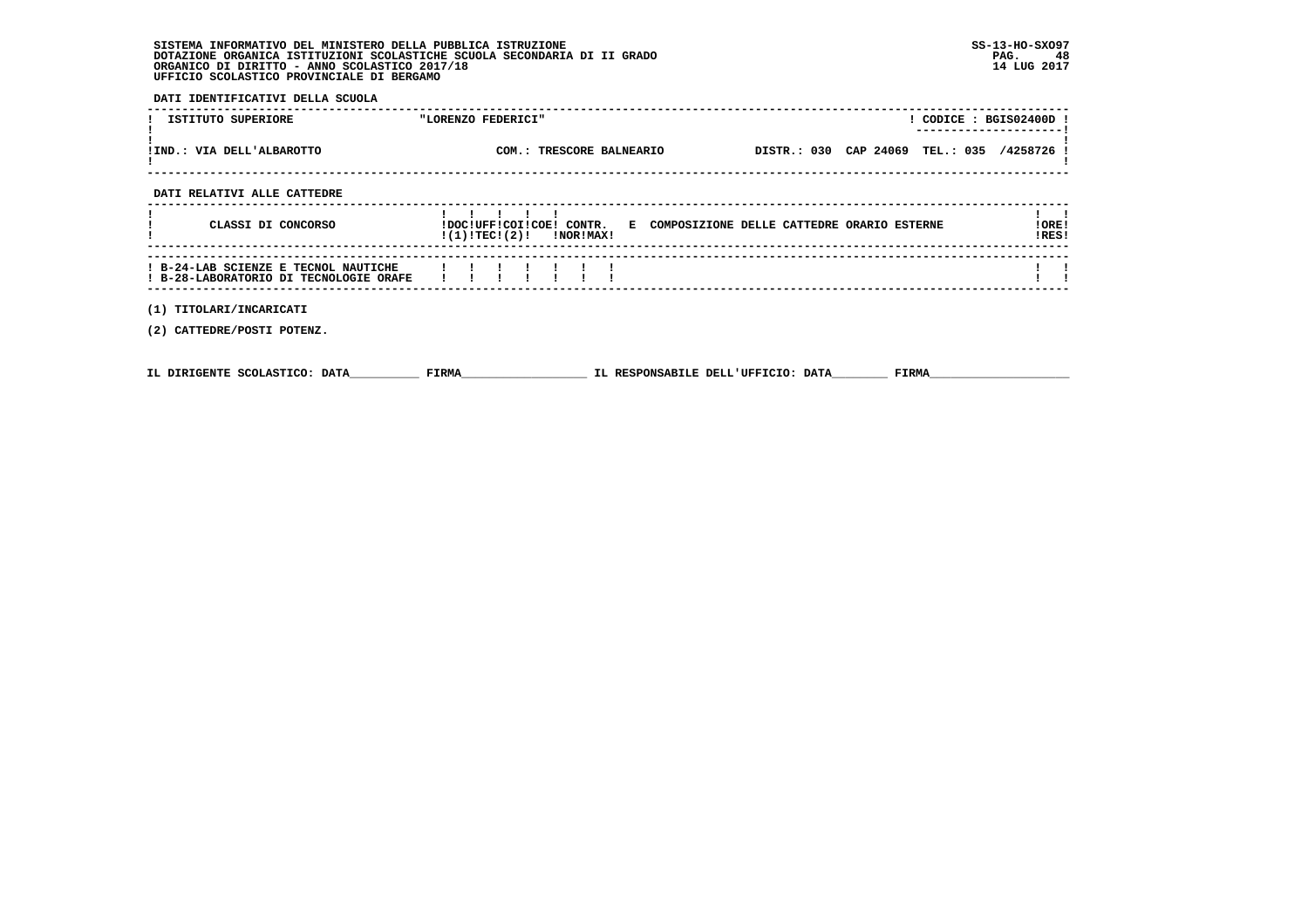SISTEMA INFORMATIVO DEL MINISTERO DELLA PUBBLICA ISTRUZIONE
DOTAZIONE ORGANICA ISTITUZIONI SCOLASTICHE SCUOLA SECONDARIA DI II GRADO
ORGANICO DI DIRITTO - ANNO SCOLASTICO 2017/18
UFFICIO SCOLASTICO PROVINCIALE DI BERGAMO

SS-13-HO-SXO97
14 LUG 2017

**DATI IDENTIFICATIVI DELLA SCUOLA**

| ISTITUTO SUPERIORE | "LORENZO FEDERICI" | | CODICE : BGIS02400D |
|---|---|---|---|
| IND.: VIA DELL'ALBAROTTO | COM.: TRESCORE BALNEARIO | DISTR.: 030 CAP 24069 | TEL.: 035 /4258726 |

**DATI RELATIVI ALLE CATTEDRE**

| CLASSI DI CONCORSO | DOC (1) | UFF TEC | COI (2) | COE | CONTR. NOR | CONTR. MAX | E COMPOSIZIONE DELLE CATTEDRE ORARIO ESTERNE | ORE RES |
|---|---|---|---|---|---|---|---|---|
| B-24-LAB SCIENZE E TECNOL NAUTICHE | | | | | | | | |
| B-28-LABORATORIO DI TECNOLOGIE ORAFE | | | | | | | | |

(1) TITOLARI/INCARICATI

(2) CATTEDRE/POSTI POTENZ.

IL DIRIGENTE SCOLASTICO: DATA__________ FIRMA__________________ IL RESPONSABILE DELL'UFFICIO: DATA________ FIRMA____________________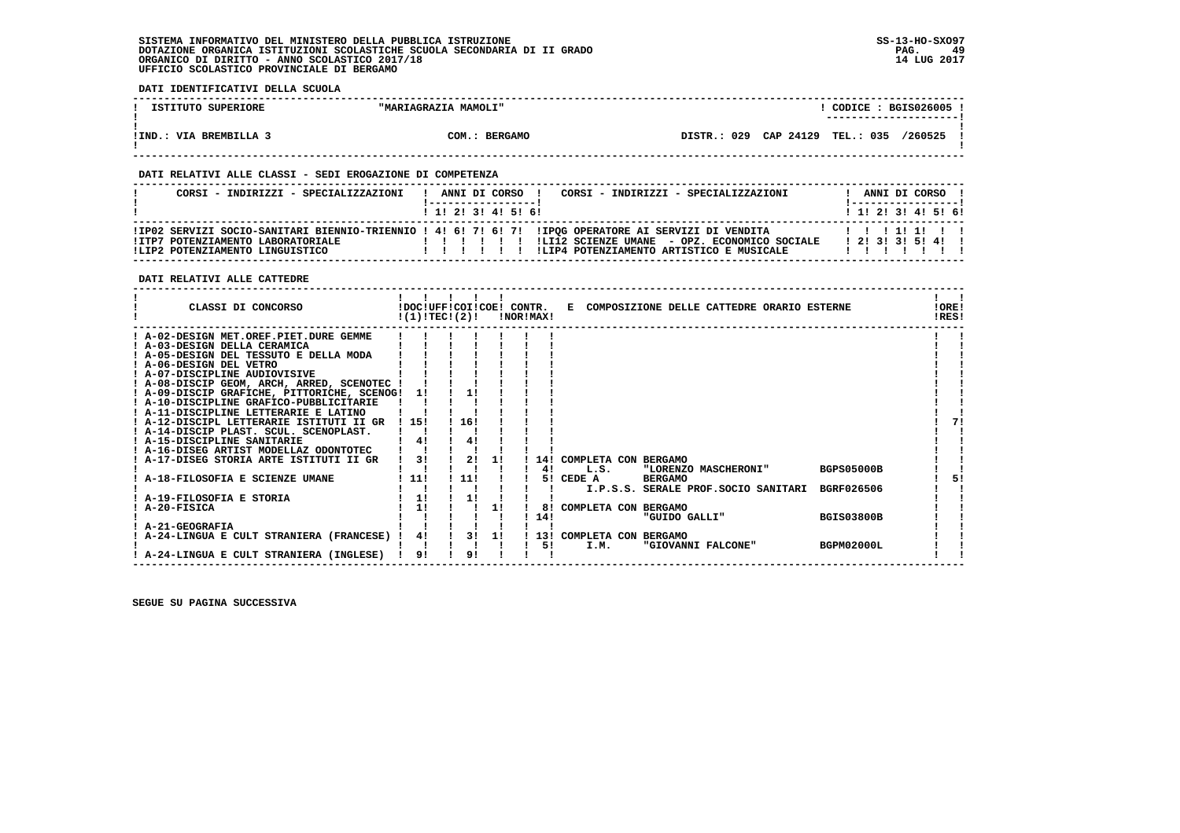SISTEMA INFORMATIVO DEL MINISTERO DELLA PUBBLICA ISTRUZIONE
DOTAZIONE ORGANICA ISTITUZIONI SCOLASTICHE SCUOLA SECONDARIA DI II GRADO
ORGANICO DI DIRITTO - ANNO SCOLASTICO 2017/18
UFFICIO SCOLASTICO PROVINCIALE DI BERGAMO

SS-13-HO-SXO97
14 LUG 2017

**DATI IDENTIFICATIVI DELLA SCUOLA**

| ISTITUTO SUPERIORE | "MARIAGRAZIA MAMOLI" | CODICE : BGIS026005 |
|---|---|---|
| IND.: VIA BREMBILLA 3 | COM.: BERGAMO | DISTR.: 029 CAP 24129 TEL.: 035 /260525 |

**DATI RELATIVI ALLE CLASSI - SEDI EROGAZIONE DI COMPETENZA**

| CORSI - INDIRIZZI - SPECIALIZZAZIONI | 1 | 2 | 3 | 4 | 5 | 6 | CORSI - INDIRIZZI - SPECIALIZZAZIONI | 1 | 2 | 3 | 4 | 5 | 6 |
|---|---|---|---|---|---|---|---|---|---|---|---|---|---|
| IP02 SERVIZI SOCIO-SANITARI BIENNIO-TRIENNIO | 4 | 6 | 7 | 6 | 7 | | IPQG OPERATORE AI SERVIZI DI VENDITA | | | 1 | 1 | | |
| ITP7 POTENZIAMENTO LABORATORIALE | | | | | | | LI12 SCIENZE UMANE - OPZ. ECONOMICO SOCIALE | 2 | 3 | 3 | 5 | 4 | |
| LIP2 POTENZIAMENTO LINGUISTICO | | | | | | | LIP4 POTENZIAMENTO ARTISTICO E MUSICALE | | | | | | |

**DATI RELATIVI ALLE CATTEDRE**

| CLASSI DI CONCORSO | DOC (1) | UFF TEC | COI | COE (2) | CONTR. NOR | CONTR. MAX | E COMPOSIZIONE DELLE CATTEDRE ORARIO ESTERNE | ORE RES |
|---|---|---|---|---|---|---|---|---|
| A-02-DESIGN MET.OREF.PIET.DURE GEMME | | | | | | | | |
| A-03-DESIGN DELLA CERAMICA | | | | | | | | |
| A-05-DESIGN DEL TESSUTO E DELLA MODA | | | | | | | | |
| A-06-DESIGN DEL VETRO | | | | | | | | |
| A-07-DISCIPLINE AUDIOVISIVE | | | | | | | | |
| A-08-DISCIP GEOM, ARCH, ARRED, SCENOTEC | | | | | | | | |
| A-09-DISCIP GRAFICHE, PITTORICHE, SCENOG | 1 | | 1 | | | | | |
| A-10-DISCIPLINE GRAFICO-PUBBLICITARIE | | | | | | | | |
| A-11-DISCIPLINE LETTERARIE E LATINO | | | | | | | | |
| A-12-DISCIPL LETTERARIE ISTITUTI II GR | 15 | | 16 | | | | | 7 |
| A-14-DISCIP PLAST. SCUL. SCENOPLAST. | | | | | | | | |
| A-15-DISCIPLINE SANITARIE | 4 | | 4 | | | | | |
| A-16-DISEG ARTIST MODELLAZ ODONTOTEC | | | | | | | | |
| A-17-DISEG STORIA ARTE ISTITUTI II GR | 3 | | 2 | 1 | | 14 | COMPLETA CON BERGAMO | |
| | | | | | | 4 | L.S. "LORENZO MASCHERONI" BGPS05000B | |
| A-18-FILOSOFIA E SCIENZE UMANE | 11 | | 11 | | | 5 | CEDE A BERGAMO | 5 |
| | | | | | | | I.P.S.S. SERALE PROF.SOCIO SANITARI BGRF026506 | |
| A-19-FILOSOFIA E STORIA | 1 | | 1 | | | | | |
| A-20-FISICA | 1 | | | 1 | | 8 | COMPLETA CON BERGAMO | |
| | | | | | | 14 | "GUIDO GALLI" BGIS03800B | |
| A-21-GEOGRAFIA | | | | | | | | |
| A-24-LINGUA E CULT STRANIERA (FRANCESE) | 4 | | 3 | 1 | | 13 | COMPLETA CON BERGAMO | |
| | | | | | | 5 | I.M. "GIOVANNI FALCONE" BGPM02000L | |
| A-24-LINGUA E CULT STRANIERA (INGLESE) | 9 | | 9 | | | | | |

SEGUE SU PAGINA SUCCESSIVA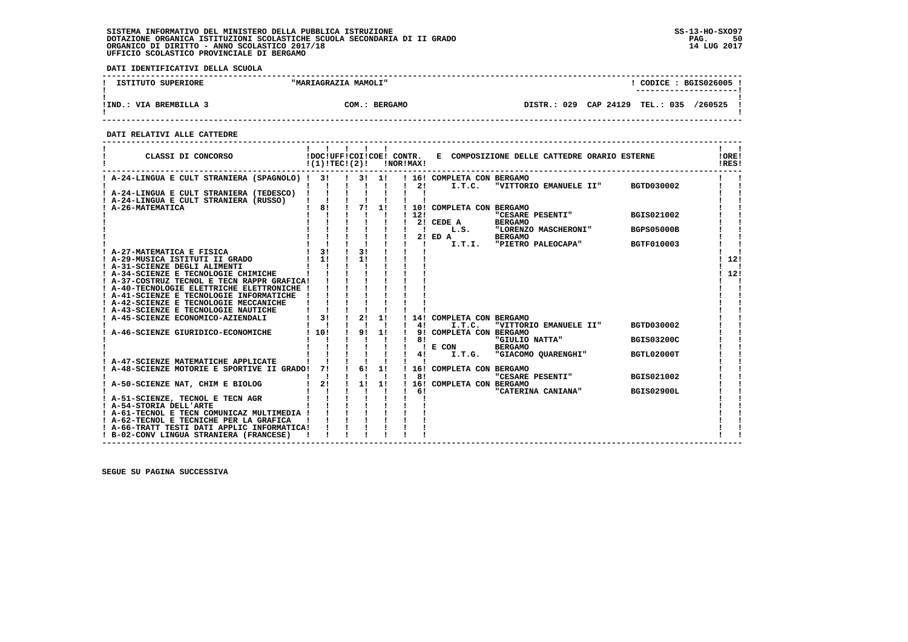SISTEMA INFORMATIVO DEL MINISTERO DELLA PUBBLICA ISTRUZIONE
DOTAZIONE ORGANICA ISTITUZIONI SCOLASTICHE SCUOLA SECONDARIA DI II GRADO
ORGANICO DI DIRITTO - ANNO SCOLASTICO 2017/18
UFFICIO SCOLASTICO PROVINCIALE DI BERGAMO

SS-13-HO-SXO97
14 LUG 2017

**DATI IDENTIFICATIVI DELLA SCUOLA**

| ISTITUTO SUPERIORE | "MARIAGRAZIA MAMOLI" | | CODICE : BGIS026005 |
|---|---|---|---|
| IND.: VIA BREMBILLA 3 | COM.: BERGAMO | DISTR.: 029 CAP 24129 | TEL.: 035 /260525 |

**DATI RELATIVI ALLE CATTEDRE**

| CLASSI DI CONCORSO | DOC (1) | UFF TEC (2) | COI | COE | CONTR. NOR | CONTR. MAX | E COMPOSIZIONE DELLE CATTEDRE ORARIO ESTERNE | | | ORE RES |
|---|---|---|---|---|---|---|---|---|---|---|
| A-24-LINGUA E CULT STRANIERA (SPAGNOLO) | 3 | | 3 | 1 | | 16 | COMPLETA CON BERGAMO | | | |
| | | | | | | 2 | I.T.C. | "VITTORIO EMANUELE II" | BGTD030002 | |
| A-24-LINGUA E CULT STRANIERA (TEDESCO) | | | | | | | | | | |
| A-24-LINGUA E CULT STRANIERA (RUSSO) | | | | | | | | | | |
| A-26-MATEMATICA | 8 | | 7 | 1 | | 10 | COMPLETA CON BERGAMO | | | |
| | | | | | | 12 | | "CESARE PESENTI" | BGIS021002 | |
| | | | | | | 2 | CEDE A | BERGAMO | | |
| | | | | | | | L.S. | "LORENZO MASCHERONI" | BGPS05000B | |
| | | | | | | 2 | ED A | BERGAMO | | |
| | | | | | | | I.T.I. | "PIETRO PALEOCAPA" | BGTF010003 | |
| A-27-MATEMATICA E FISICA | 3 | | 3 | | | | | | | |
| A-29-MUSICA ISTITUTI II GRADO | 1 | | 1 | | | | | | | 12 |
| A-31-SCIENZE DEGLI ALIMENTI | | | | | | | | | | |
| A-34-SCIENZE E TECNOLOGIE CHIMICHE | | | | | | | | | | 12 |
| A-37-COSTRUZ TECNOL E TECN RAPPR GRAFICA | | | | | | | | | | |
| A-40-TECNOLOGIE ELETTRICHE ELETTRONICHE | | | | | | | | | | |
| A-41-SCIENZE E TECNOLOGIE INFORMATICHE | | | | | | | | | | |
| A-42-SCIENZE E TECNOLOGIE MECCANICHE | | | | | | | | | | |
| A-43-SCIENZE E TECNOLOGIE NAUTICHE | | | | | | | | | | |
| A-45-SCIENZE ECONOMICO-AZIENDALI | 3 | | 2 | 1 | | 14 | COMPLETA CON BERGAMO | | | |
| | | | | | | 4 | I.T.C. | "VITTORIO EMANUELE II" | BGTD030002 | |
| A-46-SCIENZE GIURIDICO-ECONOMICHE | 10 | | 9 | 1 | | 9 | COMPLETA CON BERGAMO | | | |
| | | | | | | 8 | | "GIULIO NATTA" | BGIS03200C | |
| | | | | | | | E CON | BERGAMO | | |
| | | | | | | 4 | I.T.G. | "GIACOMO QUARENGHI" | BGTL02000T | |
| A-47-SCIENZE MATEMATICHE APPLICATE | | | | | | | | | | |
| A-48-SCIENZE MOTORIE E SPORTIVE II GRADO | 7 | | 6 | 1 | | 16 | COMPLETA CON BERGAMO | | | |
| | | | | | | 8 | | "CESARE PESENTI" | BGIS021002 | |
| A-50-SCIENZE NAT, CHIM E BIOLOG | 2 | | 1 | 1 | | 16 | COMPLETA CON BERGAMO | | | |
| | | | | | | 6 | | "CATERINA CANIANA" | BGIS02900L | |
| A-51-SCIENZE, TECNOL E TECN AGR | | | | | | | | | | |
| A-54-STORIA DELL'ARTE | | | | | | | | | | |
| A-61-TECNOL E TECN COMUNICAZ MULTIMEDIA | | | | | | | | | | |
| A-62-TECNOL E TECNICHE PER LA GRAFICA | | | | | | | | | | |
| A-66-TRATT TESTI DATI APPLIC INFORMATICA | | | | | | | | | | |
| B-02-CONV LINGUA STRANIERA (FRANCESE) | | | | | | | | | | |

SEGUE SU PAGINA SUCCESSIVA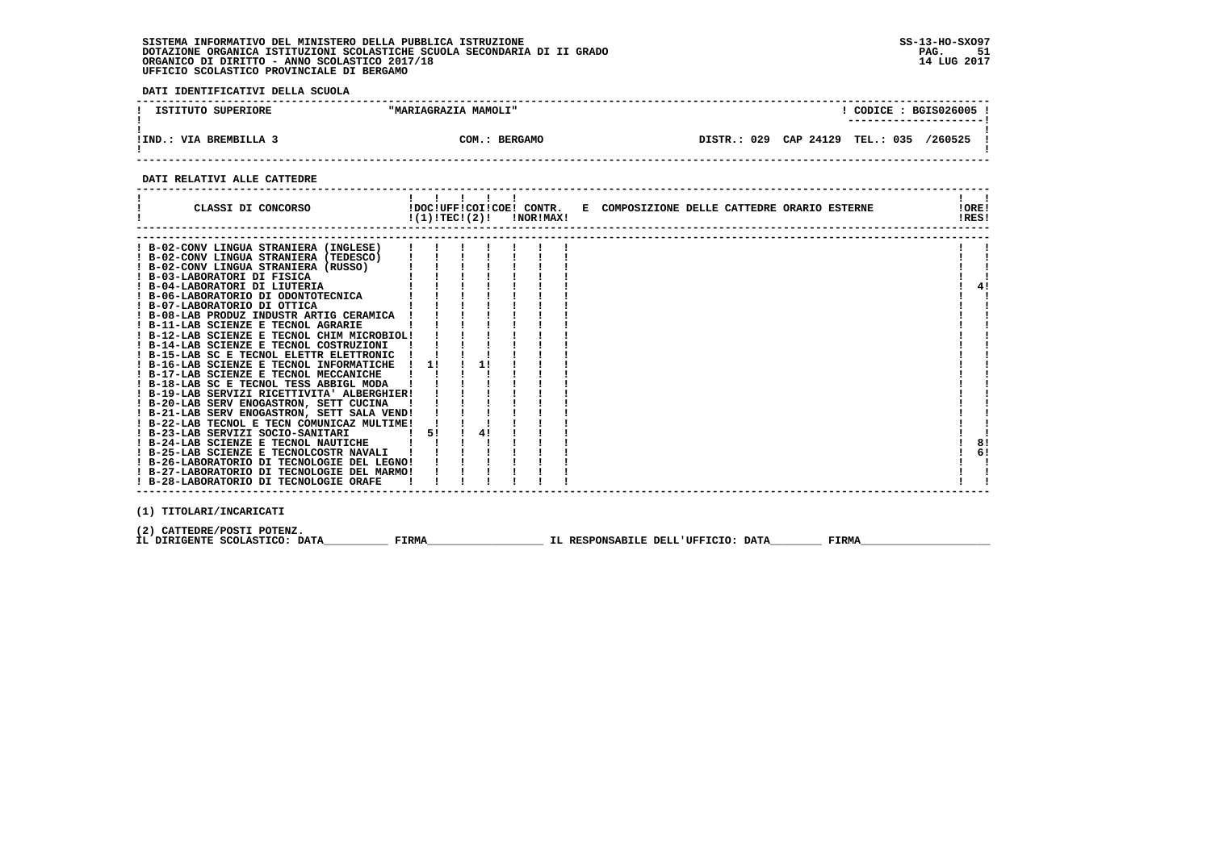SISTEMA INFORMATIVO DEL MINISTERO DELLA PUBBLICA ISTRUZIONE
DOTAZIONE ORGANICA ISTITUZIONI SCOLASTICHE SCUOLA SECONDARIA DI II GRADO
ORGANICO DI DIRITTO - ANNO SCOLASTICO 2017/18
UFFICIO SCOLASTICO PROVINCIALE DI BERGAMO

SS-13-HO-SXO97
14 LUG 2017

**DATI IDENTIFICATIVI DELLA SCUOLA**

| ISTITUTO SUPERIORE | "MARIAGRAZIA MAMOLI" | CODICE : BGIS026005 |
|---|---|---|
| IND.: VIA BREMBILLA 3 | COM.: BERGAMO | DISTR.: 029 CAP 24129 TEL.: 035 /260525 |

**DATI RELATIVI ALLE CATTEDRE**

| CLASSI DI CONCORSO | DOC (1) | UFF TEC | COI (2) | COE | CONTR. NOR | CONTR. MAX | E COMPOSIZIONE DELLE CATTEDRE ORARIO ESTERNE | ORE RES |
|---|---|---|---|---|---|---|---|---|
| B-02-CONV LINGUA STRANIERA (INGLESE) | | | | | | | | |
| B-02-CONV LINGUA STRANIERA (TEDESCO) | | | | | | | | |
| B-02-CONV LINGUA STRANIERA (RUSSO) | | | | | | | | |
| B-03-LABORATORI DI FISICA | | | | | | | | |
| B-04-LABORATORI DI LIUTERIA | | | | | | | | 4 |
| B-06-LABORATORIO DI ODONTOTECNICA | | | | | | | | |
| B-07-LABORATORIO DI OTTICA | | | | | | | | |
| B-08-LAB PRODUZ INDUSTR ARTIG CERAMICA | | | | | | | | |
| B-11-LAB SCIENZE E TECNOL AGRARIE | | | | | | | | |
| B-12-LAB SCIENZE E TECNOL CHIM MICROBIOL | | | | | | | | |
| B-14-LAB SCIENZE E TECNOL COSTRUZIONI | | | | | | | | |
| B-15-LAB SC E TECNOL ELETTR ELETTRONIC | | | | | | | | |
| B-16-LAB SCIENZE E TECNOL INFORMATICHE | 1 | | 1 | | | | | |
| B-17-LAB SCIENZE E TECNOL MECCANICHE | | | | | | | | |
| B-18-LAB SC E TECNOL TESS ABBIGL MODA | | | | | | | | |
| B-19-LAB SERVIZI RICETTIVITA' ALBERGHIER | | | | | | | | |
| B-20-LAB SERV ENOGASTRON, SETT CUCINA | | | | | | | | |
| B-21-LAB SERV ENOGASTRON, SETT SALA VEND | | | | | | | | |
| B-22-LAB TECNOL E TECN COMUNICAZ MULTIME | | | | | | | | |
| B-23-LAB SERVIZI SOCIO-SANITARI | 5 | | 4 | | | | | |
| B-24-LAB SCIENZE E TECNOL NAUTICHE | | | | | | | | 8 |
| B-25-LAB SCIENZE E TECNOLCOSTR NAVALI | | | | | | | | 6 |
| B-26-LABORATORIO DI TECNOLOGIE DEL LEGNO | | | | | | | | |
| B-27-LABORATORIO DI TECNOLOGIE DEL MARMO | | | | | | | | |
| B-28-LABORATORIO DI TECNOLOGIE ORAFE | | | | | | | | |

(1) TITOLARI/INCARICATI

(2) CATTEDRE/POSTI POTENZ.

IL DIRIGENTE SCOLASTICO: DATA__________ FIRMA__________________ IL RESPONSABILE DELL'UFFICIO: DATA________ FIRMA____________________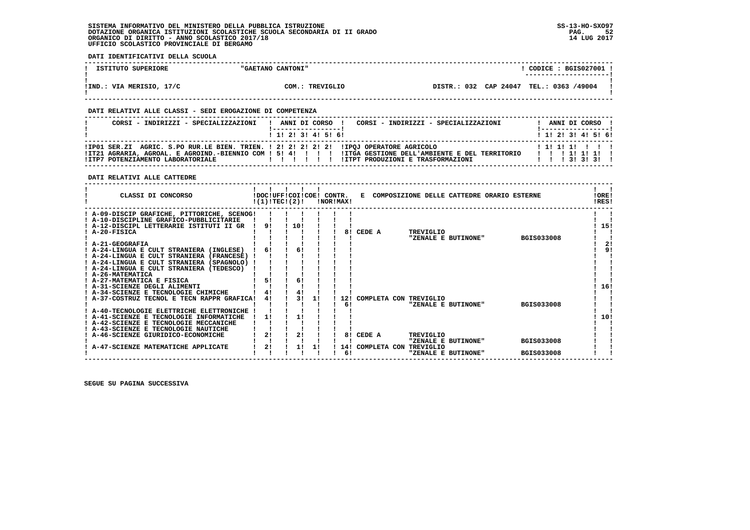SISTEMA INFORMATIVO DEL MINISTERO DELLA PUBBLICA ISTRUZIONE
DOTAZIONE ORGANICA ISTITUZIONI SCOLASTICHE SCUOLA SECONDARIA DI II GRADO
ORGANICO DI DIRITTO - ANNO SCOLASTICO 2017/18
UFFICIO SCOLASTICO PROVINCIALE DI BERGAMO

SS-13-HO-SXO97
14 LUG 2017

**DATI IDENTIFICATIVI DELLA SCUOLA**

| ISTITUTO SUPERIORE | "GAETANO CANTONI" | | CODICE : BGIS027001 |
|---|---|---|---|
| IND.: VIA MERISIO, 17/C | COM.: TREVIGLIO | DISTR.: 032 CAP 24047 | TEL.: 0363 /49004 |

**DATI RELATIVI ALLE CLASSI - SEDI EROGAZIONE DI COMPETENZA**

| CORSI - INDIRIZZI - SPECIALIZZAZIONI | 1 | 2 | 3 | 4 | 5 | 6 | CORSI - INDIRIZZI - SPECIALIZZAZIONI | 1 | 2 | 3 | 4 | 5 | 6 |
|---|---|---|---|---|---|---|---|---|---|---|---|---|---|
| IP01 SER.ZI AGRIC. S.PO RUR.LE BIEN. TRIEN. | 2 | 2 | 2 | 2 | 2 | | IPQJ OPERATORE AGRICOLO | 1 | 1 | 1 | | | |
| IT21 AGRARIA, AGROAL. E AGROIND.-BIENNIO COM | 5 | 4 | | | | | ITGA GESTIONE DELL'AMBIENTE E DEL TERRITORIO | | | 1 | 1 | 1 | |
| ITP7 POTENZIAMENTO LABORATORIALE | | | | | | | ITPT PRODUZIONI E TRASFORMAZIONI | | | 3 | 3 | 3 | |

**DATI RELATIVI ALLE CATTEDRE**

| CLASSI DI CONCORSO | DOC (1) | UFF TEC | COI (2) | COE | CONTR. NOR | CONTR. MAX | E COMPOSIZIONE DELLE CATTEDRE ORARIO ESTERNE | ORE RES |
|---|---|---|---|---|---|---|---|---|
| A-09-DISCIP GRAFICHE, PITTORICHE, SCENOG | | | | | | | | |
| A-10-DISCIPLINE GRAFICO-PUBBLICITARIE | | | | | | | | |
| A-12-DISCIPL LETTERARIE ISTITUTI II GR | 9 | | 10 | | | | | 15 |
| A-20-FISICA | | | | | | 8 | CEDE A TREVIGLIO "ZENALE E BUTINONE" BGIS033008 | |
| A-21-GEOGRAFIA | | | | | | | | 2 |
| A-24-LINGUA E CULT STRANIERA (INGLESE) | 6 | | 6 | | | | | 9 |
| A-24-LINGUA E CULT STRANIERA (FRANCESE) | | | | | | | | |
| A-24-LINGUA E CULT STRANIERA (SPAGNOLO) | | | | | | | | |
| A-24-LINGUA E CULT STRANIERA (TEDESCO) | | | | | | | | |
| A-26-MATEMATICA | | | | | | | | |
| A-27-MATEMATICA E FISICA | 5 | | 6 | | | | | |
| A-31-SCIENZE DEGLI ALIMENTI | | | | | | | | 16 |
| A-34-SCIENZE E TECNOLOGIE CHIMICHE | 4 | | 4 | | | | | |
| A-37-COSTRUZ TECNOL E TECN RAPPR GRAFICA | 4 | | 3 | 1 | 12 | 6 | COMPLETA CON TREVIGLIO "ZENALE E BUTINONE" BGIS033008 | |
| A-40-TECNOLOGIE ELETTRICHE ELETTRONICHE | | | | | | | | |
| A-41-SCIENZE E TECNOLOGIE INFORMATICHE | 1 | | 1 | | | | | 10 |
| A-42-SCIENZE E TECNOLOGIE MECCANICHE | | | | | | | | |
| A-43-SCIENZE E TECNOLOGIE NAUTICHE | | | | | | | | |
| A-46-SCIENZE GIURIDICO-ECONOMICHE | 2 | | 2 | | | 8 | CEDE A TREVIGLIO "ZENALE E BUTINONE" BGIS033008 | |
| A-47-SCIENZE MATEMATICHE APPLICATE | 2 | | 1 | 1 | 14 | 6 | COMPLETA CON TREVIGLIO "ZENALE E BUTINONE" BGIS033008 | |

SEGUE SU PAGINA SUCCESSIVA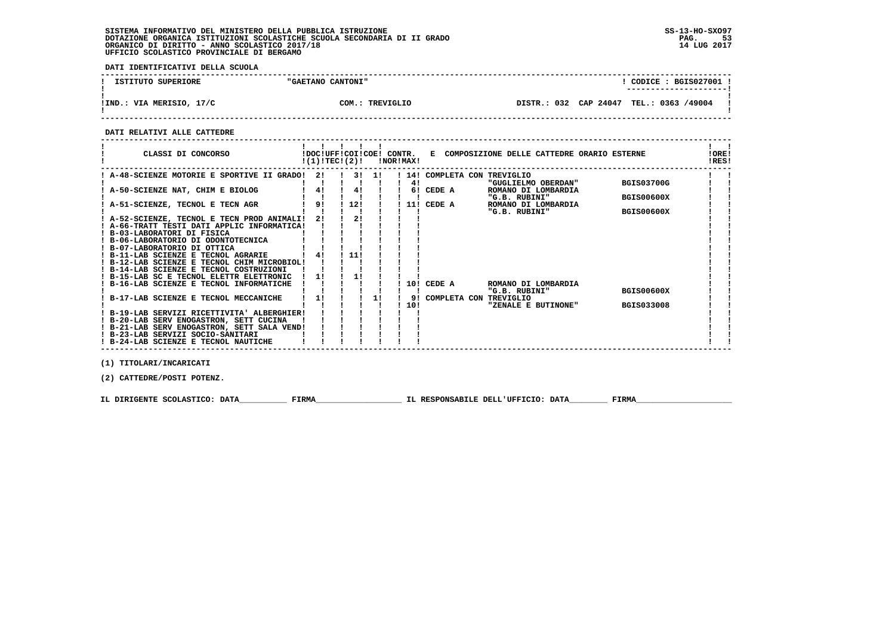SISTEMA INFORMATIVO DEL MINISTERO DELLA PUBBLICA ISTRUZIONE
DOTAZIONE ORGANICA ISTITUZIONI SCOLASTICHE SCUOLA SECONDARIA DI II GRADO
ORGANICO DI DIRITTO - ANNO SCOLASTICO 2017/18
UFFICIO SCOLASTICO PROVINCIALE DI BERGAMO

SS-13-HO-SXO97
14 LUG 2017

**DATI IDENTIFICATIVI DELLA SCUOLA**

| ISTITUTO SUPERIORE | "GAETANO CANTONI" | CODICE : BGIS027001 |
|---|---|---|
| IND.: VIA MERISIO, 17/C | COM.: TREVIGLIO | DISTR.: 032 CAP 24047 TEL.: 0363 /49004 |

**DATI RELATIVI ALLE CATTEDRE**

| CLASSI DI CONCORSO | DOC (1) | UFF TEC | COI (2) | COE | CONTR. NOR | CONTR. MAX | E COMPOSIZIONE DELLE CATTEDRE ORARIO ESTERNE | | | ORE RES |
|---|---|---|---|---|---|---|---|---|---|---|
| A-48-SCIENZE MOTORIE E SPORTIVE II GRADO | 2 | | 3 | 1 | | 14 | COMPLETA CON | TREVIGLIO | | |
| | | | | | | 4 | | "GUGLIELMO OBERDAN" | BGIS03700G | |
| A-50-SCIENZE NAT, CHIM E BIOLOG | 4 | | 4 | | | 6 | CEDE A | ROMANO DI LOMBARDIA | | |
| | | | | | | | | "G.B. RUBINI" | BGIS00600X | |
| A-51-SCIENZE, TECNOL E TECN AGR | 9 | | 12 | | | 11 | CEDE A | ROMANO DI LOMBARDIA | | |
| | | | | | | | | "G.B. RUBINI" | BGIS00600X | |
| A-52-SCIENZE, TECNOL E TECN PROD ANIMALI | 2 | | 2 | | | | | | | |
| A-66-TRATT TESTI DATI APPLIC INFORMATICA | | | | | | | | | | |
| B-03-LABORATORI DI FISICA | | | | | | | | | | |
| B-06-LABORATORIO DI ODONTOTECNICA | | | | | | | | | | |
| B-07-LABORATORIO DI OTTICA | | | | | | | | | | |
| B-11-LAB SCIENZE E TECNOL AGRARIE | 4 | | 11 | | | | | | | |
| B-12-LAB SCIENZE E TECNOL CHIM MICROBIOL | | | | | | | | | | |
| B-14-LAB SCIENZE E TECNOL COSTRUZIONI | | | | | | | | | | |
| B-15-LAB SC E TECNOL ELETTR ELETTRONIC | 1 | | 1 | | | | | | | |
| B-16-LAB SCIENZE E TECNOL INFORMATICHE | | | | | | 10 | CEDE A | ROMANO DI LOMBARDIA | | |
| | | | | | | | | "G.B. RUBINI" | BGIS00600X | |
| B-17-LAB SCIENZE E TECNOL MECCANICHE | 1 | | | 1 | | 9 | COMPLETA CON | TREVIGLIO | | |
| | | | | | | 10 | | "ZENALE E BUTINONE" | BGIS033008 | |
| B-19-LAB SERVIZI RICETTIVITA' ALBERGHIER | | | | | | | | | | |
| B-20-LAB SERV ENOGASTRON, SETT CUCINA | | | | | | | | | | |
| B-21-LAB SERV ENOGASTRON, SETT SALA VEND | | | | | | | | | | |
| B-23-LAB SERVIZI SOCIO-SANITARI | | | | | | | | | | |
| B-24-LAB SCIENZE E TECNOL NAUTICHE | | | | | | | | | | |

(1) TITOLARI/INCARICATI

(2) CATTEDRE/POSTI POTENZ.

IL DIRIGENTE SCOLASTICO: DATA__________ FIRMA__________________ IL RESPONSABILE DELL'UFFICIO: DATA________ FIRMA____________________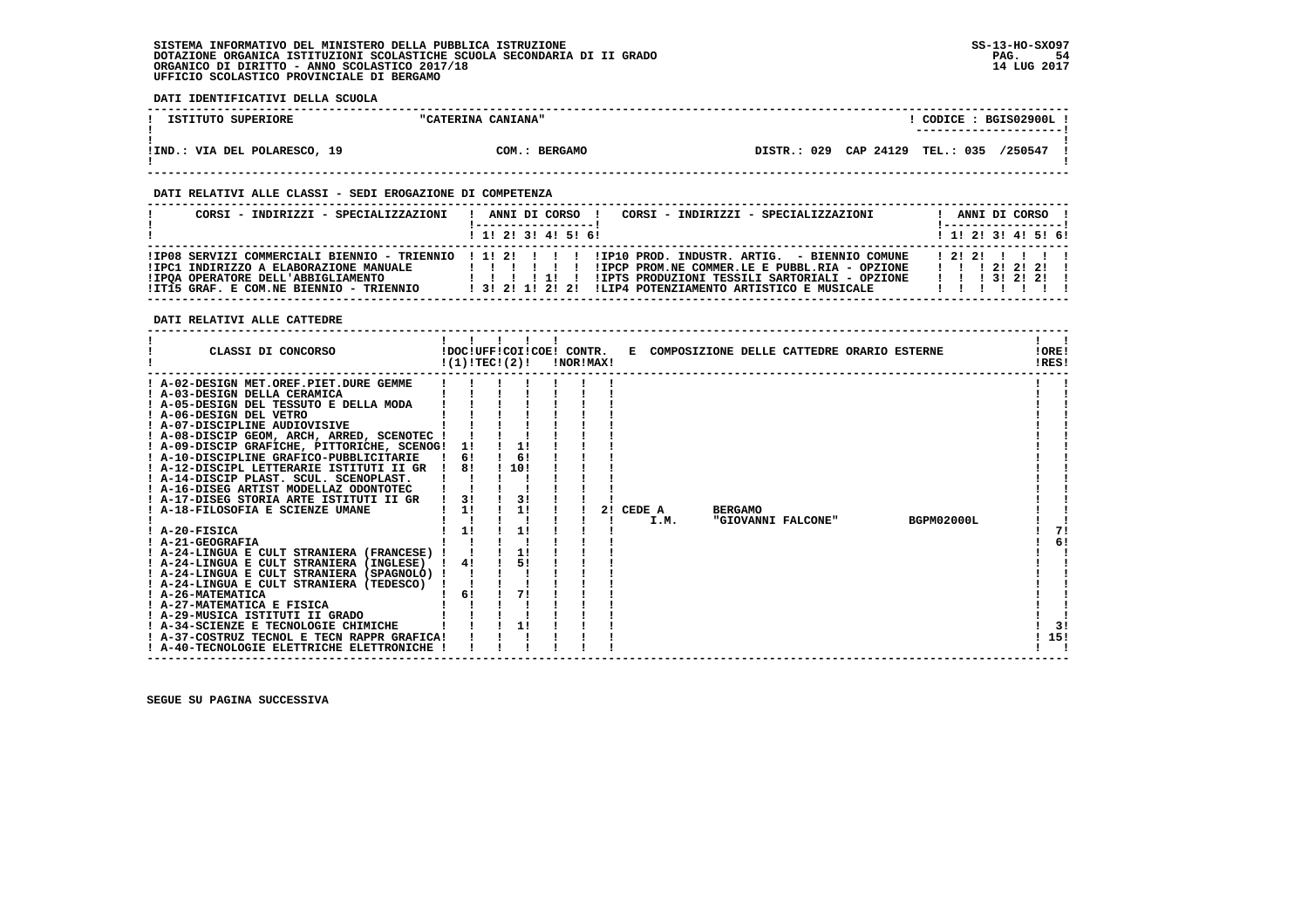SISTEMA INFORMATIVO DEL MINISTERO DELLA PUBBLICA ISTRUZIONE
DOTAZIONE ORGANICA ISTITUZIONI SCOLASTICHE SCUOLA SECONDARIA DI II GRADO
ORGANICO DI DIRITTO - ANNO SCOLASTICO 2017/18
UFFICIO SCOLASTICO PROVINCIALE DI BERGAMO

SS-13-HO-SXO97
14 LUG 2017

**DATI IDENTIFICATIVI DELLA SCUOLA**

| ISTITUTO SUPERIORE | "CATERINA CANIANA" | CODICE : BGIS02900L |
|---|---|---|
| IND.: VIA DEL POLARESCO, 19 | COM.: BERGAMO | DISTR.: 029 CAP 24129 TEL.: 035 /250547 |

**DATI RELATIVI ALLE CLASSI - SEDI EROGAZIONE DI COMPETENZA**

| CORSI - INDIRIZZI - SPECIALIZZAZIONI | 1 | 2 | 3 | 4 | 5 | 6 | CORSI - INDIRIZZI - SPECIALIZZAZIONI | 1 | 2 | 3 | 4 | 5 | 6 |
|---|---|---|---|---|---|---|---|---|---|---|---|---|---|
| IP08 SERVIZI COMMERCIALI BIENNIO - TRIENNIO | 1 | 2 | | | | | IP10 PROD. INDUSTR. ARTIG. - BIENNIO COMUNE | 2 | 2 | | | | |
| IPC1 INDIRIZZO A ELABORAZIONE MANUALE | | | | | | | IPCP PROM.NE COMMER.LE E PUBBL.RIA - OPZIONE | | | 2 | 2 | 2 | |
| IPQA OPERATORE DELL'ABBIGLIAMENTO | | | | 1 | | | IPTS PRODUZIONI TESSILI SARTORIALI - OPZIONE | | | 3 | 2 | 2 | |
| IT15 GRAF. E COM.NE BIENNIO - TRIENNIO | 3 | 2 | 1 | 2 | 2 | | LIP4 POTENZIAMENTO ARTISTICO E MUSICALE | | | | | | |

**DATI RELATIVI ALLE CATTEDRE**

| CLASSI DI CONCORSO | DOC (1) | UFF TEC (2) | COI | COE | CONTR. NOR | CONTR. MAX | E COMPOSIZIONE DELLE CATTEDRE ORARIO ESTERNE | ORE RES |
|---|---|---|---|---|---|---|---|---|
| A-02-DESIGN MET.OREF.PIET.DURE GEMME | | | | | | | | |
| A-03-DESIGN DELLA CERAMICA | | | | | | | | |
| A-05-DESIGN DEL TESSUTO E DELLA MODA | | | | | | | | |
| A-06-DESIGN DEL VETRO | | | | | | | | |
| A-07-DISCIPLINE AUDIOVISIVE | | | | | | | | |
| A-08-DISCIP GEOM, ARCH, ARRED, SCENOTEC | | | | | | | | |
| A-09-DISCIP GRAFICHE, PITTORICHE, SCENOG | 1 | | 1 | | | | | |
| A-10-DISCIPLINE GRAFICO-PUBBLICITARIE | 6 | | 6 | | | | | |
| A-12-DISCIPL LETTERARIE ISTITUTI II GR | 8 | | 10 | | | | | |
| A-14-DISCIP PLAST. SCUL. SCENOPLAST. | | | | | | | | |
| A-16-DISEG ARTIST MODELLAZ ODONTOTEC | | | | | | | | |
| A-17-DISEG STORIA ARTE ISTITUTI II GR | 3 | | 3 | | | | | |
| A-18-FILOSOFIA E SCIENZE UMANE | 1 | | 1 | | | | 2 CEDE A BERGAMO I.M. "GIOVANNI FALCONE" BGPM02000L | |
| A-20-FISICA | 1 | | 1 | | | | | 7 |
| A-21-GEOGRAFIA | | | | | | | | 6 |
| A-24-LINGUA E CULT STRANIERA (FRANCESE) | | | 1 | | | | | |
| A-24-LINGUA E CULT STRANIERA (INGLESE) | 4 | | 5 | | | | | |
| A-24-LINGUA E CULT STRANIERA (SPAGNOLO) | | | | | | | | |
| A-24-LINGUA E CULT STRANIERA (TEDESCO) | | | | | | | | |
| A-26-MATEMATICA | 6 | | 7 | | | | | |
| A-27-MATEMATICA E FISICA | | | | | | | | |
| A-29-MUSICA ISTITUTI II GRADO | | | | | | | | |
| A-34-SCIENZE E TECNOLOGIE CHIMICHE | | | 1 | | | | | 3 |
| A-37-COSTRUZ TECNOL E TECN RAPPR GRAFICA | | | | | | | | 15 |
| A-40-TECNOLOGIE ELETTRICHE ELETTRONICHE | | | | | | | | |

SEGUE SU PAGINA SUCCESSIVA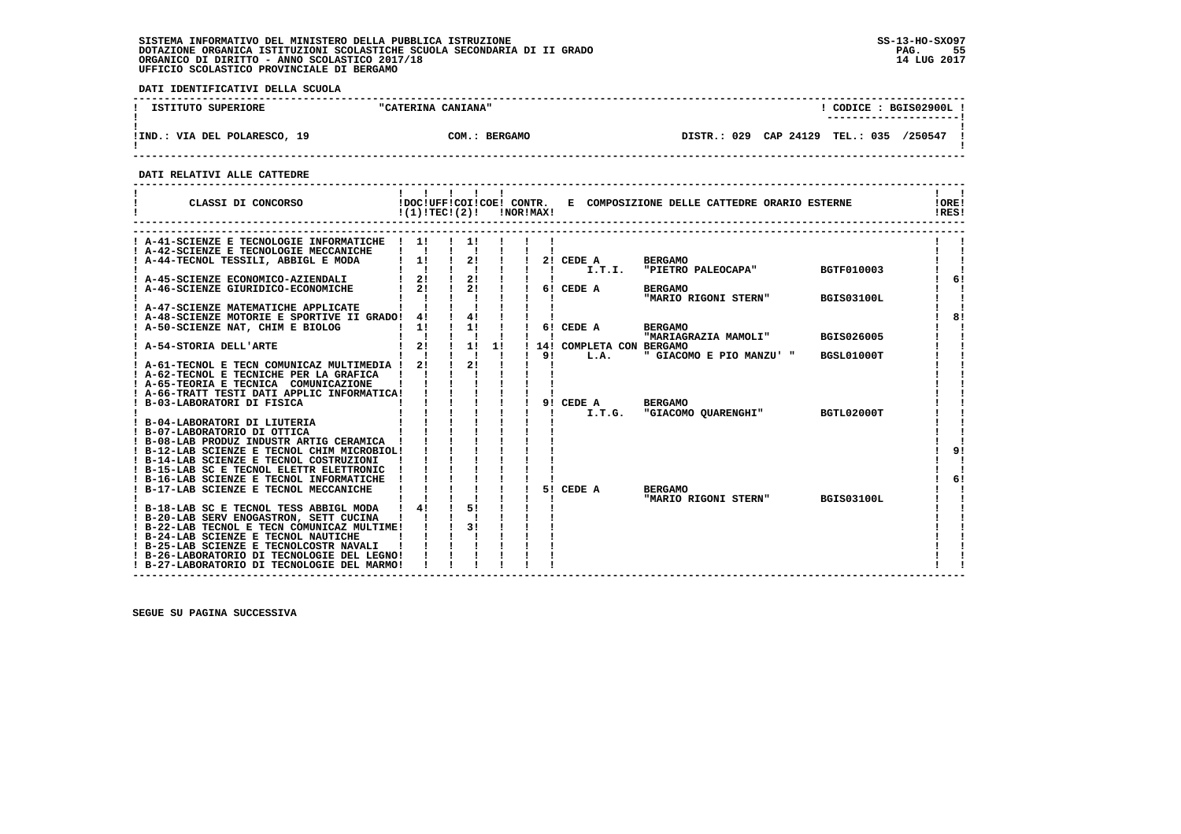SISTEMA INFORMATIVO DEL MINISTERO DELLA PUBBLICA ISTRUZIONE
DOTAZIONE ORGANICA ISTITUZIONI SCOLASTICHE SCUOLA SECONDARIA DI II GRADO
ORGANICO DI DIRITTO - ANNO SCOLASTICO 2017/18
UFFICIO SCOLASTICO PROVINCIALE DI BERGAMO

SS-13-HO-SXO97
14 LUG 2017

**DATI IDENTIFICATIVI DELLA SCUOLA**

| ISTITUTO SUPERIORE | "CATERINA CANIANA" | CODICE : BGIS02900L |
|---|---|---|
| IND.: VIA DEL POLARESCO, 19 | COM.: BERGAMO | DISTR.: 029 CAP 24129 TEL.: 035 /250547 |

**DATI RELATIVI ALLE CATTEDRE**

| CLASSI DI CONCORSO | DOC (1) | UFF TEC | COI (2) | COE | CONTR. NOR | CONTR. MAX | E COMPOSIZIONE DELLE CATTEDRE ORARIO ESTERNE | | | ORE RES |
|---|---|---|---|---|---|---|---|---|---|---|
| A-41-SCIENZE E TECNOLOGIE INFORMATICHE | 1 | | 1 | | | | | | | |
| A-42-SCIENZE E TECNOLOGIE MECCANICHE | | | | | | | | | | |
| A-44-TECNOL TESSILI, ABBIGL E MODA | 1 | | 2 | | | 2 | CEDE A | BERGAMO | | |
| | | | | | | | I.T.I. | "PIETRO PALEOCAPA" | BGTF010003 | |
| A-45-SCIENZE ECONOMICO-AZIENDALI | 2 | | 2 | | | | | | | 6 |
| A-46-SCIENZE GIURIDICO-ECONOMICHE | 2 | | 2 | | | 6 | CEDE A | BERGAMO | | |
| | | | | | | | | "MARIO RIGONI STERN" | BGIS03100L | |
| A-47-SCIENZE MATEMATICHE APPLICATE | | | | | | | | | | |
| A-48-SCIENZE MOTORIE E SPORTIVE II GRADO | 4 | | 4 | | | | | | | 8 |
| A-50-SCIENZE NAT, CHIM E BIOLOG | 1 | | 1 | | | 6 | CEDE A | BERGAMO | | |
| | | | | | | | | "MARIAGRAZIA MAMOLI" | BGIS026005 | |
| A-54-STORIA DELL'ARTE | 2 | | 1 | 1 | | 14 | COMPLETA CON | BERGAMO | | |
| | | | | | | 9 | L.A. | " GIACOMO E PIO MANZU' " | BGSL01000T | |
| A-61-TECNOL E TECN COMUNICAZ MULTIMEDIA | 2 | | 2 | | | | | | | |
| A-62-TECNOL E TECNICHE PER LA GRAFICA | | | | | | | | | | |
| A-65-TEORIA E TECNICA COMUNICAZIONE | | | | | | | | | | |
| A-66-TRATT TESTI DATI APPLIC INFORMATICA | | | | | | | | | | |
| B-03-LABORATORI DI FISICA | | | | | | 9 | CEDE A | BERGAMO | | |
| | | | | | | | I.T.G. | "GIACOMO QUARENGHI" | BGTL02000T | |
| B-04-LABORATORI DI LIUTERIA | | | | | | | | | | |
| B-07-LABORATORIO DI OTTICA | | | | | | | | | | |
| B-08-LAB PRODUZ INDUSTR ARTIG CERAMICA | | | | | | | | | | |
| B-12-LAB SCIENZE E TECNOL CHIM MICROBIOL | | | | | | | | | | 9 |
| B-14-LAB SCIENZE E TECNOL COSTRUZIONI | | | | | | | | | | |
| B-15-LAB SC E TECNOL ELETTR ELETTRONIC | | | | | | | | | | |
| B-16-LAB SCIENZE E TECNOL INFORMATICHE | | | | | | | | | | 6 |
| B-17-LAB SCIENZE E TECNOL MECCANICHE | | | | | | 5 | CEDE A | BERGAMO | | |
| | | | | | | | | "MARIO RIGONI STERN" | BGIS03100L | |
| B-18-LAB SC E TECNOL TESS ABBIGL MODA | 4 | | 5 | | | | | | | |
| B-20-LAB SERV ENOGASTRON, SETT CUCINA | | | | | | | | | | |
| B-22-LAB TECNOL E TECN COMUNICAZ MULTIME | | | 3 | | | | | | | |
| B-24-LAB SCIENZE E TECNOL NAUTICHE | | | | | | | | | | |
| B-25-LAB SCIENZE E TECNOLCOSTR NAVALI | | | | | | | | | | |
| B-26-LABORATORIO DI TECNOLOGIE DEL LEGNO | | | | | | | | | | |
| B-27-LABORATORIO DI TECNOLOGIE DEL MARMO | | | | | | | | | | |

SEGUE SU PAGINA SUCCESSIVA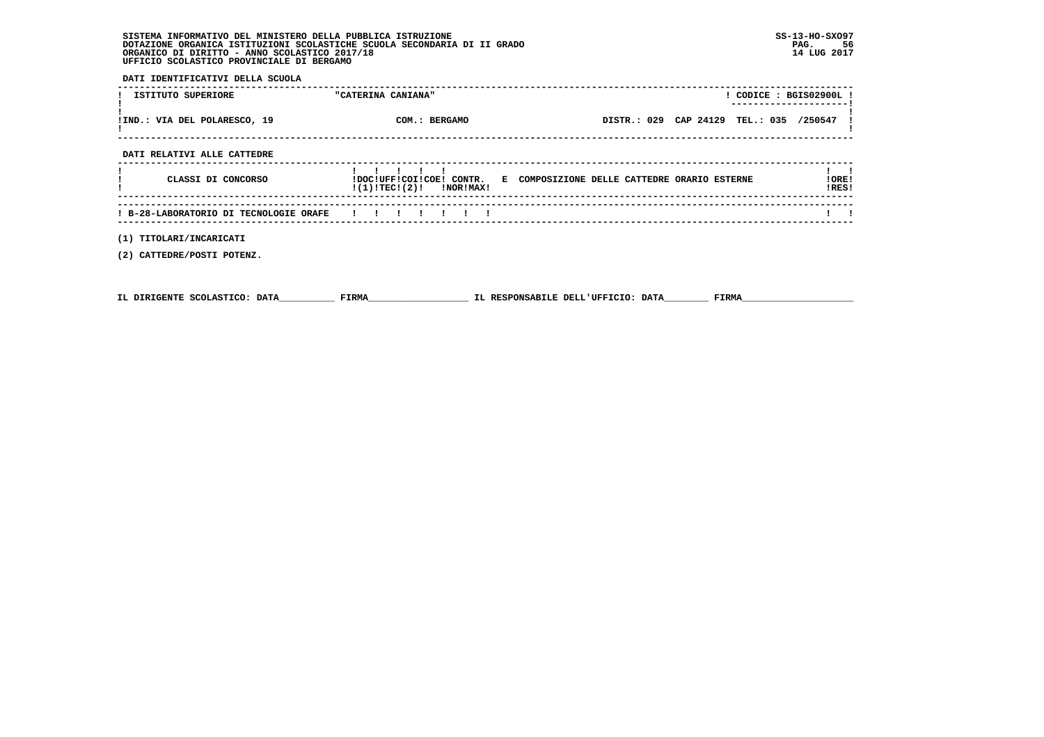SISTEMA INFORMATIVO DEL MINISTERO DELLA PUBBLICA ISTRUZIONE
DOTAZIONE ORGANICA ISTITUZIONI SCOLASTICHE SCUOLA SECONDARIA DI II GRADO
ORGANICO DI DIRITTO - ANNO SCOLASTICO 2017/18
UFFICIO SCOLASTICO PROVINCIALE DI BERGAMO

SS-13-HO-SXO97
14 LUG 2017

**DATI IDENTIFICATIVI DELLA SCUOLA**

| ISTITUTO SUPERIORE | "CATERINA CANIANA" | | CODICE : BGIS02900L |
|---|---|---|---|
| IND.: VIA DEL POLARESCO, 19 | COM.: BERGAMO | DISTR.: 029 CAP 24129 | TEL.: 035 /250547 |

**DATI RELATIVI ALLE CATTEDRE**

| CLASSI DI CONCORSO | DOC (1) | UFF TEC | COI (2) | COE | CONTR. NOR | CONTR. MAX | E COMPOSIZIONE DELLE CATTEDRE ORARIO ESTERNE | ORE RES |
|---|---|---|---|---|---|---|---|---|
| B-28-LABORATORIO DI TECNOLOGIE ORAFE | | | | | | | | |

(1) TITOLARI/INCARICATI

(2) CATTEDRE/POSTI POTENZ.

IL DIRIGENTE SCOLASTICO: DATA__________ FIRMA__________________ IL RESPONSABILE DELL'UFFICIO: DATA________ FIRMA____________________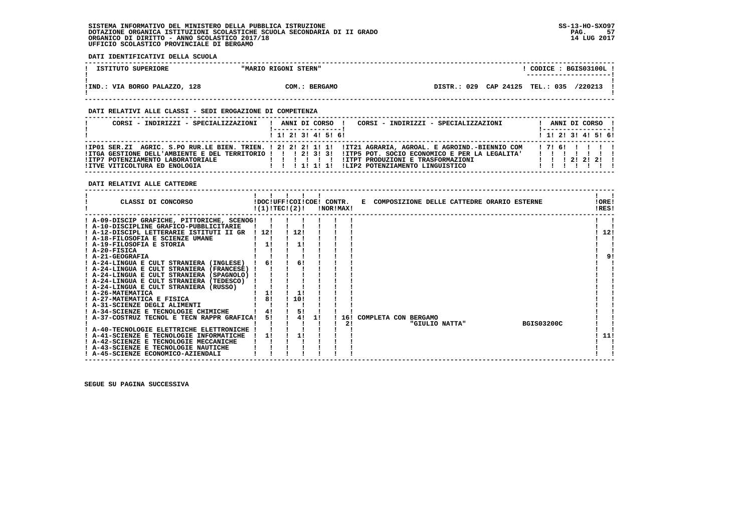SISTEMA INFORMATIVO DEL MINISTERO DELLA PUBBLICA ISTRUZIONE
DOTAZIONE ORGANICA ISTITUZIONI SCOLASTICHE SCUOLA SECONDARIA DI II GRADO
ORGANICO DI DIRITTO - ANNO SCOLASTICO 2017/18
UFFICIO SCOLASTICO PROVINCIALE DI BERGAMO

SS-13-HO-SXO97
14 LUG 2017

**DATI IDENTIFICATIVI DELLA SCUOLA**

| ISTITUTO SUPERIORE | "MARIO RIGONI STERN" | CODICE : BGIS03100L |
|---|---|---|
| IND.: VIA BORGO PALAZZO, 128 | COM.: BERGAMO | DISTR.: 029 CAP 24125 TEL.: 035 /220213 |

**DATI RELATIVI ALLE CLASSI - SEDI EROGAZIONE DI COMPETENZA**

| CORSI - INDIRIZZI - SPECIALIZZAZIONI | 1 | 2 | 3 | 4 | 5 | 6 | CORSI - INDIRIZZI - SPECIALIZZAZIONI | 1 | 2 | 3 | 4 | 5 | 6 |
|---|---|---|---|---|---|---|---|---|---|---|---|---|---|
| IP01 SER.ZI AGRIC. S.PO RUR.LE BIEN. TRIEN. | 2 | 2 | 2 | 1 | 1 | | IT21 AGRARIA, AGROAL. E AGROIND.-BIENNIO COM | 7 | 6 | | | | |
| ITGA GESTIONE DELL'AMBIENTE E DEL TERRITORIO | | | 2 | 3 | 3 | | ITP5 POT. SOCIO ECONOMICO E PER LA LEGALITA' | | | | | | |
| ITP7 POTENZIAMENTO LABORATORIALE | | | | | | | ITPT PRODUZIONI E TRASFORMAZIONI | | | 2 | 2 | 2 | |
| ITVE VITICOLTURA ED ENOLOGIA | | | 1 | 1 | 1 | | LIP2 POTENZIAMENTO LINGUISTICO | | | | | | |

**DATI RELATIVI ALLE CATTEDRE**

| CLASSI DI CONCORSO | DOC (1) | UFF TEC | COI (2) | COE | CONTR. NOR | CONTR. MAX | E COMPOSIZIONE DELLE CATTEDRE ORARIO ESTERNE | ORE RES |
|---|---|---|---|---|---|---|---|---|
| A-09-DISCIP GRAFICHE, PITTORICHE, SCENOG | | | | | | | | |
| A-10-DISCIPLINE GRAFICO-PUBBLICITARIE | | | | | | | | |
| A-12-DISCIPL LETTERARIE ISTITUTI II GR | 12 | | 12 | | | | | 12 |
| A-18-FILOSOFIA E SCIENZE UMANE | | | | | | | | |
| A-19-FILOSOFIA E STORIA | 1 | | 1 | | | | | |
| A-20-FISICA | | | | | | | | |
| A-21-GEOGRAFIA | | | | | | | | 9 |
| A-24-LINGUA E CULT STRANIERA (INGLESE) | 6 | | 6 | | | | | |
| A-24-LINGUA E CULT STRANIERA (FRANCESE) | | | | | | | | |
| A-24-LINGUA E CULT STRANIERA (SPAGNOLO) | | | | | | | | |
| A-24-LINGUA E CULT STRANIERA (TEDESCO) | | | | | | | | |
| A-24-LINGUA E CULT STRANIERA (RUSSO) | | | | | | | | |
| A-26-MATEMATICA | 1 | | 1 | | | | | |
| A-27-MATEMATICA E FISICA | 8 | | 10 | | | | | |
| A-31-SCIENZE DEGLI ALIMENTI | | | | | | | | |
| A-34-SCIENZE E TECNOLOGIE CHIMICHE | 4 | | 5 | | | | | |
| A-37-COSTRUZ TECNOL E TECN RAPPR GRAFICA | 5 | | 4 | 1 | | 16 | COMPLETA CON BERGAMO | |
| | | | | | | 2 | "GIULIO NATTA" BGIS03200C | |
| A-40-TECNOLOGIE ELETTRICHE ELETTRONICHE | | | | | | | | |
| A-41-SCIENZE E TECNOLOGIE INFORMATICHE | 1 | | 1 | | | | | 11 |
| A-42-SCIENZE E TECNOLOGIE MECCANICHE | | | | | | | | |
| A-43-SCIENZE E TECNOLOGIE NAUTICHE | | | | | | | | |
| A-45-SCIENZE ECONOMICO-AZIENDALI | | | | | | | | |

SEGUE SU PAGINA SUCCESSIVA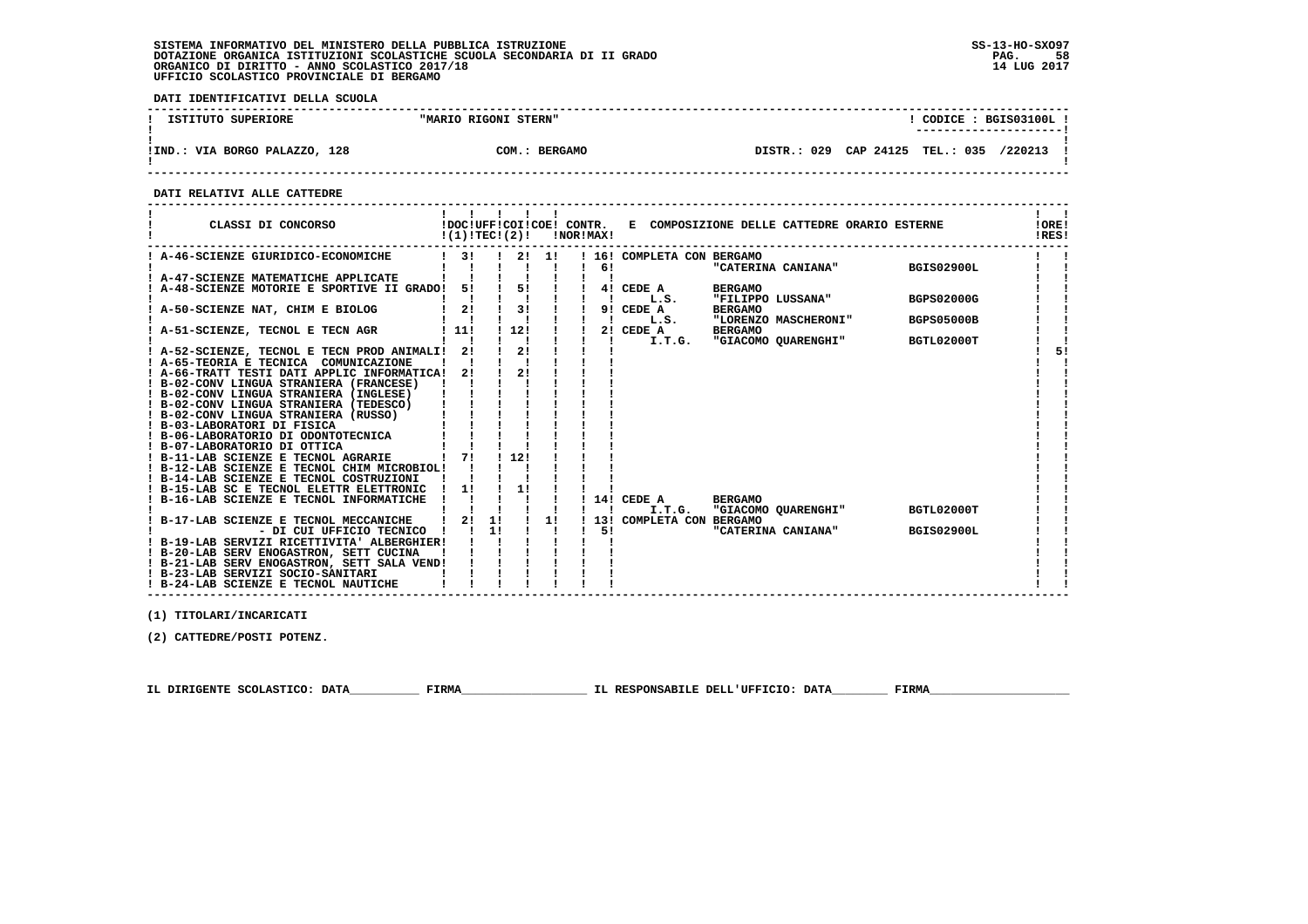**SISTEMA INFORMATIVO DEL MINISTERO DELLA PUBBLICA ISTRUZIONE**
**DOTAZIONE ORGANICA ISTITUZIONI SCOLASTICHE SCUOLA SECONDARIA DI II GRADO**
**ORGANICO DI DIRITTO - ANNO SCOLASTICO 2017/18**
**UFFICIO SCOLASTICO PROVINCIALE DI BERGAMO**

SS-13-HO-SXO97
14 LUG 2017

**DATI IDENTIFICATIVI DELLA SCUOLA**

| ISTITUTO SUPERIORE | "MARIO RIGONI STERN" | CODICE : BGIS03100L |
|---|---|---|
| IND.: VIA BORGO PALAZZO, 128 | COM.: BERGAMO | DISTR.: 029 CAP 24125 TEL.: 035 /220213 |

**DATI RELATIVI ALLE CATTEDRE**

| CLASSI DI CONCORSO | DOC (1) | UFF TEC | COI (2) | COE | CONTR. NOR | CONTR. MAX | E COMPOSIZIONE DELLE CATTEDRE ORARIO ESTERNE | | | ORE RES |
|---|---|---|---|---|---|---|---|---|---|---|
| A-46-SCIENZE GIURIDICO-ECONOMICHE | 3 | | 2 | 1 | | 16 | COMPLETA CON | BERGAMO | | |
| | | | | | | 6 | | "CATERINA CANIANA" | BGIS02900L | |
| A-47-SCIENZE MATEMATICHE APPLICATE | | | | | | | | | | |
| A-48-SCIENZE MOTORIE E SPORTIVE II GRADO | 5 | | 5 | | | 4 | CEDE A | BERGAMO | | |
| | | | | | | | L.S. | "FILIPPO LUSSANA" | BGPS02000G | |
| A-50-SCIENZE NAT, CHIM E BIOLOG | 2 | | 3 | | | 9 | CEDE A | BERGAMO | | |
| | | | | | | | L.S. | "LORENZO MASCHERONI" | BGPS05000B | |
| A-51-SCIENZE, TECNOL E TECN AGR | 11 | | 12 | | | 2 | CEDE A | BERGAMO | | |
| | | | | | | | I.T.G. | "GIACOMO QUARENGHI" | BGTL02000T | 5 |
| A-52-SCIENZE, TECNOL E TECN PROD ANIMALI | 2 | | 2 | | | | | | | |
| A-65-TEORIA E TECNICA COMUNICAZIONE | | | | | | | | | | |
| A-66-TRATT TESTI DATI APPLIC INFORMATICA | 2 | | 2 | | | | | | | |
| B-02-CONV LINGUA STRANIERA (FRANCESE) | | | | | | | | | | |
| B-02-CONV LINGUA STRANIERA (INGLESE) | | | | | | | | | | |
| B-02-CONV LINGUA STRANIERA (TEDESCO) | | | | | | | | | | |
| B-02-CONV LINGUA STRANIERA (RUSSO) | | | | | | | | | | |
| B-03-LABORATORI DI FISICA | | | | | | | | | | |
| B-06-LABORATORIO DI ODONTOTECNICA | | | | | | | | | | |
| B-07-LABORATORIO DI OTTICA | | | | | | | | | | |
| B-11-LAB SCIENZE E TECNOL AGRARIE | 7 | | 12 | | | | | | | |
| B-12-LAB SCIENZE E TECNOL CHIM MICROBIOL | | | | | | | | | | |
| B-14-LAB SCIENZE E TECNOL COSTRUZIONI | | | | | | | | | | |
| B-15-LAB SC E TECNOL ELETTR ELETTRONIC | 1 | | 1 | | | | | | | |
| B-16-LAB SCIENZE E TECNOL INFORMATICHE | | | | | | 14 | CEDE A | BERGAMO | | |
| | | | | | | | I.T.G. | "GIACOMO QUARENGHI" | BGTL02000T | |
| B-17-LAB SCIENZE E TECNOL MECCANICHE | 2 | 1 | | 1 | | 13 | COMPLETA CON | BERGAMO | | |
| - DI CUI UFFICIO TECNICO | | 1 | | | | 5 | | "CATERINA CANIANA" | BGIS02900L | |
| B-19-LAB SERVIZI RICETTIVITA' ALBERGHIER | | | | | | | | | | |
| B-20-LAB SERV ENOGASTRON, SETT CUCINA | | | | | | | | | | |
| B-21-LAB SERV ENOGASTRON, SETT SALA VEND | | | | | | | | | | |
| B-23-LAB SERVIZI SOCIO-SANITARI | | | | | | | | | | |
| B-24-LAB SCIENZE E TECNOL NAUTICHE | | | | | | | | | | |

(1) TITOLARI/INCARICATI

(2) CATTEDRE/POSTI POTENZ.

IL DIRIGENTE SCOLASTICO: DATA__________ FIRMA__________________ IL RESPONSABILE DELL'UFFICIO: DATA________ FIRMA____________________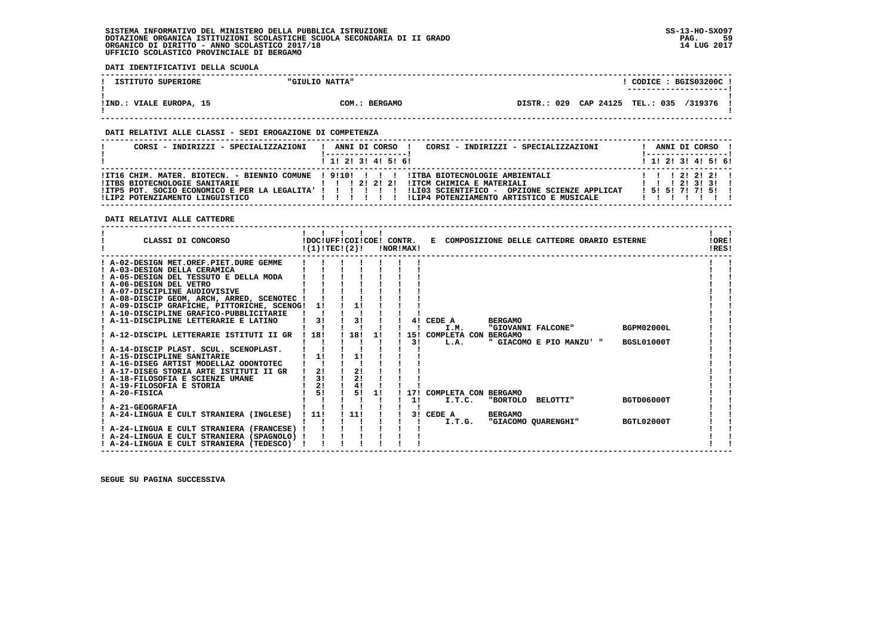SISTEMA INFORMATIVO DEL MINISTERO DELLA PUBBLICA ISTRUZIONE
DOTAZIONE ORGANICA ISTITUZIONI SCOLASTICHE SCUOLA SECONDARIA DI II GRADO
ORGANICO DI DIRITTO - ANNO SCOLASTICO 2017/18
UFFICIO SCOLASTICO PROVINCIALE DI BERGAMO

SS-13-HO-SXO97
14 LUG 2017

**DATI IDENTIFICATIVI DELLA SCUOLA**

| ISTITUTO SUPERIORE | "GIULIO NATTA" | CODICE : BGIS03200C |
|---|---|---|
| IND.: VIALE EUROPA, 15 | COM.: BERGAMO | DISTR.: 029 CAP 24125 TEL.: 035 /319376 |

**DATI RELATIVI ALLE CLASSI - SEDI EROGAZIONE DI COMPETENZA**

| CORSI - INDIRIZZI - SPECIALIZZAZIONI | 1 | 2 | 3 | 4 | 5 | 6 | CORSI - INDIRIZZI - SPECIALIZZAZIONI | 1 | 2 | 3 | 4 | 5 | 6 |
|---|---|---|---|---|---|---|---|---|---|---|---|---|---|
| IT16 CHIM. MATER. BIOTECN. - BIENNIO COMUNE | 9 | 10 | | | | | ITBA BIOTECNOLOGIE AMBIENTALI | | | 2 | 2 | 2 | |
| ITBS BIOTECNOLOGIE SANITARIE | | | 2 | 2 | 2 | | ITCM CHIMICA E MATERIALI | | | 2 | 3 | 3 | |
| ITP5 POT. SOCIO ECONOMICO E PER LA LEGALITA' | | | | | | | LI03 SCIENTIFICO - OPZIONE SCIENZE APPLICAT | 5 | 5 | 7 | 7 | 5 | |
| LIP2 POTENZIAMENTO LINGUISTICO | | | | | | | LIP4 POTENZIAMENTO ARTISTICO E MUSICALE | | | | | | |

**DATI RELATIVI ALLE CATTEDRE**

| CLASSI DI CONCORSO | DOC (1) | UFF TEC (2) | COI | COE | CONTR. NOR | CONTR. MAX | E COMPOSIZIONE DELLE CATTEDRE ORARIO ESTERNE | ORE RES |
|---|---|---|---|---|---|---|---|---|
| A-02-DESIGN MET.OREF.PIET.DURE GEMME | | | | | | | | |
| A-03-DESIGN DELLA CERAMICA | | | | | | | | |
| A-05-DESIGN DEL TESSUTO E DELLA MODA | | | | | | | | |
| A-06-DESIGN DEL VETRO | | | | | | | | |
| A-07-DISCIPLINE AUDIOVISIVE | | | | | | | | |
| A-08-DISCIP GEOM, ARCH, ARRED, SCENOTEC | | | | | | | | |
| A-09-DISCIP GRAFICHE, PITTORICHE, SCENOG | 1 | | 1 | | | | | |
| A-10-DISCIPLINE GRAFICO-PUBBLICITARIE | | | | | | | | |
| A-11-DISCIPLINE LETTERARIE E LATINO | 3 | | 3 | | | 4 | CEDE A BERGAMO I.M. "GIOVANNI FALCONE" BGPM02000L | |
| A-12-DISCIPL LETTERARIE ISTITUTI II GR | 18 | | 18 | 1 | | 15 / 3 | COMPLETA CON BERGAMO L.A. " GIACOMO E PIO MANZU' " BGSL01000T | |
| A-14-DISCIP PLAST. SCUL. SCENOPLAST. | | | | | | | | |
| A-15-DISCIPLINE SANITARIE | 1 | | 1 | | | | | |
| A-16-DISEG ARTIST MODELLAZ ODONTOTEC | | | | | | | | |
| A-17-DISEG STORIA ARTE ISTITUTI II GR | 2 | | 2 | | | | | |
| A-18-FILOSOFIA E SCIENZE UMANE | 3 | | 2 | | | | | |
| A-19-FILOSOFIA E STORIA | 2 | | 4 | | | | | |
| A-20-FISICA | 5 | | 5 | 1 | | 17 / 1 | COMPLETA CON BERGAMO I.T.C. "BORTOLO BELOTTI" BGTD06000T | |
| A-21-GEOGRAFIA | | | | | | | | |
| A-24-LINGUA E CULT STRANIERA (INGLESE) | 11 | | 11 | | | 3 | CEDE A BERGAMO I.T.G. "GIACOMO QUARENGHI" BGTL02000T | |
| A-24-LINGUA E CULT STRANIERA (FRANCESE) | | | | | | | | |
| A-24-LINGUA E CULT STRANIERA (SPAGNOLO) | | | | | | | | |
| A-24-LINGUA E CULT STRANIERA (TEDESCO) | | | | | | | | |

SEGUE SU PAGINA SUCCESSIVA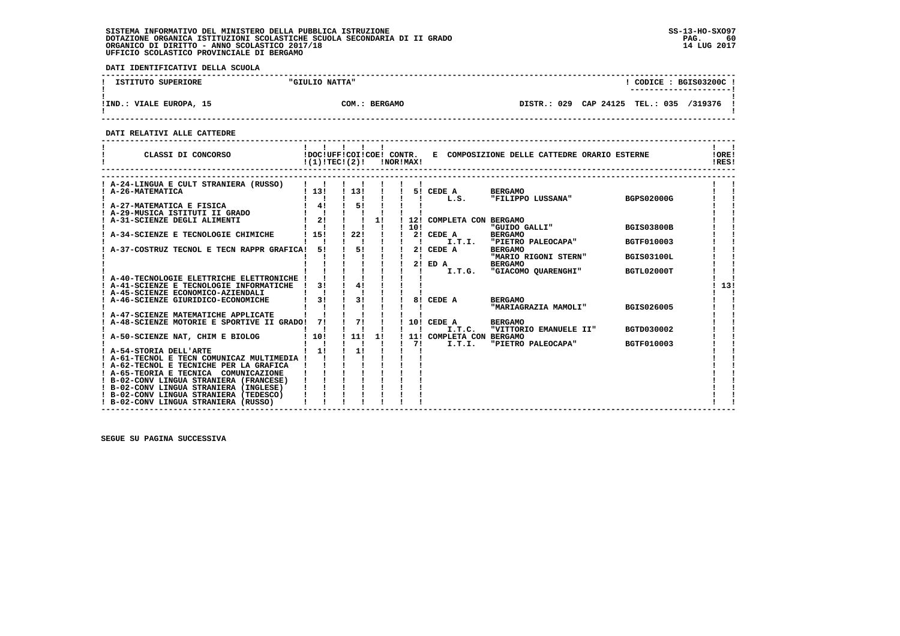SISTEMA INFORMATIVO DEL MINISTERO DELLA PUBBLICA ISTRUZIONE
DOTAZIONE ORGANICA ISTITUZIONI SCOLASTICHE SCUOLA SECONDARIA DI II GRADO
ORGANICO DI DIRITTO - ANNO SCOLASTICO 2017/18
UFFICIO SCOLASTICO PROVINCIALE DI BERGAMO

**DATI IDENTIFICATIVI DELLA SCUOLA**

| ISTITUTO SUPERIORE | "GIULIO NATTA" | CODICE : BGIS03200C |
|---|---|---|
| IND.: VIALE EUROPA, 15 | COM.: BERGAMO | DISTR.: 029 CAP 24125 TEL.: 035 /319376 |

**DATI RELATIVI ALLE CATTEDRE**

| CLASSI DI CONCORSO | DOC (1) | UFF TEC (2) | COI | COE | CONTR. NOR | CONTR. MAX | E COMPOSIZIONE DELLE CATTEDRE ORARIO ESTERNE | | | ORE RES |
|---|---|---|---|---|---|---|---|---|---|---|
| A-24-LINGUA E CULT STRANIERA (RUSSO) | | | | | | | | | | |
| A-26-MATEMATICA | 13 | | 13 | | | 5 | CEDE A | BERGAMO | | |
| | | | | | | | L.S. | "FILIPPO LUSSANA" | BGPS02000G | |
| A-27-MATEMATICA E FISICA | 4 | | 5 | | | | | | | |
| A-29-MUSICA ISTITUTI II GRADO | | | | | | | | | | |
| A-31-SCIENZE DEGLI ALIMENTI | 2 | | | 1 | | 12 | COMPLETA CON | BERGAMO | | |
| | | | | | | 10 | | "GUIDO GALLI" | BGIS03800B | |
| A-34-SCIENZE E TECNOLOGIE CHIMICHE | 15 | | 22 | | | 2 | CEDE A | BERGAMO | | |
| | | | | | | | I.T.I. | "PIETRO PALEOCAPA" | BGTF010003 | |
| A-37-COSTRUZ TECNOL E TECN RAPPR GRAFICA | 5 | | 5 | | | 2 | CEDE A | BERGAMO | | |
| | | | | | | | | "MARIO RIGONI STERN" | BGIS03100L | |
| | | | | | | 2 | ED A | BERGAMO | | |
| | | | | | | | I.T.G. | "GIACOMO QUARENGHI" | BGTL02000T | |
| A-40-TECNOLOGIE ELETTRICHE ELETTRONICHE | | | | | | | | | | |
| A-41-SCIENZE E TECNOLOGIE INFORMATICHE | 3 | | 4 | | | | | | | 13 |
| A-45-SCIENZE ECONOMICO-AZIENDALI | | | | | | | | | | |
| A-46-SCIENZE GIURIDICO-ECONOMICHE | 3 | | 3 | | | 8 | CEDE A | BERGAMO | | |
| | | | | | | | | "MARIAGRAZIA MAMOLI" | BGIS026005 | |
| A-47-SCIENZE MATEMATICHE APPLICATE | | | | | | | | | | |
| A-48-SCIENZE MOTORIE E SPORTIVE II GRADO | 7 | | 7 | | | 10 | CEDE A | BERGAMO | | |
| | | | | | | | I.T.C. | "VITTORIO EMANUELE II" | BGTD030002 | |
| A-50-SCIENZE NAT, CHIM E BIOLOG | 10 | | 11 | 1 | | 11 | COMPLETA CON | BERGAMO | | |
| | | | | | | 7 | I.T.I. | "PIETRO PALEOCAPA" | BGTF010003 | |
| A-54-STORIA DELL'ARTE | 1 | | 1 | | | | | | | |
| A-61-TECNOL E TECN COMUNICAZ MULTIMEDIA | | | | | | | | | | |
| A-62-TECNOL E TECNICHE PER LA GRAFICA | | | | | | | | | | |
| A-65-TEORIA E TECNICA COMUNICAZIONE | | | | | | | | | | |
| B-02-CONV LINGUA STRANIERA (FRANCESE) | | | | | | | | | | |
| B-02-CONV LINGUA STRANIERA (INGLESE) | | | | | | | | | | |
| B-02-CONV LINGUA STRANIERA (TEDESCO) | | | | | | | | | | |
| B-02-CONV LINGUA STRANIERA (RUSSO) | | | | | | | | | | |

SEGUE SU PAGINA SUCCESSIVA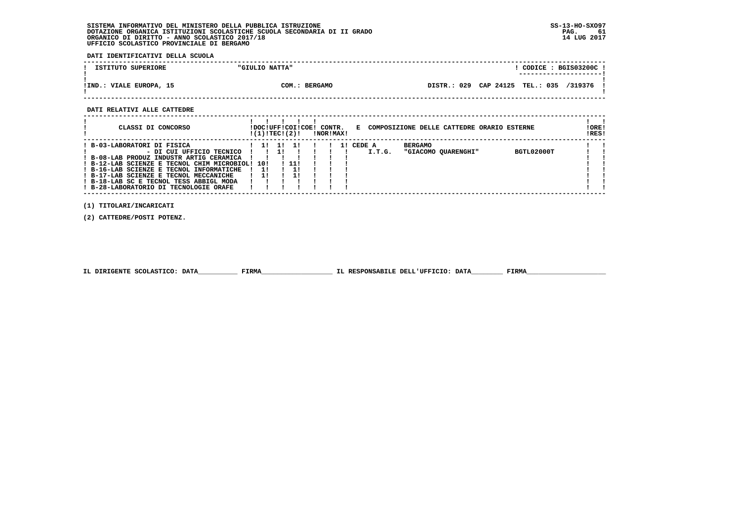SISTEMA INFORMATIVO DEL MINISTERO DELLA PUBBLICA ISTRUZIONE
DOTAZIONE ORGANICA ISTITUZIONI SCOLASTICHE SCUOLA SECONDARIA DI II GRADO
ORGANICO DI DIRITTO - ANNO SCOLASTICO 2017/18
UFFICIO SCOLASTICO PROVINCIALE DI BERGAMO

SS-13-HO-SXO97
14 LUG 2017

**DATI IDENTIFICATIVI DELLA SCUOLA**

| ISTITUTO SUPERIORE | "GIULIO NATTA" | CODICE : BGIS03200C |
|---|---|---|
| IND.: VIALE EUROPA, 15 | COM.: BERGAMO | DISTR.: 029 CAP 24125 TEL.: 035 /319376 |

**DATI RELATIVI ALLE CATTEDRE**

| CLASSI DI CONCORSO | DOC (1) | UFF TEC | COI (2) | COE | CONTR. NOR | CONTR. MAX | E COMPOSIZIONE DELLE CATTEDRE ORARIO ESTERNE | ORE RES |
|---|---|---|---|---|---|---|---|---|
| B-03-LABORATORI DI FISICA | 1 | 1 | 1 | | | 1 | CEDE A I.T.G. BERGAMO "GIACOMO QUARENGHI" BGTL02000T | |
| - DI CUI UFFICIO TECNICO | | 1 | | | | | | |
| B-08-LAB PRODUZ INDUSTR ARTIG CERAMICA | | | | | | | | |
| B-12-LAB SCIENZE E TECNOL CHIM MICROBIOL | 10 | | 11 | | | | | |
| B-16-LAB SCIENZE E TECNOL INFORMATICHE | 1 | | 1 | | | | | |
| B-17-LAB SCIENZE E TECNOL MECCANICHE | 1 | | 1 | | | | | |
| B-18-LAB SC E TECNOL TESS ABBIGL MODA | | | | | | | | |
| B-28-LABORATORIO DI TECNOLOGIE ORAFE | | | | | | | | |

(1) TITOLARI/INCARICATI

(2) CATTEDRE/POSTI POTENZ.

IL DIRIGENTE SCOLASTICO: DATA__________ FIRMA__________________ IL RESPONSABILE DELL'UFFICIO: DATA________ FIRMA____________________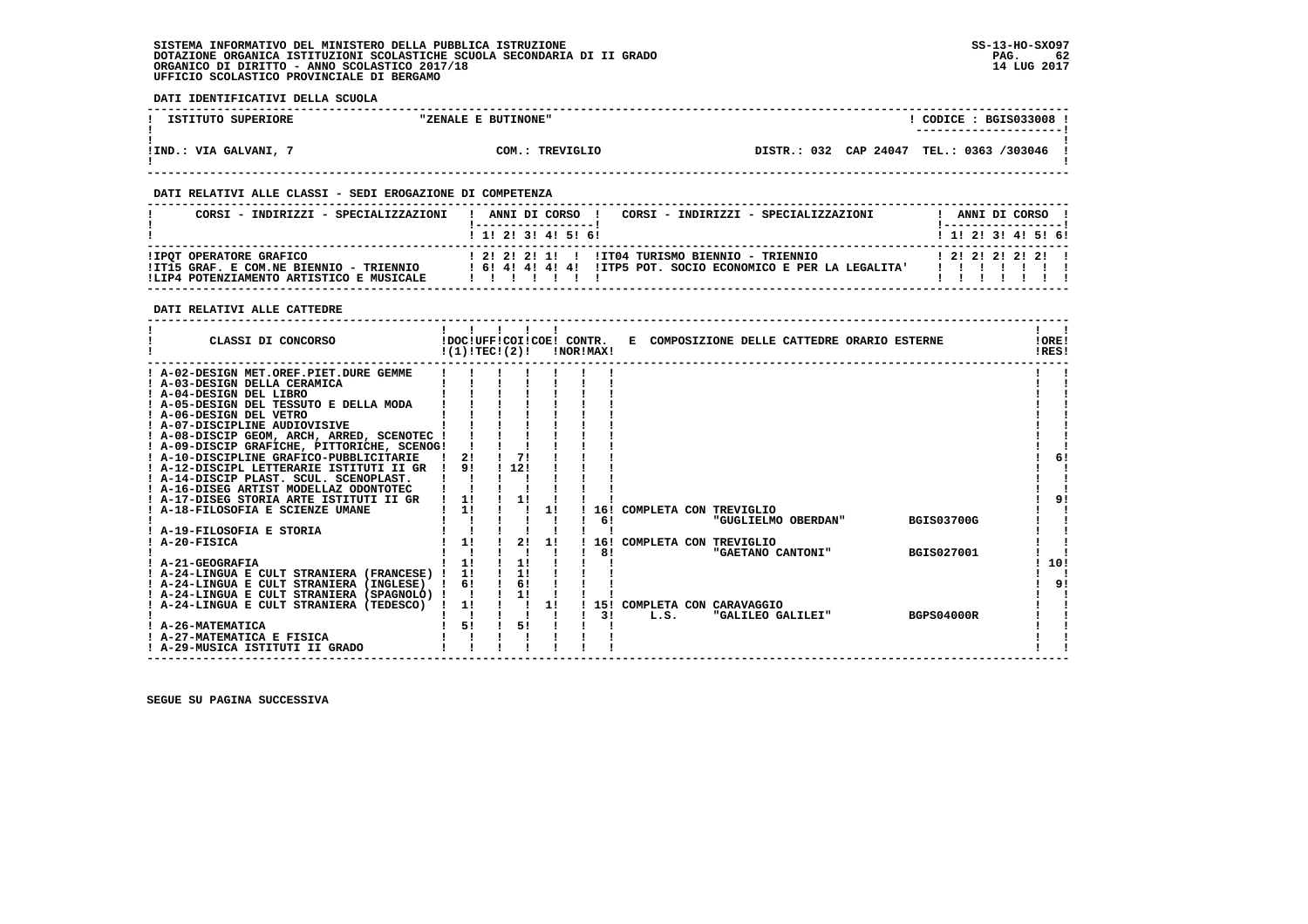SISTEMA INFORMATIVO DEL MINISTERO DELLA PUBBLICA ISTRUZIONE
DOTAZIONE ORGANICA ISTITUZIONI SCOLASTICHE SCUOLA SECONDARIA DI II GRADO
ORGANICO DI DIRITTO - ANNO SCOLASTICO 2017/18
UFFICIO SCOLASTICO PROVINCIALE DI BERGAMO

**DATI IDENTIFICATIVI DELLA SCUOLA**

| ISTITUTO SUPERIORE | "ZENALE E BUTINONE" | CODICE : BGIS033008 |
|---|---|---|
| IND.: VIA GALVANI, 7 | COM.: TREVIGLIO | DISTR.: 032 CAP 24047 TEL.: 0363 /303046 |

**DATI RELATIVI ALLE CLASSI - SEDI EROGAZIONE DI COMPETENZA**

| CORSI - INDIRIZZI - SPECIALIZZAZIONI | 1 | 2 | 3 | 4 | 5 | 6 | CORSI - INDIRIZZI - SPECIALIZZAZIONI | 1 | 2 | 3 | 4 | 5 | 6 |
|---|---|---|---|---|---|---|---|---|---|---|---|---|---|
| IPQT OPERATORE GRAFICO | 2 | 2 | 2 | 1 | | | IT04 TURISMO BIENNIO - TRIENNIO | 2 | 2 | 2 | 2 | 2 | |
| IT15 GRAF. E COM.NE BIENNIO - TRIENNIO | 6 | 4 | 4 | 4 | 4 | | ITP5 POT. SOCIO ECONOMICO E PER LA LEGALITA' | | | | | | |
| LIP4 POTENZIAMENTO ARTISTICO E MUSICALE | | | | | | | | | | | | | |

**DATI RELATIVI ALLE CATTEDRE**

| CLASSI DI CONCORSO | DOC (1) | UFF TEC | COI (2) | COE | CONTR. NOR | CONTR. MAX | E COMPOSIZIONE DELLE CATTEDRE ORARIO ESTERNE | ORE RES |
|---|---|---|---|---|---|---|---|---|
| A-02-DESIGN MET.OREF.PIET.DURE GEMME | | | | | | | | |
| A-03-DESIGN DELLA CERAMICA | | | | | | | | |
| A-04-DESIGN DEL LIBRO | | | | | | | | |
| A-05-DESIGN DEL TESSUTO E DELLA MODA | | | | | | | | |
| A-06-DESIGN DEL VETRO | | | | | | | | |
| A-07-DISCIPLINE AUDIOVISIVE | | | | | | | | |
| A-08-DISCIP GEOM, ARCH, ARRED, SCENOTEC | | | | | | | | |
| A-09-DISCIP GRAFICHE, PITTORICHE, SCENOG | | | | | | | | |
| A-10-DISCIPLINE GRAFICO-PUBBLICITARIE | 2 | | 7 | | | | | 6 |
| A-12-DISCIPL LETTERARIE ISTITUTI II GR | 9 | | 12 | | | | | |
| A-14-DISCIP PLAST. SCUL. SCENOPLAST. | | | | | | | | |
| A-16-DISEG ARTIST MODELLAZ ODONTOTEC | | | | | | | | |
| A-17-DISEG STORIA ARTE ISTITUTI II GR | 1 | | 1 | | | | | 9 |
| A-18-FILOSOFIA E SCIENZE UMANE | 1 | | | 1 | | 16 | COMPLETA CON TREVIGLIO | |
| | | | | | | 6 | "GUGLIELMO OBERDAN" BGIS03700G | |
| A-19-FILOSOFIA E STORIA | | | | | | | | |
| A-20-FISICA | 1 | | 2 | 1 | | 16 | COMPLETA CON TREVIGLIO | |
| | | | | | | 8 | "GAETANO CANTONI" BGIS027001 | |
| A-21-GEOGRAFIA | 1 | | 1 | | | | | 10 |
| A-24-LINGUA E CULT STRANIERA (FRANCESE) | 1 | | 1 | | | | | |
| A-24-LINGUA E CULT STRANIERA (INGLESE) | 6 | | 6 | | | | | 9 |
| A-24-LINGUA E CULT STRANIERA (SPAGNOLO) | | | 1 | | | | | |
| A-24-LINGUA E CULT STRANIERA (TEDESCO) | 1 | | | 1 | | 15 | COMPLETA CON CARAVAGGIO | |
| | | | | | | 3 | L.S. "GALILEO GALILEI" BGPS04000R | |
| A-26-MATEMATICA | 5 | | 5 | | | | | |
| A-27-MATEMATICA E FISICA | | | | | | | | |
| A-29-MUSICA ISTITUTI II GRADO | | | | | | | | |

SEGUE SU PAGINA SUCCESSIVA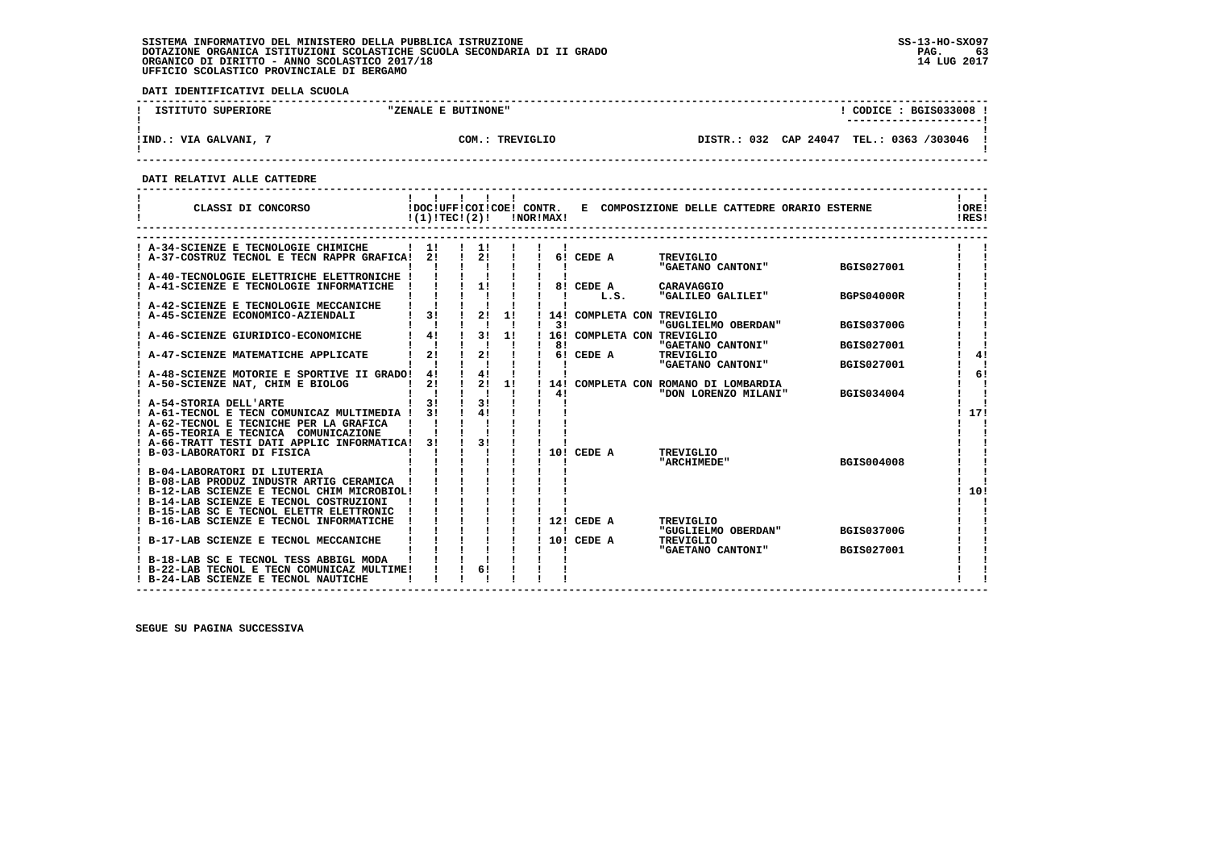SISTEMA INFORMATIVO DEL MINISTERO DELLA PUBBLICA ISTRUZIONE
DOTAZIONE ORGANICA ISTITUZIONI SCOLASTICHE SCUOLA SECONDARIA DI II GRADO
ORGANICO DI DIRITTO - ANNO SCOLASTICO 2017/18
UFFICIO SCOLASTICO PROVINCIALE DI BERGAMO

SS-13-HO-SXO97
14 LUG 2017

**DATI IDENTIFICATIVI DELLA SCUOLA**

| ISTITUTO SUPERIORE | "ZENALE E BUTINONE" | CODICE : BGIS033008 |
|---|---|---|
| IND.: VIA GALVANI, 7 | COM.: TREVIGLIO | DISTR.: 032 CAP 24047 TEL.: 0363 /303046 |

**DATI RELATIVI ALLE CATTEDRE**

| CLASSI DI CONCORSO | DOC (1) | UFF TEC | COI (2) | COE | CONTR. NOR | CONTR. MAX | E COMPOSIZIONE DELLE CATTEDRE ORARIO ESTERNE | | | ORE RES |
|---|---|---|---|---|---|---|---|---|---|---|
| A-34-SCIENZE E TECNOLOGIE CHIMICHE | 1 | | 1 | | | | | | | |
| A-37-COSTRUZ TECNOL E TECN RAPPR GRAFICA | 2 | | 2 | | | 6 | CEDE A | TREVIGLIO "GAETANO CANTONI" | BGIS027001 | |
| A-40-TECNOLOGIE ELETTRICHE ELETTRONICHE | | | | | | | | | | |
| A-41-SCIENZE E TECNOLOGIE INFORMATICHE | | | 1 | | | 8 | CEDE A L.S. | CARAVAGGIO "GALILEO GALILEI" | BGPS04000R | |
| A-42-SCIENZE E TECNOLOGIE MECCANICHE | | | | | | | | | | |
| A-45-SCIENZE ECONOMICO-AZIENDALI | 3 | | 2 | 1 | | 14 / 3 | COMPLETA CON | TREVIGLIO "GUGLIELMO OBERDAN" | BGIS03700G | |
| A-46-SCIENZE GIURIDICO-ECONOMICHE | 4 | | 3 | 1 | | 16 / 8 | COMPLETA CON | TREVIGLIO "GAETANO CANTONI" | BGIS027001 | |
| A-47-SCIENZE MATEMATICHE APPLICATE | 2 | | 2 | | | 6 | CEDE A | TREVIGLIO "GAETANO CANTONI" | BGIS027001 | 4 |
| A-48-SCIENZE MOTORIE E SPORTIVE II GRADO | 4 | | 4 | | | | | | | 6 |
| A-50-SCIENZE NAT, CHIM E BIOLOG | 2 | | 2 | 1 | | 14 / 4 | COMPLETA CON | ROMANO DI LOMBARDIA "DON LORENZO MILANI" | BGIS034004 | |
| A-54-STORIA DELL'ARTE | 3 | | 3 | | | | | | | |
| A-61-TECNOL E TECN COMUNICAZ MULTIMEDIA | 3 | | 4 | | | | | | | 17 |
| A-62-TECNOL E TECNICHE PER LA GRAFICA | | | | | | | | | | |
| A-65-TEORIA E TECNICA COMUNICAZIONE | | | | | | | | | | |
| A-66-TRATT TESTI DATI APPLIC INFORMATICA | 3 | | 3 | | | | | | | |
| B-03-LABORATORI DI FISICA | | | | | | 10 | CEDE A | TREVIGLIO "ARCHIMEDE" | BGIS004008 | |
| B-04-LABORATORI DI LIUTERIA | | | | | | | | | | |
| B-08-LAB PRODUZ INDUSTR ARTIG CERAMICA | | | | | | | | | | |
| B-12-LAB SCIENZE E TECNOL CHIM MICROBIOL | | | | | | | | | | 10 |
| B-14-LAB SCIENZE E TECNOL COSTRUZIONI | | | | | | | | | | |
| B-15-LAB SC E TECNOL ELETTR ELETTRONIC | | | | | | | | | | |
| B-16-LAB SCIENZE E TECNOL INFORMATICHE | | | | | | 12 | CEDE A | TREVIGLIO "GUGLIELMO OBERDAN" | BGIS03700G | |
| B-17-LAB SCIENZE E TECNOL MECCANICHE | | | | | | 10 | CEDE A | TREVIGLIO "GAETANO CANTONI" | BGIS027001 | |
| B-18-LAB SC E TECNOL TESS ABBIGL MODA | | | | | | | | | | |
| B-22-LAB TECNOL E TECN COMUNICAZ MULTIME | | | 6 | | | | | | | |
| B-24-LAB SCIENZE E TECNOL NAUTICHE | | | | | | | | | | |

SEGUE SU PAGINA SUCCESSIVA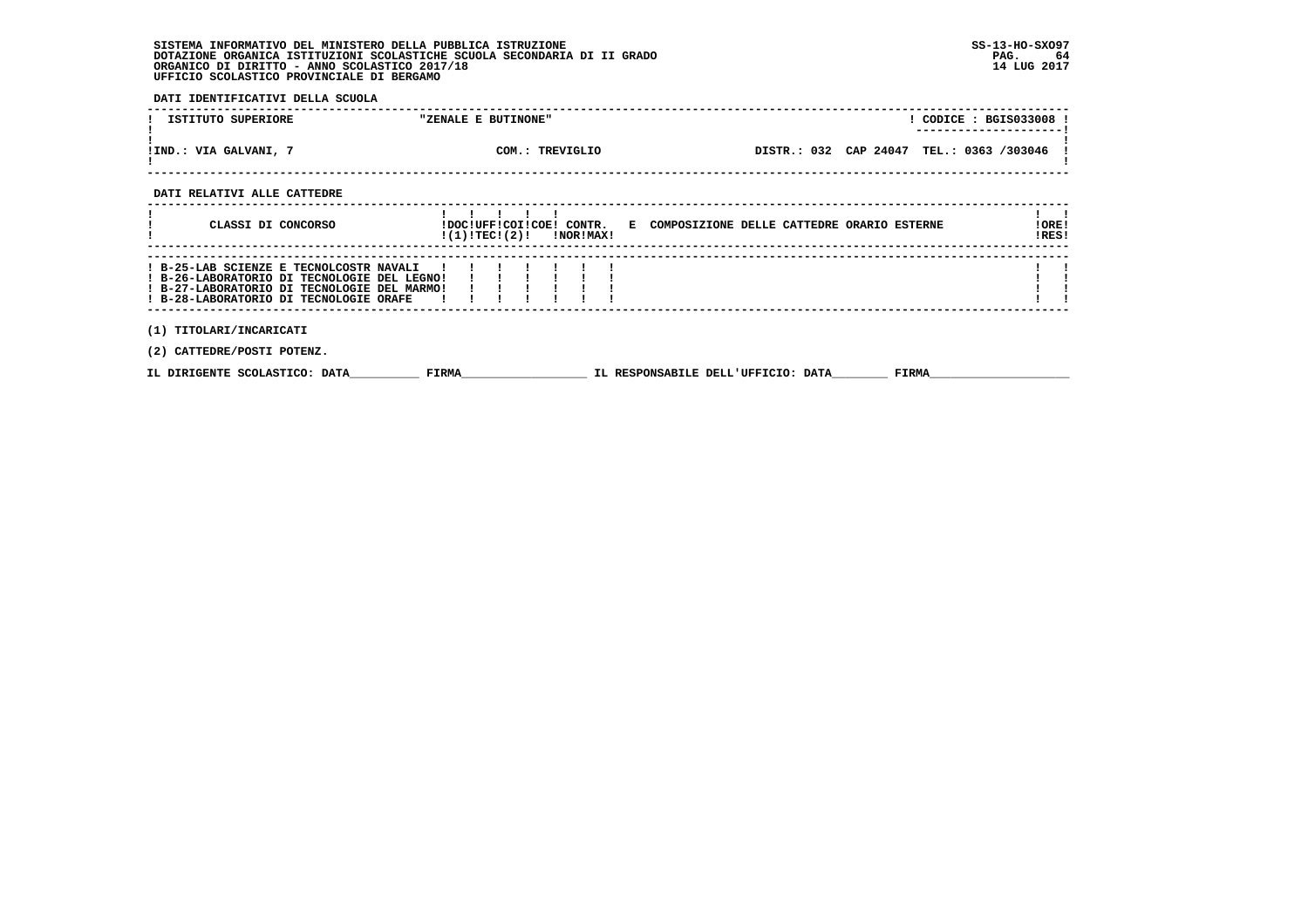SISTEMA INFORMATIVO DEL MINISTERO DELLA PUBBLICA ISTRUZIONE
DOTAZIONE ORGANICA ISTITUZIONI SCOLASTICHE SCUOLA SECONDARIA DI II GRADO
ORGANICO DI DIRITTO - ANNO SCOLASTICO 2017/18
UFFICIO SCOLASTICO PROVINCIALE DI BERGAMO

SS-13-HO-SXO97
14 LUG 2017

**DATI IDENTIFICATIVI DELLA SCUOLA**

| ISTITUTO SUPERIORE | "ZENALE E BUTINONE" | | CODICE : BGIS033008 |
|---|---|---|---|
| IND.: VIA GALVANI, 7 | COM.: TREVIGLIO | DISTR.: 032 CAP 24047 | TEL.: 0363 /303046 |

**DATI RELATIVI ALLE CATTEDRE**

| CLASSI DI CONCORSO | DOC (1) | UFF TEC | COI (2) | COE | CONTR. NOR | CONTR. MAX | E COMPOSIZIONE DELLE CATTEDRE ORARIO ESTERNE | ORE RES |
|---|---|---|---|---|---|---|---|---|
| B-25-LAB SCIENZE E TECNOLCOSTR NAVALI | | | | | | | | |
| B-26-LABORATORIO DI TECNOLOGIE DEL LEGNO | | | | | | | | |
| B-27-LABORATORIO DI TECNOLOGIE DEL MARMO | | | | | | | | |
| B-28-LABORATORIO DI TECNOLOGIE ORAFE | | | | | | | | |

(1) TITOLARI/INCARICATI

(2) CATTEDRE/POSTI POTENZ.

IL DIRIGENTE SCOLASTICO: DATA__________ FIRMA__________________ IL RESPONSABILE DELL'UFFICIO: DATA________ FIRMA____________________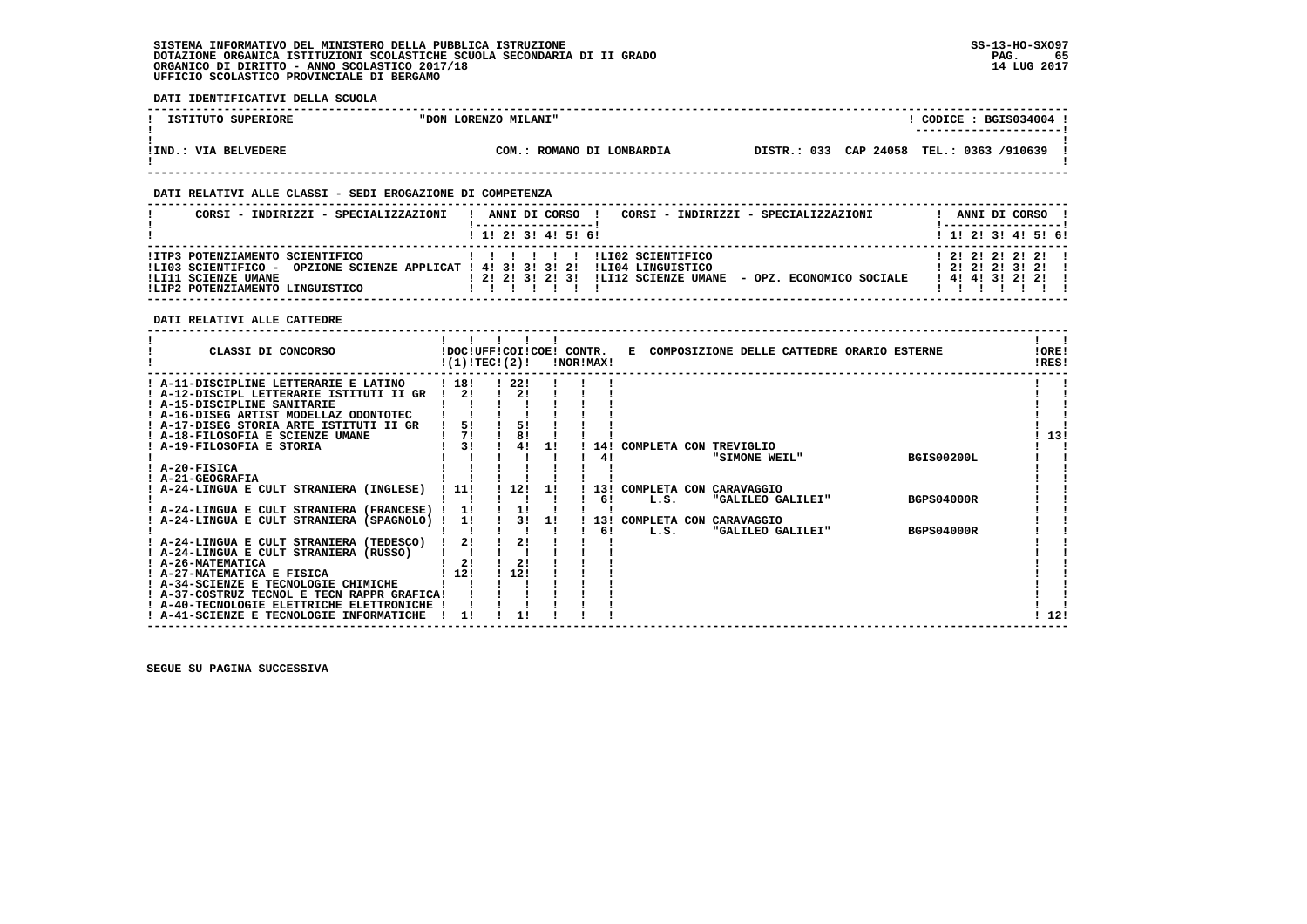SISTEMA INFORMATIVO DEL MINISTERO DELLA PUBBLICA ISTRUZIONE
DOTAZIONE ORGANICA ISTITUZIONI SCOLASTICHE SCUOLA SECONDARIA DI II GRADO
ORGANICO DI DIRITTO - ANNO SCOLASTICO 2017/18
UFFICIO SCOLASTICO PROVINCIALE DI BERGAMO

SS-13-HO-SXO97
14 LUG 2017

**DATI IDENTIFICATIVI DELLA SCUOLA**

| ISTITUTO SUPERIORE | "DON LORENZO MILANI" | | CODICE : BGIS034004 |
|---|---|---|---|
| IND.: VIA BELVEDERE | COM.: ROMANO DI LOMBARDIA | DISTR.: 033 CAP 24058 | TEL.: 0363 /910639 |

**DATI RELATIVI ALLE CLASSI - SEDI EROGAZIONE DI COMPETENZA**

| CORSI - INDIRIZZI - SPECIALIZZAZIONI | 1 | 2 | 3 | 4 | 5 | 6 | CORSI - INDIRIZZI - SPECIALIZZAZIONI | 1 | 2 | 3 | 4 | 5 | 6 |
|---|---|---|---|---|---|---|---|---|---|---|---|---|---|
| ITP3 POTENZIAMENTO SCIENTIFICO | | | | | | | LI02 SCIENTIFICO | 2 | 2 | 2 | 2 | 2 | |
| LI03 SCIENTIFICO - OPZIONE SCIENZE APPLICAT | 4 | 3 | 3 | 3 | 2 | | LI04 LINGUISTICO | 2 | 2 | 2 | 3 | 2 | |
| LI11 SCIENZE UMANE | 2 | 2 | 3 | 2 | 3 | | LI12 SCIENZE UMANE - OPZ. ECONOMICO SOCIALE | 4 | 4 | 3 | 2 | 2 | |
| LIP2 POTENZIAMENTO LINGUISTICO | | | | | | | | | | | | | |

**DATI RELATIVI ALLE CATTEDRE**

| CLASSI DI CONCORSO | DOC (1) | UFF TEC (2) | COI | COE | CONTR. NOR | CONTR. MAX | COMPOSIZIONE DELLE CATTEDRE ORARIO ESTERNE | ORE RES |
|---|---|---|---|---|---|---|---|---|
| A-11-DISCIPLINE LETTERARIE E LATINO | 18 | | 22 | | | | | |
| A-12-DISCIPL LETTERARIE ISTITUTI II GR | 2 | | 2 | | | | | |
| A-15-DISCIPLINE SANITARIE | | | | | | | | |
| A-16-DISEG ARTIST MODELLAZ ODONTOTEC | | | | | | | | |
| A-17-DISEG STORIA ARTE ISTITUTI II GR | 5 | | 5 | | | | | |
| A-18-FILOSOFIA E SCIENZE UMANE | 7 | | 8 | | | | | 13 |
| A-19-FILOSOFIA E STORIA | 3 | | 4 | 1 | 14 | | COMPLETA CON TREVIGLIO | |
| | | | | | | 4 | "SIMONE WEIL" BGIS00200L | |
| A-20-FISICA | | | | | | | | |
| A-21-GEOGRAFIA | | | | | | | | |
| A-24-LINGUA E CULT STRANIERA (INGLESE) | 11 | | 12 | 1 | 13 | | COMPLETA CON CARAVAGGIO | |
| | | | | | | 6 | L.S. "GALILEO GALILEI" BGPS04000R | |
| A-24-LINGUA E CULT STRANIERA (FRANCESE) | 1 | | 1 | | | | | |
| A-24-LINGUA E CULT STRANIERA (SPAGNOLO) | 1 | | 3 | 1 | 13 | | COMPLETA CON CARAVAGGIO | |
| | | | | | | 6 | L.S. "GALILEO GALILEI" BGPS04000R | |
| A-24-LINGUA E CULT STRANIERA (TEDESCO) | 2 | | 2 | | | | | |
| A-24-LINGUA E CULT STRANIERA (RUSSO) | | | | | | | | |
| A-26-MATEMATICA | 2 | | 2 | | | | | |
| A-27-MATEMATICA E FISICA | 12 | | 12 | | | | | |
| A-34-SCIENZE E TECNOLOGIE CHIMICHE | | | | | | | | |
| A-37-COSTRUZ TECNOL E TECN RAPPR GRAFICA | | | | | | | | |
| A-40-TECNOLOGIE ELETTRICHE ELETTRONICHE | | | | | | | | |
| A-41-SCIENZE E TECNOLOGIE INFORMATICHE | 1 | | 1 | | | | | 12 |

SEGUE SU PAGINA SUCCESSIVA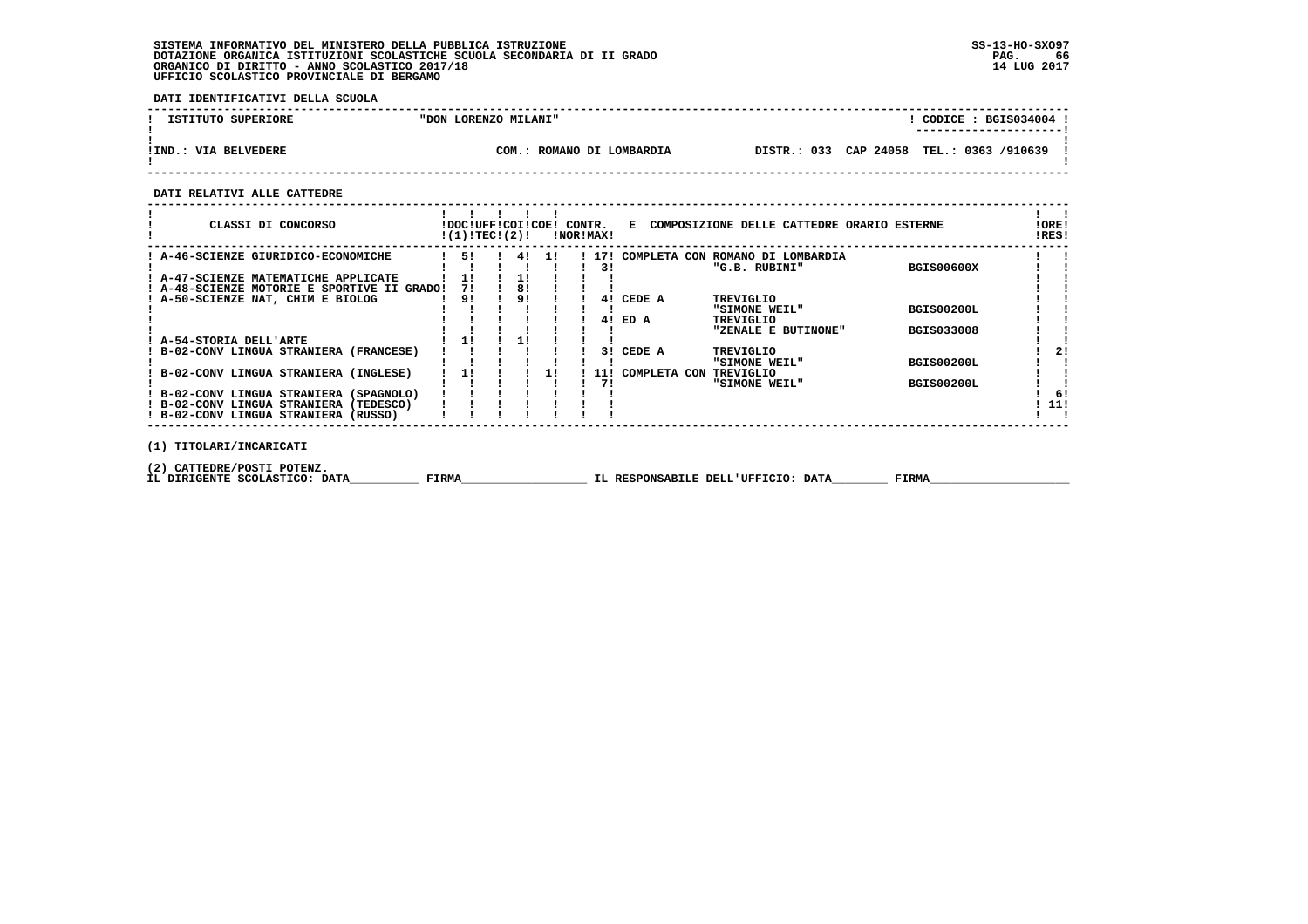SISTEMA INFORMATIVO DEL MINISTERO DELLA PUBBLICA ISTRUZIONE
DOTAZIONE ORGANICA ISTITUZIONI SCOLASTICHE SCUOLA SECONDARIA DI II GRADO
ORGANICO DI DIRITTO - ANNO SCOLASTICO 2017/18
UFFICIO SCOLASTICO PROVINCIALE DI BERGAMO

SS-13-HO-SXO97
14 LUG 2017

**DATI IDENTIFICATIVI DELLA SCUOLA**

| ISTITUTO SUPERIORE | "DON LORENZO MILANI" | | CODICE : BGIS034004 |
|---|---|---|---|
| IND.: VIA BELVEDERE | COM.: ROMANO DI LOMBARDIA | DISTR.: 033 CAP 24058 | TEL.: 0363 /910639 |

**DATI RELATIVI ALLE CATTEDRE**

| CLASSI DI CONCORSO | DOC (1) | UFF TEC | COI (2) | COE | CONTR. NOR | CONTR. MAX | E COMPOSIZIONE DELLE CATTEDRE ORARIO ESTERNE | | | ORE RES |
|---|---|---|---|---|---|---|---|---|---|---|
| A-46-SCIENZE GIURIDICO-ECONOMICHE | 5 | | 4 | 1 | | 17 | COMPLETA CON | ROMANO DI LOMBARDIA | | |
| | | | | | | 3 | | "G.B. RUBINI" | BGIS00600X | |
| A-47-SCIENZE MATEMATICHE APPLICATE | 1 | | 1 | | | | | | | |
| A-48-SCIENZE MOTORIE E SPORTIVE II GRADO | 7 | | 8 | | | | | | | |
| A-50-SCIENZE NAT, CHIM E BIOLOG | 9 | | 9 | | | 4 | CEDE A | TREVIGLIO | | |
| | | | | | | | | "SIMONE WEIL" | BGIS00200L | |
| | | | | | | 4 | ED A | TREVIGLIO | | |
| | | | | | | | | "ZENALE E BUTINONE" | BGIS033008 | |
| A-54-STORIA DELL'ARTE | 1 | | 1 | | | | | | | |
| B-02-CONV LINGUA STRANIERA (FRANCESE) | | | | | | 3 | CEDE A | TREVIGLIO | | 2 |
| | | | | | | | | "SIMONE WEIL" | BGIS00200L | |
| B-02-CONV LINGUA STRANIERA (INGLESE) | 1 | | | 1 | | 11 | COMPLETA CON | TREVIGLIO | | |
| | | | | | | 7 | | "SIMONE WEIL" | BGIS00200L | |
| B-02-CONV LINGUA STRANIERA (SPAGNOLO) | | | | | | | | | | 6 |
| B-02-CONV LINGUA STRANIERA (TEDESCO) | | | | | | | | | | 11 |
| B-02-CONV LINGUA STRANIERA (RUSSO) | | | | | | | | | | |

(1) TITOLARI/INCARICATI

(2) CATTEDRE/POSTI POTENZ.

IL DIRIGENTE SCOLASTICO: DATA__________ FIRMA__________________ IL RESPONSABILE DELL'UFFICIO: DATA________ FIRMA____________________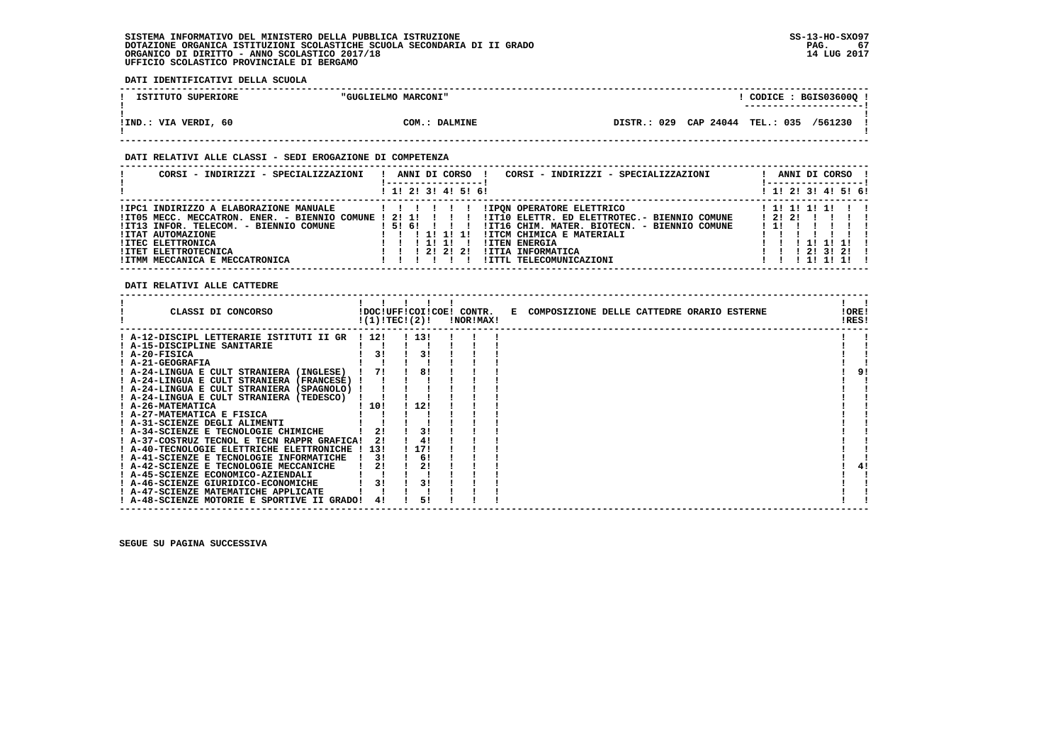SISTEMA INFORMATIVO DEL MINISTERO DELLA PUBBLICA ISTRUZIONE
DOTAZIONE ORGANICA ISTITUZIONI SCOLASTICHE SCUOLA SECONDARIA DI II GRADO
ORGANICO DI DIRITTO - ANNO SCOLASTICO 2017/18
UFFICIO SCOLASTICO PROVINCIALE DI BERGAMO

SS-13-HO-SXO97
14 LUG 2017

**DATI IDENTIFICATIVI DELLA SCUOLA**

| ISTITUTO SUPERIORE | "GUGLIELMO MARCONI" | CODICE : BGIS03600Q |
|---|---|---|
| IND.: VIA VERDI, 60 | COM.: DALMINE | DISTR.: 029 CAP 24044 TEL.: 035 /561230 |

**DATI RELATIVI ALLE CLASSI - SEDI EROGAZIONE DI COMPETENZA**

| CORSI - INDIRIZZI - SPECIALIZZAZIONI | 1 | 2 | 3 | 4 | 5 | 6 | CORSI - INDIRIZZI - SPECIALIZZAZIONI | 1 | 2 | 3 | 4 | 5 | 6 |
|---|---|---|---|---|---|---|---|---|---|---|---|---|---|
| IPC1 INDIRIZZO A ELABORAZIONE MANUALE | | | | | | | IPQN OPERATORE ELETTRICO | 1 | 1 | 1 | 1 | | |
| IT05 MECC. MECCATRON. ENER. - BIENNIO COMUNE | 2 | 1 | | | | | IT10 ELETTR. ED ELETTROTEC.- BIENNIO COMUNE | 2 | 2 | | | | |
| IT13 INFOR. TELECOM. - BIENNIO COMUNE | 5 | 6 | | | | | IT16 CHIM. MATER. BIOTECN. - BIENNIO COMUNE | 1 | | | | | |
| ITAT AUTOMAZIONE | | | 1 | 1 | 1 | | ITCM CHIMICA E MATERIALI | | | | | | |
| ITEC ELETTRONICA | | | 1 | 1 | | | ITEN ENERGIA | | | 1 | 1 | 1 | |
| ITET ELETTROTECNICA | | | 2 | 2 | 2 | | ITIA INFORMATICA | | | 2 | 3 | 2 | |
| ITMM MECCANICA E MECCATRONICA | | | | | | | ITTL TELECOMUNICAZIONI | | | 1 | 1 | 1 | |

**DATI RELATIVI ALLE CATTEDRE**

| CLASSI DI CONCORSO | DOC (1) | UFF TEC | COI (2) | COE | CONTR. NOR | CONTR. MAX | E COMPOSIZIONE DELLE CATTEDRE ORARIO ESTERNE | ORE RES |
|---|---|---|---|---|---|---|---|---|
| A-12-DISCIPL LETTERARIE ISTITUTI II GR | 12 | | 13 | | | | | |
| A-15-DISCIPLINE SANITARIE | | | | | | | | |
| A-20-FISICA | 3 | | 3 | | | | | |
| A-21-GEOGRAFIA | | | | | | | | |
| A-24-LINGUA E CULT STRANIERA (INGLESE) | 7 | | 8 | | | | | 9 |
| A-24-LINGUA E CULT STRANIERA (FRANCESE) | | | | | | | | |
| A-24-LINGUA E CULT STRANIERA (SPAGNOLO) | | | | | | | | |
| A-24-LINGUA E CULT STRANIERA (TEDESCO) | | | | | | | | |
| A-26-MATEMATICA | 10 | | 12 | | | | | |
| A-27-MATEMATICA E FISICA | | | | | | | | |
| A-31-SCIENZE DEGLI ALIMENTI | | | | | | | | |
| A-34-SCIENZE E TECNOLOGIE CHIMICHE | 2 | | 3 | | | | | |
| A-37-COSTRUZ TECNOL E TECN RAPPR GRAFICA | 2 | | 4 | | | | | |
| A-40-TECNOLOGIE ELETTRICHE ELETTRONICHE | 13 | | 17 | | | | | |
| A-41-SCIENZE E TECNOLOGIE INFORMATICHE | 3 | | 6 | | | | | |
| A-42-SCIENZE E TECNOLOGIE MECCANICHE | 2 | | 2 | | | | | 4 |
| A-45-SCIENZE ECONOMICO-AZIENDALI | | | | | | | | |
| A-46-SCIENZE GIURIDICO-ECONOMICHE | 3 | | 3 | | | | | |
| A-47-SCIENZE MATEMATICHE APPLICATE | | | | | | | | |
| A-48-SCIENZE MOTORIE E SPORTIVE II GRADO | 4 | | 5 | | | | | |

SEGUE SU PAGINA SUCCESSIVA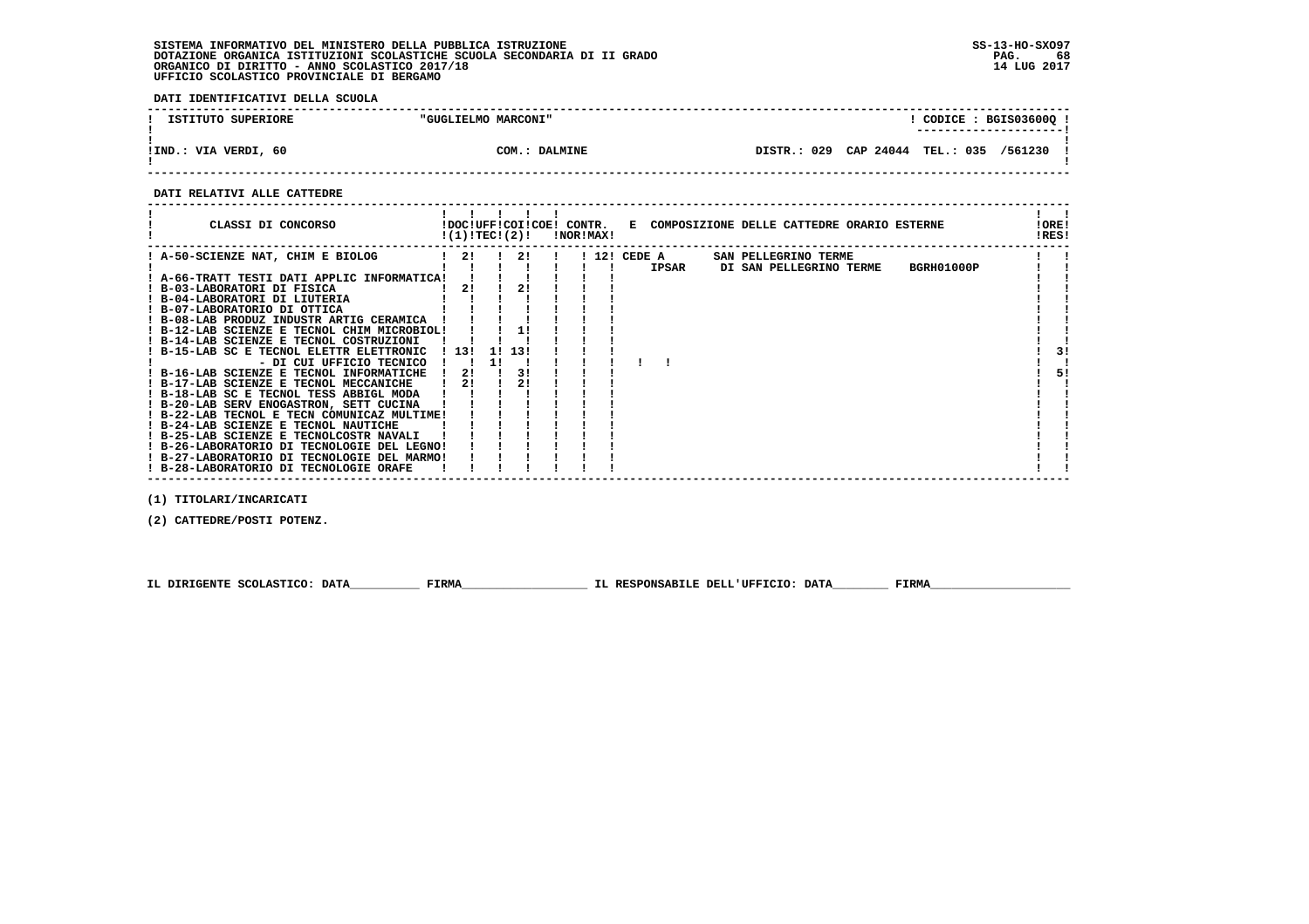SISTEMA INFORMATIVO DEL MINISTERO DELLA PUBBLICA ISTRUZIONE
DOTAZIONE ORGANICA ISTITUZIONI SCOLASTICHE SCUOLA SECONDARIA DI II GRADO
ORGANICO DI DIRITTO - ANNO SCOLASTICO 2017/18
UFFICIO SCOLASTICO PROVINCIALE DI BERGAMO

SS-13-HO-SXO97
14 LUG 2017

**DATI IDENTIFICATIVI DELLA SCUOLA**

| ISTITUTO SUPERIORE | "GUGLIELMO MARCONI" | | CODICE : BGIS03600Q |
|---|---|---|---|
| IND.: VIA VERDI, 60 | COM.: DALMINE | DISTR.: 029 CAP 24044 | TEL.: 035 /561230 |

**DATI RELATIVI ALLE CATTEDRE**

| CLASSI DI CONCORSO | DOC (1) | UFF TEC | COI (2) | COE | CONTR. NOR | CONTR. MAX | E COMPOSIZIONE DELLE CATTEDRE ORARIO ESTERNE | ORE RES |
|---|---|---|---|---|---|---|---|---|
| A-50-SCIENZE NAT, CHIM E BIOLOG | 2 | | 2 | | | 12 | CEDE A SAN PELLEGRINO TERME IPSAR DI SAN PELLEGRINO TERME BGRH01000P | |
| A-66-TRATT TESTI DATI APPLIC INFORMATICA | | | | | | | | |
| B-03-LABORATORI DI FISICA | 2 | | 2 | | | | | |
| B-04-LABORATORI DI LIUTERIA | | | | | | | | |
| B-07-LABORATORIO DI OTTICA | | | | | | | | |
| B-08-LAB PRODUZ INDUSTR ARTIG CERAMICA | | | | | | | | |
| B-12-LAB SCIENZE E TECNOL CHIM MICROBIOL | | | 1 | | | | | |
| B-14-LAB SCIENZE E TECNOL COSTRUZIONI | | | | | | | | |
| B-15-LAB SC E TECNOL ELETTR ELETTRONIC | 13 | 1 | 13 | | | | | 3 |
| - DI CUI UFFICIO TECNICO | | 1 | | | | | | |
| B-16-LAB SCIENZE E TECNOL INFORMATICHE | 2 | | 3 | | | | | 5 |
| B-17-LAB SCIENZE E TECNOL MECCANICHE | 2 | | 2 | | | | | |
| B-18-LAB SC E TECNOL TESS ABBIGL MODA | | | | | | | | |
| B-20-LAB SERV ENOGASTRON, SETT CUCINA | | | | | | | | |
| B-22-LAB TECNOL E TECN COMUNICAZ MULTIME | | | | | | | | |
| B-24-LAB SCIENZE E TECNOL NAUTICHE | | | | | | | | |
| B-25-LAB SCIENZE E TECNOLCOSTR NAVALI | | | | | | | | |
| B-26-LABORATORIO DI TECNOLOGIE DEL LEGNO | | | | | | | | |
| B-27-LABORATORIO DI TECNOLOGIE DEL MARMO | | | | | | | | |
| B-28-LABORATORIO DI TECNOLOGIE ORAFE | | | | | | | | |

(1) TITOLARI/INCARICATI

(2) CATTEDRE/POSTI POTENZ.

IL DIRIGENTE SCOLASTICO: DATA__________ FIRMA__________________ IL RESPONSABILE DELL'UFFICIO: DATA________ FIRMA____________________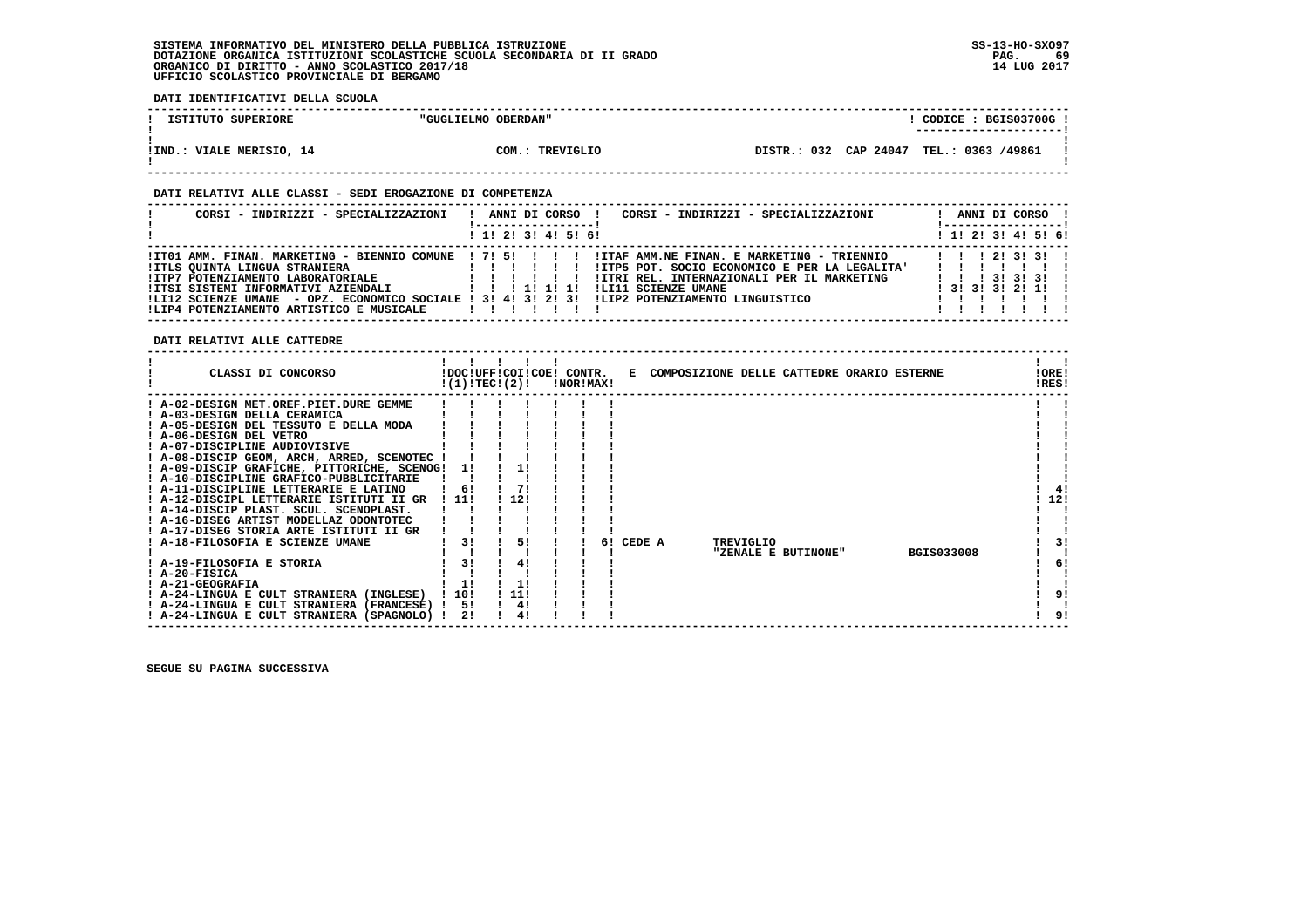SISTEMA INFORMATIVO DEL MINISTERO DELLA PUBBLICA ISTRUZIONE
DOTAZIONE ORGANICA ISTITUZIONI SCOLASTICHE SCUOLA SECONDARIA DI II GRADO
ORGANICO DI DIRITTO - ANNO SCOLASTICO 2017/18
UFFICIO SCOLASTICO PROVINCIALE DI BERGAMO

SS-13-HO-SXO97
14 LUG 2017

**DATI IDENTIFICATIVI DELLA SCUOLA**

| ISTITUTO SUPERIORE | "GUGLIELMO OBERDAN" | CODICE : BGIS03700G |
|---|---|---|
| IND.: VIALE MERISIO, 14 | COM.: TREVIGLIO | DISTR.: 032 CAP 24047 TEL.: 0363 /49861 |

**DATI RELATIVI ALLE CLASSI - SEDI EROGAZIONE DI COMPETENZA**

| CORSI - INDIRIZZI - SPECIALIZZAZIONI | 1 | 2 | 3 | 4 | 5 | 6 | CORSI - INDIRIZZI - SPECIALIZZAZIONI | 1 | 2 | 3 | 4 | 5 | 6 |
|---|---|---|---|---|---|---|---|---|---|---|---|---|---|
| IT01 AMM. FINAN. MARKETING - BIENNIO COMUNE | 7 | 5 | | | | | ITAF AMM.NE FINAN. E MARKETING - TRIENNIO | | | 2 | 3 | 3 | |
| ITLS QUINTA LINGUA STRANIERA | | | | | | | ITP5 POT. SOCIO ECONOMICO E PER LA LEGALITA' | | | | | | |
| ITP7 POTENZIAMENTO LABORATORIALE | | | | | | | ITRI REL. INTERNAZIONALI PER IL MARKETING | | | 3 | 3 | 3 | |
| ITSI SISTEMI INFORMATIVI AZIENDALI | | | 1 | 1 | 1 | | LI11 SCIENZE UMANE | 3 | 3 | 3 | 2 | 1 | |
| LI12 SCIENZE UMANE - OPZ. ECONOMICO SOCIALE | 3 | 4 | 3 | 2 | 3 | | LIP2 POTENZIAMENTO LINGUISTICO | | | | | | |
| LIP4 POTENZIAMENTO ARTISTICO E MUSICALE | | | | | | | | | | | | | |

**DATI RELATIVI ALLE CATTEDRE**

| CLASSI DI CONCORSO | DOC (1) | UFF TEC | COI (2) | COE | CONTR. NOR | CONTR. MAX | E COMPOSIZIONE DELLE CATTEDRE ORARIO ESTERNE | ORE RES |
|---|---|---|---|---|---|---|---|---|
| A-02-DESIGN MET.OREF.PIET.DURE GEMME | | | | | | | | |
| A-03-DESIGN DELLA CERAMICA | | | | | | | | |
| A-05-DESIGN DEL TESSUTO E DELLA MODA | | | | | | | | |
| A-06-DESIGN DEL VETRO | | | | | | | | |
| A-07-DISCIPLINE AUDIOVISIVE | | | | | | | | |
| A-08-DISCIP GEOM, ARCH, ARRED, SCENOTEC | | | | | | | | |
| A-09-DISCIP GRAFICHE, PITTORICHE, SCENOG | 1 | | 1 | | | | | |
| A-10-DISCIPLINE GRAFICO-PUBBLICITARIE | | | | | | | | |
| A-11-DISCIPLINE LETTERARIE E LATINO | 6 | | 7 | | | | | 4 |
| A-12-DISCIPL LETTERARIE ISTITUTI II GR | 11 | | 12 | | | | | 12 |
| A-14-DISCIP PLAST. SCUL. SCENOPLAST. | | | | | | | | |
| A-16-DISEG ARTIST MODELLAZ ODONTOTEC | | | | | | | | |
| A-17-DISEG STORIA ARTE ISTITUTI II GR | | | | | | | | |
| A-18-FILOSOFIA E SCIENZE UMANE | 3 | | 5 | | | | 6 CEDE A TREVIGLIO "ZENALE E BUTINONE" BGIS033008 | 3 |
| A-19-FILOSOFIA E STORIA | 3 | | 4 | | | | | 6 |
| A-20-FISICA | | | | | | | | |
| A-21-GEOGRAFIA | 1 | | 1 | | | | | |
| A-24-LINGUA E CULT STRANIERA (INGLESE) | 10 | | 11 | | | | | 9 |
| A-24-LINGUA E CULT STRANIERA (FRANCESE) | 5 | | 4 | | | | | |
| A-24-LINGUA E CULT STRANIERA (SPAGNOLO) | 2 | | 4 | | | | | 9 |

SEGUE SU PAGINA SUCCESSIVA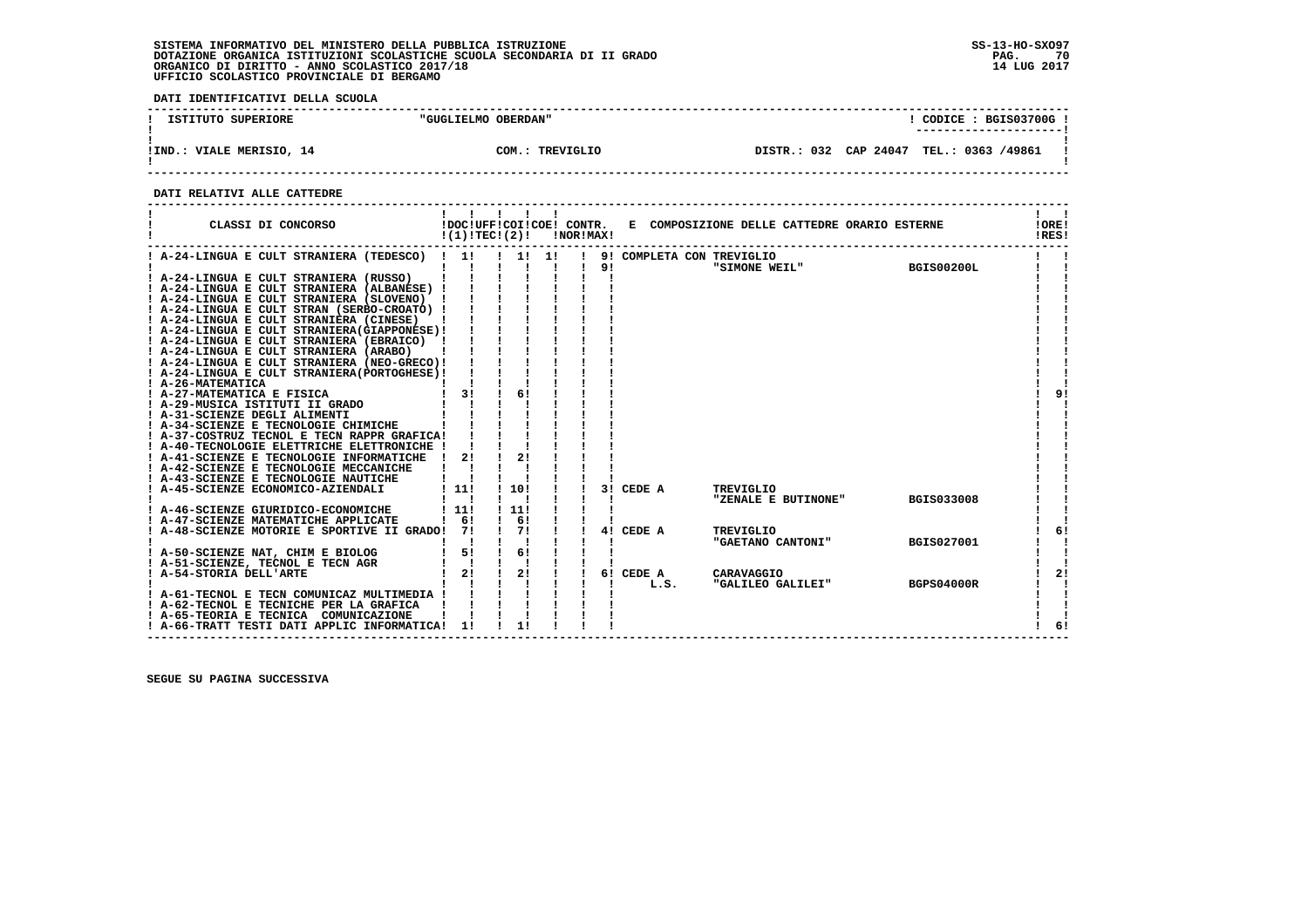SISTEMA INFORMATIVO DEL MINISTERO DELLA PUBBLICA ISTRUZIONE
DOTAZIONE ORGANICA ISTITUZIONI SCOLASTICHE SCUOLA SECONDARIA DI II GRADO
ORGANICO DI DIRITTO - ANNO SCOLASTICO 2017/18
UFFICIO SCOLASTICO PROVINCIALE DI BERGAMO

**DATI IDENTIFICATIVI DELLA SCUOLA**

| ISTITUTO SUPERIORE | "GUGLIELMO OBERDAN" | CODICE : BGIS03700G |
|---|---|---|
| IND.: VIALE MERISIO, 14 | COM.: TREVIGLIO | DISTR.: 032 CAP 24047 TEL.: 0363 /49861 |

**DATI RELATIVI ALLE CATTEDRE**

| CLASSI DI CONCORSO | DOC (1) | UFF TEC | COI (2) | COE | CONTR. NOR | CONTR. MAX | E COMPOSIZIONE DELLE CATTEDRE ORARIO ESTERNE | | | ORE RES |
|---|---|---|---|---|---|---|---|---|---|---|
| A-24-LINGUA E CULT STRANIERA (TEDESCO) | 1 | | 1 | 1 | | 9 | COMPLETA CON TREVIGLIO | | | |
| | | | | | | 9 | | "SIMONE WEIL" | BGIS00200L | |
| A-24-LINGUA E CULT STRANIERA (RUSSO) | | | | | | | | | | |
| A-24-LINGUA E CULT STRANIERA (ALBANESE) | | | | | | | | | | |
| A-24-LINGUA E CULT STRANIERA (SLOVENO) | | | | | | | | | | |
| A-24-LINGUA E CULT STRAN (SERBO-CROATO) | | | | | | | | | | |
| A-24-LINGUA E CULT STRANIERA (CINESE) | | | | | | | | | | |
| A-24-LINGUA E CULT STRANIERA(GIAPPONESE) | | | | | | | | | | |
| A-24-LINGUA E CULT STRANIERA (EBRAICO) | | | | | | | | | | |
| A-24-LINGUA E CULT STRANIERA (ARABO) | | | | | | | | | | |
| A-24-LINGUA E CULT STRANIERA (NEO-GRECO) | | | | | | | | | | |
| A-24-LINGUA E CULT STRANIERA(PORTOGHESE) | | | | | | | | | | |
| A-26-MATEMATICA | | | | | | | | | | |
| A-27-MATEMATICA E FISICA | 3 | | 6 | | | | | | | 9 |
| A-29-MUSICA ISTITUTI II GRADO | | | | | | | | | | |
| A-31-SCIENZE DEGLI ALIMENTI | | | | | | | | | | |
| A-34-SCIENZE E TECNOLOGIE CHIMICHE | | | | | | | | | | |
| A-37-COSTRUZ TECNOL E TECN RAPPR GRAFICA | | | | | | | | | | |
| A-40-TECNOLOGIE ELETTRICHE ELETTRONICHE | | | | | | | | | | |
| A-41-SCIENZE E TECNOLOGIE INFORMATICHE | 2 | | 2 | | | | | | | |
| A-42-SCIENZE E TECNOLOGIE MECCANICHE | | | | | | | | | | |
| A-43-SCIENZE E TECNOLOGIE NAUTICHE | | | | | | | | | | |
| A-45-SCIENZE ECONOMICO-AZIENDALI | 11 | | 10 | | | 3 | CEDE A | TREVIGLIO | | |
| | | | | | | | | "ZENALE E BUTINONE" | BGIS033008 | |
| A-46-SCIENZE GIURIDICO-ECONOMICHE | 11 | | 11 | | | | | | | |
| A-47-SCIENZE MATEMATICHE APPLICATE | 6 | | 6 | | | | | | | |
| A-48-SCIENZE MOTORIE E SPORTIVE II GRADO | 7 | | 7 | | | 4 | CEDE A | TREVIGLIO | | 6 |
| | | | | | | | | "GAETANO CANTONI" | BGIS027001 | |
| A-50-SCIENZE NAT, CHIM E BIOLOG | 5 | | 6 | | | | | | | |
| A-51-SCIENZE, TECNOL E TECN AGR | | | | | | | | | | |
| A-54-STORIA DELL'ARTE | 2 | | 2 | | | 6 | CEDE A | CARAVAGGIO | | 2 |
| | | | | | | | L.S. | "GALILEO GALILEI" | BGPS04000R | |
| A-61-TECNOL E TECN COMUNICAZ MULTIMEDIA | | | | | | | | | | |
| A-62-TECNOL E TECNICHE PER LA GRAFICA | | | | | | | | | | |
| A-65-TEORIA E TECNICA COMUNICAZIONE | | | | | | | | | | |
| A-66-TRATT TESTI DATI APPLIC INFORMATICA | 1 | | 1 | | | | | | | 6 |

SEGUE SU PAGINA SUCCESSIVA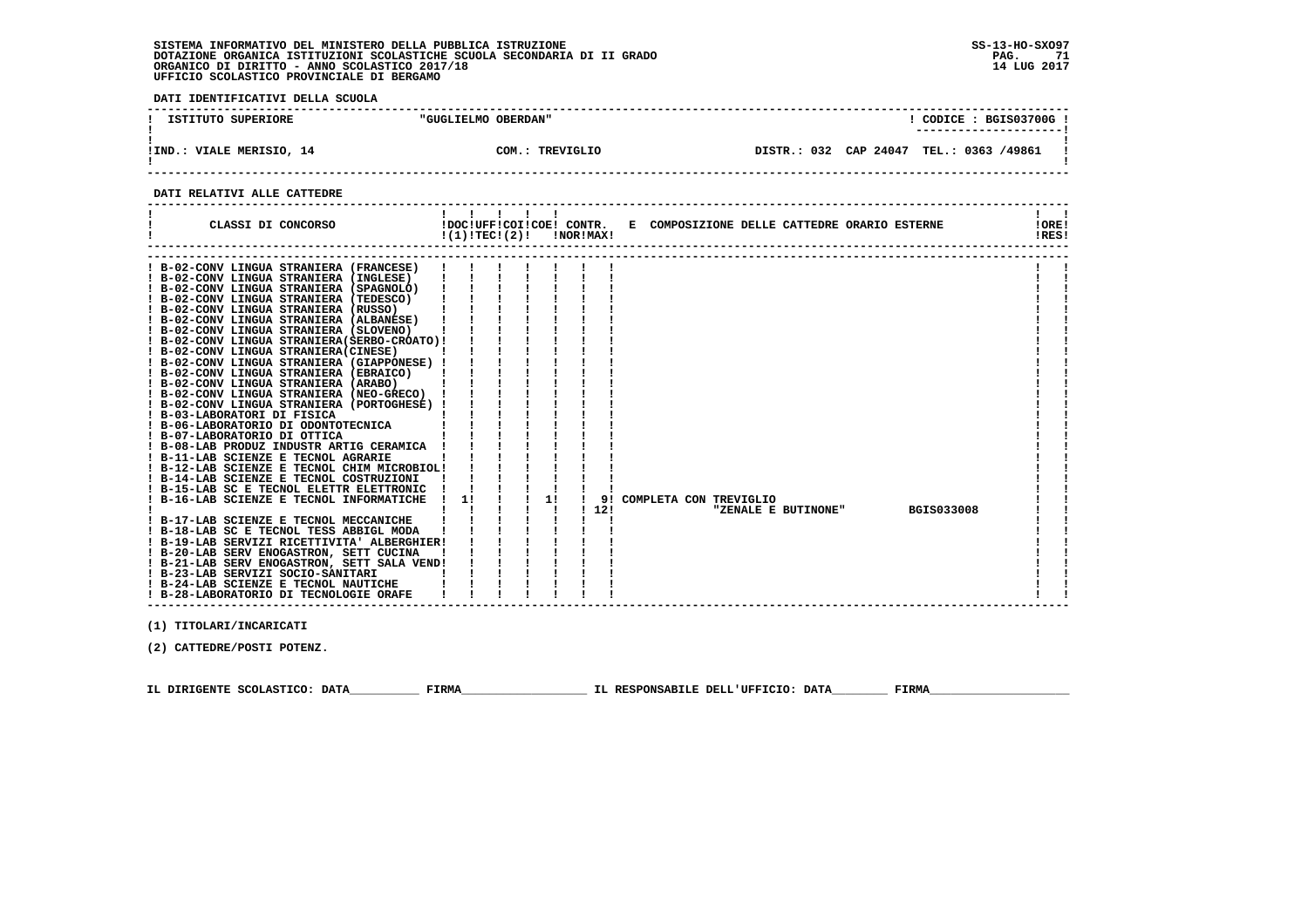SISTEMA INFORMATIVO DEL MINISTERO DELLA PUBBLICA ISTRUZIONE
DOTAZIONE ORGANICA ISTITUZIONI SCOLASTICHE SCUOLA SECONDARIA DI II GRADO
ORGANICO DI DIRITTO - ANNO SCOLASTICO 2017/18
UFFICIO SCOLASTICO PROVINCIALE DI BERGAMO

SS-13-HO-SXO97
14 LUG 2017

**DATI IDENTIFICATIVI DELLA SCUOLA**

| ISTITUTO SUPERIORE | "GUGLIELMO OBERDAN" | | CODICE : BGIS03700G |
|---|---|---|---|
| IND.: VIALE MERISIO, 14 | COM.: TREVIGLIO | DISTR.: 032 CAP 24047 | TEL.: 0363 /49861 |

**DATI RELATIVI ALLE CATTEDRE**

| CLASSI DI CONCORSO | DOC (1) | UFF TEC | COI (2) | COE | CONTR. NOR | CONTR. MAX | E COMPOSIZIONE DELLE CATTEDRE ORARIO ESTERNE | ORE RES |
|---|---|---|---|---|---|---|---|---|
| B-02-CONV LINGUA STRANIERA (FRANCESE) | | | | | | | | |
| B-02-CONV LINGUA STRANIERA (INGLESE) | | | | | | | | |
| B-02-CONV LINGUA STRANIERA (SPAGNOLO) | | | | | | | | |
| B-02-CONV LINGUA STRANIERA (TEDESCO) | | | | | | | | |
| B-02-CONV LINGUA STRANIERA (RUSSO) | | | | | | | | |
| B-02-CONV LINGUA STRANIERA (ALBANESE) | | | | | | | | |
| B-02-CONV LINGUA STRANIERA (SLOVENO) | | | | | | | | |
| B-02-CONV LINGUA STRANIERA(SERBO-CROATO) | | | | | | | | |
| B-02-CONV LINGUA STRANIERA(CINESE) | | | | | | | | |
| B-02-CONV LINGUA STRANIERA (GIAPPONESE) | | | | | | | | |
| B-02-CONV LINGUA STRANIERA (EBRAICO) | | | | | | | | |
| B-02-CONV LINGUA STRANIERA (ARABO) | | | | | | | | |
| B-02-CONV LINGUA STRANIERA (NEO-GRECO) | | | | | | | | |
| B-02-CONV LINGUA STRANIERA (PORTOGHESE) | | | | | | | | |
| B-03-LABORATORI DI FISICA | | | | | | | | |
| B-06-LABORATORIO DI ODONTOTECNICA | | | | | | | | |
| B-07-LABORATORIO DI OTTICA | | | | | | | | |
| B-08-LAB PRODUZ INDUSTR ARTIG CERAMICA | | | | | | | | |
| B-11-LAB SCIENZE E TECNOL AGRARIE | | | | | | | | |
| B-12-LAB SCIENZE E TECNOL CHIM MICROBIOL | | | | | | | | |
| B-14-LAB SCIENZE E TECNOL COSTRUZIONI | | | | | | | | |
| B-15-LAB SC E TECNOL ELETTR ELETTRONIC | | | | | | | | |
| B-16-LAB SCIENZE E TECNOL INFORMATICHE | 1 | | | 1 | | 9 | COMPLETA CON TREVIGLIO | |
| | | | | | | 12 | "ZENALE E BUTINONE" BGIS033008 | |
| B-17-LAB SCIENZE E TECNOL MECCANICHE | | | | | | | | |
| B-18-LAB SC E TECNOL TESS ABBIGL MODA | | | | | | | | |
| B-19-LAB SERVIZI RICETTIVITA' ALBERGHIER | | | | | | | | |
| B-20-LAB SERV ENOGASTRON, SETT CUCINA | | | | | | | | |
| B-21-LAB SERV ENOGASTRON, SETT SALA VEND | | | | | | | | |
| B-23-LAB SERVIZI SOCIO-SANITARI | | | | | | | | |
| B-24-LAB SCIENZE E TECNOL NAUTICHE | | | | | | | | |
| B-28-LABORATORIO DI TECNOLOGIE ORAFE | | | | | | | | |

(1) TITOLARI/INCARICATI

(2) CATTEDRE/POSTI POTENZ.

IL DIRIGENTE SCOLASTICO: DATA__________ FIRMA__________________ IL RESPONSABILE DELL'UFFICIO: DATA________ FIRMA____________________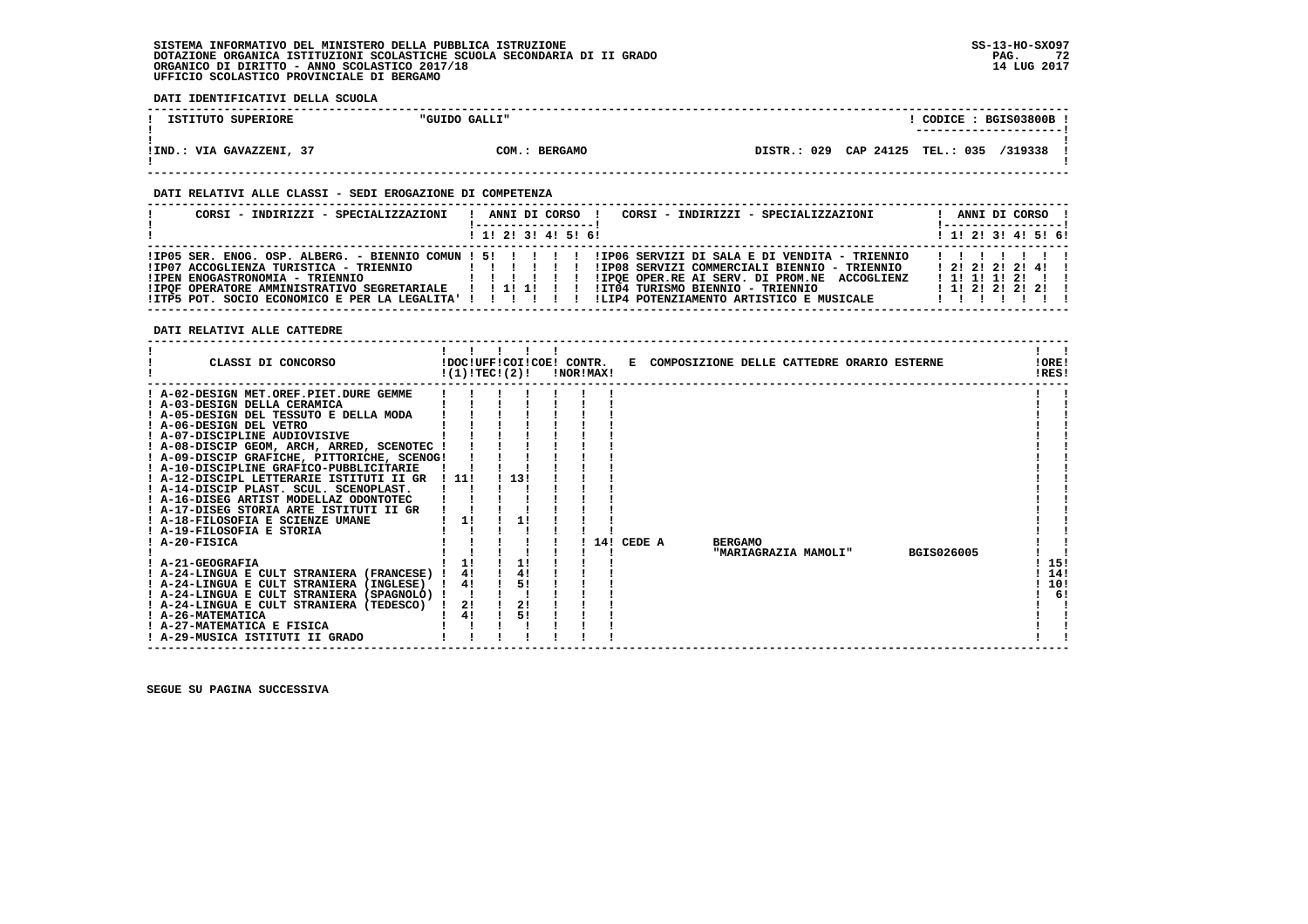SISTEMA INFORMATIVO DEL MINISTERO DELLA PUBBLICA ISTRUZIONE
DOTAZIONE ORGANICA ISTITUZIONI SCOLASTICHE SCUOLA SECONDARIA DI II GRADO
ORGANICO DI DIRITTO - ANNO SCOLASTICO 2017/18
UFFICIO SCOLASTICO PROVINCIALE DI BERGAMO

SS-13-HO-SXO97
14 LUG 2017

**DATI IDENTIFICATIVI DELLA SCUOLA**

| ISTITUTO SUPERIORE | "GUIDO GALLI" | | CODICE : BGIS03800B |
|---|---|---|---|
| IND.: VIA GAVAZZENI, 37 | COM.: BERGAMO | DISTR.: 029 CAP 24125 TEL.: 035 /319338 | |

**DATI RELATIVI ALLE CLASSI - SEDI EROGAZIONE DI COMPETENZA**

| CORSI - INDIRIZZI - SPECIALIZZAZIONI | 1 | 2 | 3 | 4 | 5 | 6 | CORSI - INDIRIZZI - SPECIALIZZAZIONI | 1 | 2 | 3 | 4 | 5 | 6 |
|---|---|---|---|---|---|---|---|---|---|---|---|---|---|
| IP05 SER. ENOG. OSP. ALBERG. - BIENNIO COMUN | 5 | | | | | | IP06 SERVIZI DI SALA E DI VENDITA - TRIENNIO | | | | | | |
| IP07 ACCOGLIENZA TURISTICA - TRIENNIO | | | | | | | IP08 SERVIZI COMMERCIALI BIENNIO - TRIENNIO | 2 | 2 | 2 | 2 | 4 | |
| IPEN ENOGASTRONOMIA - TRIENNIO | | | | | | | IPQE OPER.RE AI SERV. DI PROM.NE ACCOGLIENZ | 1 | 1 | 1 | 2 | | |
| IPQF OPERATORE AMMINISTRATIVO SEGRETARIALE | | 1 | 1 | | | | IT04 TURISMO BIENNIO - TRIENNIO | 1 | 2 | 2 | 2 | 2 | |
| ITP5 POT. SOCIO ECONOMICO E PER LA LEGALITA' | | | | | | | LIP4 POTENZIAMENTO ARTISTICO E MUSICALE | | | | | | |

**DATI RELATIVI ALLE CATTEDRE**

| CLASSI DI CONCORSO | DOC (1) | UFF TEC | COI (2) | COE | CONTR. NOR | CONTR. MAX | E COMPOSIZIONE DELLE CATTEDRE ORARIO ESTERNE | ORE RES |
|---|---|---|---|---|---|---|---|---|
| A-02-DESIGN MET.OREF.PIET.DURE GEMME | | | | | | | | |
| A-03-DESIGN DELLA CERAMICA | | | | | | | | |
| A-05-DESIGN DEL TESSUTO E DELLA MODA | | | | | | | | |
| A-06-DESIGN DEL VETRO | | | | | | | | |
| A-07-DISCIPLINE AUDIOVISIVE | | | | | | | | |
| A-08-DISCIP GEOM, ARCH, ARRED, SCENOTEC | | | | | | | | |
| A-09-DISCIP GRAFICHE, PITTORICHE, SCENOG | | | | | | | | |
| A-10-DISCIPLINE GRAFICO-PUBBLICITARIE | | | | | | | | |
| A-12-DISCIPL LETTERARIE ISTITUTI II GR | 11 | | 13 | | | | | |
| A-14-DISCIP PLAST. SCUL. SCENOPLAST. | | | | | | | | |
| A-16-DISEG ARTIST MODELLAZ ODONTOTEC | | | | | | | | |
| A-17-DISEG STORIA ARTE ISTITUTI II GR | | | | | | | | |
| A-18-FILOSOFIA E SCIENZE UMANE | 1 | | 1 | | | | | |
| A-19-FILOSOFIA E STORIA | | | | | | | | |
| A-20-FISICA | | | | | | 14 | CEDE A BERGAMO "MARIAGRAZIA MAMOLI" BGIS026005 | |
| A-21-GEOGRAFIA | 1 | | 1 | | | | | 15 |
| A-24-LINGUA E CULT STRANIERA (FRANCESE) | 4 | | 4 | | | | | 14 |
| A-24-LINGUA E CULT STRANIERA (INGLESE) | 4 | | 5 | | | | | 10 |
| A-24-LINGUA E CULT STRANIERA (SPAGNOLO) | | | | | | | | 6 |
| A-24-LINGUA E CULT STRANIERA (TEDESCO) | 2 | | 2 | | | | | |
| A-26-MATEMATICA | 4 | | 5 | | | | | |
| A-27-MATEMATICA E FISICA | | | | | | | | |
| A-29-MUSICA ISTITUTI II GRADO | | | | | | | | |

SEGUE SU PAGINA SUCCESSIVA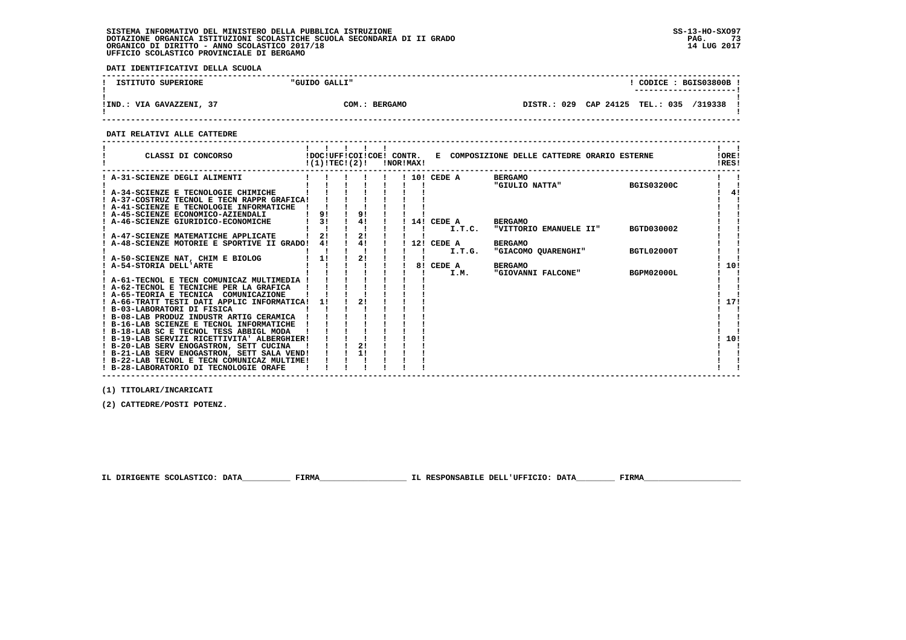SISTEMA INFORMATIVO DEL MINISTERO DELLA PUBBLICA ISTRUZIONE
DOTAZIONE ORGANICA ISTITUZIONI SCOLASTICHE SCUOLA SECONDARIA DI II GRADO
ORGANICO DI DIRITTO - ANNO SCOLASTICO 2017/18
UFFICIO SCOLASTICO PROVINCIALE DI BERGAMO

SS-13-HO-SXO97
14 LUG 2017

**DATI IDENTIFICATIVI DELLA SCUOLA**

| ISTITUTO SUPERIORE | "GUIDO GALLI" | | CODICE : BGIS03800B |
|---|---|---|---|
| IND.: VIA GAVAZZENI, 37 | COM.: BERGAMO | DISTR.: 029 CAP 24125 | TEL.: 035 /319338 |

**DATI RELATIVI ALLE CATTEDRE**

| CLASSI DI CONCORSO | DOC (1) | UFF TEC | COI (2) | COE | CONTR. NOR | CONTR. MAX | E COMPOSIZIONE DELLE CATTEDRE ORARIO ESTERNE | ORE RES |
|---|---|---|---|---|---|---|---|---|
| A-31-SCIENZE DEGLI ALIMENTI | | | | | | 10 | CEDE A BERGAMO "GIULIO NATTA" BGIS03200C | |
| A-34-SCIENZE E TECNOLOGIE CHIMICHE | | | | | | | | 4 |
| A-37-COSTRUZ TECNOL E TECN RAPPR GRAFICA | | | | | | | | |
| A-41-SCIENZE E TECNOLOGIE INFORMATICHE | | | | | | | | |
| A-45-SCIENZE ECONOMICO-AZIENDALI | 9 | | 9 | | | | | |
| A-46-SCIENZE GIURIDICO-ECONOMICHE | 3 | | 4 | | | 14 | CEDE A BERGAMO I.T.C. "VITTORIO EMANUELE II" BGTD030002 | |
| A-47-SCIENZE MATEMATICHE APPLICATE | 2 | | 2 | | | | | |
| A-48-SCIENZE MOTORIE E SPORTIVE II GRADO | 4 | | 4 | | | 12 | CEDE A BERGAMO I.T.G. "GIACOMO QUARENGHI" BGTL02000T | |
| A-50-SCIENZE NAT, CHIM E BIOLOG | 1 | | 2 | | | | | |
| A-54-STORIA DELL'ARTE | | | | | | 8 | CEDE A BERGAMO I.M. "GIOVANNI FALCONE" BGPM02000L | 10 |
| A-61-TECNOL E TECN COMUNICAZ MULTIMEDIA | | | | | | | | |
| A-62-TECNOL E TECNICHE PER LA GRAFICA | | | | | | | | |
| A-65-TEORIA E TECNICA COMUNICAZIONE | | | | | | | | |
| A-66-TRATT TESTI DATI APPLIC INFORMATICA | 1 | | 2 | | | | | 17 |
| B-03-LABORATORI DI FISICA | | | | | | | | |
| B-08-LAB PRODUZ INDUSTR ARTIG CERAMICA | | | | | | | | |
| B-16-LAB SCIENZE E TECNOL INFORMATICHE | | | | | | | | |
| B-18-LAB SC E TECNOL TESS ABBIGL MODA | | | | | | | | |
| B-19-LAB SERVIZI RICETTIVITA' ALBERGHIER | | | | | | | | 10 |
| B-20-LAB SERV ENOGASTRON, SETT CUCINA | | | 2 | | | | | |
| B-21-LAB SERV ENOGASTRON, SETT SALA VEND | | | 1 | | | | | |
| B-22-LAB TECNOL E TECN COMUNICAZ MULTIME | | | | | | | | |
| B-28-LABORATORIO DI TECNOLOGIE ORAFE | | | | | | | | |

(1) TITOLARI/INCARICATI

(2) CATTEDRE/POSTI POTENZ.

IL DIRIGENTE SCOLASTICO: DATA__________ FIRMA__________________ IL RESPONSABILE DELL'UFFICIO: DATA________ FIRMA____________________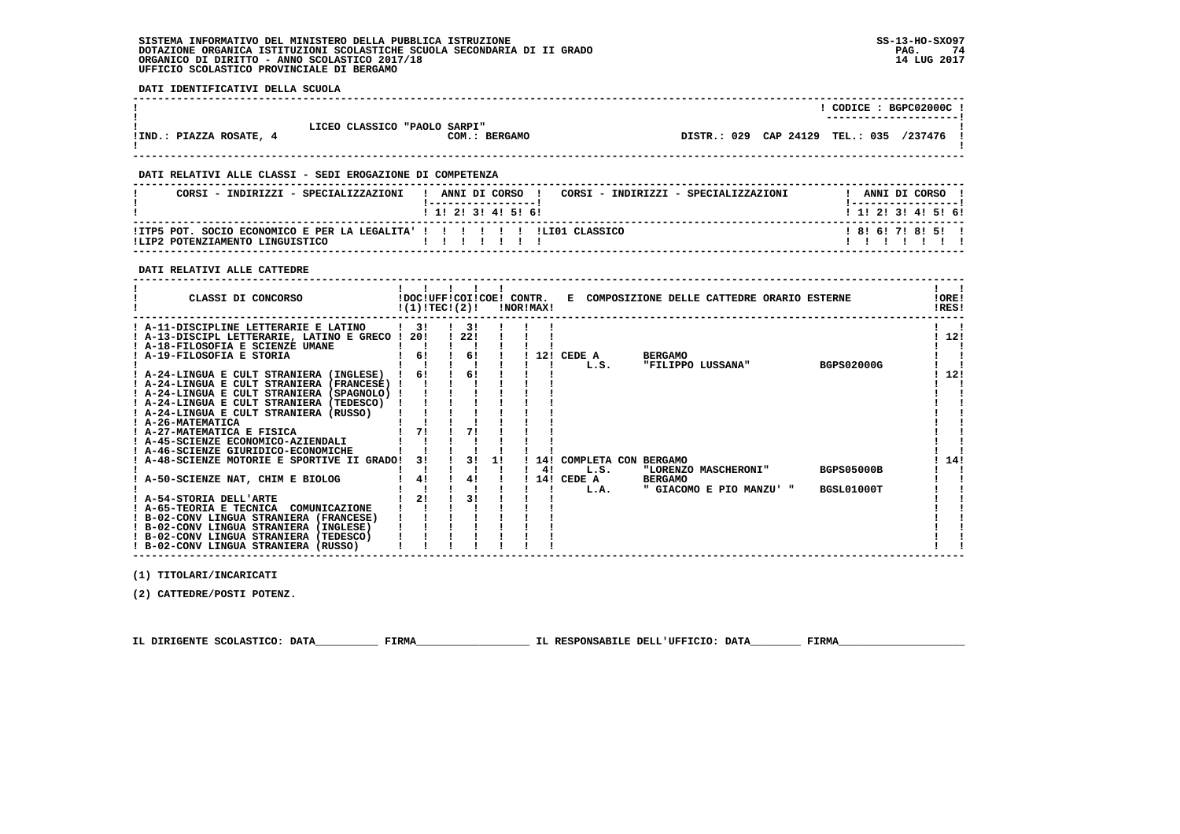SISTEMA INFORMATIVO DEL MINISTERO DELLA PUBBLICA ISTRUZIONE
DOTAZIONE ORGANICA ISTITUZIONI SCOLASTICHE SCUOLA SECONDARIA DI II GRADO
ORGANICO DI DIRITTO - ANNO SCOLASTICO 2017/18
UFFICIO SCOLASTICO PROVINCIALE DI BERGAMO

SS-13-HO-SXO97
14 LUG 2017

**DATI IDENTIFICATIVI DELLA SCUOLA**

LICEO CLASSICO "PAOLO SARPI" — CODICE : BGPC02000C

IND.: PIAZZA ROSATE, 4 — COM.: BERGAMO — DISTR.: 029 CAP 24129 TEL.: 035 /237476

**DATI RELATIVI ALLE CLASSI - SEDI EROGAZIONE DI COMPETENZA**

| CORSI - INDIRIZZI - SPECIALIZZAZIONI | 1 | 2 | 3 | 4 | 5 | 6 | CORSI - INDIRIZZI - SPECIALIZZAZIONI | 1 | 2 | 3 | 4 | 5 | 6 |
|---|---|---|---|---|---|---|---|---|---|---|---|---|---|
| ITP5 POT. SOCIO ECONOMICO E PER LA LEGALITA' | | | | | | | LI01 CLASSICO | 8 | 6 | 7 | 8 | 5 | |
| LIP2 POTENZIAMENTO LINGUISTICO | | | | | | | | | | | | | |

**DATI RELATIVI ALLE CATTEDRE**

| CLASSI DI CONCORSO | DOC (1) | UFF TEC | COI (2) | COE | CONTR. NOR | CONTR. MAX | E COMPOSIZIONE DELLE CATTEDRE ORARIO ESTERNE | ORE RES |
|---|---|---|---|---|---|---|---|---|
| A-11-DISCIPLINE LETTERARIE E LATINO | 3 | | 3 | | | | | |
| A-13-DISCIPL LETTERARIE, LATINO E GRECO | 20 | | 22 | | | | | 12 |
| A-18-FILOSOFIA E SCIENZE UMANE | | | | | | | | |
| A-19-FILOSOFIA E STORIA | 6 | | 6 | | | 12 | CEDE A BERGAMO L.S. "FILIPPO LUSSANA" BGPS02000G | |
| A-24-LINGUA E CULT STRANIERA (INGLESE) | 6 | | 6 | | | | | 12 |
| A-24-LINGUA E CULT STRANIERA (FRANCESE) | | | | | | | | |
| A-24-LINGUA E CULT STRANIERA (SPAGNOLO) | | | | | | | | |
| A-24-LINGUA E CULT STRANIERA (TEDESCO) | | | | | | | | |
| A-24-LINGUA E CULT STRANIERA (RUSSO) | | | | | | | | |
| A-26-MATEMATICA | | | | | | | | |
| A-27-MATEMATICA E FISICA | 7 | | 7 | | | | | |
| A-45-SCIENZE ECONOMICO-AZIENDALI | | | | | | | | |
| A-46-SCIENZE GIURIDICO-ECONOMICHE | | | | | | | | |
| A-48-SCIENZE MOTORIE E SPORTIVE II GRADO | 3 | | 3 | 1 | | 14 / 4 | COMPLETA CON BERGAMO L.S. "LORENZO MASCHERONI" BGPS05000B | 14 |
| A-50-SCIENZE NAT, CHIM E BIOLOG | 4 | | 4 | | | 14 | CEDE A BERGAMO L.A. " GIACOMO E PIO MANZU' " BGSL01000T | |
| A-54-STORIA DELL'ARTE | 2 | | 3 | | | | | |
| A-65-TEORIA E TECNICA COMUNICAZIONE | | | | | | | | |
| B-02-CONV LINGUA STRANIERA (FRANCESE) | | | | | | | | |
| B-02-CONV LINGUA STRANIERA (INGLESE) | | | | | | | | |
| B-02-CONV LINGUA STRANIERA (TEDESCO) | | | | | | | | |
| B-02-CONV LINGUA STRANIERA (RUSSO) | | | | | | | | |

(1) TITOLARI/INCARICATI

(2) CATTEDRE/POSTI POTENZ.

IL DIRIGENTE SCOLASTICO: DATA__________ FIRMA__________________ IL RESPONSABILE DELL'UFFICIO: DATA________ FIRMA____________________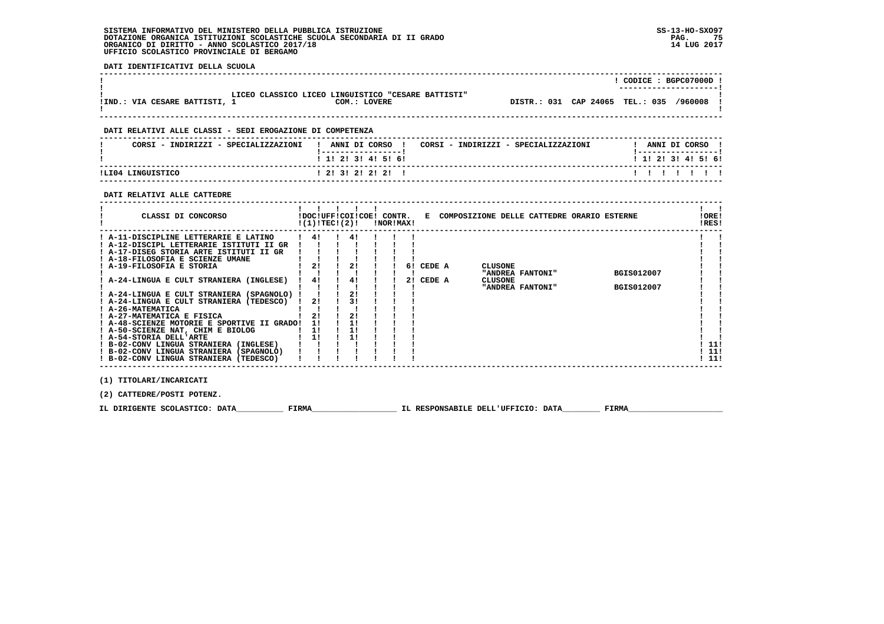SISTEMA INFORMATIVO DEL MINISTERO DELLA PUBBLICA ISTRUZIONE
DOTAZIONE ORGANICA ISTITUZIONI SCOLASTICHE SCUOLA SECONDARIA DI II GRADO
ORGANICO DI DIRITTO - ANNO SCOLASTICO 2017/18
UFFICIO SCOLASTICO PROVINCIALE DI BERGAMO

**DATI IDENTIFICATIVI DELLA SCUOLA**

| | |
|---|---|
| LICEO CLASSICO LICEO LINGUISTICO "CESARE BATTISTI" | CODICE : BGPC07000D |
| IND.: VIA CESARE BATTISTI, 1 &nbsp; COM.: LOVERE | DISTR.: 031 CAP 24065 TEL.: 035 /960008 |

**DATI RELATIVI ALLE CLASSI - SEDI EROGAZIONE DI COMPETENZA**

| CORSI - INDIRIZZI - SPECIALIZZAZIONI | 1 | 2 | 3 | 4 | 5 | 6 | CORSI - INDIRIZZI - SPECIALIZZAZIONI | 1 | 2 | 3 | 4 | 5 | 6 |
|---|---|---|---|---|---|---|---|---|---|---|---|---|---|
| LI04 LINGUISTICO | 2 | 3 | 2 | 2 | 2 | | | | | | | | |

**DATI RELATIVI ALLE CATTEDRE**

| CLASSI DI CONCORSO | DOC (1) | UFF TEC | COI (2) | COE | CONTR. NOR | CONTR. MAX | E COMPOSIZIONE DELLE CATTEDRE ORARIO ESTERNE | ORE RES |
|---|---|---|---|---|---|---|---|---|
| A-11-DISCIPLINE LETTERARIE E LATINO | 4 | | 4 | | | | | |
| A-12-DISCIPL LETTERARIE ISTITUTI II GR | | | | | | | | |
| A-17-DISEG STORIA ARTE ISTITUTI II GR | | | | | | | | |
| A-18-FILOSOFIA E SCIENZE UMANE | | | | | | | | |
| A-19-FILOSOFIA E STORIA | 2 | | 2 | | | 6 | CEDE A CLUSONE "ANDREA FANTONI" BGIS012007 | |
| A-24-LINGUA E CULT STRANIERA (INGLESE) | 4 | | 4 | | | 2 | CEDE A CLUSONE "ANDREA FANTONI" BGIS012007 | |
| A-24-LINGUA E CULT STRANIERA (SPAGNOLO) | | | 2 | | | | | |
| A-24-LINGUA E CULT STRANIERA (TEDESCO) | 2 | | 3 | | | | | |
| A-26-MATEMATICA | | | | | | | | |
| A-27-MATEMATICA E FISICA | 2 | | 2 | | | | | |
| A-48-SCIENZE MOTORIE E SPORTIVE II GRADO | 1 | | 1 | | | | | |
| A-50-SCIENZE NAT, CHIM E BIOLOG | 1 | | 1 | | | | | |
| A-54-STORIA DELL'ARTE | 1 | | 1 | | | | | |
| B-02-CONV LINGUA STRANIERA (INGLESE) | | | | | | | | 11 |
| B-02-CONV LINGUA STRANIERA (SPAGNOLO) | | | | | | | | 11 |
| B-02-CONV LINGUA STRANIERA (TEDESCO) | | | | | | | | 11 |

(1) TITOLARI/INCARICATI

(2) CATTEDRE/POSTI POTENZ.

IL DIRIGENTE SCOLASTICO: DATA__________ FIRMA__________________ IL RESPONSABILE DELL'UFFICIO: DATA________ FIRMA____________________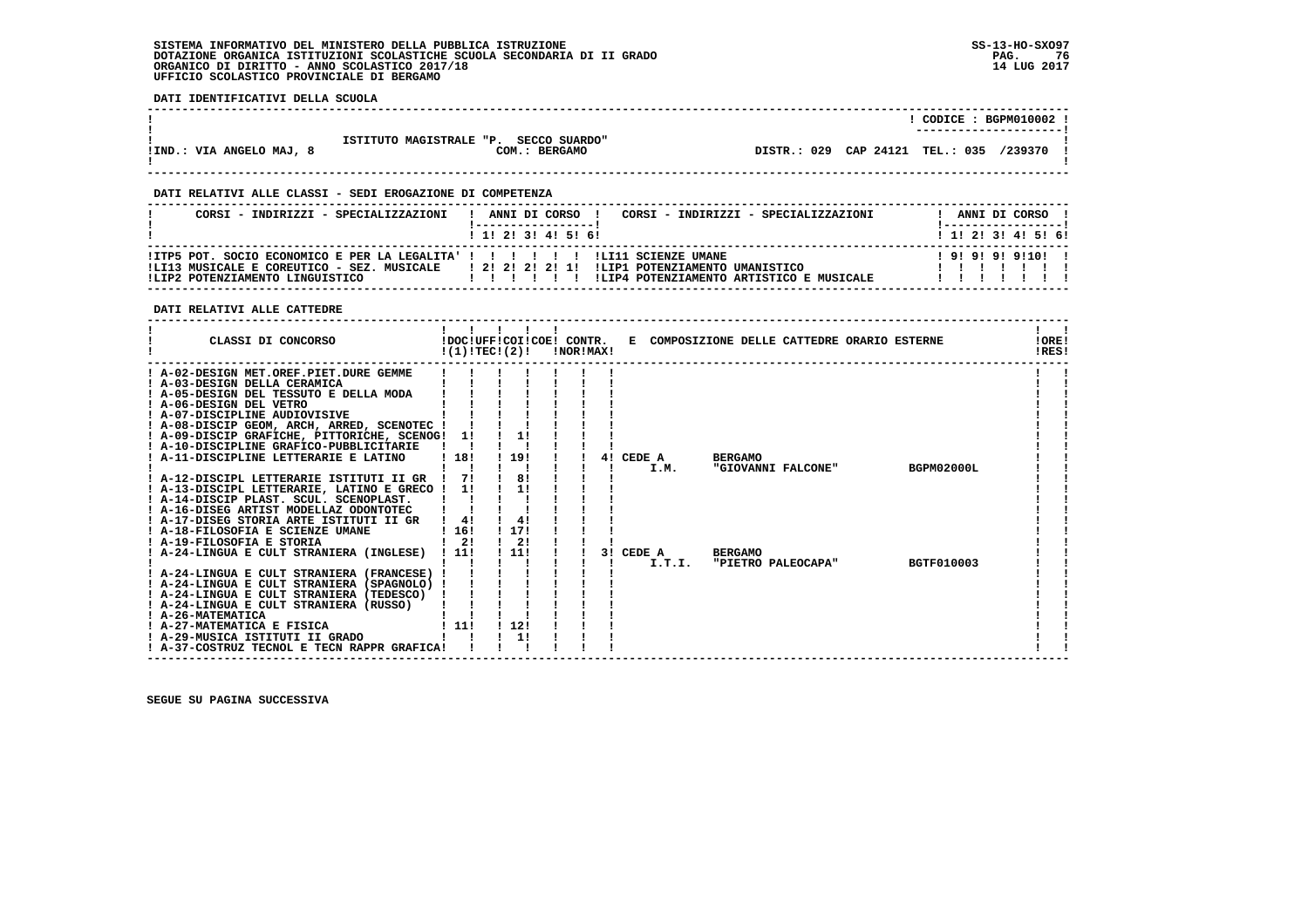SISTEMA INFORMATIVO DEL MINISTERO DELLA PUBBLICA ISTRUZIONE
DOTAZIONE ORGANICA ISTITUZIONI SCOLASTICHE SCUOLA SECONDARIA DI II GRADO
ORGANICO DI DIRITTO - ANNO SCOLASTICO 2017/18
UFFICIO SCOLASTICO PROVINCIALE DI BERGAMO

**DATI IDENTIFICATIVI DELLA SCUOLA**

| | | CODICE : BGPM010002 |
|---|---|---|
| | ISTITUTO MAGISTRALE "P. SECCO SUARDO" | |
| IND.: VIA ANGELO MAJ, 8 | COM.: BERGAMO | DISTR.: 029 CAP 24121 TEL.: 035 /239370 |

**DATI RELATIVI ALLE CLASSI - SEDI EROGAZIONE DI COMPETENZA**

| CORSI - INDIRIZZI - SPECIALIZZAZIONI | 1 | 2 | 3 | 4 | 5 | 6 | CORSI - INDIRIZZI - SPECIALIZZAZIONI | 1 | 2 | 3 | 4 | 5 | 6 |
|---|---|---|---|---|---|---|---|---|---|---|---|---|---|
| ITP5 POT. SOCIO ECONOMICO E PER LA LEGALITA' | | | | | | | LI11 SCIENZE UMANE | 9 | 9 | 9 | 9 | 10 | |
| LI13 MUSICALE E COREUTICO - SEZ. MUSICALE | 2 | 2 | 2 | 2 | 1 | | LIP1 POTENZIAMENTO UMANISTICO | | | | | | |
| LIP2 POTENZIAMENTO LINGUISTICO | | | | | | | LIP4 POTENZIAMENTO ARTISTICO E MUSICALE | | | | | | |

**DATI RELATIVI ALLE CATTEDRE**

| CLASSI DI CONCORSO | DOC (1) | UFF TEC | COI (2) | COE | CONTR. NOR | CONTR. MAX | E COMPOSIZIONE DELLE CATTEDRE ORARIO ESTERNE | ORE RES |
|---|---|---|---|---|---|---|---|---|
| A-02-DESIGN MET.OREF.PIET.DURE GEMME | | | | | | | | |
| A-03-DESIGN DELLA CERAMICA | | | | | | | | |
| A-05-DESIGN DEL TESSUTO E DELLA MODA | | | | | | | | |
| A-06-DESIGN DEL VETRO | | | | | | | | |
| A-07-DISCIPLINE AUDIOVISIVE | | | | | | | | |
| A-08-DISCIP GEOM, ARCH, ARRED, SCENOTEC | | | | | | | | |
| A-09-DISCIP GRAFICHE, PITTORICHE, SCENOG | 1 | | 1 | | | | | |
| A-10-DISCIPLINE GRAFICO-PUBBLICITARIE | | | | | | | | |
| A-11-DISCIPLINE LETTERARIE E LATINO | 18 | | 19 | | | 4 | CEDE A BERGAMO I.M. "GIOVANNI FALCONE" BGPM02000L | |
| A-12-DISCIPL LETTERARIE ISTITUTI II GR | 7 | | 8 | | | | | |
| A-13-DISCIPL LETTERARIE, LATINO E GRECO | 1 | | 1 | | | | | |
| A-14-DISCIP PLAST. SCUL. SCENOPLAST. | | | | | | | | |
| A-16-DISEG ARTIST MODELLAZ ODONTOTEC | | | | | | | | |
| A-17-DISEG STORIA ARTE ISTITUTI II GR | 4 | | 4 | | | | | |
| A-18-FILOSOFIA E SCIENZE UMANE | 16 | | 17 | | | | | |
| A-19-FILOSOFIA E STORIA | 2 | | 2 | | | | | |
| A-24-LINGUA E CULT STRANIERA (INGLESE) | 11 | | 11 | | | 3 | CEDE A BERGAMO I.T.I. "PIETRO PALEOCAPA" BGTF010003 | |
| A-24-LINGUA E CULT STRANIERA (FRANCESE) | | | | | | | | |
| A-24-LINGUA E CULT STRANIERA (SPAGNOLO) | | | | | | | | |
| A-24-LINGUA E CULT STRANIERA (TEDESCO) | | | | | | | | |
| A-24-LINGUA E CULT STRANIERA (RUSSO) | | | | | | | | |
| A-26-MATEMATICA | | | | | | | | |
| A-27-MATEMATICA E FISICA | 11 | | 12 | | | | | |
| A-29-MUSICA ISTITUTI II GRADO | | | 1 | | | | | |
| A-37-COSTRUZ TECNOL E TECN RAPPR GRAFICA | | | | | | | | |

SEGUE SU PAGINA SUCCESSIVA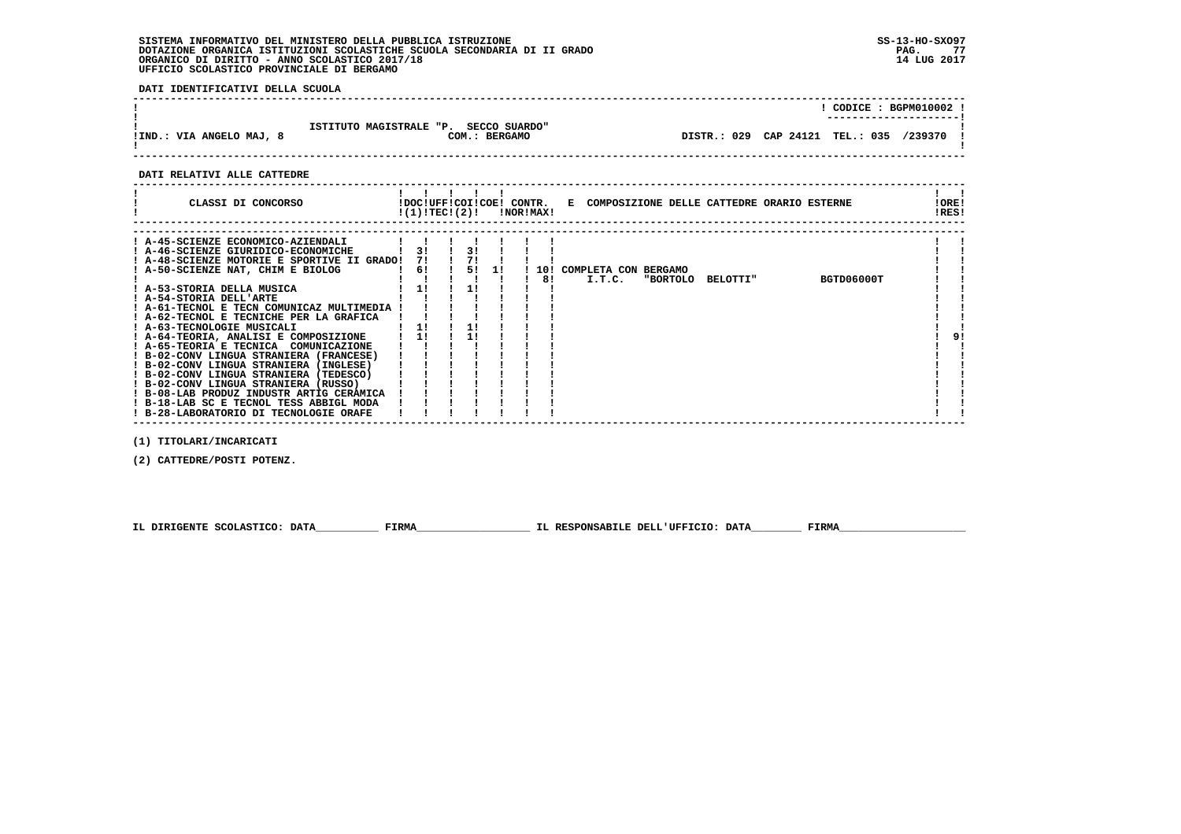SISTEMA INFORMATIVO DEL MINISTERO DELLA PUBBLICA ISTRUZIONE
DOTAZIONE ORGANICA ISTITUZIONI SCOLASTICHE SCUOLA SECONDARIA DI II GRADO
ORGANICO DI DIRITTO - ANNO SCOLASTICO 2017/18
UFFICIO SCOLASTICO PROVINCIALE DI BERGAMO

SS-13-HO-SXO97
14 LUG 2017

**DATI IDENTIFICATIVI DELLA SCUOLA**

| | CODICE : BGPM010002 |
|---|---|
| ISTITUTO MAGISTRALE "P. SECCO SUARDO" | |
| IND.: VIA ANGELO MAJ, 8 &nbsp;&nbsp; COM.: BERGAMO | DISTR.: 029 CAP 24121 TEL.: 035 /239370 |

**DATI RELATIVI ALLE CATTEDRE**

| CLASSI DI CONCORSO | DOC (1) | UFF TEC | COI (2) | COE | CONTR. NOR | CONTR. MAX | E COMPOSIZIONE DELLE CATTEDRE ORARIO ESTERNE | ORE RES |
|---|---|---|---|---|---|---|---|---|
| A-45-SCIENZE ECONOMICO-AZIENDALI | | | | | | | | |
| A-46-SCIENZE GIURIDICO-ECONOMICHE | 3 | | 3 | | | | | |
| A-48-SCIENZE MOTORIE E SPORTIVE II GRADO | 7 | | 7 | | | | | |
| A-50-SCIENZE NAT, CHIM E BIOLOG | 6 | | 5 | 1 | | 10 | COMPLETA CON BERGAMO | |
| | | | | | | 8 | I.T.C. "BORTOLO BELOTTI" BGTD06000T | |
| A-53-STORIA DELLA MUSICA | 1 | | 1 | | | | | |
| A-54-STORIA DELL'ARTE | | | | | | | | |
| A-61-TECNOL E TECN COMUNICAZ MULTIMEDIA | | | | | | | | |
| A-62-TECNOL E TECNICHE PER LA GRAFICA | | | | | | | | |
| A-63-TECNOLOGIE MUSICALI | 1 | | 1 | | | | | |
| A-64-TEORIA, ANALISI E COMPOSIZIONE | 1 | | 1 | | | | | 9 |
| A-65-TEORIA E TECNICA COMUNICAZIONE | | | | | | | | |
| B-02-CONV LINGUA STRANIERA (FRANCESE) | | | | | | | | |
| B-02-CONV LINGUA STRANIERA (INGLESE) | | | | | | | | |
| B-02-CONV LINGUA STRANIERA (TEDESCO) | | | | | | | | |
| B-02-CONV LINGUA STRANIERA (RUSSO) | | | | | | | | |
| B-08-LAB PRODUZ INDUSTR ARTIG CERAMICA | | | | | | | | |
| B-18-LAB SC E TECNOL TESS ABBIGL MODA | | | | | | | | |
| B-28-LABORATORIO DI TECNOLOGIE ORAFE | | | | | | | | |

(1) TITOLARI/INCARICATI

(2) CATTEDRE/POSTI POTENZ.

IL DIRIGENTE SCOLASTICO: DATA__________ FIRMA__________________ IL RESPONSABILE DELL'UFFICIO: DATA________ FIRMA____________________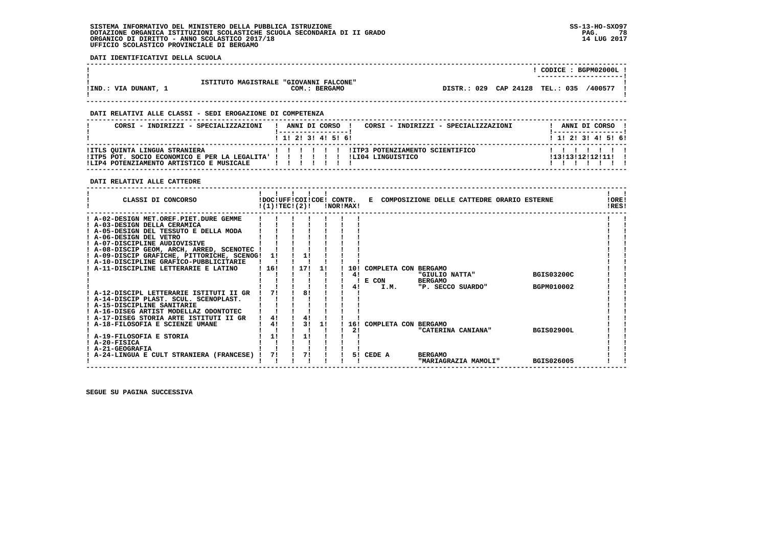**SISTEMA INFORMATIVO DEL MINISTERO DELLA PUBBLICA ISTRUZIONE**
**DOTAZIONE ORGANICA ISTITUZIONI SCOLASTICHE SCUOLA SECONDARIA DI II GRADO**
**ORGANICO DI DIRITTO - ANNO SCOLASTICO 2017/18**
**UFFICIO SCOLASTICO PROVINCIALE DI BERGAMO**

SS-13-HO-SXO97
14 LUG 2017

**DATI IDENTIFICATIVI DELLA SCUOLA**

| | | | CODICE : BGPM02000L |
|---|---|---|---|
| IND.: VIA DUNANT, 1 | ISTITUTO MAGISTRALE "GIOVANNI FALCONE" COM.: BERGAMO | DISTR.: 029 CAP 24128 TEL.: 035 /400577 | |

**DATI RELATIVI ALLE CLASSI - SEDI EROGAZIONE DI COMPETENZA**

| CORSI - INDIRIZZI - SPECIALIZZAZIONI | 1 | 2 | 3 | 4 | 5 | 6 | CORSI - INDIRIZZI - SPECIALIZZAZIONI | 1 | 2 | 3 | 4 | 5 | 6 |
|---|---|---|---|---|---|---|---|---|---|---|---|---|---|
| ITLS QUINTA LINGUA STRANIERA | | | | | | | ITP3 POTENZIAMENTO SCIENTIFICO | | | | | | |
| ITP5 POT. SOCIO ECONOMICO E PER LA LEGALITA' | | | | | | | LI04 LINGUISTICO | 13 | 13 | 12 | 12 | 11 | |
| LIP4 POTENZIAMENTO ARTISTICO E MUSICALE | | | | | | | | | | | | | |

**DATI RELATIVI ALLE CATTEDRE**

| CLASSI DI CONCORSO | DOC (1) | UFF TEC | COI (2) | COE | CONTR. NOR | CONTR. MAX | E COMPOSIZIONE DELLE CATTEDRE ORARIO ESTERNE | | | ORE RES |
|---|---|---|---|---|---|---|---|---|---|---|
| A-02-DESIGN MET.OREF.PIET.DURE GEMME | | | | | | | | | | |
| A-03-DESIGN DELLA CERAMICA | | | | | | | | | | |
| A-05-DESIGN DEL TESSUTO E DELLA MODA | | | | | | | | | | |
| A-06-DESIGN DEL VETRO | | | | | | | | | | |
| A-07-DISCIPLINE AUDIOVISIVE | | | | | | | | | | |
| A-08-DISCIP GEOM, ARCH, ARRED, SCENOTEC | | | | | | | | | | |
| A-09-DISCIP GRAFICHE, PITTORICHE, SCENOG | 1 | | 1 | | | | | | | |
| A-10-DISCIPLINE GRAFICO-PUBBLICITARIE | | | | | | | | | | |
| A-11-DISCIPLINE LETTERARIE E LATINO | 16 | | 17 | 1 | | 10 | COMPLETA CON | BERGAMO | | |
| | | | | | | 4 | | "GIULIO NATTA" | BGIS03200C | |
| | | | | | | | E CON | BERGAMO | | |
| | | | | | | 4 | I.M. | "P. SECCO SUARDO" | BGPM010002 | |
| A-12-DISCIPL LETTERARIE ISTITUTI II GR | 7 | | 8 | | | | | | | |
| A-14-DISCIP PLAST. SCUL. SCENOPLAST. | | | | | | | | | | |
| A-15-DISCIPLINE SANITARIE | | | | | | | | | | |
| A-16-DISEG ARTIST MODELLAZ ODONTOTEC | | | | | | | | | | |
| A-17-DISEG STORIA ARTE ISTITUTI II GR | 4 | | 4 | | | | | | | |
| A-18-FILOSOFIA E SCIENZE UMANE | 4 | | 3 | 1 | | 16 | COMPLETA CON | BERGAMO | | |
| | | | | | | 2 | | "CATERINA CANIANA" | BGIS02900L | |
| A-19-FILOSOFIA E STORIA | 1 | | 1 | | | | | | | |
| A-20-FISICA | | | | | | | | | | |
| A-21-GEOGRAFIA | | | | | | | | | | |
| A-24-LINGUA E CULT STRANIERA (FRANCESE) | 7 | | 7 | | | 5 | CEDE A | BERGAMO | | |
| | | | | | | | | "MARIAGRAZIA MAMOLI" | BGIS026005 | |

**SEGUE SU PAGINA SUCCESSIVA**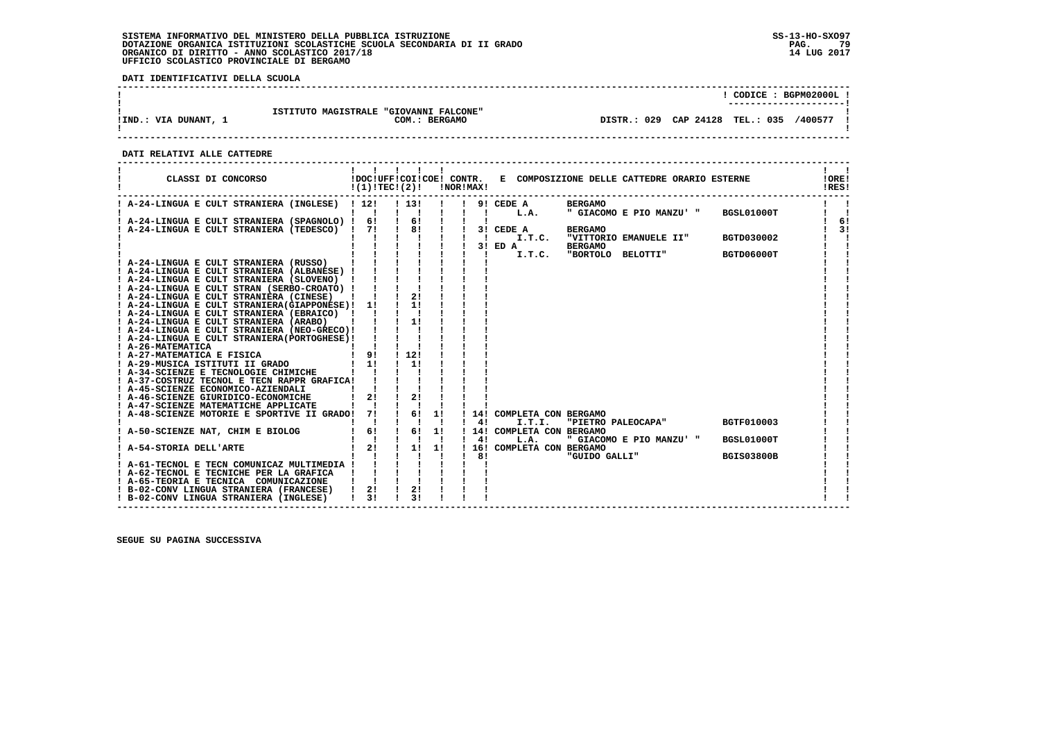**SISTEMA INFORMATIVO DEL MINISTERO DELLA PUBBLICA ISTRUZIONE**
**DOTAZIONE ORGANICA ISTITUZIONI SCOLASTICHE SCUOLA SECONDARIA DI II GRADO**
**ORGANICO DI DIRITTO - ANNO SCOLASTICO 2017/18**
**UFFICIO SCOLASTICO PROVINCIALE DI BERGAMO**

SS-13-HO-SXO97
14 LUG 2017

**DATI IDENTIFICATIVI DELLA SCUOLA**

| | | | CODICE : BGPM02000L |
|---|---|---|---|
| IND.: VIA DUNANT, 1 | ISTITUTO MAGISTRALE "GIOVANNI FALCONE" COM.: BERGAMO | DISTR.: 029 CAP 24128 TEL.: 035 /400577 | |

**DATI RELATIVI ALLE CATTEDRE**

| CLASSI DI CONCORSO | DOC (1) | UFF TEC | COI (2) | COE | CONTR. NOR | CONTR. MAX | E COMPOSIZIONE DELLE CATTEDRE ORARIO ESTERNE | ORE RES |
|---|---|---|---|---|---|---|---|---|
| A-24-LINGUA E CULT STRANIERA (INGLESE) | 12 | | 13 | | | 9 | CEDE A BERGAMO L.A. " GIACOMO E PIO MANZU' " BGSL01000T | |
| A-24-LINGUA E CULT STRANIERA (SPAGNOLO) | 6 | | 6 | | | | | 6 |
| A-24-LINGUA E CULT STRANIERA (TEDESCO) | 7 | | 8 | | | 3 | CEDE A BERGAMO I.T.C. "VITTORIO EMANUELE II" BGTD030002 | 3 |
| | | | | | | 3 | ED A BERGAMO I.T.C. "BORTOLO BELOTTI" BGTD06000T | |
| A-24-LINGUA E CULT STRANIERA (RUSSO) | | | | | | | | |
| A-24-LINGUA E CULT STRANIERA (ALBANESE) | | | | | | | | |
| A-24-LINGUA E CULT STRANIERA (SLOVENO) | | | | | | | | |
| A-24-LINGUA E CULT STRAN (SERBO-CROATO) | | | | | | | | |
| A-24-LINGUA E CULT STRANIERA (CINESE) | | | 2 | | | | | |
| A-24-LINGUA E CULT STRANIERA(GIAPPONESE) | 1 | | 1 | | | | | |
| A-24-LINGUA E CULT STRANIERA (EBRAICO) | | | | | | | | |
| A-24-LINGUA E CULT STRANIERA (ARABO) | | | 1 | | | | | |
| A-24-LINGUA E CULT STRANIERA (NEO-GRECO) | | | | | | | | |
| A-24-LINGUA E CULT STRANIERA(PORTOGHESE) | | | | | | | | |
| A-26-MATEMATICA | | | | | | | | |
| A-27-MATEMATICA E FISICA | 9 | | 12 | | | | | |
| A-29-MUSICA ISTITUTI II GRADO | 1 | | 1 | | | | | |
| A-34-SCIENZE E TECNOLOGIE CHIMICHE | | | | | | | | |
| A-37-COSTRUZ TECNOL E TECN RAPPR GRAFICA | | | | | | | | |
| A-45-SCIENZE ECONOMICO-AZIENDALI | | | | | | | | |
| A-46-SCIENZE GIURIDICO-ECONOMICHE | 2 | | 2 | | | | | |
| A-47-SCIENZE MATEMATICHE APPLICATE | | | | | | | | |
| A-48-SCIENZE MOTORIE E SPORTIVE II GRADO | 7 | | 6 | 1 | | 14 | COMPLETA CON BERGAMO | |
| | | | | | | 4 | I.T.I. "PIETRO PALEOCAPA" BGTF010003 | |
| A-50-SCIENZE NAT, CHIM E BIOLOG | 6 | | 6 | 1 | | 14 | COMPLETA CON BERGAMO | |
| | | | | | | 4 | L.A. " GIACOMO E PIO MANZU' " BGSL01000T | |
| A-54-STORIA DELL'ARTE | 2 | | 1 | 1 | | 16 | COMPLETA CON BERGAMO | |
| | | | | | | 8 | "GUIDO GALLI" BGIS03800B | |
| A-61-TECNOL E TECN COMUNICAZ MULTIMEDIA | | | | | | | | |
| A-62-TECNOL E TECNICHE PER LA GRAFICA | | | | | | | | |
| A-65-TEORIA E TECNICA COMUNICAZIONE | | | | | | | | |
| B-02-CONV LINGUA STRANIERA (FRANCESE) | 2 | | 2 | | | | | |
| B-02-CONV LINGUA STRANIERA (INGLESE) | 3 | | 3 | | | | | |

**SEGUE SU PAGINA SUCCESSIVA**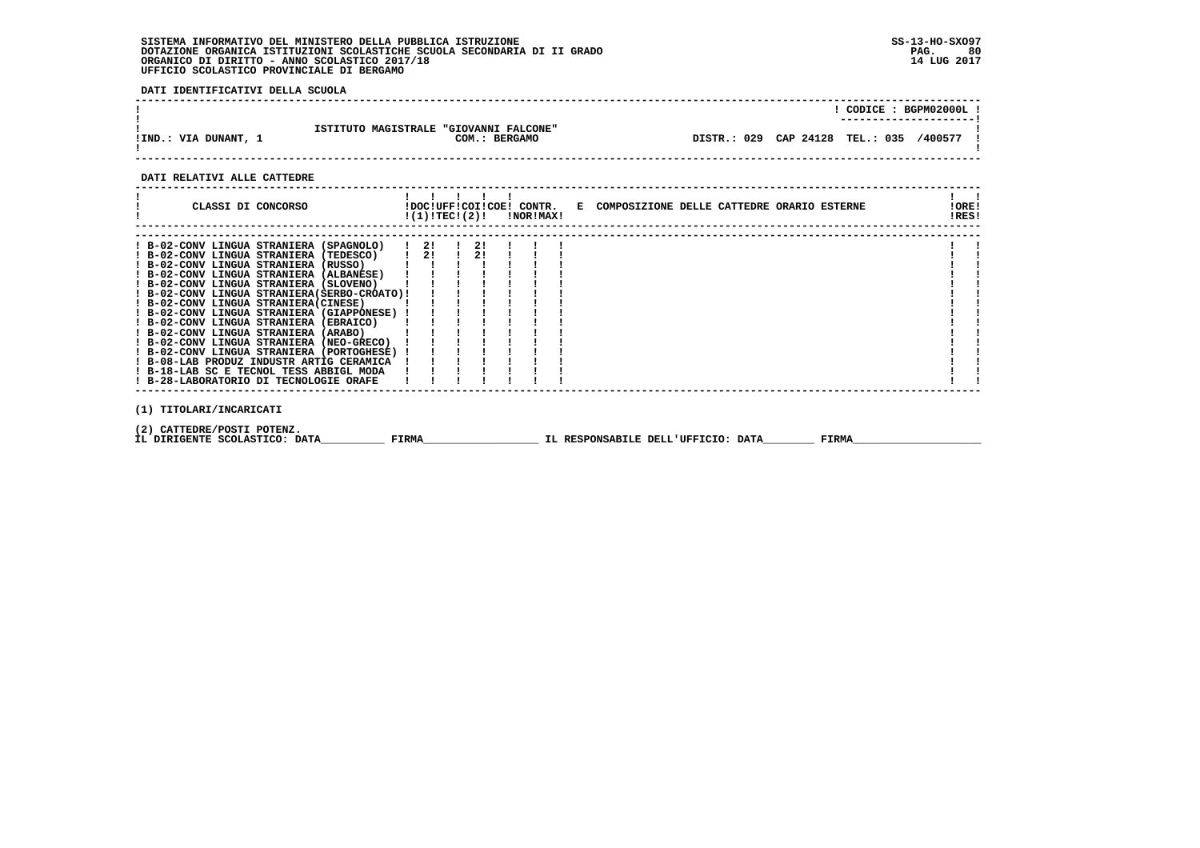SISTEMA INFORMATIVO DEL MINISTERO DELLA PUBBLICA ISTRUZIONE
DOTAZIONE ORGANICA ISTITUZIONI SCOLASTICHE SCUOLA SECONDARIA DI II GRADO
ORGANICO DI DIRITTO - ANNO SCOLASTICO 2017/18
UFFICIO SCOLASTICO PROVINCIALE DI BERGAMO

SS-13-HO-SXO97
14 LUG 2017

**DATI IDENTIFICATIVI DELLA SCUOLA**

CODICE : BGPM02000L

ISTITUTO MAGISTRALE "GIOVANNI FALCONE"

IND.: VIA DUNANT, 1 — COM.: BERGAMO — DISTR.: 029 CAP 24128 TEL.: 035 /400577

**DATI RELATIVI ALLE CATTEDRE**

| CLASSI DI CONCORSO | DOC (1) | UFF TEC | COI | COE (2) | CONTR. NOR | CONTR. MAX | E COMPOSIZIONE DELLE CATTEDRE ORARIO ESTERNE | ORE RES |
|---|---|---|---|---|---|---|---|---|
| B-02-CONV LINGUA STRANIERA (SPAGNOLO) | 2 | | 2 | | | | | |
| B-02-CONV LINGUA STRANIERA (TEDESCO) | 2 | | 2 | | | | | |
| B-02-CONV LINGUA STRANIERA (RUSSO) | | | | | | | | |
| B-02-CONV LINGUA STRANIERA (ALBANESE) | | | | | | | | |
| B-02-CONV LINGUA STRANIERA (SLOVENO) | | | | | | | | |
| B-02-CONV LINGUA STRANIERA(SERBO-CROATO) | | | | | | | | |
| B-02-CONV LINGUA STRANIERA(CINESE) | | | | | | | | |
| B-02-CONV LINGUA STRANIERA (GIAPPONESE) | | | | | | | | |
| B-02-CONV LINGUA STRANIERA (EBRAICO) | | | | | | | | |
| B-02-CONV LINGUA STRANIERA (ARABO) | | | | | | | | |
| B-02-CONV LINGUA STRANIERA (NEO-GRECO) | | | | | | | | |
| B-02-CONV LINGUA STRANIERA (PORTOGHESE) | | | | | | | | |
| B-08-LAB PRODUZ INDUSTR ARTIG CERAMICA | | | | | | | | |
| B-18-LAB SC E TECNOL TESS ABBIGL MODA | | | | | | | | |
| B-28-LABORATORIO DI TECNOLOGIE ORAFE | | | | | | | | |

(1) TITOLARI/INCARICATI

(2) CATTEDRE/POSTI POTENZ.

IL DIRIGENTE SCOLASTICO: DATA__________ FIRMA__________________ IL RESPONSABILE DELL'UFFICIO: DATA________ FIRMA____________________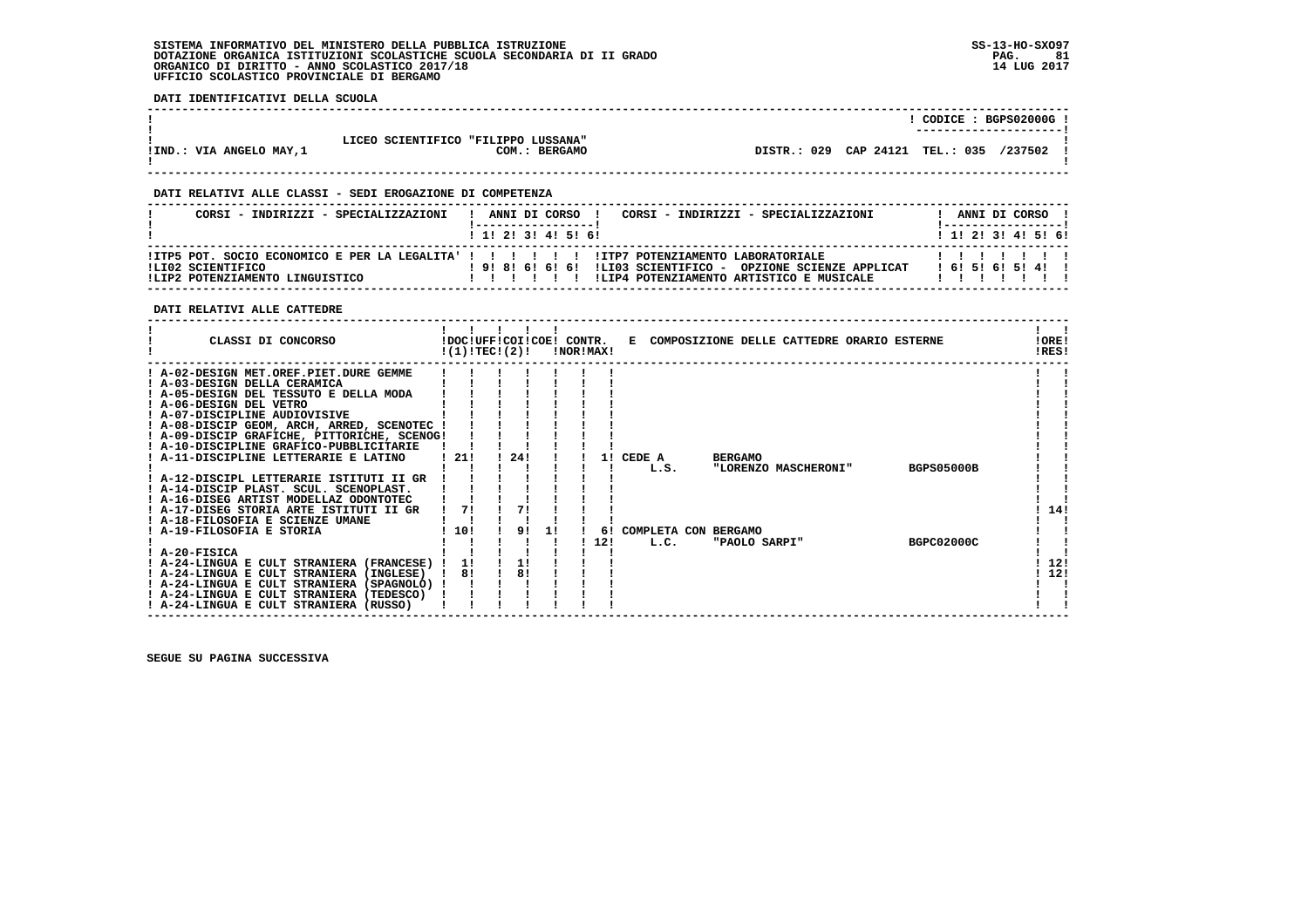SISTEMA INFORMATIVO DEL MINISTERO DELLA PUBBLICA ISTRUZIONE
DOTAZIONE ORGANICA ISTITUZIONI SCOLASTICHE SCUOLA SECONDARIA DI II GRADO
ORGANICO DI DIRITTO - ANNO SCOLASTICO 2017/18
UFFICIO SCOLASTICO PROVINCIALE DI BERGAMO

SS-13-HO-SXO97
14 LUG 2017

**DATI IDENTIFICATIVI DELLA SCUOLA**

| | | |
|---|---|---|
| | | CODICE : BGPS02000G |
| IND.: VIA ANGELO MAY,1 | LICEO SCIENTIFICO "FILIPPO LUSSANA" COM.: BERGAMO | DISTR.: 029 CAP 24121 TEL.: 035 /237502 |

**DATI RELATIVI ALLE CLASSI - SEDI EROGAZIONE DI COMPETENZA**

| CORSI - INDIRIZZI - SPECIALIZZAZIONI | 1 | 2 | 3 | 4 | 5 | 6 | CORSI - INDIRIZZI - SPECIALIZZAZIONI | 1 | 2 | 3 | 4 | 5 | 6 |
|---|---|---|---|---|---|---|---|---|---|---|---|---|---|
| ITP5 POT. SOCIO ECONOMICO E PER LA LEGALITA' | | | | | | | ITP7 POTENZIAMENTO LABORATORIALE | | | | | | |
| LI02 SCIENTIFICO | 9 | 8 | 6 | 6 | 6 | | LI03 SCIENTIFICO - OPZIONE SCIENZE APPLICAT | 6 | 5 | 6 | 5 | 4 | |
| LIP2 POTENZIAMENTO LINGUISTICO | | | | | | | LIP4 POTENZIAMENTO ARTISTICO E MUSICALE | | | | | | |

**DATI RELATIVI ALLE CATTEDRE**

| CLASSI DI CONCORSO | DOC (1) | UFF TEC | COI (2) | COE | CONTR. NOR | CONTR. MAX | E COMPOSIZIONE DELLE CATTEDRE ORARIO ESTERNE | ORE RES |
|---|---|---|---|---|---|---|---|---|
| A-02-DESIGN MET.OREF.PIET.DURE GEMME | | | | | | | | |
| A-03-DESIGN DELLA CERAMICA | | | | | | | | |
| A-05-DESIGN DEL TESSUTO E DELLA MODA | | | | | | | | |
| A-06-DESIGN DEL VETRO | | | | | | | | |
| A-07-DISCIPLINE AUDIOVISIVE | | | | | | | | |
| A-08-DISCIP GEOM, ARCH, ARRED, SCENOTEC | | | | | | | | |
| A-09-DISCIP GRAFICHE, PITTORICHE, SCENOG | | | | | | | | |
| A-10-DISCIPLINE GRAFICO-PUBBLICITARIE | | | | | | | | |
| A-11-DISCIPLINE LETTERARIE E LATINO | 21 | | 24 | | | 1 | CEDE A BERGAMO L.S. "LORENZO MASCHERONI" BGPS05000B | |
| A-12-DISCIPL LETTERARIE ISTITUTI II GR | | | | | | | | |
| A-14-DISCIP PLAST. SCUL. SCENOPLAST. | | | | | | | | |
| A-16-DISEG ARTIST MODELLAZ ODONTOTEC | | | | | | | | |
| A-17-DISEG STORIA ARTE ISTITUTI II GR | 7 | | 7 | | | | | 14 |
| A-18-FILOSOFIA E SCIENZE UMANE | | | | | | | | |
| A-19-FILOSOFIA E STORIA | 10 | | 9 | 1 | | 6 12 | COMPLETA CON BERGAMO L.C. "PAOLO SARPI" BGPC02000C | |
| A-20-FISICA | | | | | | | | |
| A-24-LINGUA E CULT STRANIERA (FRANCESE) | 1 | | 1 | | | | | 12 |
| A-24-LINGUA E CULT STRANIERA (INGLESE) | 8 | | 8 | | | | | 12 |
| A-24-LINGUA E CULT STRANIERA (SPAGNOLO) | | | | | | | | |
| A-24-LINGUA E CULT STRANIERA (TEDESCO) | | | | | | | | |
| A-24-LINGUA E CULT STRANIERA (RUSSO) | | | | | | | | |

SEGUE SU PAGINA SUCCESSIVA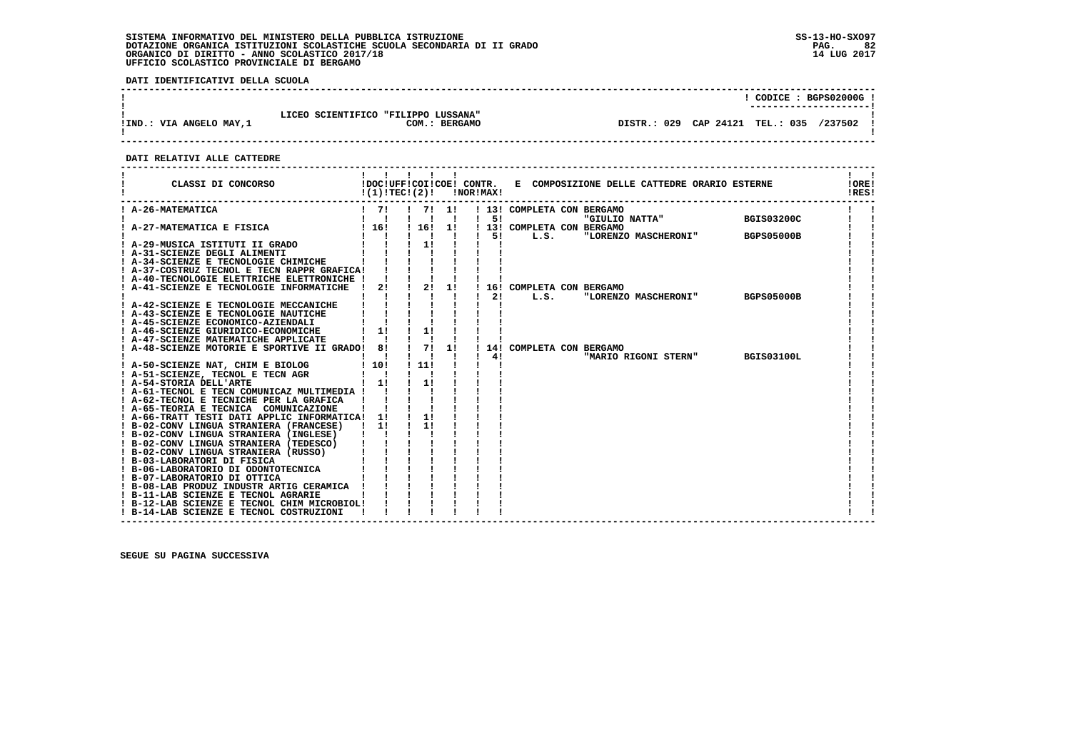**SISTEMA INFORMATIVO DEL MINISTERO DELLA PUBBLICA ISTRUZIONE**
**DOTAZIONE ORGANICA ISTITUZIONI SCOLASTICHE SCUOLA SECONDARIA DI II GRADO**
**ORGANICO DI DIRITTO - ANNO SCOLASTICO 2017/18**
**UFFICIO SCOLASTICO PROVINCIALE DI BERGAMO**

SS-13-HO-SXO97
14 LUG 2017

**DATI IDENTIFICATIVI DELLA SCUOLA**

| | | |
|---|---|---|
| | | CODICE : BGPS02000G |
| IND.: VIA ANGELO MAY,1 | LICEO SCIENTIFICO "FILIPPO LUSSANA" COM.: BERGAMO | DISTR.: 029 CAP 24121 TEL.: 035 /237502 |

**DATI RELATIVI ALLE CATTEDRE**

| CLASSI DI CONCORSO | DOC (1) | UFF TEC | COI (2) | COE | CONTR. NOR | CONTR. MAX | E COMPOSIZIONE DELLE CATTEDRE ORARIO ESTERNE | ORE RES |
|---|---|---|---|---|---|---|---|---|
| A-26-MATEMATICA | 7 | | 7 | 1 | 13 | | COMPLETA CON BERGAMO | |
| | | | | | 5 | | "GIULIO NATTA" BGIS03200C | |
| A-27-MATEMATICA E FISICA | 16 | | 16 | 1 | 13 | | COMPLETA CON BERGAMO | |
| | | | | | 5 | | L.S. "LORENZO MASCHERONI" BGPS05000B | |
| A-29-MUSICA ISTITUTI II GRADO | | | 1 | | | | | |
| A-31-SCIENZE DEGLI ALIMENTI | | | | | | | | |
| A-34-SCIENZE E TECNOLOGIE CHIMICHE | | | | | | | | |
| A-37-COSTRUZ TECNOL E TECN RAPPR GRAFICA | | | | | | | | |
| A-40-TECNOLOGIE ELETTRICHE ELETTRONICHE | | | | | | | | |
| A-41-SCIENZE E TECNOLOGIE INFORMATICHE | 2 | | 2 | 1 | 16 | | COMPLETA CON BERGAMO | |
| | | | | | 2 | | L.S. "LORENZO MASCHERONI" BGPS05000B | |
| A-42-SCIENZE E TECNOLOGIE MECCANICHE | | | | | | | | |
| A-43-SCIENZE E TECNOLOGIE NAUTICHE | | | | | | | | |
| A-45-SCIENZE ECONOMICO-AZIENDALI | | | | | | | | |
| A-46-SCIENZE GIURIDICO-ECONOMICHE | 1 | | 1 | | | | | |
| A-47-SCIENZE MATEMATICHE APPLICATE | | | | | | | | |
| A-48-SCIENZE MOTORIE E SPORTIVE II GRADO | 8 | | 7 | 1 | 14 | | COMPLETA CON BERGAMO | |
| | | | | | 4 | | "MARIO RIGONI STERN" BGIS03100L | |
| A-50-SCIENZE NAT, CHIM E BIOLOG | 10 | | 11 | | | | | |
| A-51-SCIENZE, TECNOL E TECN AGR | | | | | | | | |
| A-54-STORIA DELL'ARTE | 1 | | 1 | | | | | |
| A-61-TECNOL E TECN COMUNICAZ MULTIMEDIA | | | | | | | | |
| A-62-TECNOL E TECNICHE PER LA GRAFICA | | | | | | | | |
| A-65-TEORIA E TECNICA COMUNICAZIONE | | | | | | | | |
| A-66-TRATT TESTI DATI APPLIC INFORMATICA | 1 | | 1 | | | | | |
| B-02-CONV LINGUA STRANIERA (FRANCESE) | 1 | | 1 | | | | | |
| B-02-CONV LINGUA STRANIERA (INGLESE) | | | | | | | | |
| B-02-CONV LINGUA STRANIERA (TEDESCO) | | | | | | | | |
| B-02-CONV LINGUA STRANIERA (RUSSO) | | | | | | | | |
| B-03-LABORATORI DI FISICA | | | | | | | | |
| B-06-LABORATORIO DI ODONTOTECNICA | | | | | | | | |
| B-07-LABORATORIO DI OTTICA | | | | | | | | |
| B-08-LAB PRODUZ INDUSTR ARTIG CERAMICA | | | | | | | | |
| B-11-LAB SCIENZE E TECNOL AGRARIE | | | | | | | | |
| B-12-LAB SCIENZE E TECNOL CHIM MICROBIOL | | | | | | | | |
| B-14-LAB SCIENZE E TECNOL COSTRUZIONI | | | | | | | | |

**SEGUE SU PAGINA SUCCESSIVA**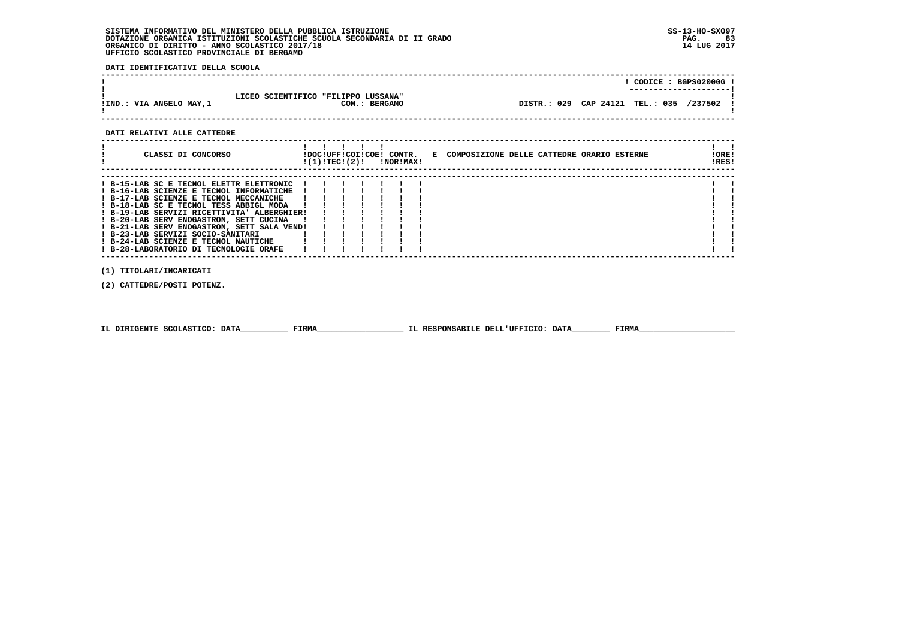SISTEMA INFORMATIVO DEL MINISTERO DELLA PUBBLICA ISTRUZIONE
DOTAZIONE ORGANICA ISTITUZIONI SCOLASTICHE SCUOLA SECONDARIA DI II GRADO
ORGANICO DI DIRITTO - ANNO SCOLASTICO 2017/18
UFFICIO SCOLASTICO PROVINCIALE DI BERGAMO

SS-13-HO-SXO97
14 LUG 2017

**DATI IDENTIFICATIVI DELLA SCUOLA**

| | | CODICE : BGPS02000G |
|---|---|---|
| !IND.: VIA ANGELO MAY,1 | LICEO SCIENTIFICO "FILIPPO LUSSANA" COM.: BERGAMO | DISTR.: 029 CAP 24121 TEL.: 035 /237502 |

**DATI RELATIVI ALLE CATTEDRE**

| CLASSI DI CONCORSO | DOC (1) | UFF TEC | COI | COE (2) | CONTR. NOR | CONTR. MAX | E COMPOSIZIONE DELLE CATTEDRE ORARIO ESTERNE | ORE RES |
|---|---|---|---|---|---|---|---|---|
| B-15-LAB SC E TECNOL ELETTR ELETTRONIC | | | | | | | | |
| B-16-LAB SCIENZE E TECNOL INFORMATICHE | | | | | | | | |
| B-17-LAB SCIENZE E TECNOL MECCANICHE | | | | | | | | |
| B-18-LAB SC E TECNOL TESS ABBIGL MODA | | | | | | | | |
| B-19-LAB SERVIZI RICETTIVITA' ALBERGHIER | | | | | | | | |
| B-20-LAB SERV ENOGASTRON, SETT CUCINA | | | | | | | | |
| B-21-LAB SERV ENOGASTRON, SETT SALA VEND | | | | | | | | |
| B-23-LAB SERVIZI SOCIO-SANITARI | | | | | | | | |
| B-24-LAB SCIENZE E TECNOL NAUTICHE | | | | | | | | |
| B-28-LABORATORIO DI TECNOLOGIE ORAFE | | | | | | | | |

(1) TITOLARI/INCARICATI

(2) CATTEDRE/POSTI POTENZ.

IL DIRIGENTE SCOLASTICO: DATA__________ FIRMA__________________ IL RESPONSABILE DELL'UFFICIO: DATA________ FIRMA____________________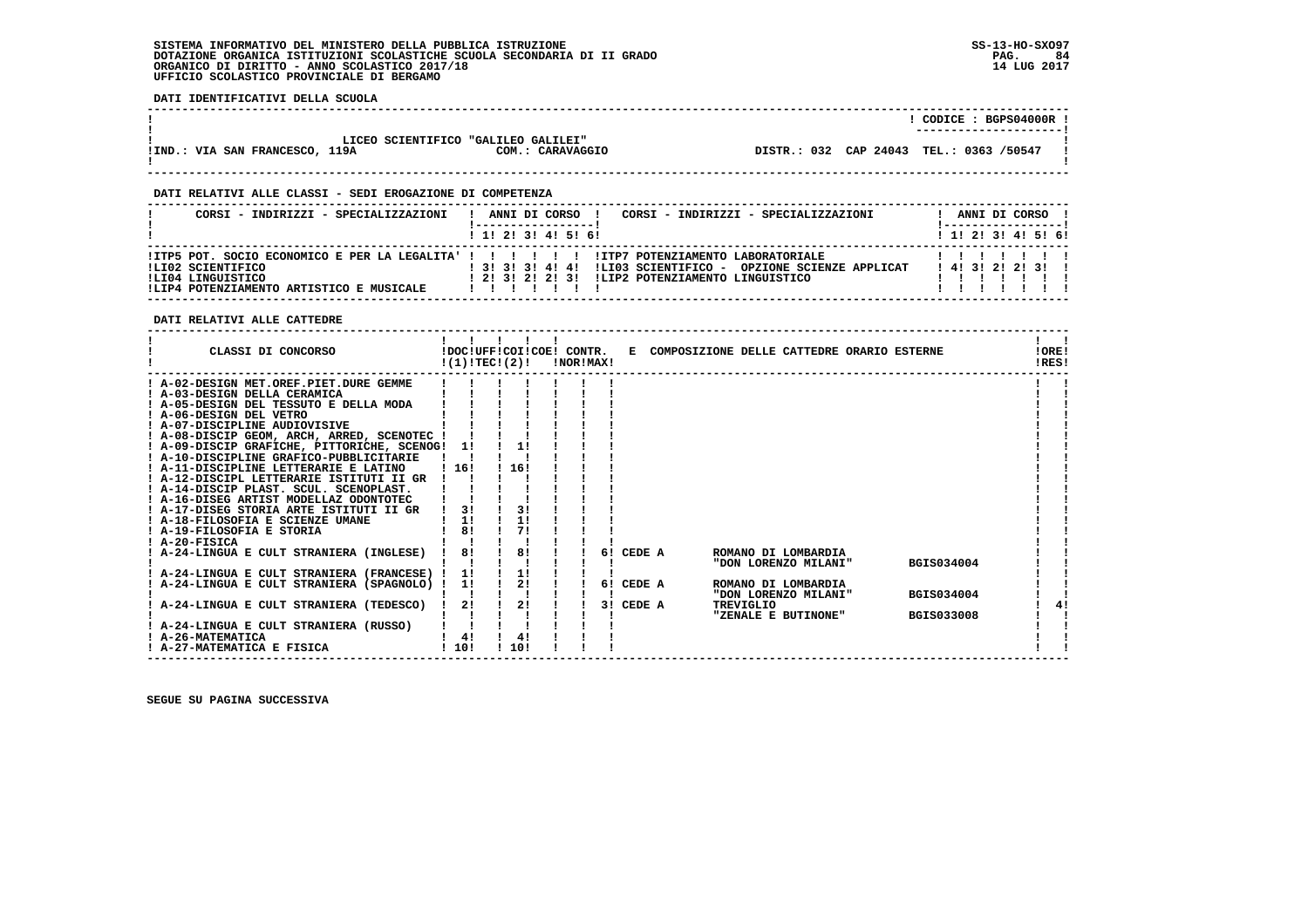**SISTEMA INFORMATIVO DEL MINISTERO DELLA PUBBLICA ISTRUZIONE**
**DOTAZIONE ORGANICA ISTITUZIONI SCOLASTICHE SCUOLA SECONDARIA DI II GRADO**
**ORGANICO DI DIRITTO - ANNO SCOLASTICO 2017/18**
**UFFICIO SCOLASTICO PROVINCIALE DI BERGAMO**

SS-13-HO-SXO97
14 LUG 2017

**DATI IDENTIFICATIVI DELLA SCUOLA**

CODICE : BGPS04000R

LICEO SCIENTIFICO "GALILEO GALILEI"
IND.: VIA SAN FRANCESCO, 119A — COM.: CARAVAGGIO — DISTR.: 032 CAP 24043 TEL.: 0363 /50547

**DATI RELATIVI ALLE CLASSI - SEDI EROGAZIONE DI COMPETENZA**

| CORSI - INDIRIZZI - SPECIALIZZAZIONI | 1 | 2 | 3 | 4 | 5 | 6 | CORSI - INDIRIZZI - SPECIALIZZAZIONI | 1 | 2 | 3 | 4 | 5 | 6 |
|---|---|---|---|---|---|---|---|---|---|---|---|---|---|
| ITP5 POT. SOCIO ECONOMICO E PER LA LEGALITA' | | | | | | | ITP7 POTENZIAMENTO LABORATORIALE | | | | | | |
| LI02 SCIENTIFICO | 3 | 3 | 3 | 4 | 4 | | LI03 SCIENTIFICO - OPZIONE SCIENZE APPLICAT | 4 | 3 | 2 | 2 | 3 | |
| LI04 LINGUISTICO | 2 | 3 | 2 | 2 | 3 | | LIP2 POTENZIAMENTO LINGUISTICO | | | | | | |
| LIP4 POTENZIAMENTO ARTISTICO E MUSICALE | | | | | | | | | | | | | |

**DATI RELATIVI ALLE CATTEDRE**

| CLASSI DI CONCORSO | DOC (1) | UFF TEC | COI (2) | COE | CONTR. NOR | CONTR. MAX | E COMPOSIZIONE DELLE CATTEDRE ORARIO ESTERNE | | | ORE RES |
|---|---|---|---|---|---|---|---|---|---|---|
| A-02-DESIGN MET.OREF.PIET.DURE GEMME | | | | | | | | | | |
| A-03-DESIGN DELLA CERAMICA | | | | | | | | | | |
| A-05-DESIGN DEL TESSUTO E DELLA MODA | | | | | | | | | | |
| A-06-DESIGN DEL VETRO | | | | | | | | | | |
| A-07-DISCIPLINE AUDIOVISIVE | | | | | | | | | | |
| A-08-DISCIP GEOM, ARCH, ARRED, SCENOTEC | | | | | | | | | | |
| A-09-DISCIP GRAFICHE, PITTORICHE, SCENOG | 1 | | 1 | | | | | | | |
| A-10-DISCIPLINE GRAFICO-PUBBLICITARIE | | | | | | | | | | |
| A-11-DISCIPLINE LETTERARIE E LATINO | 16 | | 16 | | | | | | | |
| A-12-DISCIPL LETTERARIE ISTITUTI II GR | | | | | | | | | | |
| A-14-DISCIP PLAST. SCUL. SCENOPLAST. | | | | | | | | | | |
| A-16-DISEG ARTIST MODELLAZ ODONTOTEC | | | | | | | | | | |
| A-17-DISEG STORIA ARTE ISTITUTI II GR | 3 | | 3 | | | | | | | |
| A-18-FILOSOFIA E SCIENZE UMANE | 1 | | 1 | | | | | | | |
| A-19-FILOSOFIA E STORIA | 8 | | 7 | | | | | | | |
| A-20-FISICA | | | | | | | | | | |
| A-24-LINGUA E CULT STRANIERA (INGLESE) | 8 | | 8 | | | 6 | CEDE A | ROMANO DI LOMBARDIA "DON LORENZO MILANI" | BGIS034004 | |
| A-24-LINGUA E CULT STRANIERA (FRANCESE) | 1 | | 1 | | | | | | | |
| A-24-LINGUA E CULT STRANIERA (SPAGNOLO) | 1 | | 2 | | | 6 | CEDE A | ROMANO DI LOMBARDIA "DON LORENZO MILANI" | BGIS034004 | |
| A-24-LINGUA E CULT STRANIERA (TEDESCO) | 2 | | 2 | | | 3 | CEDE A | TREVIGLIO "ZENALE E BUTINONE" | BGIS033008 | 4 |
| A-24-LINGUA E CULT STRANIERA (RUSSO) | | | | | | | | | | |
| A-26-MATEMATICA | 4 | | 4 | | | | | | | |
| A-27-MATEMATICA E FISICA | 10 | | 10 | | | | | | | |

SEGUE SU PAGINA SUCCESSIVA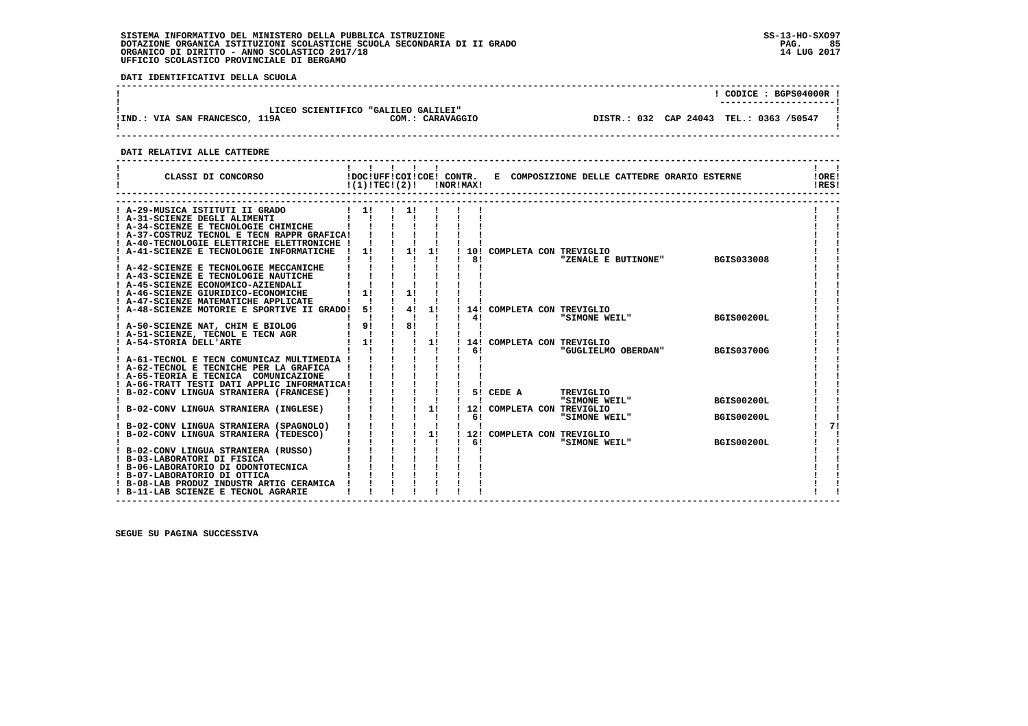SISTEMA INFORMATIVO DEL MINISTERO DELLA PUBBLICA ISTRUZIONE
DOTAZIONE ORGANICA ISTITUZIONI SCOLASTICHE SCUOLA SECONDARIA DI II GRADO
ORGANICO DI DIRITTO - ANNO SCOLASTICO 2017/18
UFFICIO SCOLASTICO PROVINCIALE DI BERGAMO

**DATI IDENTIFICATIVI DELLA SCUOLA**

CODICE : BGPS04000R

LICEO SCIENTIFICO "GALILEO GALILEI"
IND.: VIA SAN FRANCESCO, 119A — COM.: CARAVAGGIO — DISTR.: 032 CAP 24043 TEL.: 0363 /50547

**DATI RELATIVI ALLE CATTEDRE**

| CLASSI DI CONCORSO | DOC (1) | UFF TEC | COI (2) | COE | CONTR. NOR | CONTR. MAX | E COMPOSIZIONE DELLE CATTEDRE ORARIO ESTERNE | ORE RES |
|---|---|---|---|---|---|---|---|---|
| A-29-MUSICA ISTITUTI II GRADO | 1 | | 1 | | | | | |
| A-31-SCIENZE DEGLI ALIMENTI | | | | | | | | |
| A-34-SCIENZE E TECNOLOGIE CHIMICHE | | | | | | | | |
| A-37-COSTRUZ TECNOL E TECN RAPPR GRAFICA | | | | | | | | |
| A-40-TECNOLOGIE ELETTRICHE ELETTRONICHE | | | | | | | | |
| A-41-SCIENZE E TECNOLOGIE INFORMATICHE | 1 | | 1 | 1 | 10 | 8 | COMPLETA CON TREVIGLIO "ZENALE E BUTINONE" BGIS033008 | |
| A-42-SCIENZE E TECNOLOGIE MECCANICHE | | | | | | | | |
| A-43-SCIENZE E TECNOLOGIE NAUTICHE | | | | | | | | |
| A-45-SCIENZE ECONOMICO-AZIENDALI | | | | | | | | |
| A-46-SCIENZE GIURIDICO-ECONOMICHE | 1 | | 1 | | | | | |
| A-47-SCIENZE MATEMATICHE APPLICATE | | | | | | | | |
| A-48-SCIENZE MOTORIE E SPORTIVE II GRADO | 5 | | 4 | 1 | 14 | 4 | COMPLETA CON TREVIGLIO "SIMONE WEIL" BGIS00200L | |
| A-50-SCIENZE NAT, CHIM E BIOLOG | 9 | | 8 | | | | | |
| A-51-SCIENZE, TECNOL E TECN AGR | | | | | | | | |
| A-54-STORIA DELL'ARTE | 1 | | | 1 | 14 | 6 | COMPLETA CON TREVIGLIO "GUGLIELMO OBERDAN" BGIS03700G | |
| A-61-TECNOL E TECN COMUNICAZ MULTIMEDIA | | | | | | | | |
| A-62-TECNOL E TECNICHE PER LA GRAFICA | | | | | | | | |
| A-65-TEORIA E TECNICA COMUNICAZIONE | | | | | | | | |
| A-66-TRATT TESTI DATI APPLIC INFORMATICA | | | | | | | | |
| B-02-CONV LINGUA STRANIERA (FRANCESE) | | | | | 5 | | CEDE A TREVIGLIO "SIMONE WEIL" BGIS00200L | |
| B-02-CONV LINGUA STRANIERA (INGLESE) | | | | 1 | 12 | 6 | COMPLETA CON TREVIGLIO "SIMONE WEIL" BGIS00200L | |
| B-02-CONV LINGUA STRANIERA (SPAGNOLO) | | | | | | | | 7 |
| B-02-CONV LINGUA STRANIERA (TEDESCO) | | | | 1 | 12 | 6 | COMPLETA CON TREVIGLIO "SIMONE WEIL" BGIS00200L | |
| B-02-CONV LINGUA STRANIERA (RUSSO) | | | | | | | | |
| B-03-LABORATORI DI FISICA | | | | | | | | |
| B-06-LABORATORIO DI ODONTOTECNICA | | | | | | | | |
| B-07-LABORATORIO DI OTTICA | | | | | | | | |
| B-08-LAB PRODUZ INDUSTR ARTIG CERAMICA | | | | | | | | |
| B-11-LAB SCIENZE E TECNOL AGRARIE | | | | | | | | |

SEGUE SU PAGINA SUCCESSIVA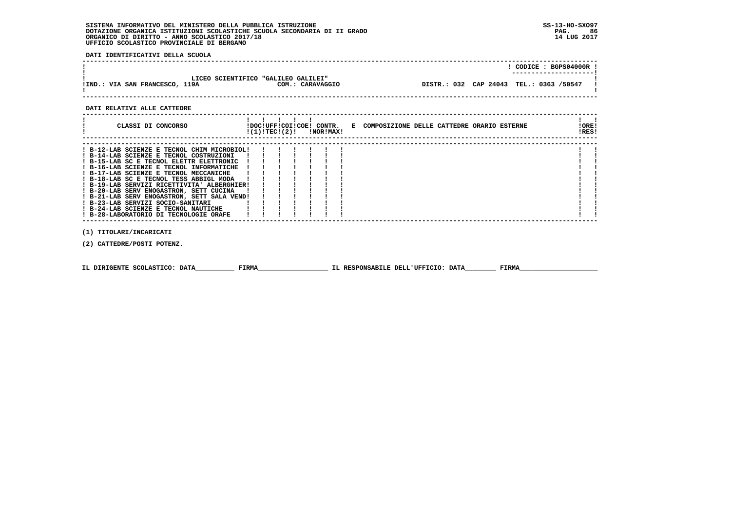SISTEMA INFORMATIVO DEL MINISTERO DELLA PUBBLICA ISTRUZIONE
DOTAZIONE ORGANICA ISTITUZIONI SCOLASTICHE SCUOLA SECONDARIA DI II GRADO
ORGANICO DI DIRITTO - ANNO SCOLASTICO 2017/18
UFFICIO SCOLASTICO PROVINCIALE DI BERGAMO

**DATI IDENTIFICATIVI DELLA SCUOLA**

CODICE : BGPS04000R

LICEO SCIENTIFICO "GALILEO GALILEI"

IND.: VIA SAN FRANCESCO, 119A — COM.: CARAVAGGIO — DISTR.: 032 CAP 24043 TEL.: 0363 /50547

**DATI RELATIVI ALLE CATTEDRE**

| CLASSI DI CONCORSO | DOC (1) | UFF TEC | COI | COE (2) | CONTR. NOR | CONTR. MAX | E COMPOSIZIONE DELLE CATTEDRE ORARIO ESTERNE | ORE RES |
|---|---|---|---|---|---|---|---|---|
| B-12-LAB SCIENZE E TECNOL CHIM MICROBIOL | | | | | | | | |
| B-14-LAB SCIENZE E TECNOL COSTRUZIONI | | | | | | | | |
| B-15-LAB SC E TECNOL ELETTR ELETTRONIC | | | | | | | | |
| B-16-LAB SCIENZE E TECNOL INFORMATICHE | | | | | | | | |
| B-17-LAB SCIENZE E TECNOL MECCANICHE | | | | | | | | |
| B-18-LAB SC E TECNOL TESS ABBIGL MODA | | | | | | | | |
| B-19-LAB SERVIZI RICETTIVITA' ALBERGHIER | | | | | | | | |
| B-20-LAB SERV ENOGASTRON, SETT CUCINA | | | | | | | | |
| B-21-LAB SERV ENOGASTRON, SETT SALA VEND | | | | | | | | |
| B-23-LAB SERVIZI SOCIO-SANITARI | | | | | | | | |
| B-24-LAB SCIENZE E TECNOL NAUTICHE | | | | | | | | |
| B-28-LABORATORIO DI TECNOLOGIE ORAFE | | | | | | | | |

(1) TITOLARI/INCARICATI

(2) CATTEDRE/POSTI POTENZ.

IL DIRIGENTE SCOLASTICO: DATA__________ FIRMA__________________ IL RESPONSABILE DELL'UFFICIO: DATA________ FIRMA____________________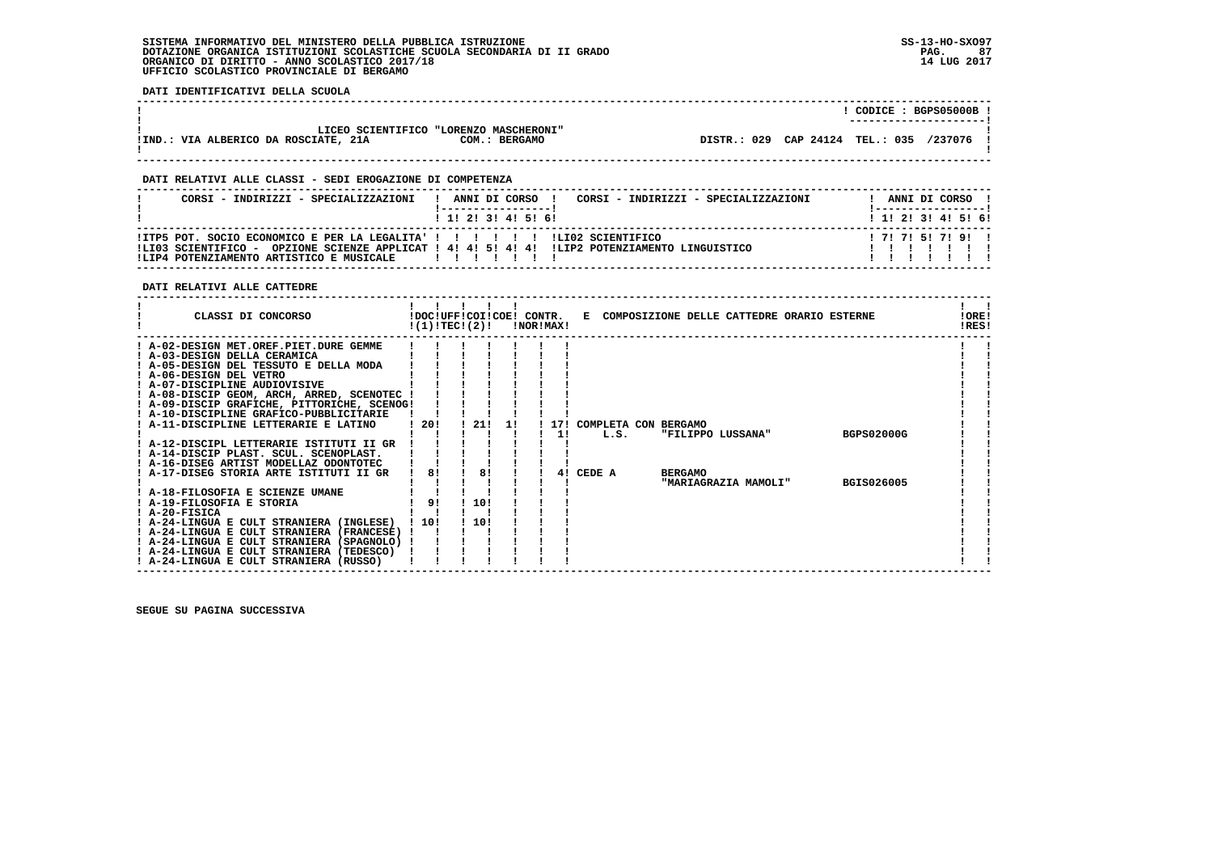SISTEMA INFORMATIVO DEL MINISTERO DELLA PUBBLICA ISTRUZIONE
DOTAZIONE ORGANICA ISTITUZIONI SCOLASTICHE SCUOLA SECONDARIA DI II GRADO
ORGANICO DI DIRITTO - ANNO SCOLASTICO 2017/18
UFFICIO SCOLASTICO PROVINCIALE DI BERGAMO

SS-13-HO-SXO97
14 LUG 2017

**DATI IDENTIFICATIVI DELLA SCUOLA**

CODICE : BGPS05000B

LICEO SCIENTIFICO "LORENZO MASCHERONI"
IND.: VIA ALBERICO DA ROSCIATE, 21A — COM.: BERGAMO — DISTR.: 029 CAP 24124 TEL.: 035 /237076

**DATI RELATIVI ALLE CLASSI - SEDI EROGAZIONE DI COMPETENZA**

| CORSI - INDIRIZZI - SPECIALIZZAZIONI | 1 | 2 | 3 | 4 | 5 | 6 | CORSI - INDIRIZZI - SPECIALIZZAZIONI | 1 | 2 | 3 | 4 | 5 | 6 |
|---|---|---|---|---|---|---|---|---|---|---|---|---|---|
| ITP5 POT. SOCIO ECONOMICO E PER LA LEGALITA' | | | | | | | LI02 SCIENTIFICO | 7 | 7 | 5 | 7 | 9 | |
| LI03 SCIENTIFICO - OPZIONE SCIENZE APPLICAT | 4 | 4 | 5 | 4 | 4 | | LIP2 POTENZIAMENTO LINGUISTICO | | | | | | |
| LIP4 POTENZIAMENTO ARTISTICO E MUSICALE | | | | | | | | | | | | | |

**DATI RELATIVI ALLE CATTEDRE**

| CLASSI DI CONCORSO | DOC (1) | UFF TEC | COI (2) | COE | CONTR. NOR | CONTR. MAX | E COMPOSIZIONE DELLE CATTEDRE ORARIO ESTERNE | ORE RES |
|---|---|---|---|---|---|---|---|---|
| A-02-DESIGN MET.OREF.PIET.DURE GEMME | | | | | | | | |
| A-03-DESIGN DELLA CERAMICA | | | | | | | | |
| A-05-DESIGN DEL TESSUTO E DELLA MODA | | | | | | | | |
| A-06-DESIGN DEL VETRO | | | | | | | | |
| A-07-DISCIPLINE AUDIOVISIVE | | | | | | | | |
| A-08-DISCIP GEOM, ARCH, ARRED, SCENOTEC | | | | | | | | |
| A-09-DISCIP GRAFICHE, PITTORICHE, SCENOG | | | | | | | | |
| A-10-DISCIPLINE GRAFICO-PUBBLICITARIE | | | | | | | | |
| A-11-DISCIPLINE LETTERARIE E LATINO | 20 | | 21 | 1 | | 17 | COMPLETA CON BERGAMO | |
| | | | | | | 1 | L.S. "FILIPPO LUSSANA" BGPS02000G | |
| A-12-DISCIPL LETTERARIE ISTITUTI II GR | | | | | | | | |
| A-14-DISCIP PLAST. SCUL. SCENOPLAST. | | | | | | | | |
| A-16-DISEG ARTIST MODELLAZ ODONTOTEC | | | | | | | | |
| A-17-DISEG STORIA ARTE ISTITUTI II GR | 8 | | 8 | | | 4 | CEDE A BERGAMO "MARIAGRAZIA MAMOLI" BGIS026005 | |
| A-18-FILOSOFIA E SCIENZE UMANE | | | | | | | | |
| A-19-FILOSOFIA E STORIA | 9 | | 10 | | | | | |
| A-20-FISICA | | | | | | | | |
| A-24-LINGUA E CULT STRANIERA (INGLESE) | 10 | | 10 | | | | | |
| A-24-LINGUA E CULT STRANIERA (FRANCESE) | | | | | | | | |
| A-24-LINGUA E CULT STRANIERA (SPAGNOLO) | | | | | | | | |
| A-24-LINGUA E CULT STRANIERA (TEDESCO) | | | | | | | | |
| A-24-LINGUA E CULT STRANIERA (RUSSO) | | | | | | | | |

SEGUE SU PAGINA SUCCESSIVA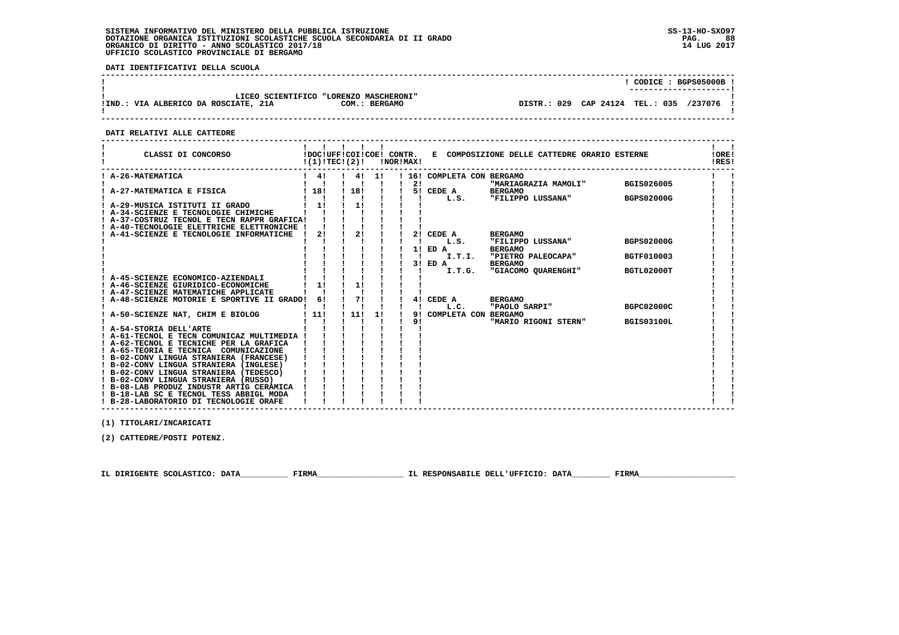SISTEMA INFORMATIVO DEL MINISTERO DELLA PUBBLICA ISTRUZIONE
DOTAZIONE ORGANICA ISTITUZIONI SCOLASTICHE SCUOLA SECONDARIA DI II GRADO
ORGANICO DI DIRITTO - ANNO SCOLASTICO 2017/18
UFFICIO SCOLASTICO PROVINCIALE DI BERGAMO

**DATI IDENTIFICATIVI DELLA SCUOLA**

CODICE : BGPS05000B

LICEO SCIENTIFICO "LORENZO MASCHERONI"
IND.: VIA ALBERICO DA ROSCIATE, 21A — COM.: BERGAMO — DISTR.: 029 CAP 24124 TEL.: 035 /237076

**DATI RELATIVI ALLE CATTEDRE**

| CLASSI DI CONCORSO | DOC (1) | UFF TEC | COI (2) | COE | CONTR. NOR | CONTR. MAX | E COMPOSIZIONE DELLE CATTEDRE ORARIO ESTERNE | ORE RES |
|---|---|---|---|---|---|---|---|---|
| A-26-MATEMATICA | 4 | | 4 | 1 | | 16 | COMPLETA CON BERGAMO | |
| | | | | | | 2 | "MARIAGRAZIA MAMOLI" BGIS026005 | |
| A-27-MATEMATICA E FISICA | 18 | | 18 | | | 5 | CEDE A BERGAMO | |
| | | | | | | | L.S. "FILIPPO LUSSANA" BGPS02000G | |
| A-29-MUSICA ISTITUTI II GRADO | 1 | | 1 | | | | | |
| A-34-SCIENZE E TECNOLOGIE CHIMICHE | | | | | | | | |
| A-37-COSTRUZ TECNOL E TECN RAPPR GRAFICA | | | | | | | | |
| A-40-TECNOLOGIE ELETTRICHE ELETTRONICHE | | | | | | | | |
| A-41-SCIENZE E TECNOLOGIE INFORMATICHE | 2 | | 2 | | | 2 | CEDE A BERGAMO | |
| | | | | | | | L.S. "FILIPPO LUSSANA" BGPS02000G | |
| | | | | | | 1 | ED A BERGAMO | |
| | | | | | | | I.T.I. "PIETRO PALEOCAPA" BGTF010003 | |
| | | | | | | 3 | ED A BERGAMO | |
| | | | | | | | I.T.G. "GIACOMO QUARENGHI" BGTL02000T | |
| A-45-SCIENZE ECONOMICO-AZIENDALI | | | | | | | | |
| A-46-SCIENZE GIURIDICO-ECONOMICHE | 1 | | 1 | | | | | |
| A-47-SCIENZE MATEMATICHE APPLICATE | | | | | | | | |
| A-48-SCIENZE MOTORIE E SPORTIVE II GRADO | 6 | | 7 | | | 4 | CEDE A BERGAMO | |
| | | | | | | | L.C. "PAOLO SARPI" BGPC02000C | |
| A-50-SCIENZE NAT, CHIM E BIOLOG | 11 | | 11 | 1 | | 9 | COMPLETA CON BERGAMO | |
| | | | | | | 9 | "MARIO RIGONI STERN" BGIS03100L | |
| A-54-STORIA DELL'ARTE | | | | | | | | |
| A-61-TECNOL E TECN COMUNICAZ MULTIMEDIA | | | | | | | | |
| A-62-TECNOL E TECNICHE PER LA GRAFICA | | | | | | | | |
| A-65-TEORIA E TECNICA COMUNICAZIONE | | | | | | | | |
| B-02-CONV LINGUA STRANIERA (FRANCESE) | | | | | | | | |
| B-02-CONV LINGUA STRANIERA (INGLESE) | | | | | | | | |
| B-02-CONV LINGUA STRANIERA (TEDESCO) | | | | | | | | |
| B-02-CONV LINGUA STRANIERA (RUSSO) | | | | | | | | |
| B-08-LAB PRODUZ INDUSTR ARTIG CERAMICA | | | | | | | | |
| B-18-LAB SC E TECNOL TESS ABBIGL MODA | | | | | | | | |
| B-28-LABORATORIO DI TECNOLOGIE ORAFE | | | | | | | | |

(1) TITOLARI/INCARICATI

(2) CATTEDRE/POSTI POTENZ.

IL DIRIGENTE SCOLASTICO: DATA__________ FIRMA__________________ IL RESPONSABILE DELL'UFFICIO: DATA________ FIRMA____________________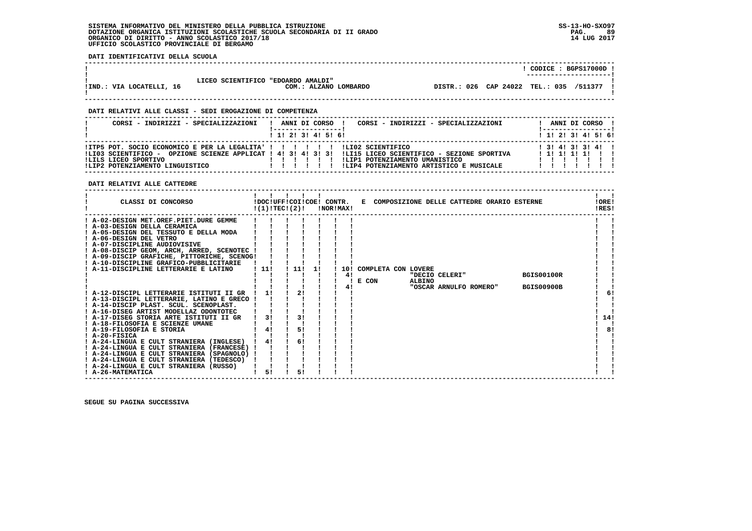SISTEMA INFORMATIVO DEL MINISTERO DELLA PUBBLICA ISTRUZIONE
DOTAZIONE ORGANICA ISTITUZIONI SCOLASTICHE SCUOLA SECONDARIA DI II GRADO
ORGANICO DI DIRITTO - ANNO SCOLASTICO 2017/18
UFFICIO SCOLASTICO PROVINCIALE DI BERGAMO

SS-13-HO-SXO97
14 LUG 2017

**DATI IDENTIFICATIVI DELLA SCUOLA**

| | |
|---|---|
| LICEO SCIENTIFICO "EDOARDO AMALDI" | CODICE : BGPS17000D |
| IND.: VIA LOCATELLI, 16 — COM.: ALZANO LOMBARDO | DISTR.: 026 CAP 24022 TEL.: 035 /511377 |

**DATI RELATIVI ALLE CLASSI - SEDI EROGAZIONE DI COMPETENZA**

| CORSI - INDIRIZZI - SPECIALIZZAZIONI | 1 | 2 | 3 | 4 | 5 | 6 | CORSI - INDIRIZZI - SPECIALIZZAZIONI | 1 | 2 | 3 | 4 | 5 | 6 |
|---|---|---|---|---|---|---|---|---|---|---|---|---|---|
| ITP5 POT. SOCIO ECONOMICO E PER LA LEGALITA' | | | | | | | LI02 SCIENTIFICO | 3 | 4 | 3 | 3 | 4 | |
| LI03 SCIENTIFICO - OPZIONE SCIENZE APPLICAT | 4 | 3 | 4 | 3 | 3 | | LI15 LICEO SCIENTIFICO - SEZIONE SPORTIVA | 1 | 1 | 1 | 1 | | |
| LILS LICEO SPORTIVO | | | | | | | LIP1 POTENZIAMENTO UMANISTICO | | | | | | |
| LIP2 POTENZIAMENTO LINGUISTICO | | | | | | | LIP4 POTENZIAMENTO ARTISTICO E MUSICALE | | | | | | |

**DATI RELATIVI ALLE CATTEDRE**

| CLASSI DI CONCORSO | DOC (1) | UFF TEC (2) | COI | COE | CONTR. NOR | CONTR. MAX | E COMPOSIZIONE DELLE CATTEDRE ORARIO ESTERNE | ORE RES |
|---|---|---|---|---|---|---|---|---|
| A-02-DESIGN MET.OREF.PIET.DURE GEMME | | | | | | | | |
| A-03-DESIGN DELLA CERAMICA | | | | | | | | |
| A-05-DESIGN DEL TESSUTO E DELLA MODA | | | | | | | | |
| A-06-DESIGN DEL VETRO | | | | | | | | |
| A-07-DISCIPLINE AUDIOVISIVE | | | | | | | | |
| A-08-DISCIP GEOM, ARCH, ARRED, SCENOTEC | | | | | | | | |
| A-09-DISCIP GRAFICHE, PITTORICHE, SCENOG | | | | | | | | |
| A-10-DISCIPLINE GRAFICO-PUBBLICITARIE | | | | | | | | |
| A-11-DISCIPLINE LETTERARIE E LATINO | 11 | | 11 | 1 | | 10 | COMPLETA CON LOVERE "DECIO CELERI" BGIS00100R | |
| | | | | | | 4 | | |
| | | | | | | | E CON ALBINO "OSCAR ARNULFO ROMERO" BGIS00900B | |
| | | | | | | 4 | | |
| A-12-DISCIPL LETTERARIE ISTITUTI II GR | 1 | | 2 | | | | | 6 |
| A-13-DISCIPL LETTERARIE, LATINO E GRECO | | | | | | | | |
| A-14-DISCIP PLAST. SCUL. SCENOPLAST. | | | | | | | | |
| A-16-DISEG ARTIST MODELLAZ ODONTOTEC | | | | | | | | |
| A-17-DISEG STORIA ARTE ISTITUTI II GR | 3 | | 3 | | | | | 14 |
| A-18-FILOSOFIA E SCIENZE UMANE | | | | | | | | |
| A-19-FILOSOFIA E STORIA | 4 | | 5 | | | | | 8 |
| A-20-FISICA | | | | | | | | |
| A-24-LINGUA E CULT STRANIERA (INGLESE) | 4 | | 6 | | | | | |
| A-24-LINGUA E CULT STRANIERA (FRANCESE) | | | | | | | | |
| A-24-LINGUA E CULT STRANIERA (SPAGNOLO) | | | | | | | | |
| A-24-LINGUA E CULT STRANIERA (TEDESCO) | | | | | | | | |
| A-24-LINGUA E CULT STRANIERA (RUSSO) | | | | | | | | |
| A-26-MATEMATICA | 5 | | 5 | | | | | |

SEGUE SU PAGINA SUCCESSIVA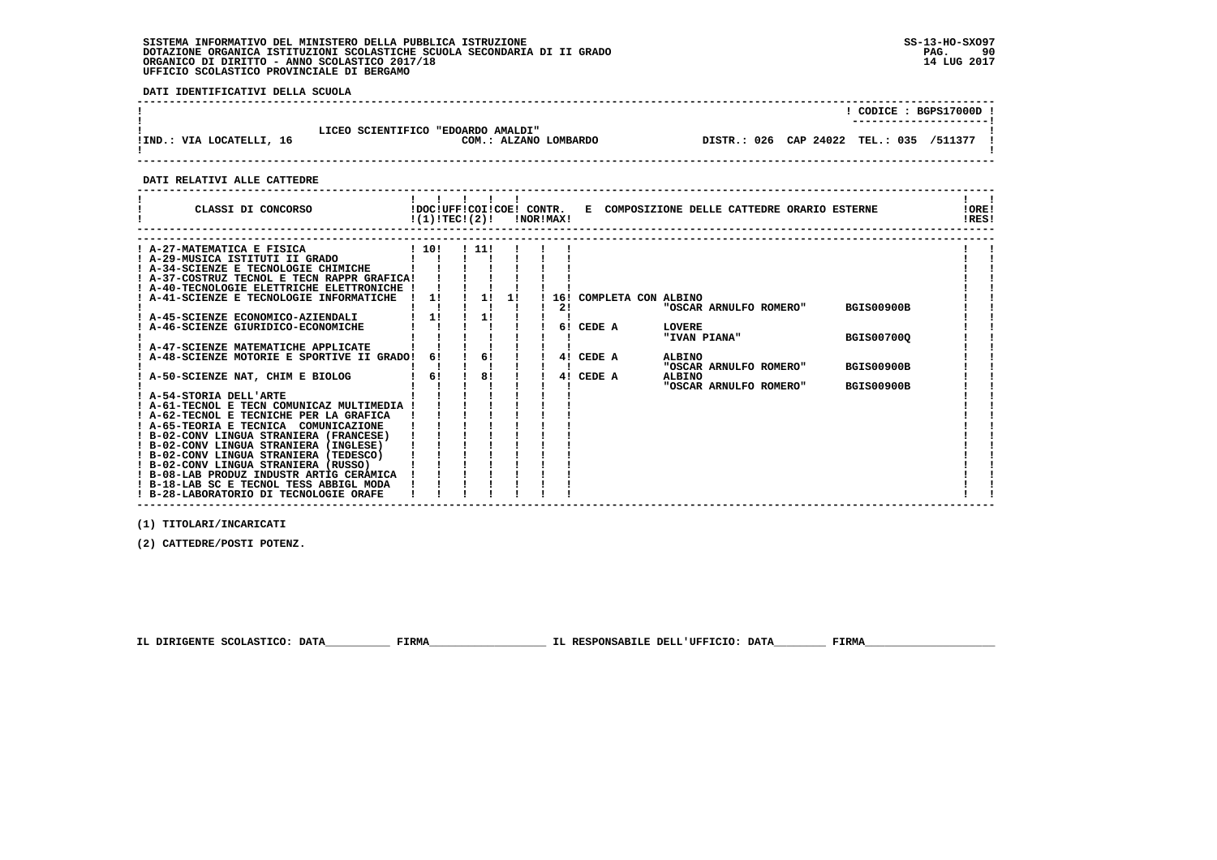SISTEMA INFORMATIVO DEL MINISTERO DELLA PUBBLICA ISTRUZIONE
DOTAZIONE ORGANICA ISTITUZIONI SCOLASTICHE SCUOLA SECONDARIA DI II GRADO
ORGANICO DI DIRITTO - ANNO SCOLASTICO 2017/18
UFFICIO SCOLASTICO PROVINCIALE DI BERGAMO

SS-13-HO-SXO97
14 LUG 2017

**DATI IDENTIFICATIVI DELLA SCUOLA**

CODICE : BGPS17000D

LICEO SCIENTIFICO "EDOARDO AMALDI"
IND.: VIA LOCATELLI, 16 — COM.: ALZANO LOMBARDO — DISTR.: 026 CAP 24022 TEL.: 035 /511377

**DATI RELATIVI ALLE CATTEDRE**

| CLASSI DI CONCORSO | DOC (1) | UFF TEC | COI (2) | COE | CONTR. NOR | CONTR. MAX | E COMPOSIZIONE DELLE CATTEDRE ORARIO ESTERNE | | | ORE RES |
|---|---|---|---|---|---|---|---|---|---|---|
| A-27-MATEMATICA E FISICA | 10 | | 11 | | | | | | | |
| A-29-MUSICA ISTITUTI II GRADO | | | | | | | | | | |
| A-34-SCIENZE E TECNOLOGIE CHIMICHE | | | | | | | | | | |
| A-37-COSTRUZ TECNOL E TECN RAPPR GRAFICA | | | | | | | | | | |
| A-40-TECNOLOGIE ELETTRICHE ELETTRONICHE | | | | | | | | | | |
| A-41-SCIENZE E TECNOLOGIE INFORMATICHE | 1 | | 1 | 1 | | 16 | COMPLETA CON | ALBINO | | |
| | | | | | | 2 | | "OSCAR ARNULFO ROMERO" | BGIS00900B | |
| A-45-SCIENZE ECONOMICO-AZIENDALI | 1 | | 1 | | | | | | | |
| A-46-SCIENZE GIURIDICO-ECONOMICHE | | | | | | 6 | CEDE A | LOVERE | | |
| | | | | | | | | "IVAN PIANA" | BGIS00700Q | |
| A-47-SCIENZE MATEMATICHE APPLICATE | | | | | | | | | | |
| A-48-SCIENZE MOTORIE E SPORTIVE II GRADO | 6 | | 6 | | | 4 | CEDE A | ALBINO | | |
| | | | | | | | | "OSCAR ARNULFO ROMERO" | BGIS00900B | |
| A-50-SCIENZE NAT, CHIM E BIOLOG | 6 | | 8 | | | 4 | CEDE A | ALBINO | | |
| | | | | | | | | "OSCAR ARNULFO ROMERO" | BGIS00900B | |
| A-54-STORIA DELL'ARTE | | | | | | | | | | |
| A-61-TECNOL E TECN COMUNICAZ MULTIMEDIA | | | | | | | | | | |
| A-62-TECNOL E TECNICHE PER LA GRAFICA | | | | | | | | | | |
| A-65-TEORIA E TECNICA COMUNICAZIONE | | | | | | | | | | |
| B-02-CONV LINGUA STRANIERA (FRANCESE) | | | | | | | | | | |
| B-02-CONV LINGUA STRANIERA (INGLESE) | | | | | | | | | | |
| B-02-CONV LINGUA STRANIERA (TEDESCO) | | | | | | | | | | |
| B-02-CONV LINGUA STRANIERA (RUSSO) | | | | | | | | | | |
| B-08-LAB PRODUZ INDUSTR ARTIG CERAMICA | | | | | | | | | | |
| B-18-LAB SC E TECNOL TESS ABBIGL MODA | | | | | | | | | | |
| B-28-LABORATORIO DI TECNOLOGIE ORAFE | | | | | | | | | | |

(1) TITOLARI/INCARICATI

(2) CATTEDRE/POSTI POTENZ.

IL DIRIGENTE SCOLASTICO: DATA__________ FIRMA__________________ IL RESPONSABILE DELL'UFFICIO: DATA________ FIRMA____________________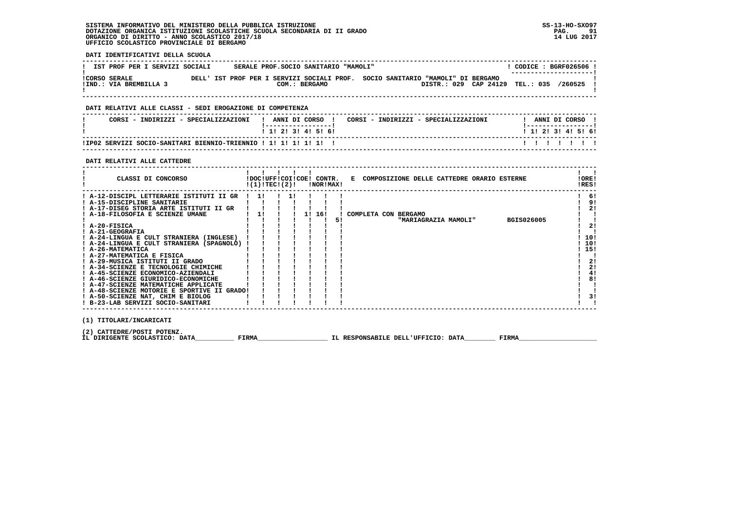SISTEMA INFORMATIVO DEL MINISTERO DELLA PUBBLICA ISTRUZIONE
DOTAZIONE ORGANICA ISTITUZIONI SCOLASTICHE SCUOLA SECONDARIA DI II GRADO
ORGANICO DI DIRITTO - ANNO SCOLASTICO 2017/18
UFFICIO SCOLASTICO PROVINCIALE DI BERGAMO

SS-13-HO-SXO97
14 LUG 2017

**DATI IDENTIFICATIVI DELLA SCUOLA**

| IST PROF PER I SERVIZI SOCIALI | SERALE PROF.SOCIO SANITARIO "MAMOLI" | CODICE : BGRF026506 |
|---|---|---|
| CORSO SERALE | DELL' IST PROF PER I SERVIZI SOCIALI PROF. SOCIO SANITARIO "MAMOLI" DI BERGAMO | |
| IND.: VIA BREMBILLA 3 | COM.: BERGAMO | DISTR.: 029 CAP 24129 TEL.: 035 /260525 |

**DATI RELATIVI ALLE CLASSI - SEDI EROGAZIONE DI COMPETENZA**

| CORSI - INDIRIZZI - SPECIALIZZAZIONI | 1 | 2 | 3 | 4 | 5 | 6 | CORSI - INDIRIZZI - SPECIALIZZAZIONI | 1 | 2 | 3 | 4 | 5 | 6 |
|---|---|---|---|---|---|---|---|---|---|---|---|---|---|
| IP02 SERVIZI SOCIO-SANITARI BIENNIO-TRIENNIO | 1 | 1 | 1 | 1 | 1 | | | | | | | | |

**DATI RELATIVI ALLE CATTEDRE**

| CLASSI DI CONCORSO | DOC (1) | UFF TEC | COI (2) | COE | CONTR. NOR | CONTR. MAX | E COMPOSIZIONE DELLE CATTEDRE ORARIO ESTERNE | ORE RES |
|---|---|---|---|---|---|---|---|---|
| A-12-DISCIPL LETTERARIE ISTITUTI II GR | 1 | | 1 | | | | | 6 |
| A-15-DISCIPLINE SANITARIE | | | | | | | | 9 |
| A-17-DISEG STORIA ARTE ISTITUTI II GR | | | | | | | | 2 |
| A-18-FILOSOFIA E SCIENZE UMANE | 1 | | | 1 | 16 | 5 | COMPLETA CON BERGAMO "MARIAGRAZIA MAMOLI" BGIS026005 | |
| A-20-FISICA | | | | | | | | 2 |
| A-21-GEOGRAFIA | | | | | | | | |
| A-24-LINGUA E CULT STRANIERA (INGLESE) | | | | | | | | 10 |
| A-24-LINGUA E CULT STRANIERA (SPAGNOLO) | | | | | | | | 10 |
| A-26-MATEMATICA | | | | | | | | 15 |
| A-27-MATEMATICA E FISICA | | | | | | | | |
| A-29-MUSICA ISTITUTI II GRADO | | | | | | | | 2 |
| A-34-SCIENZE E TECNOLOGIE CHIMICHE | | | | | | | | 2 |
| A-45-SCIENZE ECONOMICO-AZIENDALI | | | | | | | | 4 |
| A-46-SCIENZE GIURIDICO-ECONOMICHE | | | | | | | | 8 |
| A-47-SCIENZE MATEMATICHE APPLICATE | | | | | | | | |
| A-48-SCIENZE MOTORIE E SPORTIVE II GRADO | | | | | | | | |
| A-50-SCIENZE NAT, CHIM E BIOLOG | | | | | | | | 3 |
| B-23-LAB SERVIZI SOCIO-SANITARI | | | | | | | | |

(1) TITOLARI/INCARICATI

(2) CATTEDRE/POSTI POTENZ.

IL DIRIGENTE SCOLASTICO: DATA__________ FIRMA__________________ IL RESPONSABILE DELL'UFFICIO: DATA________ FIRMA____________________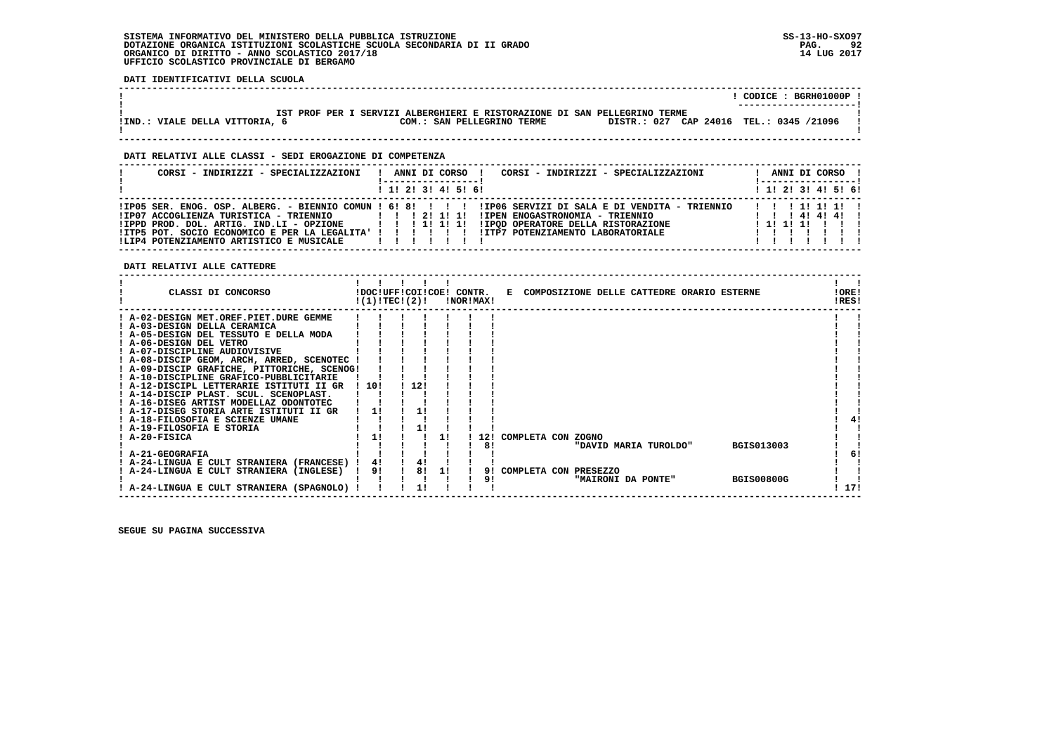SISTEMA INFORMATIVO DEL MINISTERO DELLA PUBBLICA ISTRUZIONE
DOTAZIONE ORGANICA ISTITUZIONI SCOLASTICHE SCUOLA SECONDARIA DI II GRADO
ORGANICO DI DIRITTO - ANNO SCOLASTICO 2017/18
UFFICIO SCOLASTICO PROVINCIALE DI BERGAMO

SS-13-HO-SXO97
14 LUG 2017

**DATI IDENTIFICATIVI DELLA SCUOLA**

CODICE : BGRH01000P

IST PROF PER I SERVIZI ALBERGHIERI E RISTORAZIONE DI SAN PELLEGRINO TERME

IND.: VIALE DELLA VITTORIA, 6 — COM.: SAN PELLEGRINO TERME — DISTR.: 027 CAP 24016 TEL.: 0345 /21096

**DATI RELATIVI ALLE CLASSI - SEDI EROGAZIONE DI COMPETENZA**

| CORSI - INDIRIZZI - SPECIALIZZAZIONI | 1 | 2 | 3 | 4 | 5 | 6 | CORSI - INDIRIZZI - SPECIALIZZAZIONI | 1 | 2 | 3 | 4 | 5 | 6 |
|---|---|---|---|---|---|---|---|---|---|---|---|---|---|
| IP05 SER. ENOG. OSP. ALBERG. - BIENNIO COMUN | 6 | 8 | | | | | IP06 SERVIZI DI SALA E DI VENDITA - TRIENNIO | | | 1 | 1 | 1 | |
| IP07 ACCOGLIENZA TURISTICA - TRIENNIO | | | 2 | 1 | 1 | | IPEN ENOGASTRONOMIA - TRIENNIO | | | 4 | 4 | 4 | |
| IPPD PROD. DOL. ARTIG. IND.LI - OPZIONE | | | 1 | 1 | 1 | | IPQD OPERATORE DELLA RISTORAZIONE | 1 | 1 | 1 | | | |
| ITP5 POT. SOCIO ECONOMICO E PER LA LEGALITA' | | | | | | | ITP7 POTENZIAMENTO LABORATORIALE | | | | | | |
| LIP4 POTENZIAMENTO ARTISTICO E MUSICALE | | | | | | | | | | | | | |

**DATI RELATIVI ALLE CATTEDRE**

| CLASSI DI CONCORSO | DOC (1) | UFF TEC | COI (2) | COE | CONTR. NOR | CONTR. MAX | E COMPOSIZIONE DELLE CATTEDRE ORARIO ESTERNE | ORE RES |
|---|---|---|---|---|---|---|---|---|
| A-02-DESIGN MET.OREF.PIET.DURE GEMME | | | | | | | | |
| A-03-DESIGN DELLA CERAMICA | | | | | | | | |
| A-05-DESIGN DEL TESSUTO E DELLA MODA | | | | | | | | |
| A-06-DESIGN DEL VETRO | | | | | | | | |
| A-07-DISCIPLINE AUDIOVISIVE | | | | | | | | |
| A-08-DISCIP GEOM, ARCH, ARRED, SCENOTEC | | | | | | | | |
| A-09-DISCIP GRAFICHE, PITTORICHE, SCENOG | | | | | | | | |
| A-10-DISCIPLINE GRAFICO-PUBBLICITARIE | | | | | | | | |
| A-12-DISCIPL LETTERARIE ISTITUTI II GR | 10 | | 12 | | | | | |
| A-14-DISCIP PLAST. SCUL. SCENOPLAST. | | | | | | | | |
| A-16-DISEG ARTIST MODELLAZ ODONTOTEC | | | | | | | | |
| A-17-DISEG STORIA ARTE ISTITUTI II GR | 1 | | 1 | | | | | |
| A-18-FILOSOFIA E SCIENZE UMANE | | | | | | | | 4 |
| A-19-FILOSOFIA E STORIA | | | 1 | | | | | |
| A-20-FISICA | 1 | | | 1 | | 12 | COMPLETA CON ZOGNO | |
| | | | | | | 8 | "DAVID MARIA TUROLDO" BGIS013003 | |
| A-21-GEOGRAFIA | | | | | | | | 6 |
| A-24-LINGUA E CULT STRANIERA (FRANCESE) | 4 | | 4 | | | | | |
| A-24-LINGUA E CULT STRANIERA (INGLESE) | 9 | | 8 | 1 | | 9 | COMPLETA CON PRESEZZO | |
| | | | | | | 9 | "MAIRONI DA PONTE" BGIS00800G | |
| A-24-LINGUA E CULT STRANIERA (SPAGNOLO) | | | 1 | | | | | 17 |

SEGUE SU PAGINA SUCCESSIVA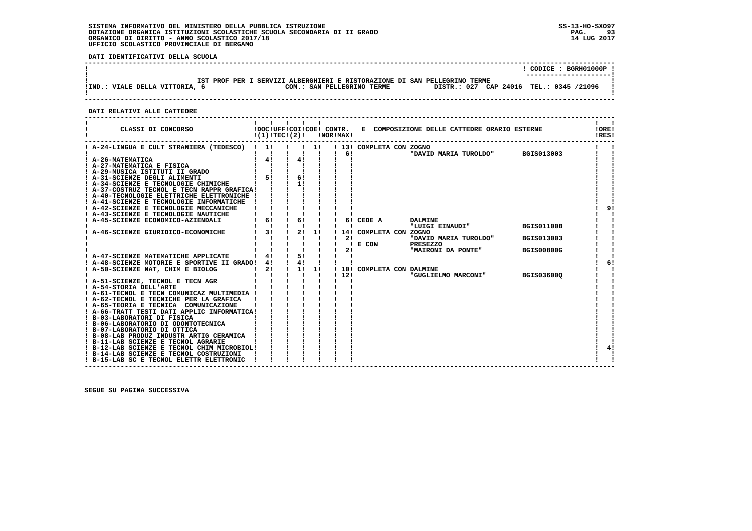SISTEMA INFORMATIVO DEL MINISTERO DELLA PUBBLICA ISTRUZIONE
DOTAZIONE ORGANICA ISTITUZIONI SCOLASTICHE SCUOLA SECONDARIA DI II GRADO
ORGANICO DI DIRITTO - ANNO SCOLASTICO 2017/18
UFFICIO SCOLASTICO PROVINCIALE DI BERGAMO

SS-13-HO-SXO97
14 LUG 2017

**DATI IDENTIFICATIVI DELLA SCUOLA**

CODICE : BGRH01000P

IST PROF PER I SERVIZI ALBERGHIERI E RISTORAZIONE DI SAN PELLEGRINO TERME

IND.: VIALE DELLA VITTORIA, 6 — COM.: SAN PELLEGRINO TERME — DISTR.: 027 CAP 24016 TEL.: 0345 /21096

**DATI RELATIVI ALLE CATTEDRE**

| CLASSI DI CONCORSO | DOC (1) | UFF TEC | COI (2) | COE | CONTR. NOR | MAX | E COMPOSIZIONE DELLE CATTEDRE ORARIO ESTERNE | | | ORE RES |
|---|---|---|---|---|---|---|---|---|---|---|
| A-24-LINGUA E CULT STRANIERA (TEDESCO) | 1 | | | 1 | | 13 | COMPLETA CON | ZOGNO | | |
| | | | | | | 6 | | "DAVID MARIA TUROLDO" | BGIS013003 | |
| A-26-MATEMATICA | 4 | | 4 | | | | | | | |
| A-27-MATEMATICA E FISICA | | | | | | | | | | |
| A-29-MUSICA ISTITUTI II GRADO | | | | | | | | | | |
| A-31-SCIENZE DEGLI ALIMENTI | 5 | | 6 | | | | | | | |
| A-34-SCIENZE E TECNOLOGIE CHIMICHE | | | 1 | | | | | | | |
| A-37-COSTRUZ TECNOL E TECN RAPPR GRAFICA | | | | | | | | | | |
| A-40-TECNOLOGIE ELETTRICHE ELETTRONICHE | | | | | | | | | | |
| A-41-SCIENZE E TECNOLOGIE INFORMATICHE | | | | | | | | | | |
| A-42-SCIENZE E TECNOLOGIE MECCANICHE | | | | | | | | | | 9 |
| A-43-SCIENZE E TECNOLOGIE NAUTICHE | | | | | | | | | | |
| A-45-SCIENZE ECONOMICO-AZIENDALI | 6 | | 6 | | | 6 | CEDE A | DALMINE | | |
| | | | | | | | | "LUIGI EINAUDI" | BGIS01100B | |
| A-46-SCIENZE GIURIDICO-ECONOMICHE | 3 | | 2 | 1 | | 14 | COMPLETA CON | ZOGNO | | |
| | | | | | | 2 | | "DAVID MARIA TUROLDO" | BGIS013003 | |
| | | | | | | | E CON | PRESEZZO | | |
| | | | | | | 2 | | "MAIRONI DA PONTE" | BGIS00800G | |
| A-47-SCIENZE MATEMATICHE APPLICATE | 4 | | 5 | | | | | | | |
| A-48-SCIENZE MOTORIE E SPORTIVE II GRADO | 4 | | 4 | | | | | | | 6 |
| A-50-SCIENZE NAT, CHIM E BIOLOG | 2 | | 1 | 1 | | 10 | COMPLETA CON | DALMINE | | |
| | | | | | | 12 | | "GUGLIELMO MARCONI" | BGIS03600Q | |
| A-51-SCIENZE, TECNOL E TECN AGR | | | | | | | | | | |
| A-54-STORIA DELL'ARTE | | | | | | | | | | |
| A-61-TECNOL E TECN COMUNICAZ MULTIMEDIA | | | | | | | | | | |
| A-62-TECNOL E TECNICHE PER LA GRAFICA | | | | | | | | | | |
| A-65-TEORIA E TECNICA COMUNICAZIONE | | | | | | | | | | |
| A-66-TRATT TESTI DATI APPLIC INFORMATICA | | | | | | | | | | |
| B-03-LABORATORI DI FISICA | | | | | | | | | | |
| B-06-LABORATORIO DI ODONTOTECNICA | | | | | | | | | | |
| B-07-LABORATORIO DI OTTICA | | | | | | | | | | |
| B-08-LAB PRODUZ INDUSTR ARTIG CERAMICA | | | | | | | | | | |
| B-11-LAB SCIENZE E TECNOL AGRARIE | | | | | | | | | | |
| B-12-LAB SCIENZE E TECNOL CHIM MICROBIOL | | | | | | | | | | 4 |
| B-14-LAB SCIENZE E TECNOL COSTRUZIONI | | | | | | | | | | |
| B-15-LAB SC E TECNOL ELETTR ELETTRONIC | | | | | | | | | | |

SEGUE SU PAGINA SUCCESSIVA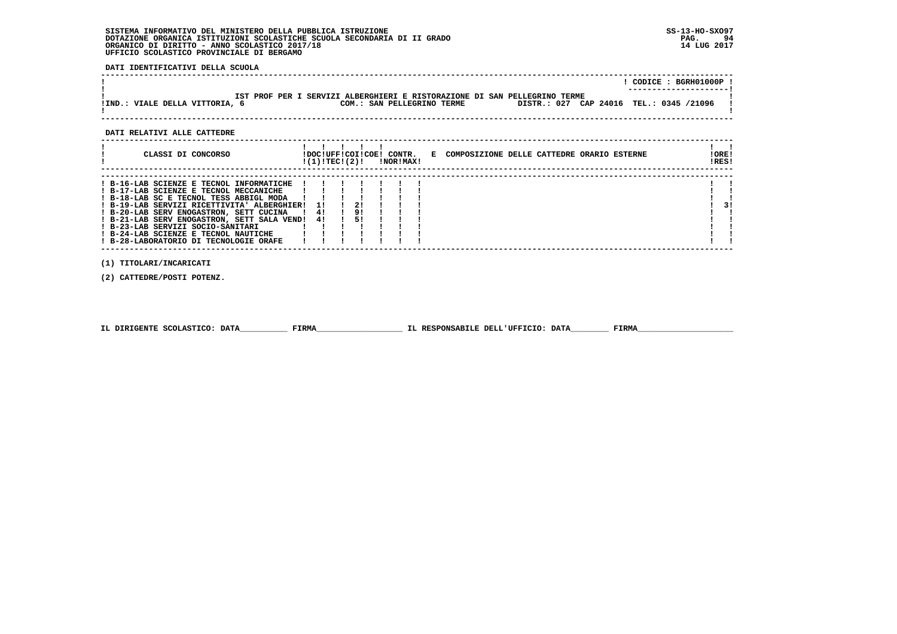SISTEMA INFORMATIVO DEL MINISTERO DELLA PUBBLICA ISTRUZIONE
DOTAZIONE ORGANICA ISTITUZIONI SCOLASTICHE SCUOLA SECONDARIA DI II GRADO
ORGANICO DI DIRITTO - ANNO SCOLASTICO 2017/18
UFFICIO SCOLASTICO PROVINCIALE DI BERGAMO

SS-13-HO-SXO97
14 LUG 2017

**DATI IDENTIFICATIVI DELLA SCUOLA**

CODICE : BGRH01000P

IST PROF PER I SERVIZI ALBERGHIERI E RISTORAZIONE DI SAN PELLEGRINO TERME

IND.: VIALE DELLA VITTORIA, 6 — COM.: SAN PELLEGRINO TERME — DISTR.: 027 CAP 24016 TEL.: 0345 /21096

**DATI RELATIVI ALLE CATTEDRE**

| CLASSI DI CONCORSO | DOC (1) | UFF TEC | COI (2) | COE | CONTR. NOR | CONTR. MAX | E COMPOSIZIONE DELLE CATTEDRE ORARIO ESTERNE | ORE RES |
|---|---|---|---|---|---|---|---|---|
| B-16-LAB SCIENZE E TECNOL INFORMATICHE | | | | | | | | |
| B-17-LAB SCIENZE E TECNOL MECCANICHE | | | | | | | | |
| B-18-LAB SC E TECNOL TESS ABBIGL MODA | | | | | | | | |
| B-19-LAB SERVIZI RICETTIVITA' ALBERGHIER | 1 | | 2 | | | | | 3 |
| B-20-LAB SERV ENOGASTRON, SETT CUCINA | 4 | | 9 | | | | | |
| B-21-LAB SERV ENOGASTRON, SETT SALA VEND | 4 | | 5 | | | | | |
| B-23-LAB SERVIZI SOCIO-SANITARI | | | | | | | | |
| B-24-LAB SCIENZE E TECNOL NAUTICHE | | | | | | | | |
| B-28-LABORATORIO DI TECNOLOGIE ORAFE | | | | | | | | |

(1) TITOLARI/INCARICATI

(2) CATTEDRE/POSTI POTENZ.

IL DIRIGENTE SCOLASTICO: DATA__________ FIRMA__________________ IL RESPONSABILE DELL'UFFICIO: DATA________ FIRMA____________________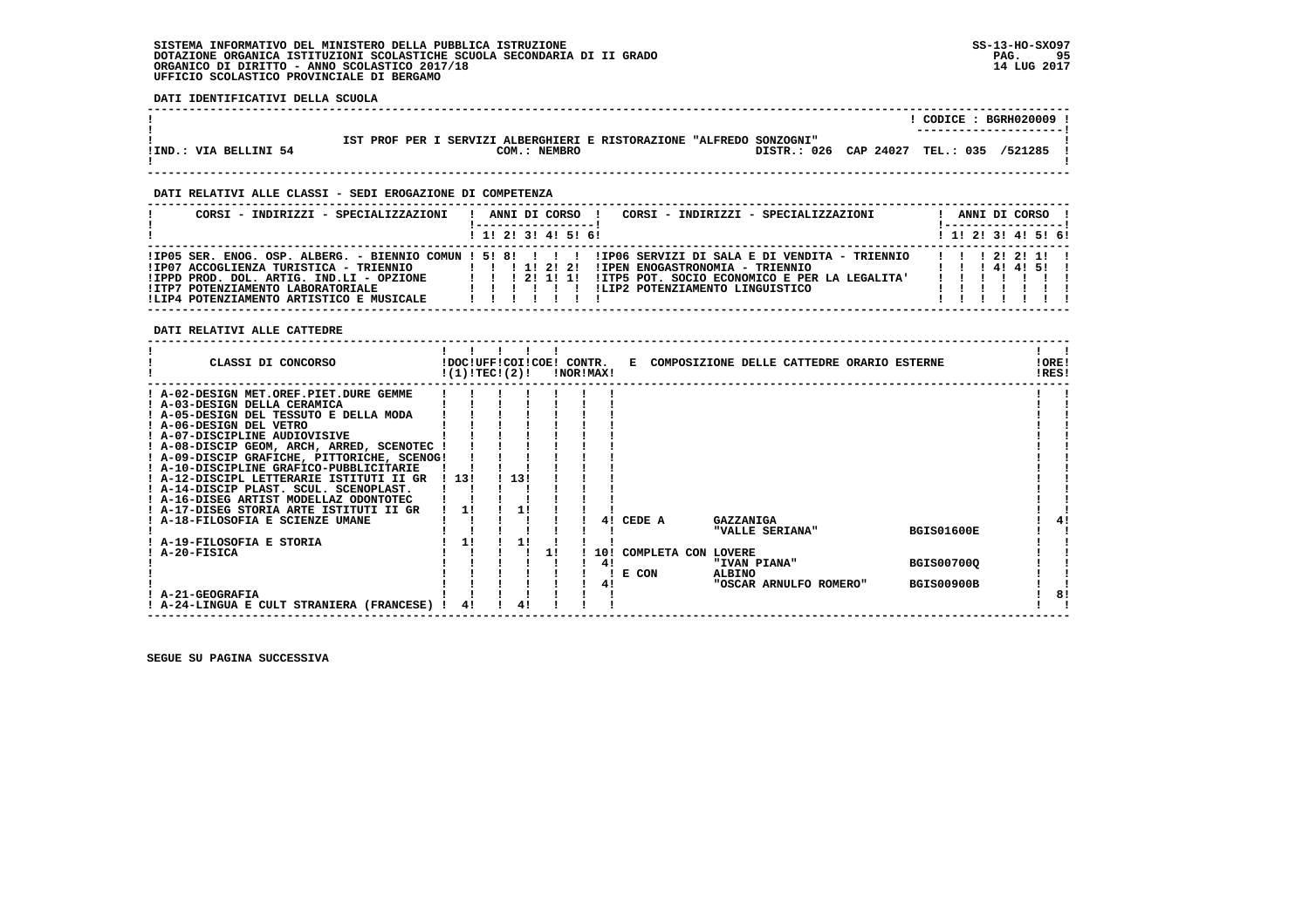SISTEMA INFORMATIVO DEL MINISTERO DELLA PUBBLICA ISTRUZIONE
DOTAZIONE ORGANICA ISTITUZIONI SCOLASTICHE SCUOLA SECONDARIA DI II GRADO
ORGANICO DI DIRITTO - ANNO SCOLASTICO 2017/18
UFFICIO SCOLASTICO PROVINCIALE DI BERGAMO

SS-13-HO-SXO97
14 LUG 2017

**DATI IDENTIFICATIVI DELLA SCUOLA**

CODICE : BGRH020009

IST PROF PER I SERVIZI ALBERGHIERI E RISTORAZIONE "ALFREDO SONZOGNI"

IND.: VIA BELLINI 54 — COM.: NEMBRO — DISTR.: 026 CAP 24027 TEL.: 035 /521285

**DATI RELATIVI ALLE CLASSI - SEDI EROGAZIONE DI COMPETENZA**

| CORSI - INDIRIZZI - SPECIALIZZAZIONI | 1 | 2 | 3 | 4 | 5 | 6 | CORSI - INDIRIZZI - SPECIALIZZAZIONI | 1 | 2 | 3 | 4 | 5 | 6 |
|---|---|---|---|---|---|---|---|---|---|---|---|---|---|
| IP05 SER. ENOG. OSP. ALBERG. - BIENNIO COMUN | 5 | 8 | | | | | IP06 SERVIZI DI SALA E DI VENDITA - TRIENNIO | | | 2 | 2 | 1 | |
| IP07 ACCOGLIENZA TURISTICA - TRIENNIO | | | 1 | 2 | 2 | | IPEN ENOGASTRONOMIA - TRIENNIO | | | 4 | 4 | 5 | |
| IPPD PROD. DOL. ARTIG. IND.LI - OPZIONE | | | 2 | 1 | 1 | | ITP5 POT. SOCIO ECONOMICO E PER LA LEGALITA' | | | | | | |
| ITP7 POTENZIAMENTO LABORATORIALE | | | | | | | LIP2 POTENZIAMENTO LINGUISTICO | | | | | | |
| LIP4 POTENZIAMENTO ARTISTICO E MUSICALE | | | | | | | | | | | | | |

**DATI RELATIVI ALLE CATTEDRE**

| CLASSI DI CONCORSO | DOC (1) | UFF TEC | COI (2) | COE | CONTR. NOR | CONTR. MAX | E COMPOSIZIONE DELLE CATTEDRE ORARIO ESTERNE | | | ORE RES |
|---|---|---|---|---|---|---|---|---|---|---|
| A-02-DESIGN MET.OREF.PIET.DURE GEMME | | | | | | | | | | |
| A-03-DESIGN DELLA CERAMICA | | | | | | | | | | |
| A-05-DESIGN DEL TESSUTO E DELLA MODA | | | | | | | | | | |
| A-06-DESIGN DEL VETRO | | | | | | | | | | |
| A-07-DISCIPLINE AUDIOVISIVE | | | | | | | | | | |
| A-08-DISCIP GEOM, ARCH, ARRED, SCENOTEC | | | | | | | | | | |
| A-09-DISCIP GRAFICHE, PITTORICHE, SCENOG | | | | | | | | | | |
| A-10-DISCIPLINE GRAFICO-PUBBLICITARIE | | | | | | | | | | |
| A-12-DISCIPL LETTERARIE ISTITUTI II GR | 13 | | 13 | | | | | | | |
| A-14-DISCIP PLAST. SCUL. SCENOPLAST. | | | | | | | | | | |
| A-16-DISEG ARTIST MODELLAZ ODONTOTEC | | | | | | | | | | |
| A-17-DISEG STORIA ARTE ISTITUTI II GR | 1 | | 1 | | | | | | | |
| A-18-FILOSOFIA E SCIENZE UMANE | | | | | | 4 | CEDE A | GAZZANIGA "VALLE SERIANA" | BGIS01600E | 4 |
| A-19-FILOSOFIA E STORIA | 1 | | 1 | | | | | | | |
| A-20-FISICA | | | | 1 | | 10 | COMPLETA CON | LOVERE | | |
| | | | | | | 4 | | "IVAN PIANA" | BGIS00700Q | |
| | | | | | | | E CON | ALBINO | | |
| | | | | | | 4 | | "OSCAR ARNULFO ROMERO" | BGIS00900B | |
| A-21-GEOGRAFIA | | | | | | | | | | 8 |
| A-24-LINGUA E CULT STRANIERA (FRANCESE) | 4 | | 4 | | | | | | | |

SEGUE SU PAGINA SUCCESSIVA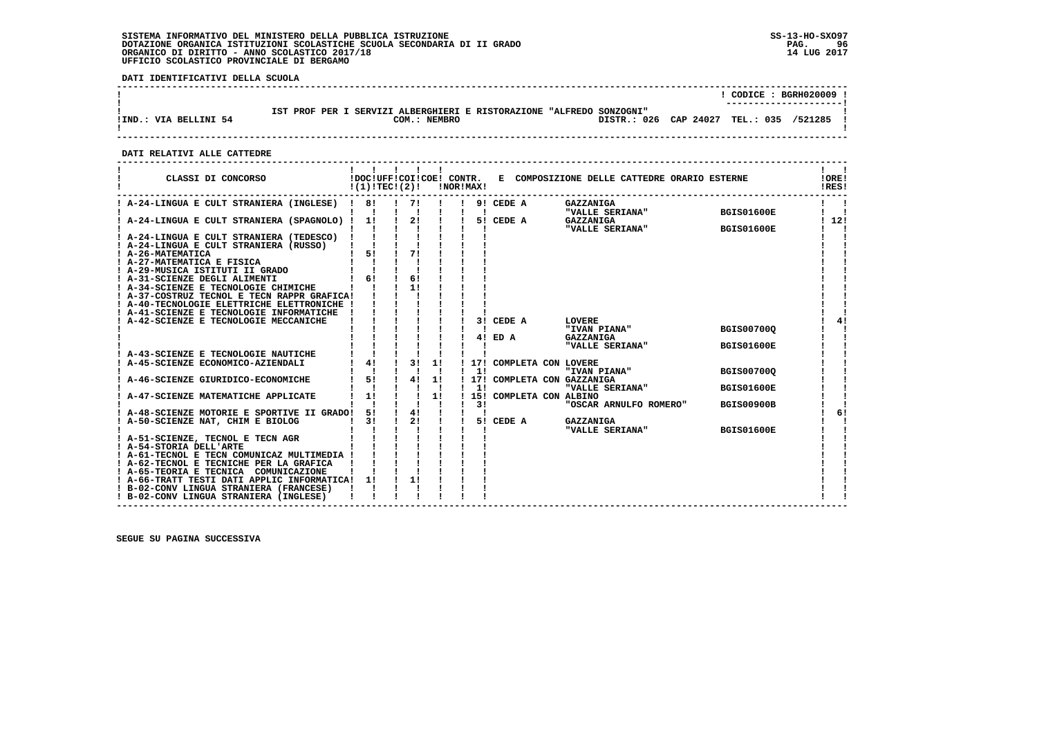SISTEMA INFORMATIVO DEL MINISTERO DELLA PUBBLICA ISTRUZIONE
DOTAZIONE ORGANICA ISTITUZIONI SCOLASTICHE SCUOLA SECONDARIA DI II GRADO
ORGANICO DI DIRITTO - ANNO SCOLASTICO 2017/18
UFFICIO SCOLASTICO PROVINCIALE DI BERGAMO

**DATI IDENTIFICATIVI DELLA SCUOLA**

CODICE : BGRH020009

IST PROF PER I SERVIZI ALBERGHIERI E RISTORAZIONE "ALFREDO SONZOGNI"

IND.: VIA BELLINI 54 — COM.: NEMBRO — DISTR.: 026 CAP 24027 TEL.: 035 /521285

**DATI RELATIVI ALLE CATTEDRE**

| CLASSI DI CONCORSO | DOC (1) | UFF TEC | COI (2) | COE | CONTR. NOR | CONTR. MAX | E COMPOSIZIONE DELLE CATTEDRE ORARIO ESTERNE | | | ORE RES |
|---|---|---|---|---|---|---|---|---|---|---|
| A-24-LINGUA E CULT STRANIERA (INGLESE) | 8 | | 7 | | | 9 | CEDE A | GAZZANIGA "VALLE SERIANA" | BGIS01600E | |
| A-24-LINGUA E CULT STRANIERA (SPAGNOLO) | 1 | | 2 | | | 5 | CEDE A | GAZZANIGA "VALLE SERIANA" | BGIS01600E | 12 |
| A-24-LINGUA E CULT STRANIERA (TEDESCO) | | | | | | | | | | |
| A-24-LINGUA E CULT STRANIERA (RUSSO) | | | | | | | | | | |
| A-26-MATEMATICA | 5 | | 7 | | | | | | | |
| A-27-MATEMATICA E FISICA | | | | | | | | | | |
| A-29-MUSICA ISTITUTI II GRADO | | | | | | | | | | |
| A-31-SCIENZE DEGLI ALIMENTI | 6 | | 6 | | | | | | | |
| A-34-SCIENZE E TECNOLOGIE CHIMICHE | | | 1 | | | | | | | |
| A-37-COSTRUZ TECNOL E TECN RAPPR GRAFICA | | | | | | | | | | |
| A-40-TECNOLOGIE ELETTRICHE ELETTRONICHE | | | | | | | | | | |
| A-41-SCIENZE E TECNOLOGIE INFORMATICHE | | | | | | | | | | |
| A-42-SCIENZE E TECNOLOGIE MECCANICHE | | | | | | 3 | CEDE A | LOVERE "IVAN PIANA" | BGIS00700Q | 4 |
| | | | | | | 4 | ED A | GAZZANIGA "VALLE SERIANA" | BGIS01600E | |
| A-43-SCIENZE E TECNOLOGIE NAUTICHE | | | | | | | | | | |
| A-45-SCIENZE ECONOMICO-AZIENDALI | 4 | | 3 | 1 | | 17 / 1 | COMPLETA CON | LOVERE "IVAN PIANA" | BGIS00700Q | |
| A-46-SCIENZE GIURIDICO-ECONOMICHE | 5 | | 4 | 1 | | 17 / 1 | COMPLETA CON | GAZZANIGA "VALLE SERIANA" | BGIS01600E | |
| A-47-SCIENZE MATEMATICHE APPLICATE | 1 | | | 1 | | 15 / 3 | COMPLETA CON | ALBINO "OSCAR ARNULFO ROMERO" | BGIS00900B | |
| A-48-SCIENZE MOTORIE E SPORTIVE II GRADO | 5 | | 4 | | | | | | | 6 |
| A-50-SCIENZE NAT, CHIM E BIOLOG | 3 | | 2 | | | 5 | CEDE A | GAZZANIGA "VALLE SERIANA" | BGIS01600E | |
| A-51-SCIENZE, TECNOL E TECN AGR | | | | | | | | | | |
| A-54-STORIA DELL'ARTE | | | | | | | | | | |
| A-61-TECNOL E TECN COMUNICAZ MULTIMEDIA | | | | | | | | | | |
| A-62-TECNOL E TECNICHE PER LA GRAFICA | | | | | | | | | | |
| A-65-TEORIA E TECNICA COMUNICAZIONE | | | | | | | | | | |
| A-66-TRATT TESTI DATI APPLIC INFORMATICA | 1 | | 1 | | | | | | | |
| B-02-CONV LINGUA STRANIERA (FRANCESE) | | | | | | | | | | |
| B-02-CONV LINGUA STRANIERA (INGLESE) | | | | | | | | | | |

SEGUE SU PAGINA SUCCESSIVA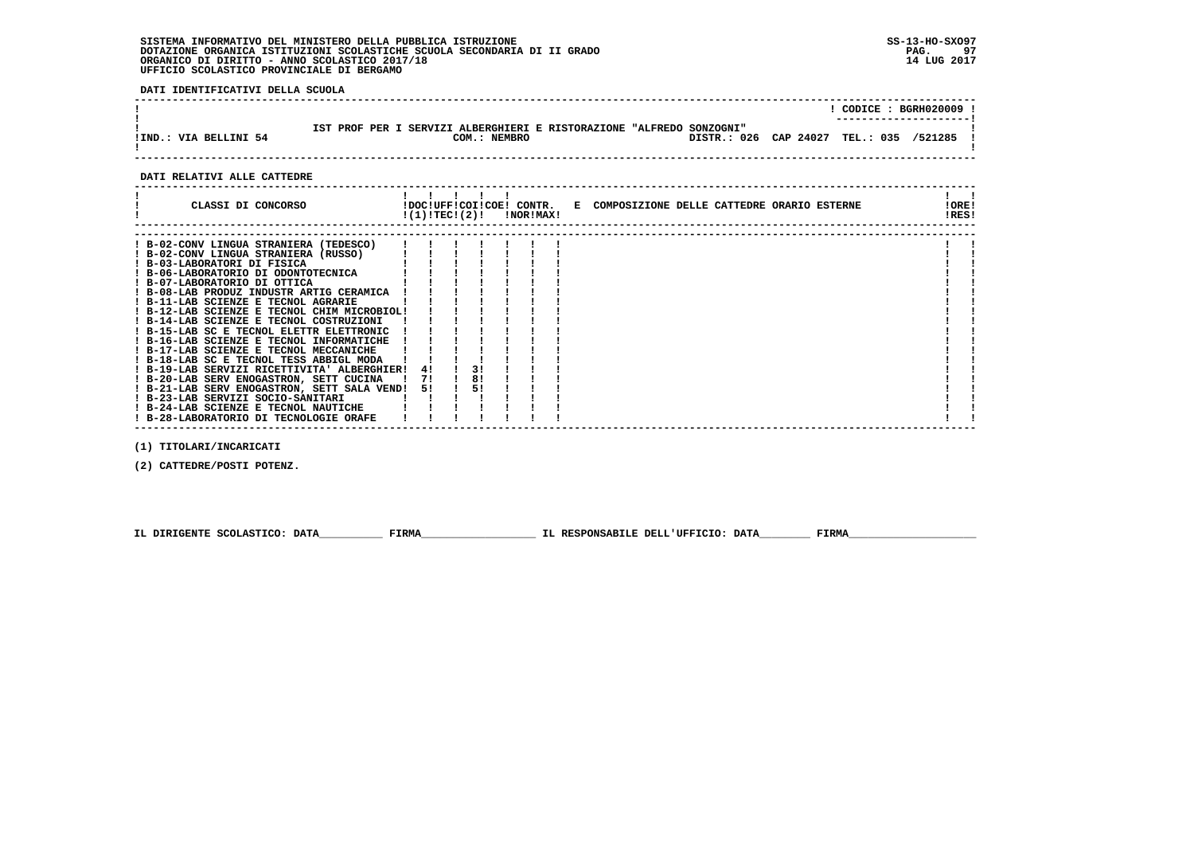SISTEMA INFORMATIVO DEL MINISTERO DELLA PUBBLICA ISTRUZIONE
DOTAZIONE ORGANICA ISTITUZIONI SCOLASTICHE SCUOLA SECONDARIA DI II GRADO
ORGANICO DI DIRITTO - ANNO SCOLASTICO 2017/18
UFFICIO SCOLASTICO PROVINCIALE DI BERGAMO

SS-13-HO-SXO97
14 LUG 2017

**DATI IDENTIFICATIVI DELLA SCUOLA**

CODICE : BGRH020009

IST PROF PER I SERVIZI ALBERGHIERI E RISTORAZIONE "ALFREDO SONZOGNI"

IND.: VIA BELLINI 54 — COM.: NEMBRO — DISTR.: 026 CAP 24027 TEL.: 035 /521285

**DATI RELATIVI ALLE CATTEDRE**

| CLASSI DI CONCORSO | DOC (1) | UFF TEC | COI (2) | COE | CONTR. NOR | CONTR. MAX | E COMPOSIZIONE DELLE CATTEDRE ORARIO ESTERNE | ORE RES |
|---|---|---|---|---|---|---|---|---|
| B-02-CONV LINGUA STRANIERA (TEDESCO) | | | | | | | | |
| B-02-CONV LINGUA STRANIERA (RUSSO) | | | | | | | | |
| B-03-LABORATORI DI FISICA | | | | | | | | |
| B-06-LABORATORIO DI ODONTOTECNICA | | | | | | | | |
| B-07-LABORATORIO DI OTTICA | | | | | | | | |
| B-08-LAB PRODUZ INDUSTR ARTIG CERAMICA | | | | | | | | |
| B-11-LAB SCIENZE E TECNOL AGRARIE | | | | | | | | |
| B-12-LAB SCIENZE E TECNOL CHIM MICROBIOL | | | | | | | | |
| B-14-LAB SCIENZE E TECNOL COSTRUZIONI | | | | | | | | |
| B-15-LAB SC E TECNOL ELETTR ELETTRONIC | | | | | | | | |
| B-16-LAB SCIENZE E TECNOL INFORMATICHE | | | | | | | | |
| B-17-LAB SCIENZE E TECNOL MECCANICHE | | | | | | | | |
| B-18-LAB SC E TECNOL TESS ABBIGL MODA | | | | | | | | |
| B-19-LAB SERVIZI RICETTIVITA' ALBERGHIER | 4 | | 3 | | | | | |
| B-20-LAB SERV ENOGASTRON, SETT CUCINA | 7 | | 8 | | | | | |
| B-21-LAB SERV ENOGASTRON, SETT SALA VEND | 5 | | 5 | | | | | |
| B-23-LAB SERVIZI SOCIO-SANITARI | | | | | | | | |
| B-24-LAB SCIENZE E TECNOL NAUTICHE | | | | | | | | |
| B-28-LABORATORIO DI TECNOLOGIE ORAFE | | | | | | | | |

(1) TITOLARI/INCARICATI

(2) CATTEDRE/POSTI POTENZ.

IL DIRIGENTE SCOLASTICO: DATA__________ FIRMA__________________ IL RESPONSABILE DELL'UFFICIO: DATA________ FIRMA____________________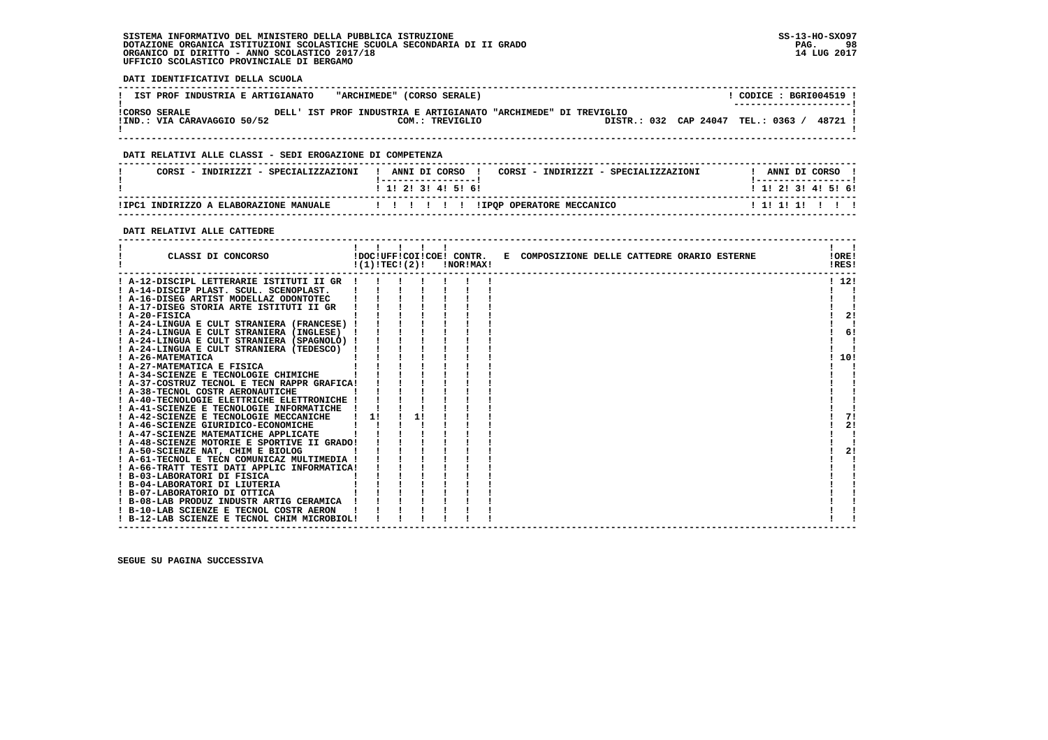SISTEMA INFORMATIVO DEL MINISTERO DELLA PUBBLICA ISTRUZIONE
DOTAZIONE ORGANICA ISTITUZIONI SCOLASTICHE SCUOLA SECONDARIA DI II GRADO
ORGANICO DI DIRITTO - ANNO SCOLASTICO 2017/18
UFFICIO SCOLASTICO PROVINCIALE DI BERGAMO

SS-13-HO-SXO97
14 LUG 2017

**DATI IDENTIFICATIVI DELLA SCUOLA**

| IST PROF INDUSTRIA E ARTIGIANATO "ARCHIMEDE" (CORSO SERALE) | CODICE : BGRI004519 |
|---|---|
| CORSO SERALE — DELL' IST PROF INDUSTRIA E ARTIGIANATO "ARCHIMEDE" DI TREVIGLIO | |
| IND.: VIA CARAVAGGIO 50/52 — COM.: TREVIGLIO | DISTR.: 032 CAP 24047 TEL.: 0363 / 48721 |

**DATI RELATIVI ALLE CLASSI - SEDI EROGAZIONE DI COMPETENZA**

| CORSI - INDIRIZZI - SPECIALIZZAZIONI | 1 | 2 | 3 | 4 | 5 | 6 | CORSI - INDIRIZZI - SPECIALIZZAZIONI | 1 | 2 | 3 | 4 | 5 | 6 |
|---|---|---|---|---|---|---|---|---|---|---|---|---|---|
| IPC1 INDIRIZZO A ELABORAZIONE MANUALE | | | | | | | IPQP OPERATORE MECCANICO | 1 | 1 | 1 | | | |

**DATI RELATIVI ALLE CATTEDRE**

| CLASSI DI CONCORSO | DOC (1) | UFF TEC (2) | COI | COE | CONTR. NOR | CONTR. MAX | E COMPOSIZIONE DELLE CATTEDRE ORARIO ESTERNE | ORE RES |
|---|---|---|---|---|---|---|---|---|
| A-12-DISCIPL LETTERARIE ISTITUTI II GR | | | | | | | | 12 |
| A-14-DISCIP PLAST. SCUL. SCENOPLAST. | | | | | | | | |
| A-16-DISEG ARTIST MODELLAZ ODONTOTEC | | | | | | | | |
| A-17-DISEG STORIA ARTE ISTITUTI II GR | | | | | | | | |
| A-20-FISICA | | | | | | | | 2 |
| A-24-LINGUA E CULT STRANIERA (FRANCESE) | | | | | | | | |
| A-24-LINGUA E CULT STRANIERA (INGLESE) | | | | | | | | 6 |
| A-24-LINGUA E CULT STRANIERA (SPAGNOLO) | | | | | | | | |
| A-24-LINGUA E CULT STRANIERA (TEDESCO) | | | | | | | | |
| A-26-MATEMATICA | | | | | | | | 10 |
| A-27-MATEMATICA E FISICA | | | | | | | | |
| A-34-SCIENZE E TECNOLOGIE CHIMICHE | | | | | | | | |
| A-37-COSTRUZ TECNOL E TECN RAPPR GRAFICA | | | | | | | | |
| A-38-TECNOL COSTR AERONAUTICHE | | | | | | | | |
| A-40-TECNOLOGIE ELETTRICHE ELETTRONICHE | | | | | | | | |
| A-41-SCIENZE E TECNOLOGIE INFORMATICHE | | | | | | | | |
| A-42-SCIENZE E TECNOLOGIE MECCANICHE | 1 | | 1 | | | | | 7 |
| A-46-SCIENZE GIURIDICO-ECONOMICHE | | | | | | | | 2 |
| A-47-SCIENZE MATEMATICHE APPLICATE | | | | | | | | |
| A-48-SCIENZE MOTORIE E SPORTIVE II GRADO | | | | | | | | |
| A-50-SCIENZE NAT, CHIM E BIOLOG | | | | | | | | 2 |
| A-61-TECNOL E TECN COMUNICAZ MULTIMEDIA | | | | | | | | |
| A-66-TRATT TESTI DATI APPLIC INFORMATICA | | | | | | | | |
| B-03-LABORATORI DI FISICA | | | | | | | | |
| B-04-LABORATORI DI LIUTERIA | | | | | | | | |
| B-07-LABORATORIO DI OTTICA | | | | | | | | |
| B-08-LAB PRODUZ INDUSTR ARTIG CERAMICA | | | | | | | | |
| B-10-LAB SCIENZE E TECNOL COSTR AERON | | | | | | | | |
| B-12-LAB SCIENZE E TECNOL CHIM MICROBIOL | | | | | | | | |

SEGUE SU PAGINA SUCCESSIVA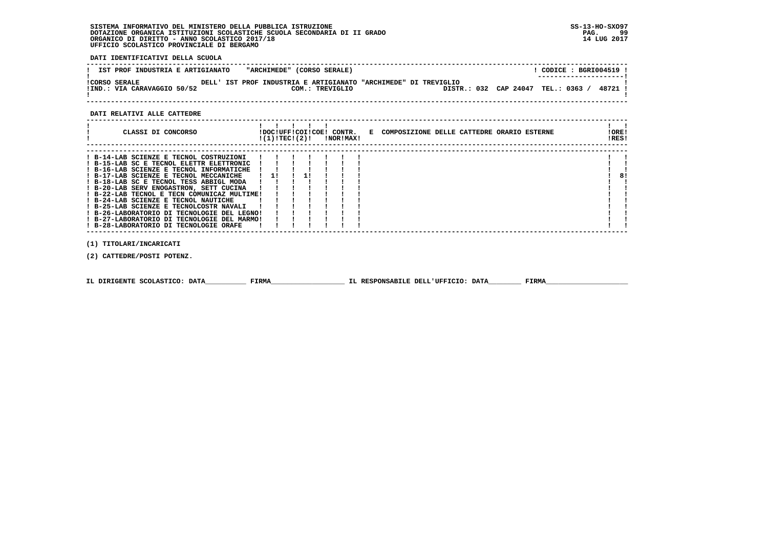SISTEMA INFORMATIVO DEL MINISTERO DELLA PUBBLICA ISTRUZIONE
DOTAZIONE ORGANICA ISTITUZIONI SCOLASTICHE SCUOLA SECONDARIA DI II GRADO
ORGANICO DI DIRITTO - ANNO SCOLASTICO 2017/18
UFFICIO SCOLASTICO PROVINCIALE DI BERGAMO

SS-13-HO-SXO97
14 LUG 2017

**DATI IDENTIFICATIVI DELLA SCUOLA**

| IST PROF INDUSTRIA E ARTIGIANATO "ARCHIMEDE" (CORSO SERALE) | CODICE : BGRI004519 |
|---|---|
| CORSO SERALE DELL' IST PROF INDUSTRIA E ARTIGIANATO "ARCHIMEDE" DI TREVIGLIO | |
| IND.: VIA CARAVAGGIO 50/52 COM.: TREVIGLIO | DISTR.: 032 CAP 24047 TEL.: 0363 / 48721 |

**DATI RELATIVI ALLE CATTEDRE**

| CLASSI DI CONCORSO | DOC (1) | UFF TEC | COI (2) | COE | CONTR. NOR | CONTR. MAX | E COMPOSIZIONE DELLE CATTEDRE ORARIO ESTERNE | ORE RES |
|---|---|---|---|---|---|---|---|---|
| B-14-LAB SCIENZE E TECNOL COSTRUZIONI | | | | | | | | |
| B-15-LAB SC E TECNOL ELETTR ELETTRONIC | | | | | | | | |
| B-16-LAB SCIENZE E TECNOL INFORMATICHE | | | | | | | | |
| B-17-LAB SCIENZE E TECNOL MECCANICHE | 1 | | 1 | | | | | 8 |
| B-18-LAB SC E TECNOL TESS ABBIGL MODA | | | | | | | | |
| B-20-LAB SERV ENOGASTRON, SETT CUCINA | | | | | | | | |
| B-22-LAB TECNOL E TECN COMUNICAZ MULTIME | | | | | | | | |
| B-24-LAB SCIENZE E TECNOL NAUTICHE | | | | | | | | |
| B-25-LAB SCIENZE E TECNOLCOSTR NAVALI | | | | | | | | |
| B-26-LABORATORIO DI TECNOLOGIE DEL LEGNO | | | | | | | | |
| B-27-LABORATORIO DI TECNOLOGIE DEL MARMO | | | | | | | | |
| B-28-LABORATORIO DI TECNOLOGIE ORAFE | | | | | | | | |

(1) TITOLARI/INCARICATI

(2) CATTEDRE/POSTI POTENZ.

IL DIRIGENTE SCOLASTICO: DATA__________ FIRMA__________________ IL RESPONSABILE DELL'UFFICIO: DATA________ FIRMA____________________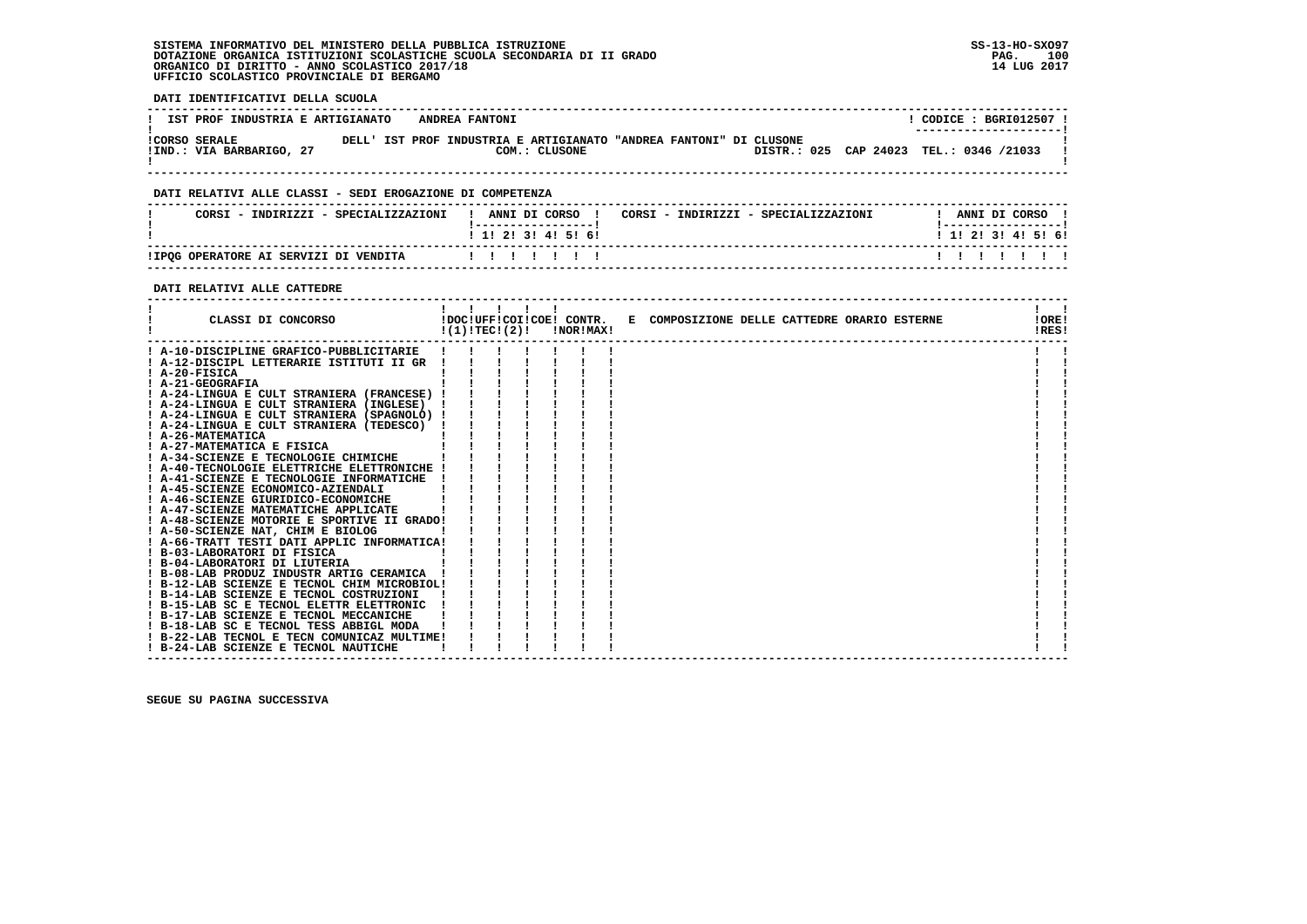SISTEMA INFORMATIVO DEL MINISTERO DELLA PUBBLICA ISTRUZIONE
DOTAZIONE ORGANICA ISTITUZIONI SCOLASTICHE SCUOLA SECONDARIA DI II GRADO
ORGANICO DI DIRITTO - ANNO SCOLASTICO 2017/18
UFFICIO SCOLASTICO PROVINCIALE DI BERGAMO

SS-13-HO-SXO97
14 LUG 2017

**DATI IDENTIFICATIVI DELLA SCUOLA**

| IST PROF INDUSTRIA E ARTIGIANATO ANDREA FANTONI | | CODICE : BGRI012507 |
|---|---|---|
| CORSO SERALE | DELL' IST PROF INDUSTRIA E ARTIGIANATO "ANDREA FANTONI" DI CLUSONE | |
| IND.: VIA BARBARIGO, 27 | COM.: CLUSONE | DISTR.: 025 CAP 24023 TEL.: 0346 /21033 |

**DATI RELATIVI ALLE CLASSI - SEDI EROGAZIONE DI COMPETENZA**

| CORSI - INDIRIZZI - SPECIALIZZAZIONI | 1 | 2 | 3 | 4 | 5 | 6 | CORSI - INDIRIZZI - SPECIALIZZAZIONI | 1 | 2 | 3 | 4 | 5 | 6 |
|---|---|---|---|---|---|---|---|---|---|---|---|---|---|
| IPQG OPERATORE AI SERVIZI DI VENDITA | | | | | | | | | | | | | |

**DATI RELATIVI ALLE CATTEDRE**

| CLASSI DI CONCORSO | DOC (1) | UFF TEC | COI (2) | COE | CONTR. NOR | CONTR. MAX | E COMPOSIZIONE DELLE CATTEDRE ORARIO ESTERNE | ORE RES |
|---|---|---|---|---|---|---|---|---|
| A-10-DISCIPLINE GRAFICO-PUBBLICITARIE | | | | | | | | |
| A-12-DISCIPL LETTERARIE ISTITUTI II GR | | | | | | | | |
| A-20-FISICA | | | | | | | | |
| A-21-GEOGRAFIA | | | | | | | | |
| A-24-LINGUA E CULT STRANIERA (FRANCESE) | | | | | | | | |
| A-24-LINGUA E CULT STRANIERA (INGLESE) | | | | | | | | |
| A-24-LINGUA E CULT STRANIERA (SPAGNOLO) | | | | | | | | |
| A-24-LINGUA E CULT STRANIERA (TEDESCO) | | | | | | | | |
| A-26-MATEMATICA | | | | | | | | |
| A-27-MATEMATICA E FISICA | | | | | | | | |
| A-34-SCIENZE E TECNOLOGIE CHIMICHE | | | | | | | | |
| A-40-TECNOLOGIE ELETTRICHE ELETTRONICHE | | | | | | | | |
| A-41-SCIENZE E TECNOLOGIE INFORMATICHE | | | | | | | | |
| A-45-SCIENZE ECONOMICO-AZIENDALI | | | | | | | | |
| A-46-SCIENZE GIURIDICO-ECONOMICHE | | | | | | | | |
| A-47-SCIENZE MATEMATICHE APPLICATE | | | | | | | | |
| A-48-SCIENZE MOTORIE E SPORTIVE II GRADO | | | | | | | | |
| A-50-SCIENZE NAT, CHIM E BIOLOG | | | | | | | | |
| A-66-TRATT TESTI DATI APPLIC INFORMATICA | | | | | | | | |
| B-03-LABORATORI DI FISICA | | | | | | | | |
| B-04-LABORATORI DI LIUTERIA | | | | | | | | |
| B-08-LAB PRODUZ INDUSTR ARTIG CERAMICA | | | | | | | | |
| B-12-LAB SCIENZE E TECNOL CHIM MICROBIOL | | | | | | | | |
| B-14-LAB SCIENZE E TECNOL COSTRUZIONI | | | | | | | | |
| B-15-LAB SC E TECNOL ELETTR ELETTRONIC | | | | | | | | |
| B-17-LAB SCIENZE E TECNOL MECCANICHE | | | | | | | | |
| B-18-LAB SC E TECNOL TESS ABBIGL MODA | | | | | | | | |
| B-22-LAB TECNOL E TECN COMUNICAZ MULTIME | | | | | | | | |
| B-24-LAB SCIENZE E TECNOL NAUTICHE | | | | | | | | |

SEGUE SU PAGINA SUCCESSIVA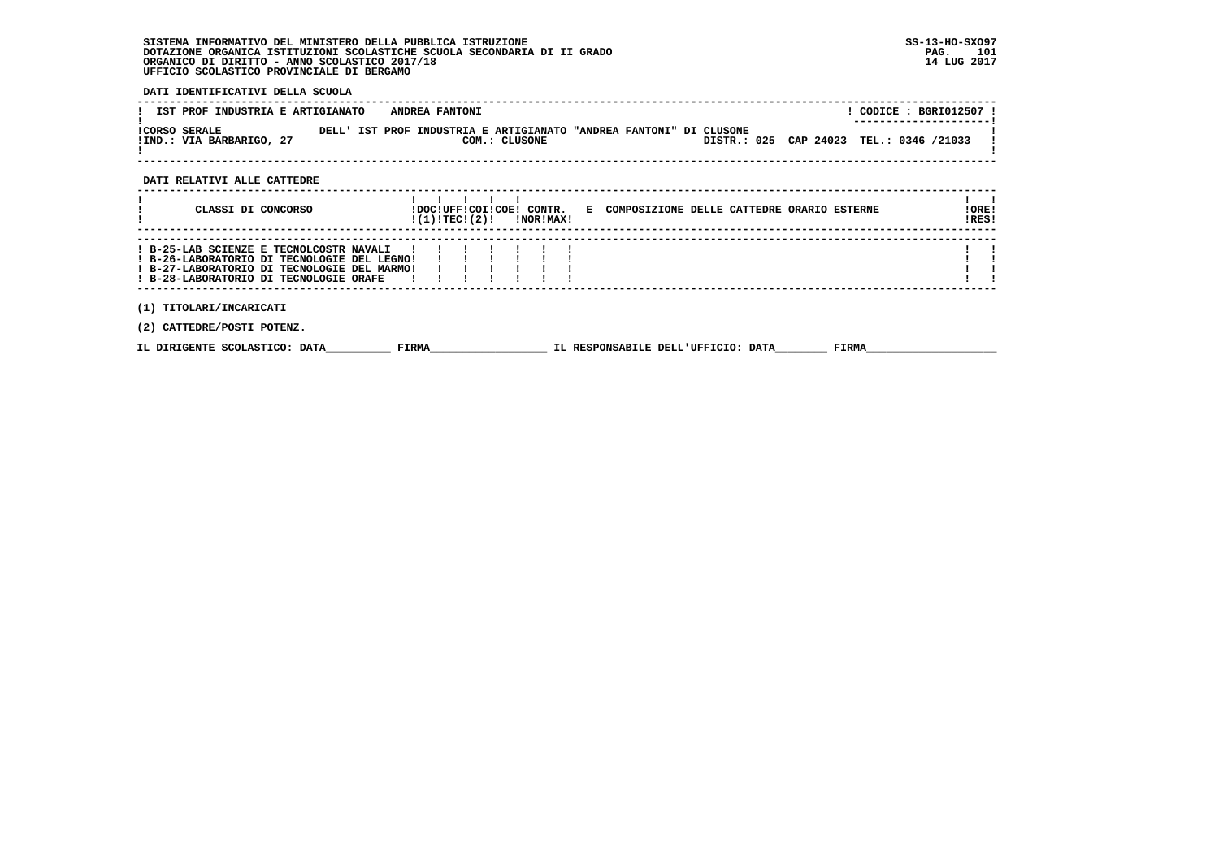SISTEMA INFORMATIVO DEL MINISTERO DELLA PUBBLICA ISTRUZIONE
DOTAZIONE ORGANICA ISTITUZIONI SCOLASTICHE SCUOLA SECONDARIA DI II GRADO
ORGANICO DI DIRITTO - ANNO SCOLASTICO 2017/18
UFFICIO SCOLASTICO PROVINCIALE DI BERGAMO

SS-13-HO-SXO97
14 LUG 2017

**DATI IDENTIFICATIVI DELLA SCUOLA**

| IST PROF INDUSTRIA E ARTIGIANATO ANDREA FANTONI | CODICE : BGRI012507 |
|---|---|
| CORSO SERALE DELL' IST PROF INDUSTRIA E ARTIGIANATO "ANDREA FANTONI" DI CLUSONE | |
| IND.: VIA BARBARIGO, 27 COM.: CLUSONE | DISTR.: 025 CAP 24023 TEL.: 0346 /21033 |

**DATI RELATIVI ALLE CATTEDRE**

| CLASSI DI CONCORSO | DOC (1) | UFF TEC | COI (2) | COE | CONTR. NOR | CONTR. MAX | E COMPOSIZIONE DELLE CATTEDRE ORARIO ESTERNE | ORE RES |
|---|---|---|---|---|---|---|---|---|
| B-25-LAB SCIENZE E TECNOLCOSTR NAVALI | | | | | | | | |
| B-26-LABORATORIO DI TECNOLOGIE DEL LEGNO | | | | | | | | |
| B-27-LABORATORIO DI TECNOLOGIE DEL MARMO | | | | | | | | |
| B-28-LABORATORIO DI TECNOLOGIE ORAFE | | | | | | | | |

(1) TITOLARI/INCARICATI

(2) CATTEDRE/POSTI POTENZ.

IL DIRIGENTE SCOLASTICO: DATA__________ FIRMA__________________ IL RESPONSABILE DELL'UFFICIO: DATA________ FIRMA____________________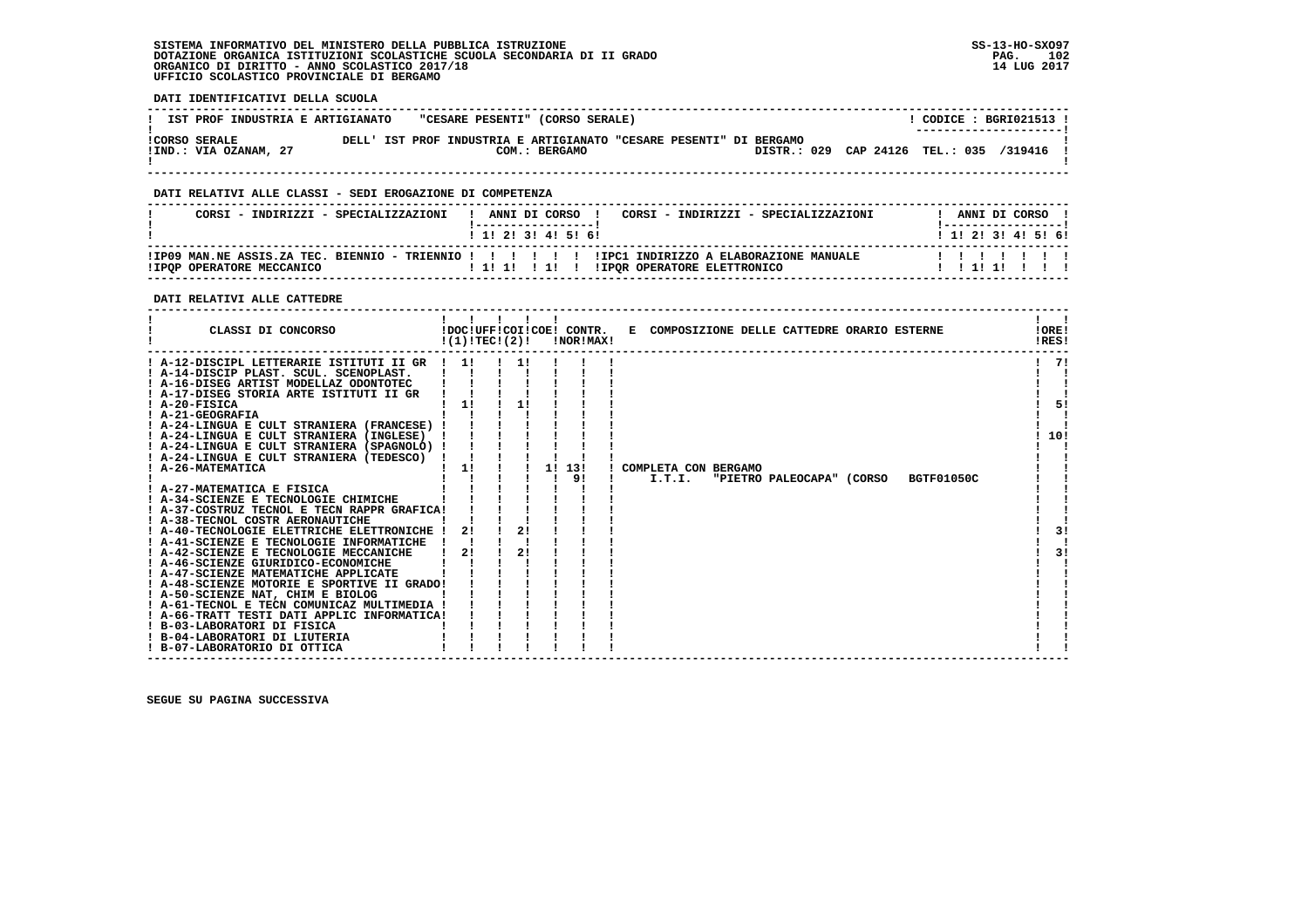SISTEMA INFORMATIVO DEL MINISTERO DELLA PUBBLICA ISTRUZIONE
DOTAZIONE ORGANICA ISTITUZIONI SCOLASTICHE SCUOLA SECONDARIA DI II GRADO
ORGANICO DI DIRITTO - ANNO SCOLASTICO 2017/18
UFFICIO SCOLASTICO PROVINCIALE DI BERGAMO

SS-13-HO-SXO97
14 LUG 2017

**DATI IDENTIFICATIVI DELLA SCUOLA**

| IST PROF INDUSTRIA E ARTIGIANATO "CESARE PESENTI" (CORSO SERALE) | CODICE : BGRI021513 |
|---|---|
| CORSO SERALE DELL' IST PROF INDUSTRIA E ARTIGIANATO "CESARE PESENTI" DI BERGAMO | |
| IND.: VIA OZANAM, 27 COM.: BERGAMO | DISTR.: 029 CAP 24126 TEL.: 035 /319416 |

**DATI RELATIVI ALLE CLASSI - SEDI EROGAZIONE DI COMPETENZA**

| CORSI - INDIRIZZI - SPECIALIZZAZIONI | 1 | 2 | 3 | 4 | 5 | 6 | CORSI - INDIRIZZI - SPECIALIZZAZIONI | 1 | 2 | 3 | 4 | 5 | 6 |
|---|---|---|---|---|---|---|---|---|---|---|---|---|---|
| IP09 MAN.NE ASSIS.ZA TEC. BIENNIO - TRIENNIO | | | | | | | IPC1 INDIRIZZO A ELABORAZIONE MANUALE | | | | | | |
| IPQP OPERATORE MECCANICO | 1 | 1 | | 1 | | | IPQR OPERATORE ELETTRONICO | | 1 | 1 | | | |

**DATI RELATIVI ALLE CATTEDRE**

| CLASSI DI CONCORSO | DOC (1) | UFF TEC | COI (2) | COE | CONTR. NOR | CONTR. MAX | COMPOSIZIONE DELLE CATTEDRE ORARIO ESTERNE | ORE RES |
|---|---|---|---|---|---|---|---|---|
| A-12-DISCIPL LETTERARIE ISTITUTI II GR | 1 | | 1 | | | | | 7 |
| A-14-DISCIP PLAST. SCUL. SCENOPLAST. | | | | | | | | |
| A-16-DISEG ARTIST MODELLAZ ODONTOTEC | | | | | | | | |
| A-17-DISEG STORIA ARTE ISTITUTI II GR | | | | | | | | |
| A-20-FISICA | 1 | | 1 | | | | | 5 |
| A-21-GEOGRAFIA | | | | | | | | |
| A-24-LINGUA E CULT STRANIERA (FRANCESE) | | | | | | | | |
| A-24-LINGUA E CULT STRANIERA (INGLESE) | | | | | | | | 10 |
| A-24-LINGUA E CULT STRANIERA (SPAGNOLO) | | | | | | | | |
| A-24-LINGUA E CULT STRANIERA (TEDESCO) | | | | | | | | |
| A-26-MATEMATICA | 1 | | | 1 | 13 | | COMPLETA CON BERGAMO | |
| | | | | | 9 | | I.T.I. "PIETRO PALEOCAPA" (CORSO BGTF01050C | |
| A-27-MATEMATICA E FISICA | | | | | | | | |
| A-34-SCIENZE E TECNOLOGIE CHIMICHE | | | | | | | | |
| A-37-COSTRUZ TECNOL E TECN RAPPR GRAFICA | | | | | | | | |
| A-38-TECNOL COSTR AERONAUTICHE | | | | | | | | |
| A-40-TECNOLOGIE ELETTRICHE ELETTRONICHE | 2 | | 2 | | | | | 3 |
| A-41-SCIENZE E TECNOLOGIE INFORMATICHE | | | | | | | | |
| A-42-SCIENZE E TECNOLOGIE MECCANICHE | 2 | | 2 | | | | | 3 |
| A-46-SCIENZE GIURIDICO-ECONOMICHE | | | | | | | | |
| A-47-SCIENZE MATEMATICHE APPLICATE | | | | | | | | |
| A-48-SCIENZE MOTORIE E SPORTIVE II GRADO | | | | | | | | |
| A-50-SCIENZE NAT, CHIM E BIOLOG | | | | | | | | |
| A-61-TECNOL E TECN COMUNICAZ MULTIMEDIA | | | | | | | | |
| A-66-TRATT TESTI DATI APPLIC INFORMATICA | | | | | | | | |
| B-03-LABORATORI DI FISICA | | | | | | | | |
| B-04-LABORATORI DI LIUTERIA | | | | | | | | |
| B-07-LABORATORIO DI OTTICA | | | | | | | | |

SEGUE SU PAGINA SUCCESSIVA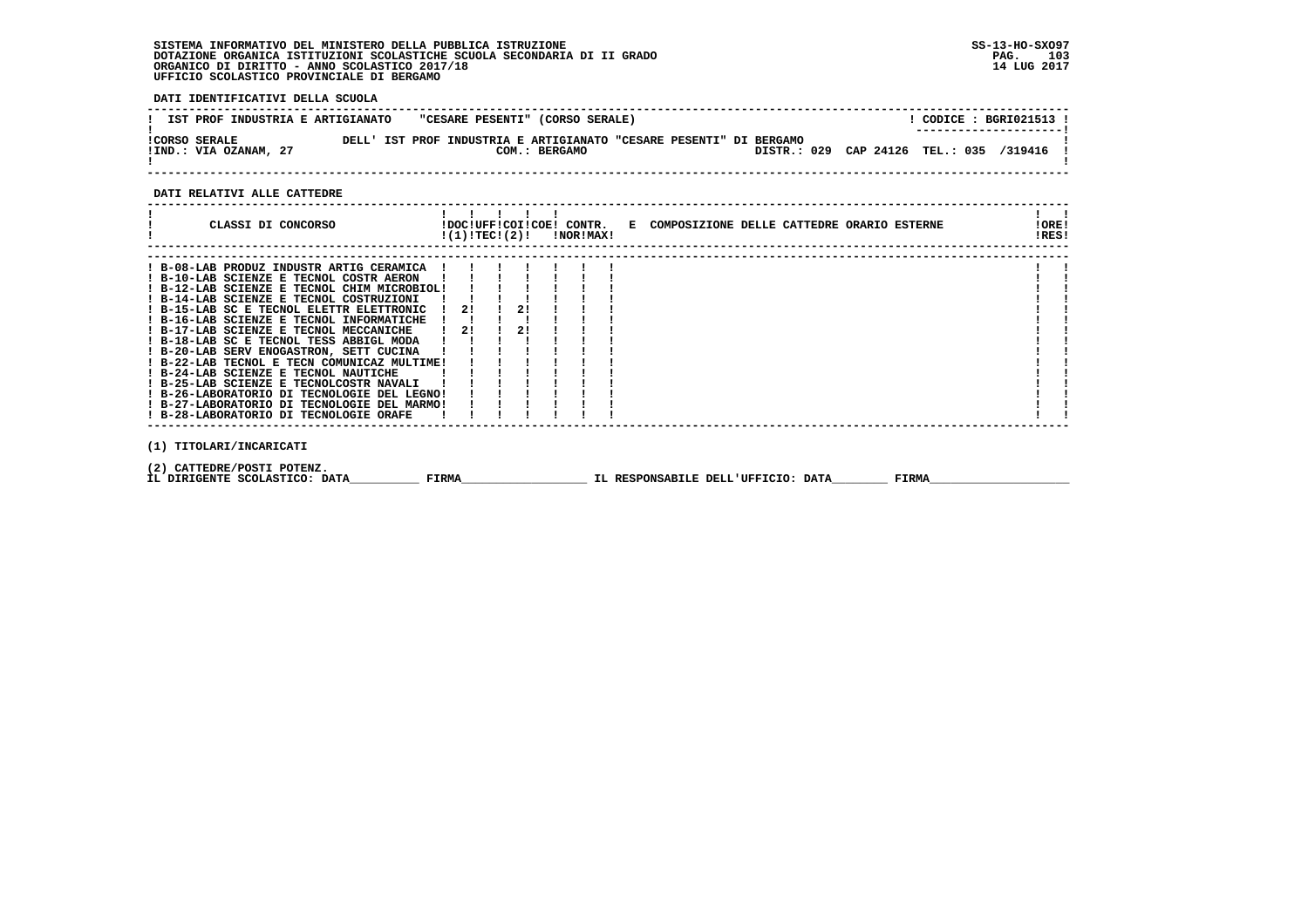SISTEMA INFORMATIVO DEL MINISTERO DELLA PUBBLICA ISTRUZIONE
DOTAZIONE ORGANICA ISTITUZIONI SCOLASTICHE SCUOLA SECONDARIA DI II GRADO
ORGANICO DI DIRITTO - ANNO SCOLASTICO 2017/18
UFFICIO SCOLASTICO PROVINCIALE DI BERGAMO

SS-13-HO-SXO97
14 LUG 2017

**DATI IDENTIFICATIVI DELLA SCUOLA**

| IST PROF INDUSTRIA E ARTIGIANATO "CESARE PESENTI" (CORSO SERALE) | CODICE : BGRI021513 |
|---|---|
| CORSO SERALE DELL' IST PROF INDUSTRIA E ARTIGIANATO "CESARE PESENTI" DI BERGAMO | |
| IND.: VIA OZANAM, 27 COM.: BERGAMO | DISTR.: 029 CAP 24126 TEL.: 035 /319416 |

**DATI RELATIVI ALLE CATTEDRE**

| CLASSI DI CONCORSO | DOC (1) | UFF TEC | COI (2) | COE | CONTR. NOR | CONTR. MAX | E COMPOSIZIONE DELLE CATTEDRE ORARIO ESTERNE | ORE RES |
|---|---|---|---|---|---|---|---|---|
| B-08-LAB PRODUZ INDUSTR ARTIG CERAMICA | | | | | | | | |
| B-10-LAB SCIENZE E TECNOL COSTR AERON | | | | | | | | |
| B-12-LAB SCIENZE E TECNOL CHIM MICROBIOL | | | | | | | | |
| B-14-LAB SCIENZE E TECNOL COSTRUZIONI | | | | | | | | |
| B-15-LAB SC E TECNOL ELETTR ELETTRONIC | 2 | | 2 | | | | | |
| B-16-LAB SCIENZE E TECNOL INFORMATICHE | | | | | | | | |
| B-17-LAB SCIENZE E TECNOL MECCANICHE | 2 | | 2 | | | | | |
| B-18-LAB SC E TECNOL TESS ABBIGL MODA | | | | | | | | |
| B-20-LAB SERV ENOGASTRON, SETT CUCINA | | | | | | | | |
| B-22-LAB TECNOL E TECN COMUNICAZ MULTIME | | | | | | | | |
| B-24-LAB SCIENZE E TECNOL NAUTICHE | | | | | | | | |
| B-25-LAB SCIENZE E TECNOLCOSTR NAVALI | | | | | | | | |
| B-26-LABORATORIO DI TECNOLOGIE DEL LEGNO | | | | | | | | |
| B-27-LABORATORIO DI TECNOLOGIE DEL MARMO | | | | | | | | |
| B-28-LABORATORIO DI TECNOLOGIE ORAFE | | | | | | | | |

(1) TITOLARI/INCARICATI

(2) CATTEDRE/POSTI POTENZ.

IL DIRIGENTE SCOLASTICO: DATA__________ FIRMA__________________ IL RESPONSABILE DELL'UFFICIO: DATA________ FIRMA____________________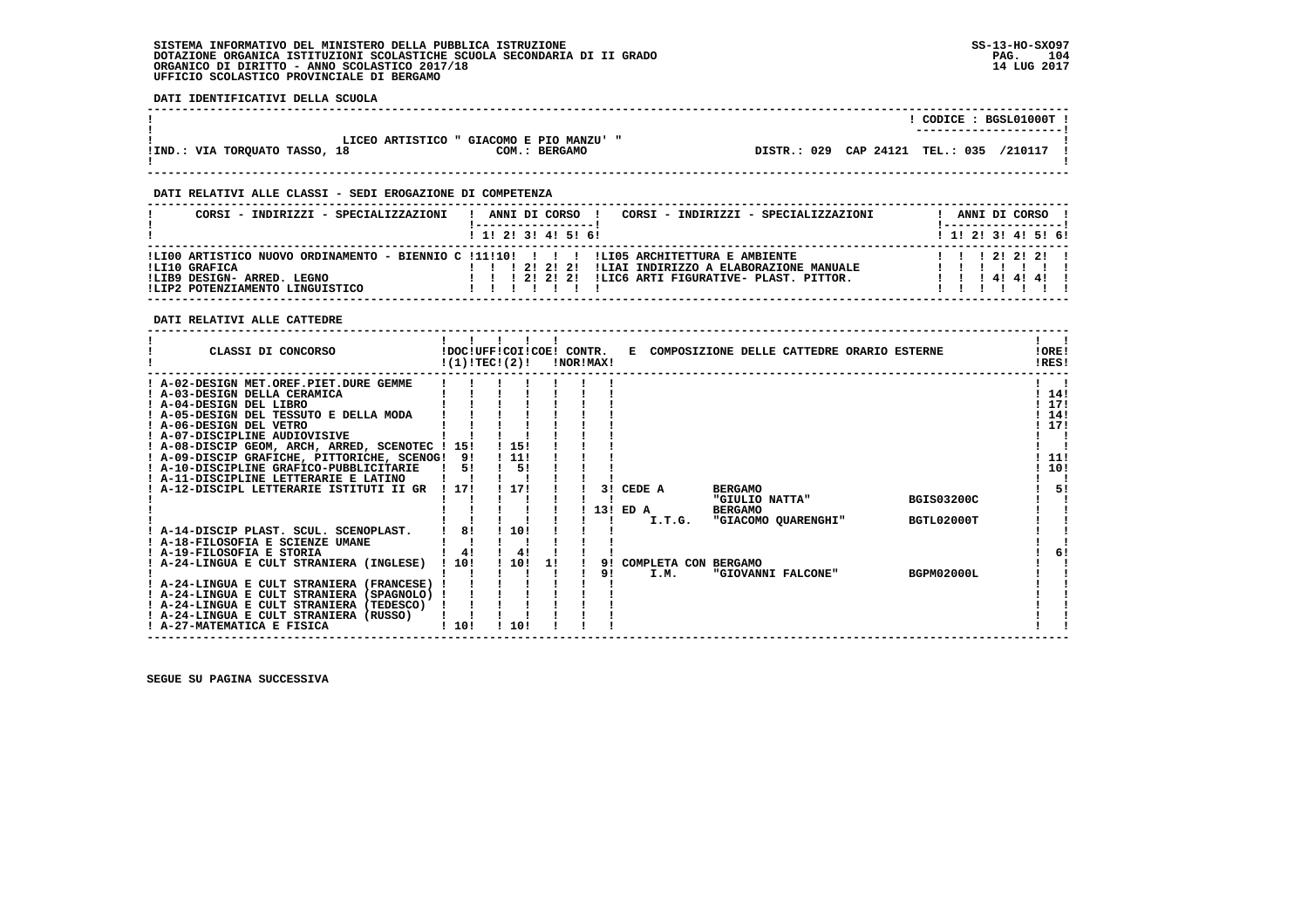SISTEMA INFORMATIVO DEL MINISTERO DELLA PUBBLICA ISTRUZIONE
DOTAZIONE ORGANICA ISTITUZIONI SCOLASTICHE SCUOLA SECONDARIA DI II GRADO
ORGANICO DI DIRITTO - ANNO SCOLASTICO 2017/18
UFFICIO SCOLASTICO PROVINCIALE DI BERGAMO

SS-13-HO-SXO97
14 LUG 2017

**DATI IDENTIFICATIVI DELLA SCUOLA**

CODICE : BGSL01000T

LICEO ARTISTICO " GIACOMO E PIO MANZU' "
IND.: VIA TORQUATO TASSO, 18 — COM.: BERGAMO — DISTR.: 029 CAP 24121 TEL.: 035 /210117

**DATI RELATIVI ALLE CLASSI - SEDI EROGAZIONE DI COMPETENZA**

| CORSI - INDIRIZZI - SPECIALIZZAZIONI | 1 | 2 | 3 | 4 | 5 | 6 | CORSI - INDIRIZZI - SPECIALIZZAZIONI | 1 | 2 | 3 | 4 | 5 | 6 |
|---|---|---|---|---|---|---|---|---|---|---|---|---|---|
| LI00 ARTISTICO NUOVO ORDINAMENTO - BIENNIO C | 11 | 10 | | | | | LI05 ARCHITETTURA E AMBIENTE | | | 2 | 2 | 2 | |
| LI10 GRAFICA | | | 2 | 2 | 2 | | LIAI INDIRIZZO A ELABORAZIONE MANUALE | | | | | | |
| LIB9 DESIGN- ARRED. LEGNO | | | 2 | 2 | 2 | | LIC6 ARTI FIGURATIVE- PLAST. PITTOR. | | | 4 | 4 | 4 | |
| LIP2 POTENZIAMENTO LINGUISTICO | | | | | | | | | | | | | |

**DATI RELATIVI ALLE CATTEDRE**

| CLASSI DI CONCORSO | DOC (1) | UFF TEC (2) | COI | COE | CONTR. NOR | CONTR. MAX | E COMPOSIZIONE DELLE CATTEDRE ORARIO ESTERNE | ORE RES |
|---|---|---|---|---|---|---|---|---|
| A-02-DESIGN MET.OREF.PIET.DURE GEMME | | | | | | | | |
| A-03-DESIGN DELLA CERAMICA | | | | | | | | 14 |
| A-04-DESIGN DEL LIBRO | | | | | | | | 17 |
| A-05-DESIGN DEL TESSUTO E DELLA MODA | | | | | | | | 14 |
| A-06-DESIGN DEL VETRO | | | | | | | | 17 |
| A-07-DISCIPLINE AUDIOVISIVE | | | | | | | | |
| A-08-DISCIP GEOM, ARCH, ARRED, SCENOTEC | 15 | 15 | | | | | | |
| A-09-DISCIP GRAFICHE, PITTORICHE, SCENOG | 9 | 11 | | | | | | 11 |
| A-10-DISCIPLINE GRAFICO-PUBBLICITARIE | 5 | 5 | | | | | | 10 |
| A-11-DISCIPLINE LETTERARIE E LATINO | | | | | | | | |
| A-12-DISCIPL LETTERARIE ISTITUTI II GR | 17 | 17 | | | | 3 | CEDE A BERGAMO "GIULIO NATTA" BGIS03200C | 5 |
| | | | | | | 13 | ED A BERGAMO I.T.G. "GIACOMO QUARENGHI" BGTL02000T | |
| A-14-DISCIP PLAST. SCUL. SCENOPLAST. | 8 | 10 | | | | | | |
| A-18-FILOSOFIA E SCIENZE UMANE | | | | | | | | |
| A-19-FILOSOFIA E STORIA | 4 | 4 | | | | | | 6 |
| A-24-LINGUA E CULT STRANIERA (INGLESE) | 10 | 10 | 1 | | | 9 | COMPLETA CON BERGAMO | |
| | | | | | | 9 | I.M. "GIOVANNI FALCONE" BGPM02000L | |
| A-24-LINGUA E CULT STRANIERA (FRANCESE) | | | | | | | | |
| A-24-LINGUA E CULT STRANIERA (SPAGNOLO) | | | | | | | | |
| A-24-LINGUA E CULT STRANIERA (TEDESCO) | | | | | | | | |
| A-24-LINGUA E CULT STRANIERA (RUSSO) | | | | | | | | |
| A-27-MATEMATICA E FISICA | 10 | 10 | | | | | | |

SEGUE SU PAGINA SUCCESSIVA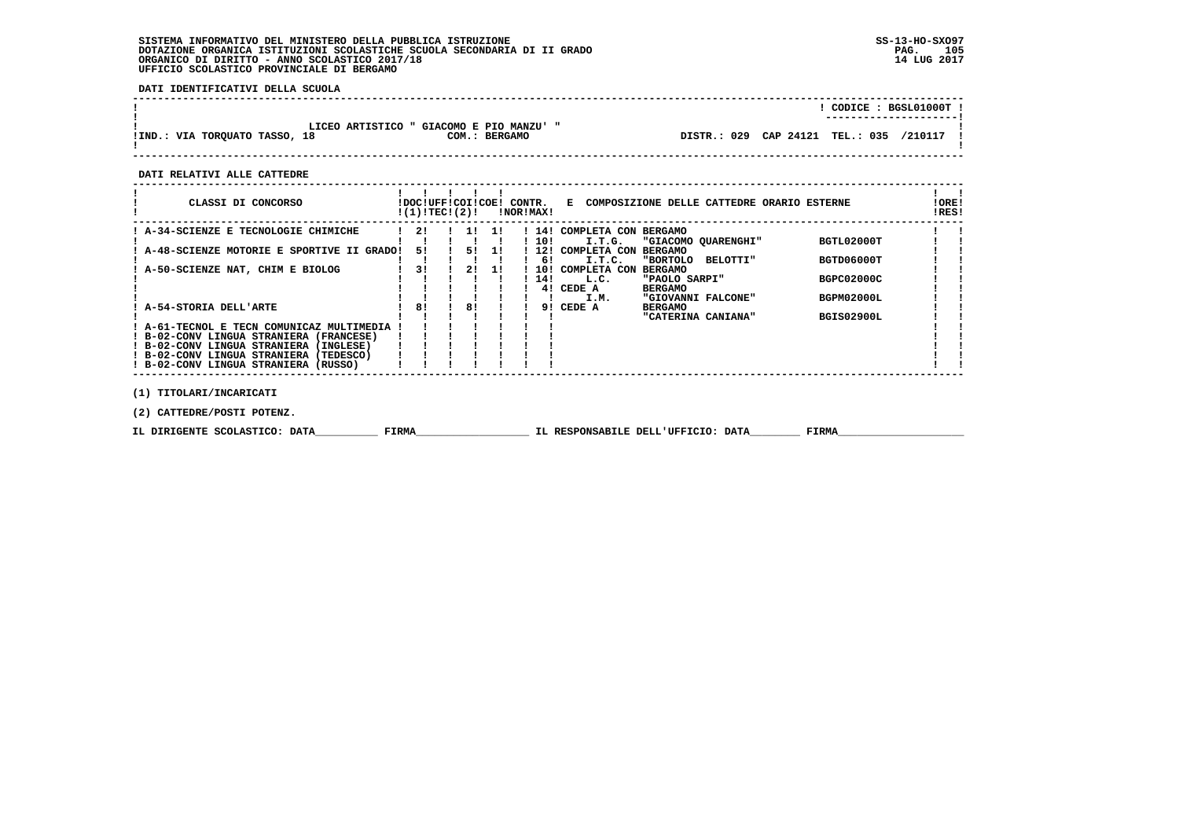SISTEMA INFORMATIVO DEL MINISTERO DELLA PUBBLICA ISTRUZIONE
DOTAZIONE ORGANICA ISTITUZIONI SCOLASTICHE SCUOLA SECONDARIA DI II GRADO
ORGANICO DI DIRITTO - ANNO SCOLASTICO 2017/18
UFFICIO SCOLASTICO PROVINCIALE DI BERGAMO

SS-13-HO-SXO97
14 LUG 2017

**DATI IDENTIFICATIVI DELLA SCUOLA**

CODICE : BGSL01000T

LICEO ARTISTICO " GIACOMO E PIO MANZU' "
IND.: VIA TORQUATO TASSO, 18 — COM.: BERGAMO — DISTR.: 029 CAP 24121 TEL.: 035 /210117

**DATI RELATIVI ALLE CATTEDRE**

| CLASSI DI CONCORSO | DOC (1) | UFF TEC | COI (2) | COE | CONTR. NOR | CONTR. MAX | E COMPOSIZIONE DELLE CATTEDRE ORARIO ESTERNE | | | ORE RES |
|---|---|---|---|---|---|---|---|---|---|---|
| A-34-SCIENZE E TECNOLOGIE CHIMICHE | 2 | | 1 | 1 | | 14 | COMPLETA CON | BERGAMO | | |
| | | | | | | 10 | I.T.G. | "GIACOMO QUARENGHI" | BGTL02000T | |
| A-48-SCIENZE MOTORIE E SPORTIVE II GRADO | 5 | | 5 | 1 | | 12 | COMPLETA CON | BERGAMO | | |
| | | | | | | 6 | I.T.C. | "BORTOLO BELOTTI" | BGTD06000T | |
| A-50-SCIENZE NAT, CHIM E BIOLOG | 3 | | 2 | 1 | | 10 | COMPLETA CON | BERGAMO | | |
| | | | | | | 14 | L.C. | "PAOLO SARPI" | BGPC02000C | |
| | | | | | | 4 | CEDE A | BERGAMO | | |
| | | | | | | | I.M. | "GIOVANNI FALCONE" | BGPM02000L | |
| A-54-STORIA DELL'ARTE | 8 | | 8 | | | 9 | CEDE A | BERGAMO | | |
| | | | | | | | | "CATERINA CANIANA" | BGIS02900L | |
| A-61-TECNOL E TECN COMUNICAZ MULTIMEDIA | | | | | | | | | | |
| B-02-CONV LINGUA STRANIERA (FRANCESE) | | | | | | | | | | |
| B-02-CONV LINGUA STRANIERA (INGLESE) | | | | | | | | | | |
| B-02-CONV LINGUA STRANIERA (TEDESCO) | | | | | | | | | | |
| B-02-CONV LINGUA STRANIERA (RUSSO) | | | | | | | | | | |

(1) TITOLARI/INCARICATI

(2) CATTEDRE/POSTI POTENZ.

IL DIRIGENTE SCOLASTICO: DATA__________ FIRMA__________________ IL RESPONSABILE DELL'UFFICIO: DATA________ FIRMA____________________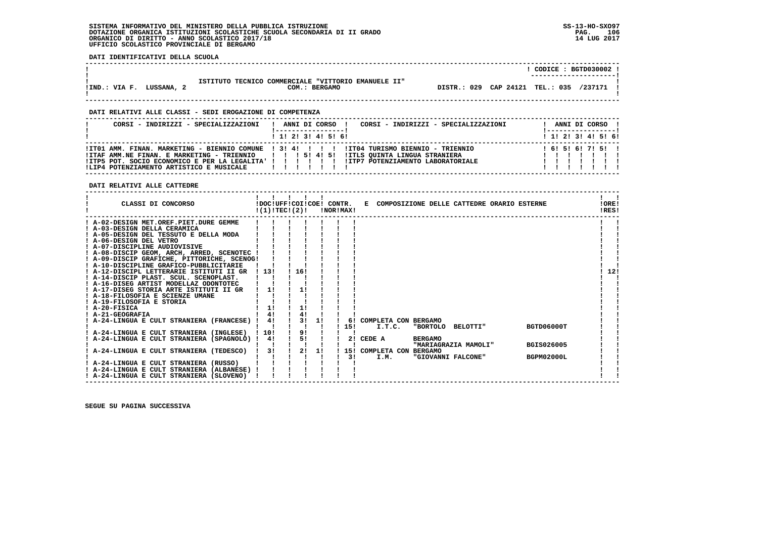**SISTEMA INFORMATIVO DEL MINISTERO DELLA PUBBLICA ISTRUZIONE**
**DOTAZIONE ORGANICA ISTITUZIONI SCOLASTICHE SCUOLA SECONDARIA DI II GRADO**
**ORGANICO DI DIRITTO - ANNO SCOLASTICO 2017/18**
**UFFICIO SCOLASTICO PROVINCIALE DI BERGAMO**

SS-13-HO-SXO97
14 LUG 2017

**DATI IDENTIFICATIVI DELLA SCUOLA**

| | | |
|---|---|---|
| | | CODICE : BGTD030002 |
| IND.: VIA F. LUSSANA, 2 | ISTITUTO TECNICO COMMERCIALE "VITTORIO EMANUELE II" COM.: BERGAMO | DISTR.: 029 CAP 24121 TEL.: 035 /237171 |

**DATI RELATIVI ALLE CLASSI - SEDI EROGAZIONE DI COMPETENZA**

| CORSI - INDIRIZZI - SPECIALIZZAZIONI | 1 | 2 | 3 | 4 | 5 | 6 | CORSI - INDIRIZZI - SPECIALIZZAZIONI | 1 | 2 | 3 | 4 | 5 | 6 |
|---|---|---|---|---|---|---|---|---|---|---|---|---|---|
| IT01 AMM. FINAN. MARKETING - BIENNIO COMUNE | 3 | 4 | | | | | IT04 TURISMO BIENNIO - TRIENNIO | 6 | 5 | 6 | 7 | 5 | |
| ITAF AMM.NE FINAN. E MARKETING - TRIENNIO | | | 5 | 4 | 5 | | ITLS QUINTA LINGUA STRANIERA | | | | | | |
| ITP5 POT. SOCIO ECONOMICO E PER LA LEGALITA' | | | | | | | ITP7 POTENZIAMENTO LABORATORIALE | | | | | | |
| LIP4 POTENZIAMENTO ARTISTICO E MUSICALE | | | | | | | | | | | | | |

**DATI RELATIVI ALLE CATTEDRE**

| CLASSI DI CONCORSO | DOC (1) | UFF TEC (2) | COI | COE | CONTR. NOR | CONTR. MAX | E COMPOSIZIONE DELLE CATTEDRE ORARIO ESTERNE | ORE RES |
|---|---|---|---|---|---|---|---|---|
| A-02-DESIGN MET.OREF.PIET.DURE GEMME | | | | | | | | |
| A-03-DESIGN DELLA CERAMICA | | | | | | | | |
| A-05-DESIGN DEL TESSUTO E DELLA MODA | | | | | | | | |
| A-06-DESIGN DEL VETRO | | | | | | | | |
| A-07-DISCIPLINE AUDIOVISIVE | | | | | | | | |
| A-08-DISCIP GEOM, ARCH, ARRED, SCENOTEC | | | | | | | | |
| A-09-DISCIP GRAFICHE, PITTORICHE, SCENOG | | | | | | | | |
| A-10-DISCIPLINE GRAFICO-PUBBLICITARIE | | | | | | | | |
| A-12-DISCIPL LETTERARIE ISTITUTI II GR | 13 | | 16 | | | | | 12 |
| A-14-DISCIP PLAST. SCUL. SCENOPLAST. | | | | | | | | |
| A-16-DISEG ARTIST MODELLAZ ODONTOTEC | | | | | | | | |
| A-17-DISEG STORIA ARTE ISTITUTI II GR | 1 | | 1 | | | | | |
| A-18-FILOSOFIA E SCIENZE UMANE | | | | | | | | |
| A-19-FILOSOFIA E STORIA | | | | | | | | |
| A-20-FISICA | 1 | | 1 | | | | | |
| A-21-GEOGRAFIA | 4 | | 4 | | | | | |
| A-24-LINGUA E CULT STRANIERA (FRANCESE) | 4 | | 3 | 1 | | 6 | COMPLETA CON BERGAMO | |
| | | | | | | 15 | I.T.C. "BORTOLO BELOTTI" BGTD06000T | |
| A-24-LINGUA E CULT STRANIERA (INGLESE) | 10 | | 9 | | | | | |
| A-24-LINGUA E CULT STRANIERA (SPAGNOLO) | 4 | | 5 | | | 2 | CEDE A BERGAMO | |
| | | | | | | | "MARIAGRAZIA MAMOLI" BGIS026005 | |
| A-24-LINGUA E CULT STRANIERA (TEDESCO) | 3 | | 2 | 1 | | 15 | COMPLETA CON BERGAMO | |
| | | | | | | 3 | I.M. "GIOVANNI FALCONE" BGPM02000L | |
| A-24-LINGUA E CULT STRANIERA (RUSSO) | | | | | | | | |
| A-24-LINGUA E CULT STRANIERA (ALBANESE) | | | | | | | | |
| A-24-LINGUA E CULT STRANIERA (SLOVENO) | | | | | | | | |

**SEGUE SU PAGINA SUCCESSIVA**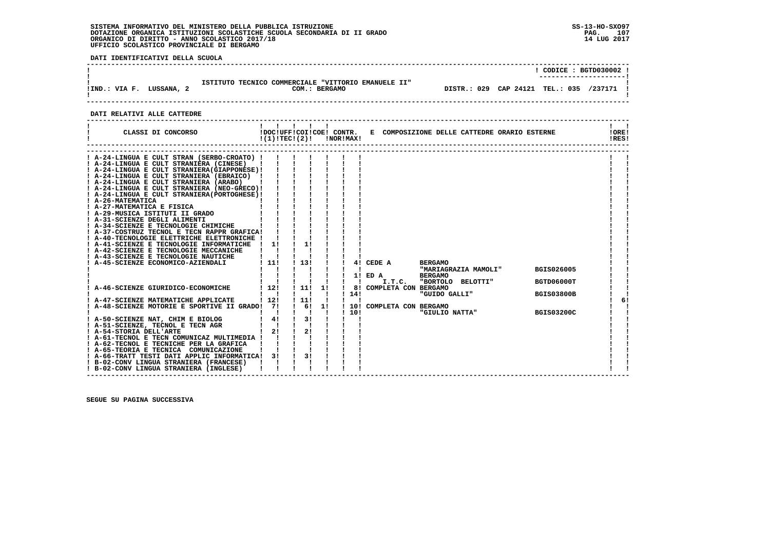SISTEMA INFORMATIVO DEL MINISTERO DELLA PUBBLICA ISTRUZIONE
DOTAZIONE ORGANICA ISTITUZIONI SCOLASTICHE SCUOLA SECONDARIA DI II GRADO
ORGANICO DI DIRITTO - ANNO SCOLASTICO 2017/18
UFFICIO SCOLASTICO PROVINCIALE DI BERGAMO

SS-13-HO-SXO97
14 LUG 2017

**DATI IDENTIFICATIVI DELLA SCUOLA**

CODICE : BGTD030002

ISTITUTO TECNICO COMMERCIALE "VITTORIO EMANUELE II"

IND.: VIA F. LUSSANA, 2 — COM.: BERGAMO — DISTR.: 029 CAP 24121 TEL.: 035 /237171

**DATI RELATIVI ALLE CATTEDRE**

| CLASSI DI CONCORSO | DOC (1) | UFF TEC | COI (2) | COE | CONTR. NOR | CONTR. MAX | E COMPOSIZIONE DELLE CATTEDRE ORARIO ESTERNE | | | ORE RES |
|---|---|---|---|---|---|---|---|---|---|---|
| A-24-LINGUA E CULT STRAN (SERBO-CROATO) | | | | | | | | | | |
| A-24-LINGUA E CULT STRANIERA (CINESE) | | | | | | | | | | |
| A-24-LINGUA E CULT STRANIERA(GIAPPONESE) | | | | | | | | | | |
| A-24-LINGUA E CULT STRANIERA (EBRAICO) | | | | | | | | | | |
| A-24-LINGUA E CULT STRANIERA (ARABO) | | | | | | | | | | |
| A-24-LINGUA E CULT STRANIERA (NEO-GRECO) | | | | | | | | | | |
| A-24-LINGUA E CULT STRANIERA(PORTOGHESE) | | | | | | | | | | |
| A-26-MATEMATICA | | | | | | | | | | |
| A-27-MATEMATICA E FISICA | | | | | | | | | | |
| A-29-MUSICA ISTITUTI II GRADO | | | | | | | | | | |
| A-31-SCIENZE DEGLI ALIMENTI | | | | | | | | | | |
| A-34-SCIENZE E TECNOLOGIE CHIMICHE | | | | | | | | | | |
| A-37-COSTRUZ TECNOL E TECN RAPPR GRAFICA | | | | | | | | | | |
| A-40-TECNOLOGIE ELETTRICHE ELETTRONICHE | | | | | | | | | | |
| A-41-SCIENZE E TECNOLOGIE INFORMATICHE | 1 | | 1 | | | | | | | |
| A-42-SCIENZE E TECNOLOGIE MECCANICHE | | | | | | | | | | |
| A-43-SCIENZE E TECNOLOGIE NAUTICHE | | | | | | | | | | |
| A-45-SCIENZE ECONOMICO-AZIENDALI | 11 | | 13 | | | 4 | CEDE A | BERGAMO "MARIAGRAZIA MAMOLI" | BGIS026005 | |
| | | | | | | 1 | ED A I.T.C. | BERGAMO "BORTOLO BELOTTI" | BGTD06000T | |
| A-46-SCIENZE GIURIDICO-ECONOMICHE | 12 | | 11 | 1 | | 8 | COMPLETA CON | BERGAMO | | |
| | | | | | | 14 | | "GUIDO GALLI" | BGIS03800B | |
| A-47-SCIENZE MATEMATICHE APPLICATE | 12 | | 11 | | | | | | | 6 |
| A-48-SCIENZE MOTORIE E SPORTIVE II GRADO | 7 | | 6 | 1 | | 10 | COMPLETA CON | BERGAMO | | |
| | | | | | | 10 | | "GIULIO NATTA" | BGIS03200C | |
| A-50-SCIENZE NAT, CHIM E BIOLOG | 4 | | 3 | | | | | | | |
| A-51-SCIENZE, TECNOL E TECN AGR | | | | | | | | | | |
| A-54-STORIA DELL'ARTE | 2 | | 2 | | | | | | | |
| A-61-TECNOL E TECN COMUNICAZ MULTIMEDIA | | | | | | | | | | |
| A-62-TECNOL E TECNICHE PER LA GRAFICA | | | | | | | | | | |
| A-65-TEORIA E TECNICA COMUNICAZIONE | | | | | | | | | | |
| A-66-TRATT TESTI DATI APPLIC INFORMATICA | 3 | | 3 | | | | | | | |
| B-02-CONV LINGUA STRANIERA (FRANCESE) | | | | | | | | | | |
| B-02-CONV LINGUA STRANIERA (INGLESE) | | | | | | | | | | |

SEGUE SU PAGINA SUCCESSIVA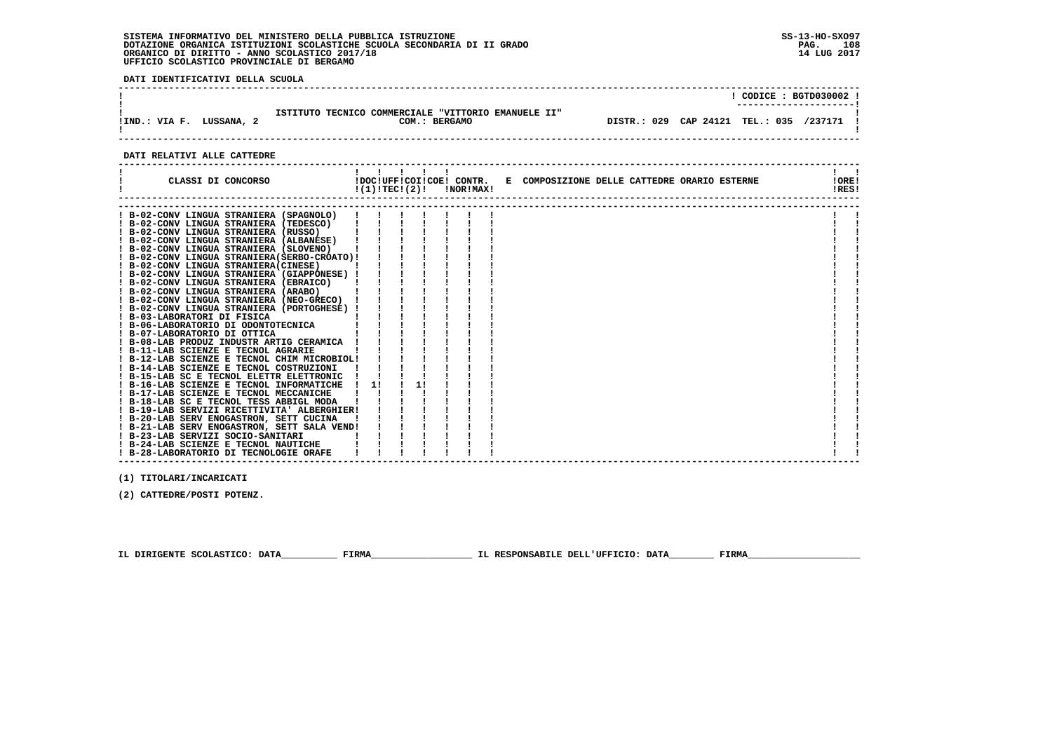SISTEMA INFORMATIVO DEL MINISTERO DELLA PUBBLICA ISTRUZIONE
DOTAZIONE ORGANICA ISTITUZIONI SCOLASTICHE SCUOLA SECONDARIA DI II GRADO
ORGANICO DI DIRITTO - ANNO SCOLASTICO 2017/18
UFFICIO SCOLASTICO PROVINCIALE DI BERGAMO

**DATI IDENTIFICATIVI DELLA SCUOLA**

| | | CODICE : BGTD030002 |
|---|---|---|
| IND.: VIA F. LUSSANA, 2 | ISTITUTO TECNICO COMMERCIALE "VITTORIO EMANUELE II" COM.: BERGAMO | DISTR.: 029 CAP 24121 TEL.: 035 /237171 |

**DATI RELATIVI ALLE CATTEDRE**

| CLASSI DI CONCORSO | DOC (1) | UFF TEC | COI (2) | COE | CONTR. NOR | CONTR. MAX | E COMPOSIZIONE DELLE CATTEDRE ORARIO ESTERNE | ORE RES |
|---|---|---|---|---|---|---|---|---|
| B-02-CONV LINGUA STRANIERA (SPAGNOLO) | | | | | | | | |
| B-02-CONV LINGUA STRANIERA (TEDESCO) | | | | | | | | |
| B-02-CONV LINGUA STRANIERA (RUSSO) | | | | | | | | |
| B-02-CONV LINGUA STRANIERA (ALBANESE) | | | | | | | | |
| B-02-CONV LINGUA STRANIERA (SLOVENO) | | | | | | | | |
| B-02-CONV LINGUA STRANIERA(SERBO-CROATO) | | | | | | | | |
| B-02-CONV LINGUA STRANIERA(CINESE) | | | | | | | | |
| B-02-CONV LINGUA STRANIERA (GIAPPONESE) | | | | | | | | |
| B-02-CONV LINGUA STRANIERA (EBRAICO) | | | | | | | | |
| B-02-CONV LINGUA STRANIERA (ARABO) | | | | | | | | |
| B-02-CONV LINGUA STRANIERA (NEO-GRECO) | | | | | | | | |
| B-02-CONV LINGUA STRANIERA (PORTOGHESE) | | | | | | | | |
| B-03-LABORATORI DI FISICA | | | | | | | | |
| B-06-LABORATORIO DI ODONTOTECNICA | | | | | | | | |
| B-07-LABORATORIO DI OTTICA | | | | | | | | |
| B-08-LAB PRODUZ INDUSTR ARTIG CERAMICA | | | | | | | | |
| B-11-LAB SCIENZE E TECNOL AGRARIE | | | | | | | | |
| B-12-LAB SCIENZE E TECNOL CHIM MICROBIOL | | | | | | | | |
| B-14-LAB SCIENZE E TECNOL COSTRUZIONI | | | | | | | | |
| B-15-LAB SC E TECNOL ELETTR ELETTRONIC | | | | | | | | |
| B-16-LAB SCIENZE E TECNOL INFORMATICHE | 1 | | 1 | | | | | |
| B-17-LAB SCIENZE E TECNOL MECCANICHE | | | | | | | | |
| B-18-LAB SC E TECNOL TESS ABBIGL MODA | | | | | | | | |
| B-19-LAB SERVIZI RICETTIVITA' ALBERGHIER | | | | | | | | |
| B-20-LAB SERV ENOGASTRON, SETT CUCINA | | | | | | | | |
| B-21-LAB SERV ENOGASTRON, SETT SALA VEND | | | | | | | | |
| B-23-LAB SERVIZI SOCIO-SANITARI | | | | | | | | |
| B-24-LAB SCIENZE E TECNOL NAUTICHE | | | | | | | | |
| B-28-LABORATORIO DI TECNOLOGIE ORAFE | | | | | | | | |

(1) TITOLARI/INCARICATI

(2) CATTEDRE/POSTI POTENZ.

IL DIRIGENTE SCOLASTICO: DATA__________ FIRMA__________________ IL RESPONSABILE DELL'UFFICIO: DATA________ FIRMA____________________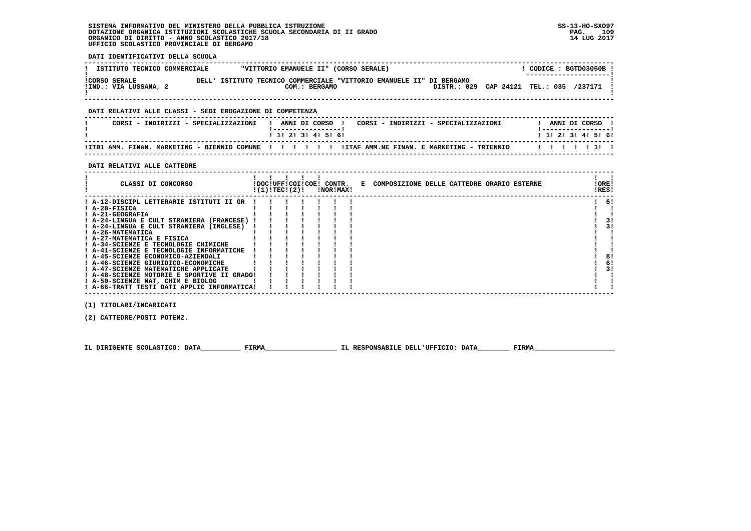SISTEMA INFORMATIVO DEL MINISTERO DELLA PUBBLICA ISTRUZIONE
DOTAZIONE ORGANICA ISTITUZIONI SCOLASTICHE SCUOLA SECONDARIA DI II GRADO
ORGANICO DI DIRITTO - ANNO SCOLASTICO 2017/18
UFFICIO SCOLASTICO PROVINCIALE DI BERGAMO

SS-13-HO-SXO97
14 LUG 2017

**DATI IDENTIFICATIVI DELLA SCUOLA**

| ISTITUTO TECNICO COMMERCIALE | "VITTORIO EMANUELE II" (CORSO SERALE) | CODICE : BGTD03050B |
|---|---|---|
| CORSO SERALE<br>IND.: VIA LUSSANA, 2 | DELL' ISTITUTO TECNICO COMMERCIALE "VITTORIO EMANUELE II" DI BERGAMO<br>COM.: BERGAMO | DISTR.: 029 CAP 24121 TEL.: 035 /237171 |

**DATI RELATIVI ALLE CLASSI - SEDI EROGAZIONE DI COMPETENZA**

| CORSI - INDIRIZZI - SPECIALIZZAZIONI | 1 | 2 | 3 | 4 | 5 | 6 | CORSI - INDIRIZZI - SPECIALIZZAZIONI | 1 | 2 | 3 | 4 | 5 | 6 |
|---|---|---|---|---|---|---|---|---|---|---|---|---|---|
| IT01 AMM. FINAN. MARKETING - BIENNIO COMUNE | | | | | | | ITAF AMM.NE FINAN. E MARKETING - TRIENNIO | | | | | 1 | |

**DATI RELATIVI ALLE CATTEDRE**

| CLASSI DI CONCORSO | DOC (1) | UFF TEC | COI | COE (2) | CONTR. NOR | CONTR. MAX | E COMPOSIZIONE DELLE CATTEDRE ORARIO ESTERNE | ORE RES |
|---|---|---|---|---|---|---|---|---|
| A-12-DISCIPL LETTERARIE ISTITUTI II GR | | | | | | | | 6 |
| A-20-FISICA | | | | | | | | |
| A-21-GEOGRAFIA | | | | | | | | |
| A-24-LINGUA E CULT STRANIERA (FRANCESE) | | | | | | | | 3 |
| A-24-LINGUA E CULT STRANIERA (INGLESE) | | | | | | | | 3 |
| A-26-MATEMATICA | | | | | | | | |
| A-27-MATEMATICA E FISICA | | | | | | | | |
| A-34-SCIENZE E TECNOLOGIE CHIMICHE | | | | | | | | |
| A-41-SCIENZE E TECNOLOGIE INFORMATICHE | | | | | | | | |
| A-45-SCIENZE ECONOMICO-AZIENDALI | | | | | | | | 8 |
| A-46-SCIENZE GIURIDICO-ECONOMICHE | | | | | | | | 6 |
| A-47-SCIENZE MATEMATICHE APPLICATE | | | | | | | | 3 |
| A-48-SCIENZE MOTORIE E SPORTIVE II GRADO | | | | | | | | |
| A-50-SCIENZE NAT, CHIM E BIOLOG | | | | | | | | |
| A-66-TRATT TESTI DATI APPLIC INFORMATICA | | | | | | | | |

(1) TITOLARI/INCARICATI

(2) CATTEDRE/POSTI POTENZ.

IL DIRIGENTE SCOLASTICO: DATA__________ FIRMA__________________ IL RESPONSABILE DELL'UFFICIO: DATA________ FIRMA____________________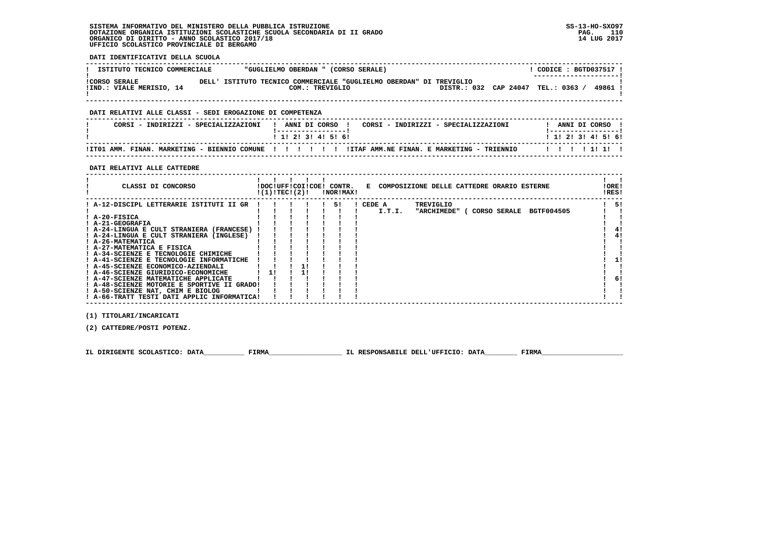SISTEMA INFORMATIVO DEL MINISTERO DELLA PUBBLICA ISTRUZIONE
DOTAZIONE ORGANICA ISTITUZIONI SCOLASTICHE SCUOLA SECONDARIA DI II GRADO
ORGANICO DI DIRITTO - ANNO SCOLASTICO 2017/18
UFFICIO SCOLASTICO PROVINCIALE DI BERGAMO

SS-13-HO-SXO97
14 LUG 2017

**DATI IDENTIFICATIVI DELLA SCUOLA**

| ISTITUTO TECNICO COMMERCIALE | "GUGLIELMO OBERDAN " (CORSO SERALE) | CODICE : BGTD037517 |
|---|---|---|
| CORSO SERALE | DELL' ISTITUTO TECNICO COMMERCIALE "GUGLIELMO OBERDAN" DI TREVIGLIO | |
| IND.: VIALE MERISIO, 14 | COM.: TREVIGLIO | DISTR.: 032 CAP 24047 TEL.: 0363 / 49861 |

**DATI RELATIVI ALLE CLASSI - SEDI EROGAZIONE DI COMPETENZA**

| CORSI - INDIRIZZI - SPECIALIZZAZIONI | 1 | 2 | 3 | 4 | 5 | 6 | CORSI - INDIRIZZI - SPECIALIZZAZIONI | 1 | 2 | 3 | 4 | 5 | 6 |
|---|---|---|---|---|---|---|---|---|---|---|---|---|---|
| IT01 AMM. FINAN. MARKETING - BIENNIO COMUNE | | | | | | | ITAF AMM.NE FINAN. E MARKETING - TRIENNIO | | | | 1 | 1 | 1 |

**DATI RELATIVI ALLE CATTEDRE**

| CLASSI DI CONCORSO | DOC (1) | UFF TEC | COI (2) | COE | CONTR. NOR | CONTR. MAX | E COMPOSIZIONE DELLE CATTEDRE ORARIO ESTERNE | ORE RES |
|---|---|---|---|---|---|---|---|---|
| A-12-DISCIPL LETTERARIE ISTITUTI II GR | | | | | 5 | | CEDE A TREVIGLIO I.T.I. "ARCHIMEDE" ( CORSO SERALE BGTF004505 | 5 |
| A-20-FISICA | | | | | | | | |
| A-21-GEOGRAFIA | | | | | | | | |
| A-24-LINGUA E CULT STRANIERA (FRANCESE) | | | | | | | | 4 |
| A-24-LINGUA E CULT STRANIERA (INGLESE) | | | | | | | | 4 |
| A-26-MATEMATICA | | | | | | | | |
| A-27-MATEMATICA E FISICA | | | | | | | | |
| A-34-SCIENZE E TECNOLOGIE CHIMICHE | | | | | | | | |
| A-41-SCIENZE E TECNOLOGIE INFORMATICHE | | | | | | | | 1 |
| A-45-SCIENZE ECONOMICO-AZIENDALI | | | 1 | | | | | |
| A-46-SCIENZE GIURIDICO-ECONOMICHE | 1 | | 1 | | | | | |
| A-47-SCIENZE MATEMATICHE APPLICATE | | | | | | | | 6 |
| A-48-SCIENZE MOTORIE E SPORTIVE II GRADO | | | | | | | | |
| A-50-SCIENZE NAT, CHIM E BIOLOG | | | | | | | | |
| A-66-TRATT TESTI DATI APPLIC INFORMATICA | | | | | | | | |

(1) TITOLARI/INCARICATI

(2) CATTEDRE/POSTI POTENZ.

IL DIRIGENTE SCOLASTICO: DATA__________ FIRMA__________________ IL RESPONSABILE DELL'UFFICIO: DATA________ FIRMA____________________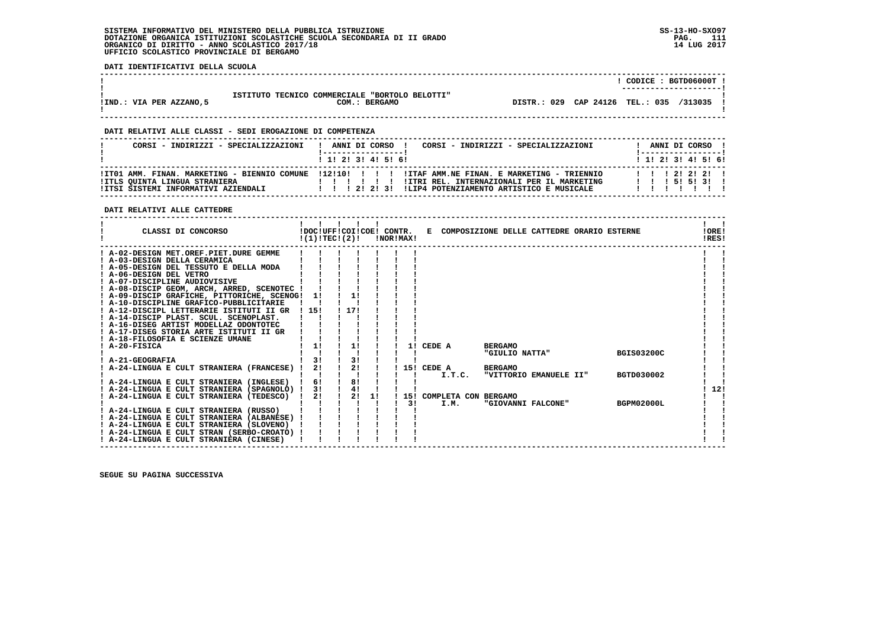SISTEMA INFORMATIVO DEL MINISTERO DELLA PUBBLICA ISTRUZIONE
DOTAZIONE ORGANICA ISTITUZIONI SCOLASTICHE SCUOLA SECONDARIA DI II GRADO
ORGANICO DI DIRITTO - ANNO SCOLASTICO 2017/18
UFFICIO SCOLASTICO PROVINCIALE DI BERGAMO

SS-13-HO-SXO97
14 LUG 2017

**DATI IDENTIFICATIVI DELLA SCUOLA**

CODICE : BGTD06000T

ISTITUTO TECNICO COMMERCIALE "BORTOLO BELOTTI"
IND.: VIA PER AZZANO,5 — COM.: BERGAMO — DISTR.: 029 CAP 24126 TEL.: 035 /313035

**DATI RELATIVI ALLE CLASSI - SEDI EROGAZIONE DI COMPETENZA**

| CORSI - INDIRIZZI - SPECIALIZZAZIONI | 1 | 2 | 3 | 4 | 5 | 6 | CORSI - INDIRIZZI - SPECIALIZZAZIONI | 1 | 2 | 3 | 4 | 5 | 6 |
|---|---|---|---|---|---|---|---|---|---|---|---|---|---|
| IT01 AMM. FINAN. MARKETING - BIENNIO COMUNE | 12 | 10 | | | | | ITAF AMM.NE FINAN. E MARKETING - TRIENNIO | | | 2 | 2 | 2 | |
| ITLS QUINTA LINGUA STRANIERA | | | | | | | ITRI REL. INTERNAZIONALI PER IL MARKETING | | | 5 | 5 | 3 | |
| ITSI SISTEMI INFORMATIVI AZIENDALI | | | 2 | 2 | 3 | | LIP4 POTENZIAMENTO ARTISTICO E MUSICALE | | | | | | |

**DATI RELATIVI ALLE CATTEDRE**

| CLASSI DI CONCORSO | DOC (1) | UFF TEC | COI (2) | COE | CONTR. NOR | CONTR. MAX | E COMPOSIZIONE DELLE CATTEDRE ORARIO ESTERNE | ORE RES |
|---|---|---|---|---|---|---|---|---|
| A-02-DESIGN MET.OREF.PIET.DURE GEMME | | | | | | | | |
| A-03-DESIGN DELLA CERAMICA | | | | | | | | |
| A-05-DESIGN DEL TESSUTO E DELLA MODA | | | | | | | | |
| A-06-DESIGN DEL VETRO | | | | | | | | |
| A-07-DISCIPLINE AUDIOVISIVE | | | | | | | | |
| A-08-DISCIP GEOM, ARCH, ARRED, SCENOTEC | | | | | | | | |
| A-09-DISCIP GRAFICHE, PITTORICHE, SCENOG | 1 | | 1 | | | | | |
| A-10-DISCIPLINE GRAFICO-PUBBLICITARIE | | | | | | | | |
| A-12-DISCIPL LETTERARIE ISTITUTI II GR | 15 | | 17 | | | | | |
| A-14-DISCIP PLAST. SCUL. SCENOPLAST. | | | | | | | | |
| A-16-DISEG ARTIST MODELLAZ ODONTOTEC | | | | | | | | |
| A-17-DISEG STORIA ARTE ISTITUTI II GR | | | | | | | | |
| A-18-FILOSOFIA E SCIENZE UMANE | | | | | | | | |
| A-20-FISICA | 1 | | 1 | | | 1 | CEDE A BERGAMO "GIULIO NATTA" BGIS03200C | |
| A-21-GEOGRAFIA | 3 | | 3 | | | | | |
| A-24-LINGUA E CULT STRANIERA (FRANCESE) | 2 | | 2 | | | 15 | CEDE A BERGAMO I.T.C. "VITTORIO EMANUELE II" BGTD030002 | |
| A-24-LINGUA E CULT STRANIERA (INGLESE) | 6 | | 8 | | | | | |
| A-24-LINGUA E CULT STRANIERA (SPAGNOLO) | 3 | | 4 | | | | | 12 |
| A-24-LINGUA E CULT STRANIERA (TEDESCO) | 2 | | 2 | 1 | | 15 / 3 | COMPLETA CON BERGAMO I.M. "GIOVANNI FALCONE" BGPM02000L | |
| A-24-LINGUA E CULT STRANIERA (RUSSO) | | | | | | | | |
| A-24-LINGUA E CULT STRANIERA (ALBANESE) | | | | | | | | |
| A-24-LINGUA E CULT STRANIERA (SLOVENO) | | | | | | | | |
| A-24-LINGUA E CULT STRAN (SERBO-CROATO) | | | | | | | | |
| A-24-LINGUA E CULT STRANIERA (CINESE) | | | | | | | | |

SEGUE SU PAGINA SUCCESSIVA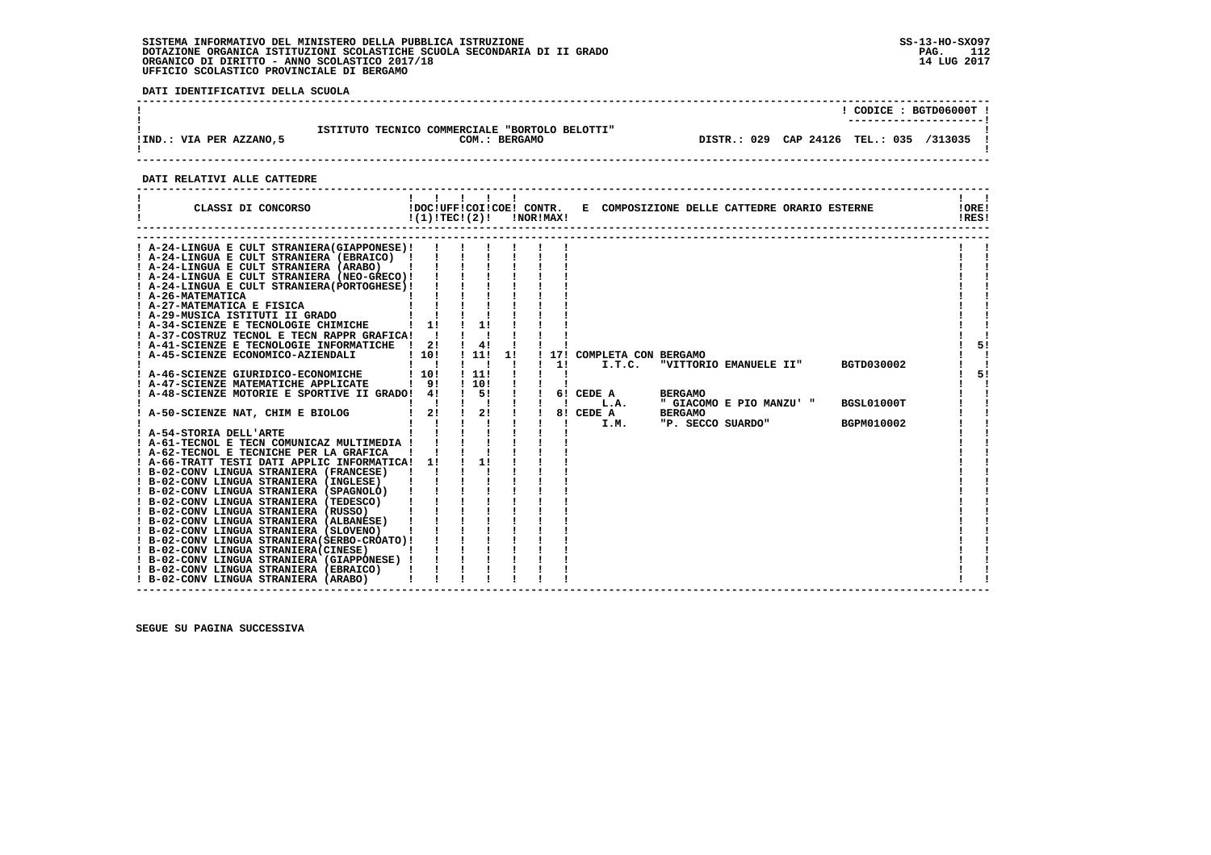SISTEMA INFORMATIVO DEL MINISTERO DELLA PUBBLICA ISTRUZIONE
DOTAZIONE ORGANICA ISTITUZIONI SCOLASTICHE SCUOLA SECONDARIA DI II GRADO
ORGANICO DI DIRITTO - ANNO SCOLASTICO 2017/18
UFFICIO SCOLASTICO PROVINCIALE DI BERGAMO

SS-13-HO-SXO97
14 LUG 2017

**DATI IDENTIFICATIVI DELLA SCUOLA**

CODICE : BGTD06000T

ISTITUTO TECNICO COMMERCIALE "BORTOLO BELOTTI"

IND.: VIA PER AZZANO,5 — COM.: BERGAMO — DISTR.: 029 CAP 24126 TEL.: 035 /313035

**DATI RELATIVI ALLE CATTEDRE**

| CLASSI DI CONCORSO | DOC (1) | UFF TEC | COI (2) | COE | CONTR. NOR | CONTR. MAX | E COMPOSIZIONE DELLE CATTEDRE ORARIO ESTERNE | ORE RES |
|---|---|---|---|---|---|---|---|---|
| A-24-LINGUA E CULT STRANIERA(GIAPPONESE) | | | | | | | | |
| A-24-LINGUA E CULT STRANIERA (EBRAICO) | | | | | | | | |
| A-24-LINGUA E CULT STRANIERA (ARABO) | | | | | | | | |
| A-24-LINGUA E CULT STRANIERA (NEO-GRECO) | | | | | | | | |
| A-24-LINGUA E CULT STRANIERA(PORTOGHESE) | | | | | | | | |
| A-26-MATEMATICA | | | | | | | | |
| A-27-MATEMATICA E FISICA | | | | | | | | |
| A-29-MUSICA ISTITUTI II GRADO | | | | | | | | |
| A-34-SCIENZE E TECNOLOGIE CHIMICHE | 1 | | 1 | | | | | |
| A-37-COSTRUZ TECNOL E TECN RAPPR GRAFICA | | | | | | | | |
| A-41-SCIENZE E TECNOLOGIE INFORMATICHE | 2 | | 4 | | | | | 5 |
| A-45-SCIENZE ECONOMICO-AZIENDALI | 10 | | 11 | 1 | | 17 | COMPLETA CON BERGAMO | |
| | | | | | | 1 | I.T.C. "VITTORIO EMANUELE II" BGTD030002 | |
| A-46-SCIENZE GIURIDICO-ECONOMICHE | 10 | | 11 | | | | | 5 |
| A-47-SCIENZE MATEMATICHE APPLICATE | 9 | | 10 | | | | | |
| A-48-SCIENZE MOTORIE E SPORTIVE II GRADO | 4 | | 5 | | | 6 | CEDE A BERGAMO | |
| | | | | | | | L.A. " GIACOMO E PIO MANZU' " BGSL01000T | |
| A-50-SCIENZE NAT, CHIM E BIOLOG | 2 | | 2 | | | 8 | CEDE A BERGAMO | |
| | | | | | | | I.M. "P. SECCO SUARDO" BGPM010002 | |
| A-54-STORIA DELL'ARTE | | | | | | | | |
| A-61-TECNOL E TECN COMUNICAZ MULTIMEDIA | | | | | | | | |
| A-62-TECNOL E TECNICHE PER LA GRAFICA | | | | | | | | |
| A-66-TRATT TESTI DATI APPLIC INFORMATICA | 1 | | 1 | | | | | |
| B-02-CONV LINGUA STRANIERA (FRANCESE) | | | | | | | | |
| B-02-CONV LINGUA STRANIERA (INGLESE) | | | | | | | | |
| B-02-CONV LINGUA STRANIERA (SPAGNOLO) | | | | | | | | |
| B-02-CONV LINGUA STRANIERA (TEDESCO) | | | | | | | | |
| B-02-CONV LINGUA STRANIERA (RUSSO) | | | | | | | | |
| B-02-CONV LINGUA STRANIERA (ALBANESE) | | | | | | | | |
| B-02-CONV LINGUA STRANIERA (SLOVENO) | | | | | | | | |
| B-02-CONV LINGUA STRANIERA(SERBO-CROATO) | | | | | | | | |
| B-02-CONV LINGUA STRANIERA(CINESE) | | | | | | | | |
| B-02-CONV LINGUA STRANIERA (GIAPPONESE) | | | | | | | | |
| B-02-CONV LINGUA STRANIERA (EBRAICO) | | | | | | | | |
| B-02-CONV LINGUA STRANIERA (ARABO) | | | | | | | | |

SEGUE SU PAGINA SUCCESSIVA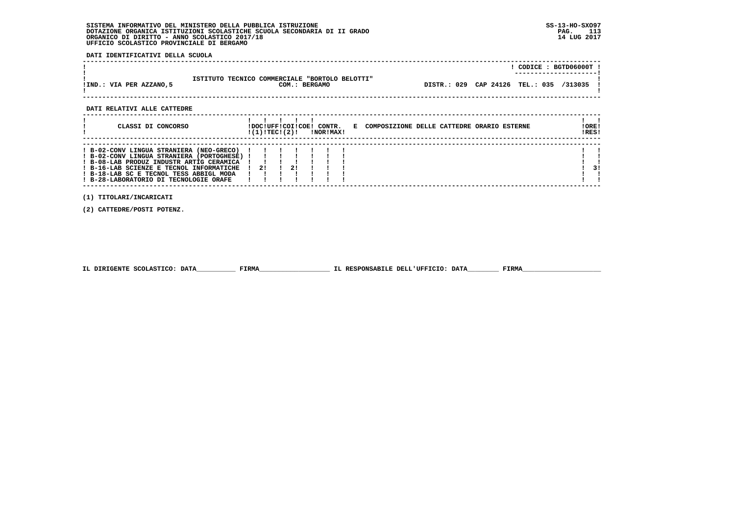SISTEMA INFORMATIVO DEL MINISTERO DELLA PUBBLICA ISTRUZIONE
DOTAZIONE ORGANICA ISTITUZIONI SCOLASTICHE SCUOLA SECONDARIA DI II GRADO
ORGANICO DI DIRITTO - ANNO SCOLASTICO 2017/18
UFFICIO SCOLASTICO PROVINCIALE DI BERGAMO

SS-13-HO-SXO97
14 LUG 2017

**DATI IDENTIFICATIVI DELLA SCUOLA**

| | | |
|---|---|---|
| | | CODICE : BGTD06000T |
| IND.: VIA PER AZZANO,5 | ISTITUTO TECNICO COMMERCIALE "BORTOLO BELOTTI" COM.: BERGAMO | DISTR.: 029 CAP 24126 TEL.: 035 /313035 |

**DATI RELATIVI ALLE CATTEDRE**

| CLASSI DI CONCORSO | DOC (1) | UFF TEC | COI (2) | COE | CONTR. NOR | CONTR. MAX | E COMPOSIZIONE DELLE CATTEDRE ORARIO ESTERNE | ORE RES |
|---|---|---|---|---|---|---|---|---|
| B-02-CONV LINGUA STRANIERA (NEO-GRECO) | | | | | | | | |
| B-02-CONV LINGUA STRANIERA (PORTOGHESE) | | | | | | | | |
| B-08-LAB PRODUZ INDUSTR ARTIG CERAMICA | | | | | | | | |
| B-16-LAB SCIENZE E TECNOL INFORMATICHE | 2 | | 2 | | | | | 3 |
| B-18-LAB SC E TECNOL TESS ABBIGL MODA | | | | | | | | |
| B-28-LABORATORIO DI TECNOLOGIE ORAFE | | | | | | | | |

(1) TITOLARI/INCARICATI

(2) CATTEDRE/POSTI POTENZ.

IL DIRIGENTE SCOLASTICO: DATA__________ FIRMA__________________ IL RESPONSABILE DELL'UFFICIO: DATA________ FIRMA____________________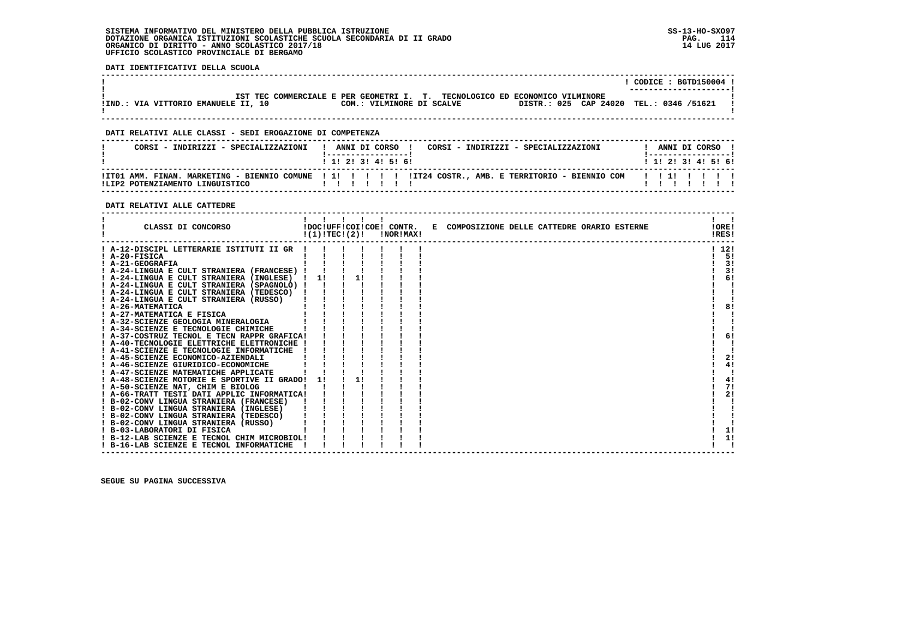SISTEMA INFORMATIVO DEL MINISTERO DELLA PUBBLICA ISTRUZIONE
DOTAZIONE ORGANICA ISTITUZIONI SCOLASTICHE SCUOLA SECONDARIA DI II GRADO
ORGANICO DI DIRITTO - ANNO SCOLASTICO 2017/18
UFFICIO SCOLASTICO PROVINCIALE DI BERGAMO

SS-13-HO-SXO97
14 LUG 2017

**DATI IDENTIFICATIVI DELLA SCUOLA**

CODICE : BGTD150004

IST TEC COMMERCIALE E PER GEOMETRI I. T. TECNOLOGICO ED ECONOMICO VILMINORE

IND.: VIA VITTORIO EMANUELE II, 10 — COM.: VILMINORE DI SCALVE — DISTR.: 025 CAP 24020 TEL.: 0346 /51621

**DATI RELATIVI ALLE CLASSI - SEDI EROGAZIONE DI COMPETENZA**

| CORSI - INDIRIZZI - SPECIALIZZAZIONI | 1 | 2 | 3 | 4 | 5 | 6 | CORSI - INDIRIZZI - SPECIALIZZAZIONI | 1 | 2 | 3 | 4 | 5 | 6 |
|---|---|---|---|---|---|---|---|---|---|---|---|---|---|
| IT01 AMM. FINAN. MARKETING - BIENNIO COMUNE | 1 | | | | | | IT24 COSTR., AMB. E TERRITORIO - BIENNIO COM | | 1 | | | | |
| LIP2 POTENZIAMENTO LINGUISTICO | | | | | | | | | | | | | |

**DATI RELATIVI ALLE CATTEDRE**

| CLASSI DI CONCORSO | DOC (1) | UFF TEC (2) | COI | COE | CONTR. NOR | CONTR. MAX | E COMPOSIZIONE DELLE CATTEDRE ORARIO ESTERNE | ORE RES |
|---|---|---|---|---|---|---|---|---|
| A-12-DISCIPL LETTERARIE ISTITUTI II GR | | | | | | | | 12 |
| A-20-FISICA | | | | | | | | 5 |
| A-21-GEOGRAFIA | | | | | | | | 3 |
| A-24-LINGUA E CULT STRANIERA (FRANCESE) | | | | | | | | 3 |
| A-24-LINGUA E CULT STRANIERA (INGLESE) | 1 | | 1 | | | | | 6 |
| A-24-LINGUA E CULT STRANIERA (SPAGNOLO) | | | | | | | | |
| A-24-LINGUA E CULT STRANIERA (TEDESCO) | | | | | | | | |
| A-24-LINGUA E CULT STRANIERA (RUSSO) | | | | | | | | |
| A-26-MATEMATICA | | | | | | | | 8 |
| A-27-MATEMATICA E FISICA | | | | | | | | |
| A-32-SCIENZE GEOLOGIA MINERALOGIA | | | | | | | | |
| A-34-SCIENZE E TECNOLOGIE CHIMICHE | | | | | | | | |
| A-37-COSTRUZ TECNOL E TECN RAPPR GRAFICA | | | | | | | | 6 |
| A-40-TECNOLOGIE ELETTRICHE ELETTRONICHE | | | | | | | | |
| A-41-SCIENZE E TECNOLOGIE INFORMATICHE | | | | | | | | |
| A-45-SCIENZE ECONOMICO-AZIENDALI | | | | | | | | 2 |
| A-46-SCIENZE GIURIDICO-ECONOMICHE | | | | | | | | 4 |
| A-47-SCIENZE MATEMATICHE APPLICATE | | | | | | | | |
| A-48-SCIENZE MOTORIE E SPORTIVE II GRADO | 1 | | 1 | | | | | 4 |
| A-50-SCIENZE NAT, CHIM E BIOLOG | | | | | | | | 7 |
| A-66-TRATT TESTI DATI APPLIC INFORMATICA | | | | | | | | 2 |
| B-02-CONV LINGUA STRANIERA (FRANCESE) | | | | | | | | |
| B-02-CONV LINGUA STRANIERA (INGLESE) | | | | | | | | |
| B-02-CONV LINGUA STRANIERA (TEDESCO) | | | | | | | | |
| B-02-CONV LINGUA STRANIERA (RUSSO) | | | | | | | | |
| B-03-LABORATORI DI FISICA | | | | | | | | 1 |
| B-12-LAB SCIENZE E TECNOL CHIM MICROBIOL | | | | | | | | 1 |
| B-16-LAB SCIENZE E TECNOL INFORMATICHE | | | | | | | | |

SEGUE SU PAGINA SUCCESSIVA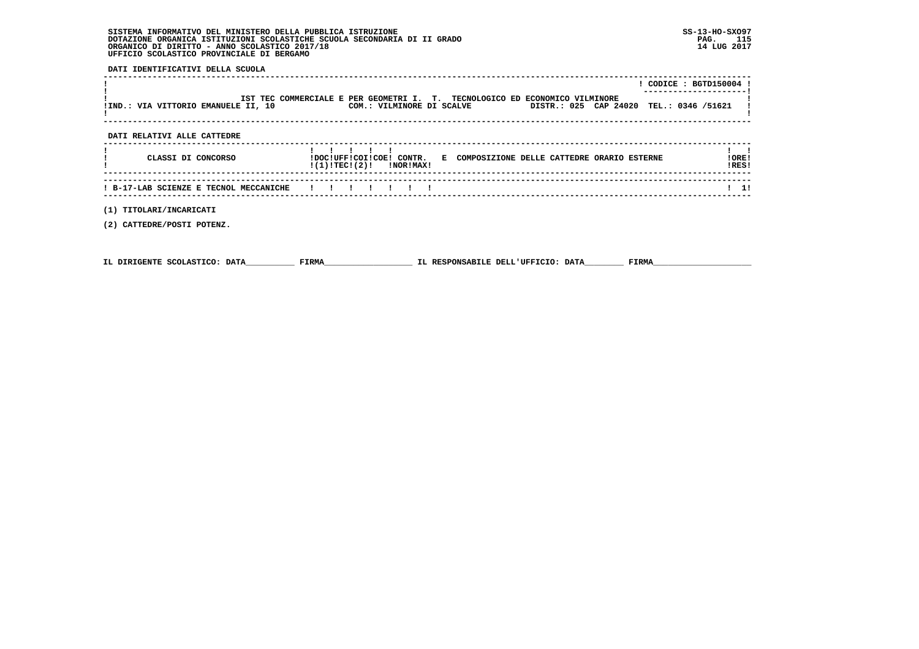SISTEMA INFORMATIVO DEL MINISTERO DELLA PUBBLICA ISTRUZIONE
DOTAZIONE ORGANICA ISTITUZIONI SCOLASTICHE SCUOLA SECONDARIA DI II GRADO
ORGANICO DI DIRITTO - ANNO SCOLASTICO 2017/18
UFFICIO SCOLASTICO PROVINCIALE DI BERGAMO

SS-13-HO-SXO97
14 LUG 2017

**DATI IDENTIFICATIVI DELLA SCUOLA**

CODICE : BGTD150004

IST TEC COMMERCIALE E PER GEOMETRI I. T. TECNOLOGICO ED ECONOMICO VILMINORE

IND.: VIA VITTORIO EMANUELE II, 10 — COM.: VILMINORE DI SCALVE — DISTR.: 025 CAP 24020 TEL.: 0346 /51621

**DATI RELATIVI ALLE CATTEDRE**

| CLASSI DI CONCORSO | DOC (1) | UFF TEC | COI (2) | COE | CONTR. NOR | CONTR. MAX | E COMPOSIZIONE DELLE CATTEDRE ORARIO ESTERNE | ORE RES |
|---|---|---|---|---|---|---|---|---|
| B-17-LAB SCIENZE E TECNOL MECCANICHE | | | | | | | | 1 |

(1) TITOLARI/INCARICATI

(2) CATTEDRE/POSTI POTENZ.

IL DIRIGENTE SCOLASTICO: DATA__________ FIRMA__________________ IL RESPONSABILE DELL'UFFICIO: DATA________ FIRMA____________________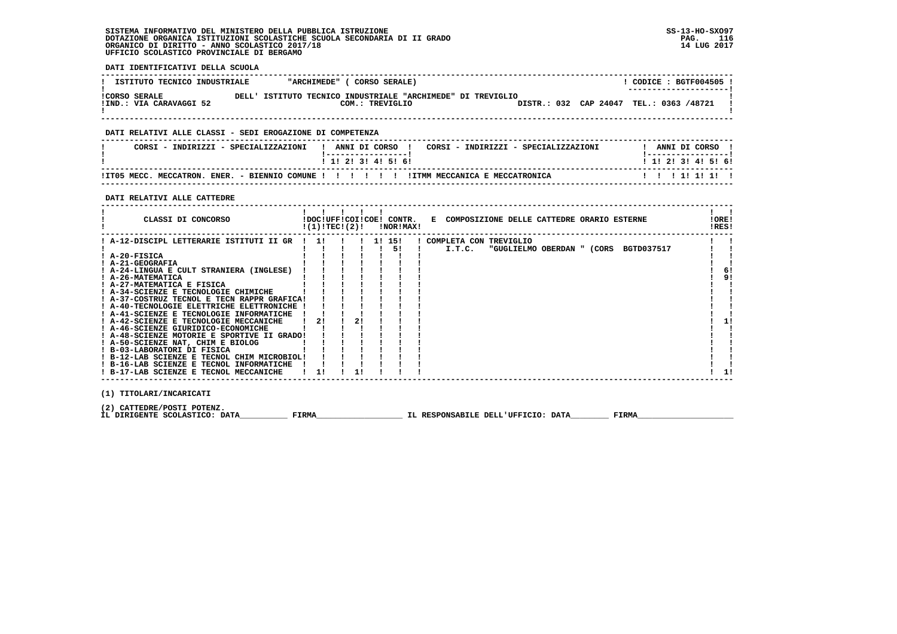SISTEMA INFORMATIVO DEL MINISTERO DELLA PUBBLICA ISTRUZIONE
DOTAZIONE ORGANICA ISTITUZIONI SCOLASTICHE SCUOLA SECONDARIA DI II GRADO
ORGANICO DI DIRITTO - ANNO SCOLASTICO 2017/18
UFFICIO SCOLASTICO PROVINCIALE DI BERGAMO

SS-13-HO-SXO97
14 LUG 2017

**DATI IDENTIFICATIVI DELLA SCUOLA**

| ISTITUTO TECNICO INDUSTRIALE | "ARCHIMEDE" ( CORSO SERALE) | CODICE : BGTF004505 |
|---|---|---|
| CORSO SERALE | DELL' ISTITUTO TECNICO INDUSTRIALE "ARCHIMEDE" DI TREVIGLIO | |
| IND.: VIA CARAVAGGI 52 | COM.: TREVIGLIO | DISTR.: 032 CAP 24047 TEL.: 0363 /48721 |

**DATI RELATIVI ALLE CLASSI - SEDI EROGAZIONE DI COMPETENZA**

| CORSI - INDIRIZZI - SPECIALIZZAZIONI | 1 | 2 | 3 | 4 | 5 | 6 | CORSI - INDIRIZZI - SPECIALIZZAZIONI | 1 | 2 | 3 | 4 | 5 | 6 |
|---|---|---|---|---|---|---|---|---|---|---|---|---|---|
| IT05 MECC. MECCATRON. ENER. - BIENNIO COMUNE | | | | | | | ITMM MECCANICA E MECCATRONICA | | | 1 | 1 | 1 | |

**DATI RELATIVI ALLE CATTEDRE**

| CLASSI DI CONCORSO | DOC (1) | UFF TEC | COI (2) | COE | CONTR. NOR | CONTR. MAX | COMPOSIZIONE DELLE CATTEDRE ORARIO ESTERNE | ORE RES |
|---|---|---|---|---|---|---|---|---|
| A-12-DISCIPL LETTERARIE ISTITUTI II GR | 1 | | | 1 | 15 | | COMPLETA CON TREVIGLIO | |
| | | | | | | 5 | I.T.C. "GUGLIELMO OBERDAN " (CORS BGTD037517 | |
| A-20-FISICA | | | | | | | | |
| A-21-GEOGRAFIA | | | | | | | | |
| A-24-LINGUA E CULT STRANIERA (INGLESE) | | | | | | | | 6 |
| A-26-MATEMATICA | | | | | | | | 9 |
| A-27-MATEMATICA E FISICA | | | | | | | | |
| A-34-SCIENZE E TECNOLOGIE CHIMICHE | | | | | | | | |
| A-37-COSTRUZ TECNOL E TECN RAPPR GRAFICA | | | | | | | | |
| A-40-TECNOLOGIE ELETTRICHE ELETTRONICHE | | | | | | | | |
| A-41-SCIENZE E TECNOLOGIE INFORMATICHE | | | | | | | | |
| A-42-SCIENZE E TECNOLOGIE MECCANICHE | 2 | | 2 | | | | | 1 |
| A-46-SCIENZE GIURIDICO-ECONOMICHE | | | | | | | | |
| A-48-SCIENZE MOTORIE E SPORTIVE II GRADO | | | | | | | | |
| A-50-SCIENZE NAT, CHIM E BIOLOG | | | | | | | | |
| B-03-LABORATORI DI FISICA | | | | | | | | |
| B-12-LAB SCIENZE E TECNOL CHIM MICROBIOL | | | | | | | | |
| B-16-LAB SCIENZE E TECNOL INFORMATICHE | | | | | | | | |
| B-17-LAB SCIENZE E TECNOL MECCANICHE | 1 | | 1 | | | | | 1 |

(1) TITOLARI/INCARICATI

(2) CATTEDRE/POSTI POTENZ.

IL DIRIGENTE SCOLASTICO: DATA__________ FIRMA__________________ IL RESPONSABILE DELL'UFFICIO: DATA________ FIRMA____________________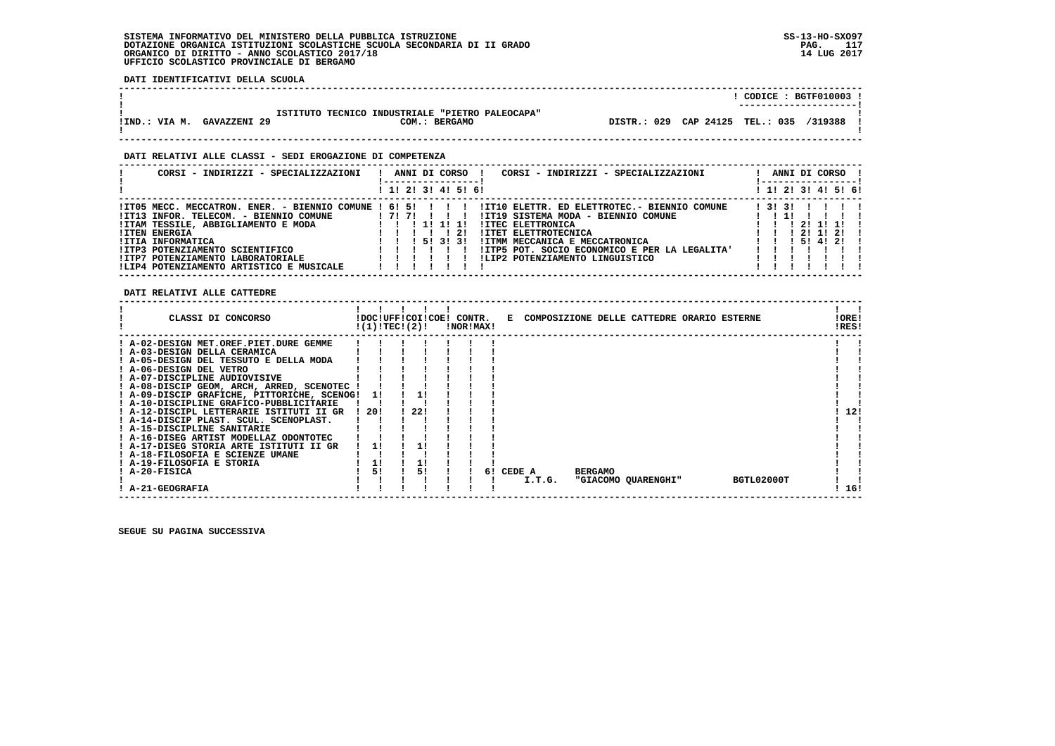SISTEMA INFORMATIVO DEL MINISTERO DELLA PUBBLICA ISTRUZIONE
DOTAZIONE ORGANICA ISTITUZIONI SCOLASTICHE SCUOLA SECONDARIA DI II GRADO
ORGANICO DI DIRITTO - ANNO SCOLASTICO 2017/18
UFFICIO SCOLASTICO PROVINCIALE DI BERGAMO

SS-13-HO-SXO97
14 LUG 2017

**DATI IDENTIFICATIVI DELLA SCUOLA**

ISTITUTO TECNICO INDUSTRIALE "PIETRO PALEOCAPA" — CODICE : BGTF010003

IND.: VIA M. GAVAZZENI 29 — COM.: BERGAMO — DISTR.: 029 — CAP 24125 — TEL.: 035 /319388

**DATI RELATIVI ALLE CLASSI - SEDI EROGAZIONE DI COMPETENZA**

| CORSI - INDIRIZZI - SPECIALIZZAZIONI | 1 | 2 | 3 | 4 | 5 | 6 | CORSI - INDIRIZZI - SPECIALIZZAZIONI | 1 | 2 | 3 | 4 | 5 | 6 |
|---|---|---|---|---|---|---|---|---|---|---|---|---|---|
| IT05 MECC. MECCATRON. ENER. - BIENNIO COMUNE | 6 | 5 | | | | | IT10 ELETTR. ED ELETTROTEC.- BIENNIO COMUNE | 3 | 3 | | | | |
| IT13 INFOR. TELECOM. - BIENNIO COMUNE | 7 | 7 | | | | | IT19 SISTEMA MODA - BIENNIO COMUNE | | 1 | | | | |
| ITAM TESSILE, ABBIGLIAMENTO E MODA | | | 1 | 1 | 1 | | ITEC ELETTRONICA | | | 2 | 1 | 1 | |
| ITEN ENERGIA | | | | | 2 | | ITET ELETTROTECNICA | | | 2 | 1 | 2 | |
| ITIA INFORMATICA | | | 5 | 3 | 3 | | ITMM MECCANICA E MECCATRONICA | | | 5 | 4 | 2 | |
| ITP3 POTENZIAMENTO SCIENTIFICO | | | | | | | ITP5 POT. SOCIO ECONOMICO E PER LA LEGALITA' | | | | | | |
| ITP7 POTENZIAMENTO LABORATORIALE | | | | | | | LIP2 POTENZIAMENTO LINGUISTICO | | | | | | |
| LIP4 POTENZIAMENTO ARTISTICO E MUSICALE | | | | | | | | | | | | | |

**DATI RELATIVI ALLE CATTEDRE**

| CLASSI DI CONCORSO | DOC (1) | UFF TEC | COI (2) | COE | CONTR. NOR | CONTR. MAX | E COMPOSIZIONE DELLE CATTEDRE ORARIO ESTERNE | ORE RES |
|---|---|---|---|---|---|---|---|---|
| A-02-DESIGN MET.OREF.PIET.DURE GEMME | | | | | | | | |
| A-03-DESIGN DELLA CERAMICA | | | | | | | | |
| A-05-DESIGN DEL TESSUTO E DELLA MODA | | | | | | | | |
| A-06-DESIGN DEL VETRO | | | | | | | | |
| A-07-DISCIPLINE AUDIOVISIVE | | | | | | | | |
| A-08-DISCIP GEOM, ARCH, ARRED, SCENOTEC | | | | | | | | |
| A-09-DISCIP GRAFICHE, PITTORICHE, SCENOG | 1 | | 1 | | | | | |
| A-10-DISCIPLINE GRAFICO-PUBBLICITARIE | | | | | | | | |
| A-12-DISCIPL LETTERARIE ISTITUTI II GR | 20 | | 22 | | | | | 12 |
| A-14-DISCIP PLAST. SCUL. SCENOPLAST. | | | | | | | | |
| A-15-DISCIPLINE SANITARIE | | | | | | | | |
| A-16-DISEG ARTIST MODELLAZ ODONTOTEC | | | | | | | | |
| A-17-DISEG STORIA ARTE ISTITUTI II GR | 1 | | 1 | | | | | |
| A-18-FILOSOFIA E SCIENZE UMANE | | | | | | | | |
| A-19-FILOSOFIA E STORIA | 1 | | 1 | | | | | |
| A-20-FISICA | 5 | | 5 | | | 6 | CEDE A BERGAMO I.T.G. "GIACOMO QUARENGHI" BGTL02000T | |
| A-21-GEOGRAFIA | | | | | | | | 16 |

SEGUE SU PAGINA SUCCESSIVA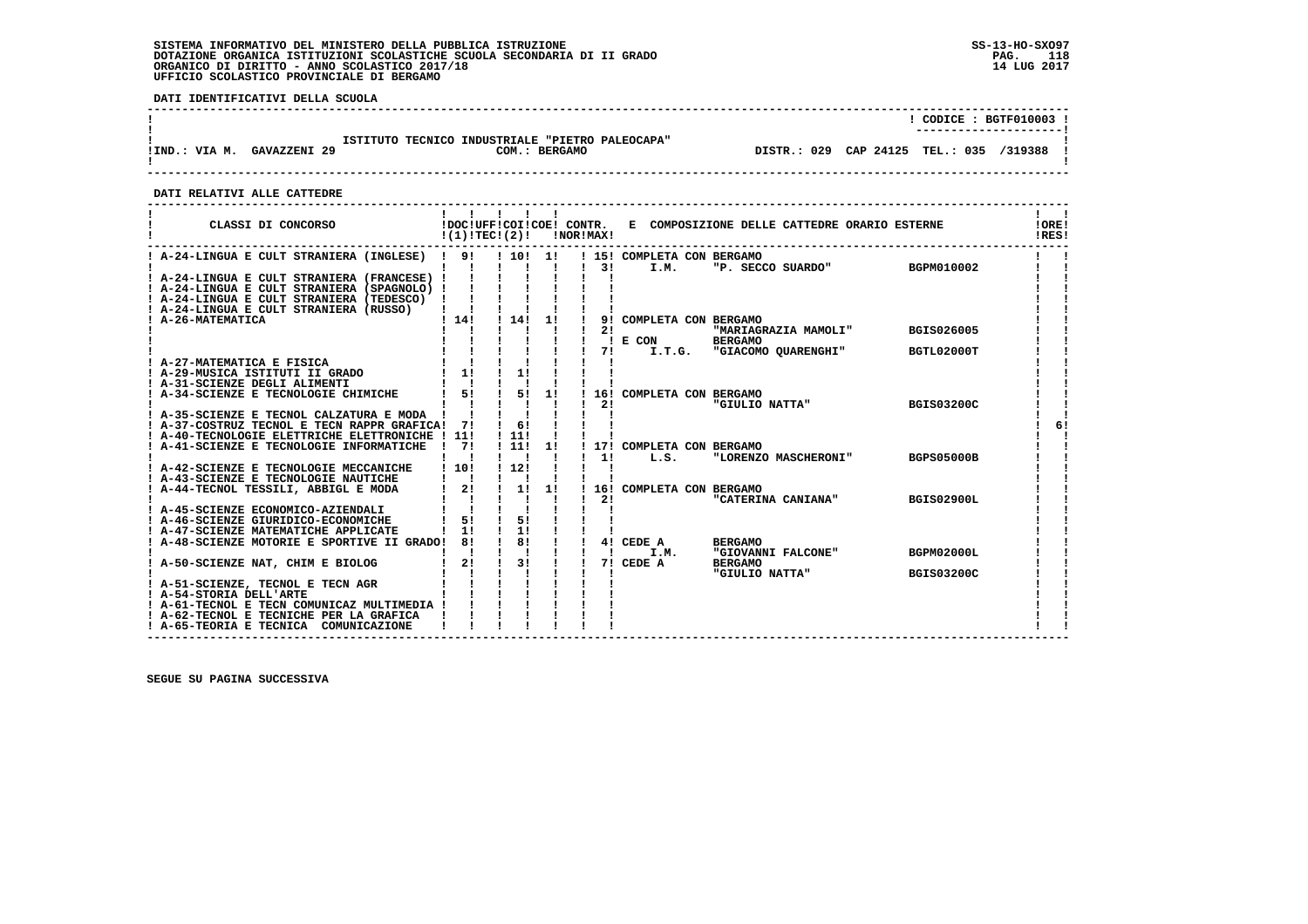DATI IDENTIFICATIVI DELLA SCUOLA

! CODICE : BGTF010003 !

ISTITUTO TECNICO INDUSTRIALE "PIETRO PALEOCAPA"

IND.: VIA M. GAVAZZENI 29 — COM.: BERGAMO — DISTR.: 029 CAP 24125 TEL.: 035 /319388

DATI RELATIVI ALLE CATTEDRE

| CLASSI DI CONCORSO | DOC (1) | UFF TEC | COI (2) | COE | CONTR. NOR | CONTR. MAX | E COMPOSIZIONE DELLE CATTEDRE ORARIO ESTERNE | | | ORE RES |
|---|---|---|---|---|---|---|---|---|---|---|
| A-24-LINGUA E CULT STRANIERA (INGLESE) | 9 | | 10 | 1 | | 15 | COMPLETA CON BERGAMO | | | |
| | | | | | | 3 | I.M. | "P. SECCO SUARDO" | BGPM010002 | |
| A-24-LINGUA E CULT STRANIERA (FRANCESE) | | | | | | | | | | |
| A-24-LINGUA E CULT STRANIERA (SPAGNOLO) | | | | | | | | | | |
| A-24-LINGUA E CULT STRANIERA (TEDESCO) | | | | | | | | | | |
| A-24-LINGUA E CULT STRANIERA (RUSSO) | | | | | | | | | | |
| A-26-MATEMATICA | 14 | | 14 | 1 | | 9 | COMPLETA CON BERGAMO | | | |
| | | | | | | 2 | | "MARIAGRAZIA MAMOLI" | BGIS026005 | |
| | | | | | | | E CON | BERGAMO | | |
| | | | | | | 7 | I.T.G. | "GIACOMO QUARENGHI" | BGTL02000T | |
| A-27-MATEMATICA E FISICA | | | | | | | | | | |
| A-29-MUSICA ISTITUTI II GRADO | 1 | | 1 | | | | | | | |
| A-31-SCIENZE DEGLI ALIMENTI | | | | | | | | | | |
| A-34-SCIENZE E TECNOLOGIE CHIMICHE | 5 | | 5 | 1 | | 16 | COMPLETA CON BERGAMO | | | |
| | | | | | | 2 | | "GIULIO NATTA" | BGIS03200C | |
| A-35-SCIENZE E TECNOL CALZATURA E MODA | | | | | | | | | | |
| A-37-COSTRUZ TECNOL E TECN RAPPR GRAFICA | 7 | | 6 | | | | | | | 6 |
| A-40-TECNOLOGIE ELETTRICHE ELETTRONICHE | 11 | | 11 | | | | | | | |
| A-41-SCIENZE E TECNOLOGIE INFORMATICHE | 7 | | 11 | 1 | | 17 | COMPLETA CON BERGAMO | | | |
| | | | | | | 1 | L.S. | "LORENZO MASCHERONI" | BGPS05000B | |
| A-42-SCIENZE E TECNOLOGIE MECCANICHE | 10 | | 12 | | | | | | | |
| A-43-SCIENZE E TECNOLOGIE NAUTICHE | | | | | | | | | | |
| A-44-TECNOL TESSILI, ABBIGL E MODA | 2 | | 1 | 1 | | 16 | COMPLETA CON BERGAMO | | | |
| | | | | | | 2 | | "CATERINA CANIANA" | BGIS02900L | |
| A-45-SCIENZE ECONOMICO-AZIENDALI | | | | | | | | | | |
| A-46-SCIENZE GIURIDICO-ECONOMICHE | 5 | | 5 | | | | | | | |
| A-47-SCIENZE MATEMATICHE APPLICATE | 1 | | 1 | | | | | | | |
| A-48-SCIENZE MOTORIE E SPORTIVE II GRADO | 8 | | 8 | | | 4 | CEDE A | BERGAMO | | |
| | | | | | | | I.M. | "GIOVANNI FALCONE" | BGPM02000L | |
| A-50-SCIENZE NAT, CHIM E BIOLOG | 2 | | 3 | | | 7 | CEDE A | BERGAMO | | |
| | | | | | | | | "GIULIO NATTA" | BGIS03200C | |
| A-51-SCIENZE, TECNOL E TECN AGR | | | | | | | | | | |
| A-54-STORIA DELL'ARTE | | | | | | | | | | |
| A-61-TECNOL E TECN COMUNICAZ MULTIMEDIA | | | | | | | | | | |
| A-62-TECNOL E TECNICHE PER LA GRAFICA | | | | | | | | | | |
| A-65-TEORIA E TECNICA COMUNICAZIONE | | | | | | | | | | |

SEGUE SU PAGINA SUCCESSIVA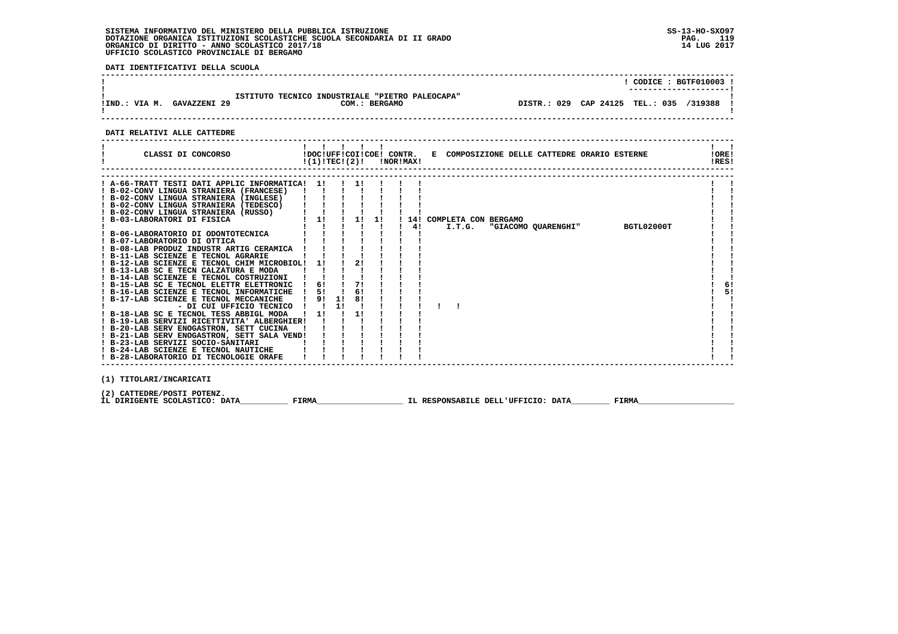SISTEMA INFORMATIVO DEL MINISTERO DELLA PUBBLICA ISTRUZIONE
DOTAZIONE ORGANICA ISTITUZIONI SCOLASTICHE SCUOLA SECONDARIA DI II GRADO
ORGANICO DI DIRITTO - ANNO SCOLASTICO 2017/18
UFFICIO SCOLASTICO PROVINCIALE DI BERGAMO

SS-13-HO-SXO97
14 LUG 2017

**DATI IDENTIFICATIVI DELLA SCUOLA**

CODICE : BGTF010003

ISTITUTO TECNICO INDUSTRIALE "PIETRO PALEOCAPA"

IND.: VIA M. GAVAZZENI 29 — COM.: BERGAMO — DISTR.: 029 CAP 24125 TEL.: 035 /319388

**DATI RELATIVI ALLE CATTEDRE**

| CLASSI DI CONCORSO | DOC (1) | UFF TEC | COI (2) | COE | CONTR. NOR | CONTR. MAX | E COMPOSIZIONE DELLE CATTEDRE ORARIO ESTERNE | ORE RES |
|---|---|---|---|---|---|---|---|---|
| A-66-TRATT TESTI DATI APPLIC INFORMATICA | 1 | | 1 | | | | | |
| B-02-CONV LINGUA STRANIERA (FRANCESE) | | | | | | | | |
| B-02-CONV LINGUA STRANIERA (INGLESE) | | | | | | | | |
| B-02-CONV LINGUA STRANIERA (TEDESCO) | | | | | | | | |
| B-02-CONV LINGUA STRANIERA (RUSSO) | | | | | | | | |
| B-03-LABORATORI DI FISICA | 1 | | 1 | 1 | | 14 | COMPLETA CON BERGAMO | |
| | | | | | | 4 | I.T.G. "GIACOMO QUARENGHI" BGTL02000T | |
| B-06-LABORATORIO DI ODONTOTECNICA | | | | | | | | |
| B-07-LABORATORIO DI OTTICA | | | | | | | | |
| B-08-LAB PRODUZ INDUSTR ARTIG CERAMICA | | | | | | | | |
| B-11-LAB SCIENZE E TECNOL AGRARIE | | | | | | | | |
| B-12-LAB SCIENZE E TECNOL CHIM MICROBIOL | 1 | | 2 | | | | | |
| B-13-LAB SC E TECN CALZATURA E MODA | | | | | | | | |
| B-14-LAB SCIENZE E TECNOL COSTRUZIONI | | | | | | | | |
| B-15-LAB SC E TECNOL ELETTR ELETTRONIC | 6 | | 7 | | | | | 6 |
| B-16-LAB SCIENZE E TECNOL INFORMATICHE | 5 | | 6 | | | | | 5 |
| B-17-LAB SCIENZE E TECNOL MECCANICHE | 9 | 1 | 8 | | | | | |
| - DI CUI UFFICIO TECNICO | | 1 | | | | | | |
| B-18-LAB SC E TECNOL TESS ABBIGL MODA | 1 | | 1 | | | | | |
| B-19-LAB SERVIZI RICETTIVITA' ALBERGHIER | | | | | | | | |
| B-20-LAB SERV ENOGASTRON, SETT CUCINA | | | | | | | | |
| B-21-LAB SERV ENOGASTRON, SETT SALA VEND | | | | | | | | |
| B-23-LAB SERVIZI SOCIO-SANITARI | | | | | | | | |
| B-24-LAB SCIENZE E TECNOL NAUTICHE | | | | | | | | |
| B-28-LABORATORIO DI TECNOLOGIE ORAFE | | | | | | | | |

(1) TITOLARI/INCARICATI

(2) CATTEDRE/POSTI POTENZ.

IL DIRIGENTE SCOLASTICO: DATA__________ FIRMA__________________ IL RESPONSABILE DELL'UFFICIO: DATA________ FIRMA____________________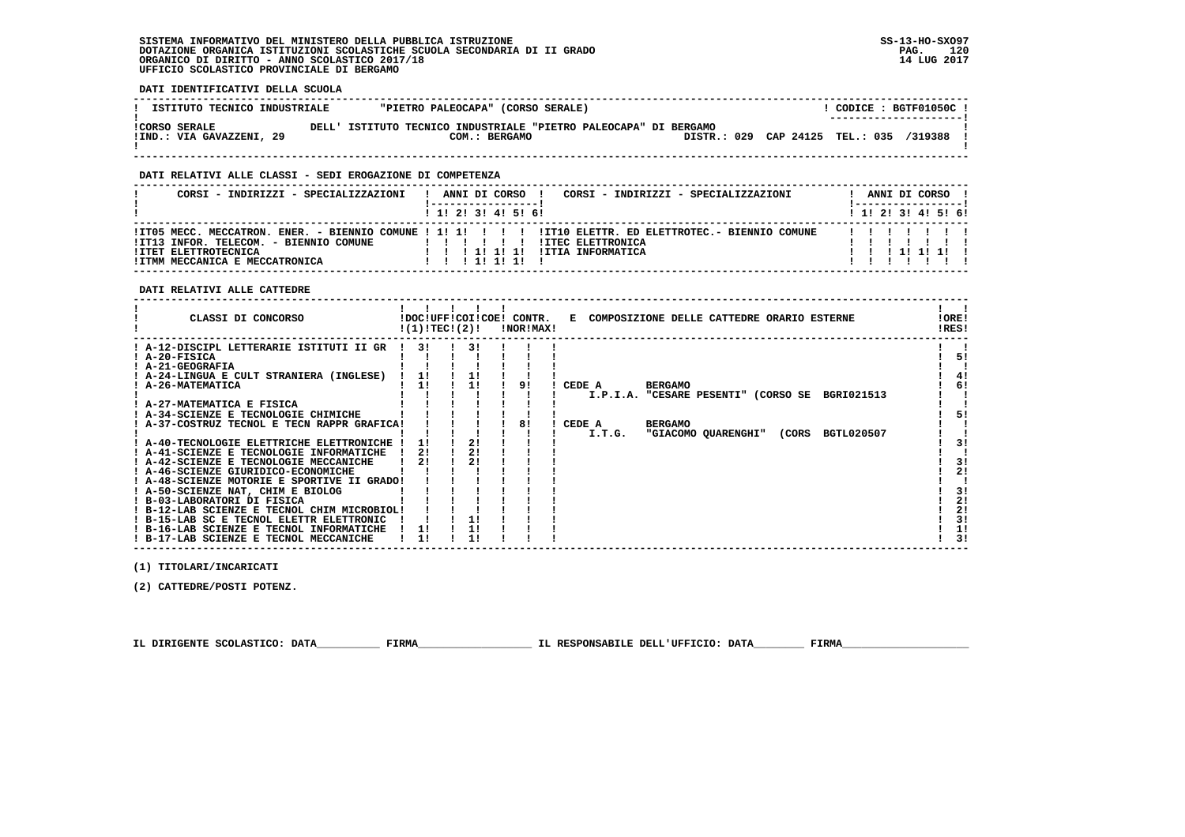SISTEMA INFORMATIVO DEL MINISTERO DELLA PUBBLICA ISTRUZIONE
DOTAZIONE ORGANICA ISTITUZIONI SCOLASTICHE SCUOLA SECONDARIA DI II GRADO
ORGANICO DI DIRITTO - ANNO SCOLASTICO 2017/18
UFFICIO SCOLASTICO PROVINCIALE DI BERGAMO

SS-13-HO-SXO97
14 LUG 2017

**DATI IDENTIFICATIVI DELLA SCUOLA**

ISTITUTO TECNICO INDUSTRIALE "PIETRO PALEOCAPA" (CORSO SERALE) — CODICE : BGTF01050C

CORSO SERALE DELL' ISTITUTO TECNICO INDUSTRIALE "PIETRO PALEOCAPA" DI BERGAMO
IND.: VIA GAVAZZENI, 29 — COM.: BERGAMO — DISTR.: 029 CAP 24125 TEL.: 035 /319388

**DATI RELATIVI ALLE CLASSI - SEDI EROGAZIONE DI COMPETENZA**

| CORSI - INDIRIZZI - SPECIALIZZAZIONI | 1 | 2 | 3 | 4 | 5 | 6 | CORSI - INDIRIZZI - SPECIALIZZAZIONI | 1 | 2 | 3 | 4 | 5 | 6 |
|---|---|---|---|---|---|---|---|---|---|---|---|---|---|
| IT05 MECC. MECCATRON. ENER. - BIENNIO COMUNE | 1 | 1 | | | | | IT10 ELETTR. ED ELETTROTEC.- BIENNIO COMUNE | | | | | | |
| IT13 INFOR. TELECOM. - BIENNIO COMUNE | | | | | | | ITEC ELETTRONICA | | | | | | |
| ITET ELETTROTECNICA | | | 1 | 1 | 1 | | ITIA INFORMATICA | | | 1 | 1 | 1 | |
| ITMM MECCANICA E MECCATRONICA | | | 1 | 1 | 1 | | | | | | | | |

**DATI RELATIVI ALLE CATTEDRE**

| CLASSI DI CONCORSO | DOC (1) | UFF TEC | COI (2) | COE | CONTR. NOR | CONTR. MAX | E COMPOSIZIONE DELLE CATTEDRE ORARIO ESTERNE | ORE RES |
|---|---|---|---|---|---|---|---|---|
| A-12-DISCIPL LETTERARIE ISTITUTI II GR | 3 | | 3 | | | | | |
| A-20-FISICA | | | | | | | | 5 |
| A-21-GEOGRAFIA | | | | | | | | |
| A-24-LINGUA E CULT STRANIERA (INGLESE) | 1 | | 1 | | | | | 4 |
| A-26-MATEMATICA | 1 | | 1 | | 9 | | CEDE A BERGAMO I.P.I.A. "CESARE PESENTI" (CORSO SE BGRI021513 | 6 |
| A-27-MATEMATICA E FISICA | | | | | | | | |
| A-34-SCIENZE E TECNOLOGIE CHIMICHE | | | | | | | | 5 |
| A-37-COSTRUZ TECNOL E TECN RAPPR GRAFICA | | | | | 8 | | CEDE A BERGAMO I.T.G. "GIACOMO QUARENGHI" (CORS BGTL020507 | |
| A-40-TECNOLOGIE ELETTRICHE ELETTRONICHE | 1 | | 2 | | | | | 3 |
| A-41-SCIENZE E TECNOLOGIE INFORMATICHE | 2 | | 2 | | | | | |
| A-42-SCIENZE E TECNOLOGIE MECCANICHE | 2 | | 2 | | | | | 3 |
| A-46-SCIENZE GIURIDICO-ECONOMICHE | | | | | | | | 2 |
| A-48-SCIENZE MOTORIE E SPORTIVE II GRADO | | | | | | | | |
| A-50-SCIENZE NAT, CHIM E BIOLOG | | | | | | | | 3 |
| B-03-LABORATORI DI FISICA | | | | | | | | 2 |
| B-12-LAB SCIENZE E TECNOL CHIM MICROBIOL | | | | | | | | 2 |
| B-15-LAB SC E TECNOL ELETTR ELETTRONIC | | | 1 | | | | | 3 |
| B-16-LAB SCIENZE E TECNOL INFORMATICHE | 1 | | 1 | | | | | 1 |
| B-17-LAB SCIENZE E TECNOL MECCANICHE | 1 | | 1 | | | | | 3 |

(1) TITOLARI/INCARICATI

(2) CATTEDRE/POSTI POTENZ.

IL DIRIGENTE SCOLASTICO: DATA__________ FIRMA__________________ IL RESPONSABILE DELL'UFFICIO: DATA________ FIRMA____________________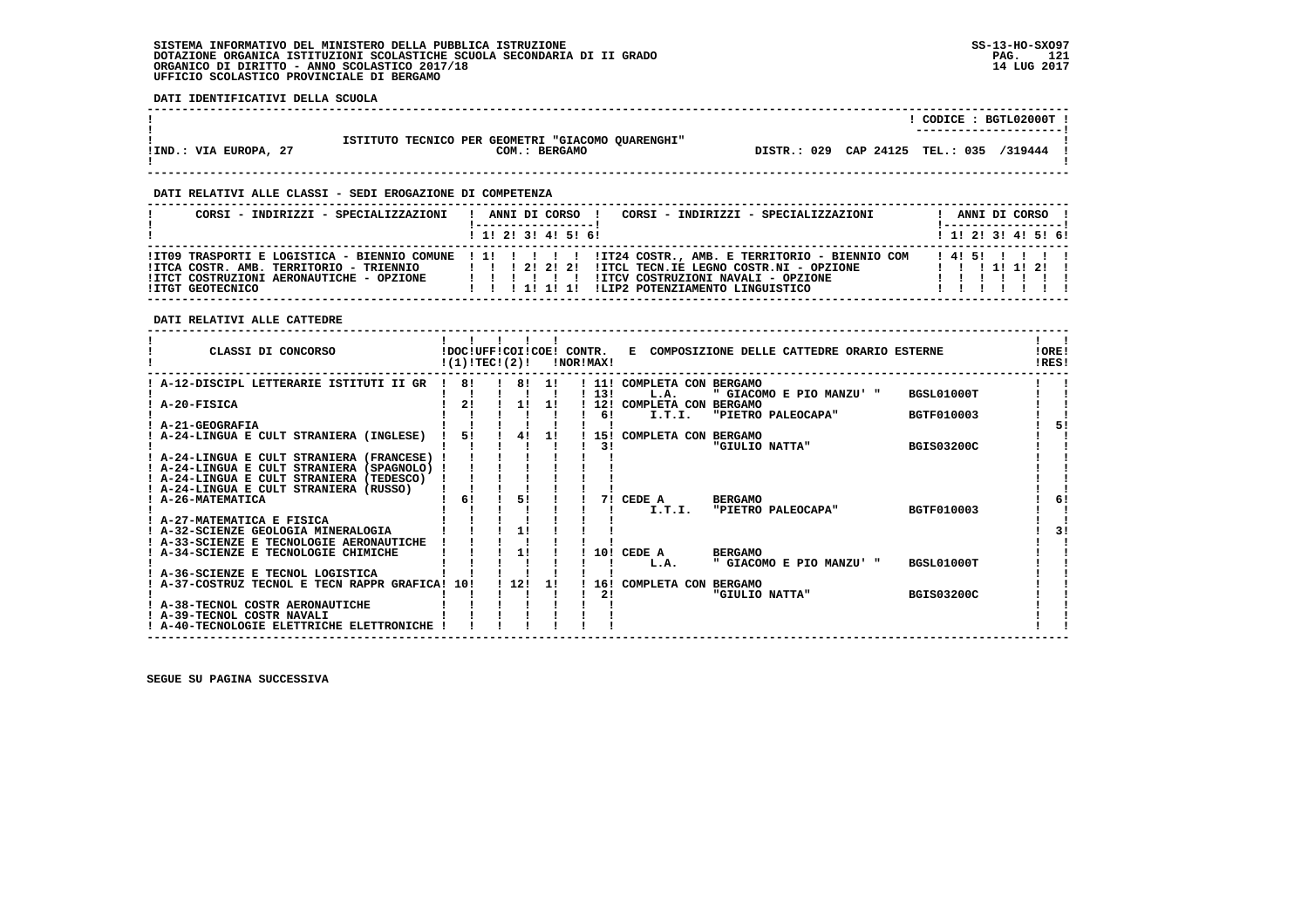SISTEMA INFORMATIVO DEL MINISTERO DELLA PUBBLICA ISTRUZIONE
DOTAZIONE ORGANICA ISTITUZIONI SCOLASTICHE SCUOLA SECONDARIA DI II GRADO
ORGANICO DI DIRITTO - ANNO SCOLASTICO 2017/18
UFFICIO SCOLASTICO PROVINCIALE DI BERGAMO

SS-13-HO-SXO97
14 LUG 2017

**DATI IDENTIFICATIVI DELLA SCUOLA**

| | | |
|---|---|---|
| | | CODICE : BGTL02000T |
| !IND.: VIA EUROPA, 27 | ISTITUTO TECNICO PER GEOMETRI "GIACOMO QUARENGHI" COM.: BERGAMO | DISTR.: 029 CAP 24125 TEL.: 035 /319444 |

**DATI RELATIVI ALLE CLASSI - SEDI EROGAZIONE DI COMPETENZA**

| CORSI - INDIRIZZI - SPECIALIZZAZIONI | 1 | 2 | 3 | 4 | 5 | 6 | CORSI - INDIRIZZI - SPECIALIZZAZIONI | 1 | 2 | 3 | 4 | 5 | 6 |
|---|---|---|---|---|---|---|---|---|---|---|---|---|---|
| IT09 TRASPORTI E LOGISTICA - BIENNIO COMUNE | 1 | | | | | | IT24 COSTR., AMB. E TERRITORIO - BIENNIO COM | 4 | 5 | | | | |
| ITCA COSTR. AMB. TERRITORIO - TRIENNIO | | | 2 | 2 | 2 | | ITCL TECN.IE LEGNO COSTR.NI - OPZIONE | | | 1 | 1 | 2 | |
| ITCT COSTRUZIONI AERONAUTICHE - OPZIONE | | | | | | | ITCV COSTRUZIONI NAVALI - OPZIONE | | | | | | |
| ITGT GEOTECNICO | | | 1 | 1 | 1 | | LIP2 POTENZIAMENTO LINGUISTICO | | | | | | |

**DATI RELATIVI ALLE CATTEDRE**

| CLASSI DI CONCORSO | DOC (1) | UFF TEC | COI (2) | COE | CONTR. NOR | CONTR. MAX | E COMPOSIZIONE DELLE CATTEDRE ORARIO ESTERNE | | | ORE RES |
|---|---|---|---|---|---|---|---|---|---|---|
| A-12-DISCIPL LETTERARIE ISTITUTI II GR | 8 | | 8 | 1 | 11 | | COMPLETA CON BERGAMO | | | |
| | | | | | 13 | | L.A. | " GIACOMO E PIO MANZU' " | BGSL01000T | |
| A-20-FISICA | 2 | | 1 | 1 | 12 | | COMPLETA CON BERGAMO | | | |
| | | | | | 6 | | I.T.I. | "PIETRO PALEOCAPA" | BGTF010003 | |
| A-21-GEOGRAFIA | | | | | | | | | | 5 |
| A-24-LINGUA E CULT STRANIERA (INGLESE) | 5 | | 4 | 1 | 15 | | COMPLETA CON BERGAMO | | | |
| | | | | | 3 | | | "GIULIO NATTA" | BGIS03200C | |
| A-24-LINGUA E CULT STRANIERA (FRANCESE) | | | | | | | | | | |
| A-24-LINGUA E CULT STRANIERA (SPAGNOLO) | | | | | | | | | | |
| A-24-LINGUA E CULT STRANIERA (TEDESCO) | | | | | | | | | | |
| A-24-LINGUA E CULT STRANIERA (RUSSO) | | | | | | | | | | |
| A-26-MATEMATICA | 6 | | 5 | | 7 | | CEDE A | BERGAMO | | 6 |
| | | | | | | | I.T.I. | "PIETRO PALEOCAPA" | BGTF010003 | |
| A-27-MATEMATICA E FISICA | | | | | | | | | | |
| A-32-SCIENZE GEOLOGIA MINERALOGIA | | | 1 | | | | | | | 3 |
| A-33-SCIENZE E TECNOLOGIE AERONAUTICHE | | | | | | | | | | |
| A-34-SCIENZE E TECNOLOGIE CHIMICHE | | | 1 | | 10 | | CEDE A | BERGAMO | | |
| | | | | | | | L.A. | " GIACOMO E PIO MANZU' " | BGSL01000T | |
| A-36-SCIENZE E TECNOL LOGISTICA | | | | | | | | | | |
| A-37-COSTRUZ TECNOL E TECN RAPPR GRAFICA | 10 | | 12 | 1 | 16 | | COMPLETA CON BERGAMO | | | |
| | | | | | 2 | | | "GIULIO NATTA" | BGIS03200C | |
| A-38-TECNOL COSTR AERONAUTICHE | | | | | | | | | | |
| A-39-TECNOL COSTR NAVALI | | | | | | | | | | |
| A-40-TECNOLOGIE ELETTRICHE ELETTRONICHE | | | | | | | | | | |

SEGUE SU PAGINA SUCCESSIVA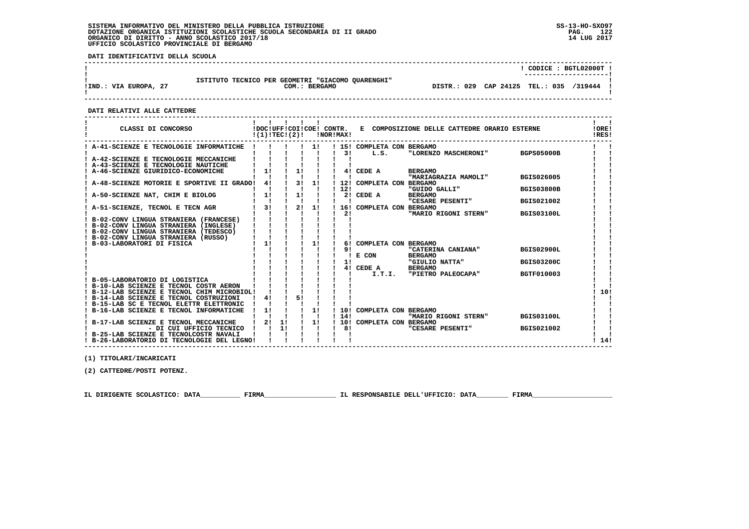SISTEMA INFORMATIVO DEL MINISTERO DELLA PUBBLICA ISTRUZIONE
DOTAZIONE ORGANICA ISTITUZIONI SCOLASTICHE SCUOLA SECONDARIA DI II GRADO
ORGANICO DI DIRITTO - ANNO SCOLASTICO 2017/18
UFFICIO SCOLASTICO PROVINCIALE DI BERGAMO

SS-13-HO-SXO97
PAG. 122
14 LUG 2017

**DATI IDENTIFICATIVI DELLA SCUOLA**

CODICE : BGTL02000T

ISTITUTO TECNICO PER GEOMETRI "GIACOMO QUARENGHI"
IND.: VIA EUROPA, 27 — COM.: BERGAMO — DISTR.: 029 CAP 24125 TEL.: 035 /319444

**DATI RELATIVI ALLE CATTEDRE**

| CLASSI DI CONCORSO | DOC (1) | UFF TEC | COI | COE (2) | CONTR. NOR | CONTR. MAX | E COMPOSIZIONE DELLE CATTEDRE ORARIO ESTERNE | | | ORE RES |
|---|---|---|---|---|---|---|---|---|---|---|
| A-41-SCIENZE E TECNOLOGIE INFORMATICHE | | | | 1 | | 15 | COMPLETA CON BERGAMO | | | |
| | | | | | | 3 | L.S. | "LORENZO MASCHERONI" | BGPS05000B | |
| A-42-SCIENZE E TECNOLOGIE MECCANICHE | | | | | | | | | | |
| A-43-SCIENZE E TECNOLOGIE NAUTICHE | | | | | | | | | | |
| A-46-SCIENZE GIURIDICO-ECONOMICHE | 1 | | 1 | | | 4 | CEDE A | BERGAMO | | |
| | | | | | | | | "MARIAGRAZIA MAMOLI" | BGIS026005 | |
| A-48-SCIENZE MOTORIE E SPORTIVE II GRADO | 4 | | 3 | 1 | | 12 | COMPLETA CON | BERGAMO | | |
| | | | | | | 12 | | "GUIDO GALLI" | BGIS03800B | |
| A-50-SCIENZE NAT, CHIM E BIOLOG | 1 | | 1 | | | 2 | CEDE A | BERGAMO | | |
| | | | | | | | | "CESARE PESENTI" | BGIS021002 | |
| A-51-SCIENZE, TECNOL E TECN AGR | 3 | | 2 | 1 | | 16 | COMPLETA CON | BERGAMO | | |
| | | | | | | 2 | | "MARIO RIGONI STERN" | BGIS03100L | |
| B-02-CONV LINGUA STRANIERA (FRANCESE) | | | | | | | | | | |
| B-02-CONV LINGUA STRANIERA (INGLESE) | | | | | | | | | | |
| B-02-CONV LINGUA STRANIERA (TEDESCO) | | | | | | | | | | |
| B-02-CONV LINGUA STRANIERA (RUSSO) | | | | | | | | | | |
| B-03-LABORATORI DI FISICA | 1 | | | 1 | | 6 | COMPLETA CON | BERGAMO | | |
| | | | | | | 9 | | "CATERINA CANIANA" | BGIS02900L | |
| | | | | | | | E CON | BERGAMO | | |
| | | | | | | 1 | | "GIULIO NATTA" | BGIS03200C | |
| | | | | | | 4 | CEDE A | BERGAMO | | |
| | | | | | | | I.T.I. | "PIETRO PALEOCAPA" | BGTF010003 | |
| B-05-LABORATORIO DI LOGISTICA | | | | | | | | | | |
| B-10-LAB SCIENZE E TECNOL COSTR AERON | | | | | | | | | | |
| B-12-LAB SCIENZE E TECNOL CHIM MICROBIOL | | | | | | | | | | 10 |
| B-14-LAB SCIENZE E TECNOL COSTRUZIONI | 4 | | 5 | | | | | | | |
| B-15-LAB SC E TECNOL ELETTR ELETTRONIC | | | | | | | | | | |
| B-16-LAB SCIENZE E TECNOL INFORMATICHE | 1 | | | 1 | | 10 | COMPLETA CON | BERGAMO | | |
| | | | | | | 14 | | "MARIO RIGONI STERN" | BGIS03100L | |
| B-17-LAB SCIENZE E TECNOL MECCANICHE | 2 | 1 | | 1 | | 10 | COMPLETA CON | BERGAMO | | |
| - DI CUI UFFICIO TECNICO | | 1 | | | | 8 | | "CESARE PESENTI" | BGIS021002 | |
| B-25-LAB SCIENZE E TECNOLCOSTR NAVALI | | | | | | | | | | |
| B-26-LABORATORIO DI TECNOLOGIE DEL LEGNO | | | | | | | | | | 14 |

(1) TITOLARI/INCARICATI

(2) CATTEDRE/POSTI POTENZ.

IL DIRIGENTE SCOLASTICO: DATA__________ FIRMA__________________ IL RESPONSABILE DELL'UFFICIO: DATA________ FIRMA____________________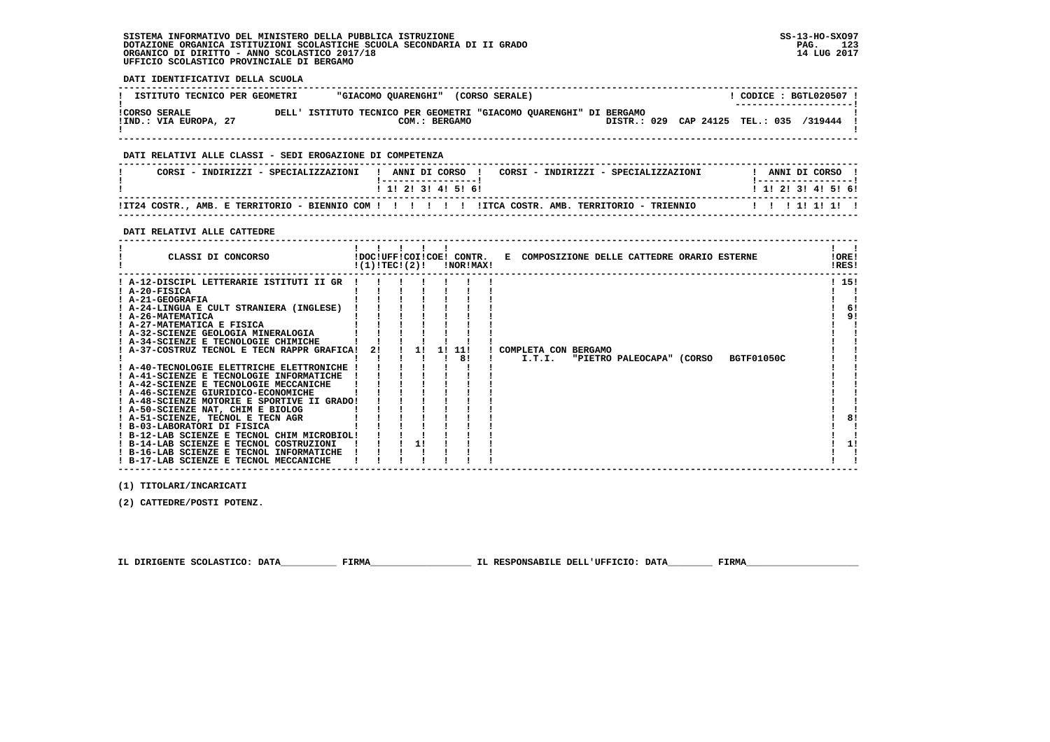SISTEMA INFORMATIVO DEL MINISTERO DELLA PUBBLICA ISTRUZIONE
DOTAZIONE ORGANICA ISTITUZIONI SCOLASTICHE SCUOLA SECONDARIA DI II GRADO
ORGANICO DI DIRITTO - ANNO SCOLASTICO 2017/18
UFFICIO SCOLASTICO PROVINCIALE DI BERGAMO

SS-13-HO-SXO97
14 LUG 2017

**DATI IDENTIFICATIVI DELLA SCUOLA**

| | |
|---|---|
| ISTITUTO TECNICO PER GEOMETRI "GIACOMO QUARENGHI" (CORSO SERALE) | CODICE : BGTL020507 |
| CORSO SERALE DELL' ISTITUTO TECNICO PER GEOMETRI "GIACOMO QUARENGHI" DI BERGAMO | |
| IND.: VIA EUROPA, 27 COM.: BERGAMO | DISTR.: 029 CAP 24125 TEL.: 035 /319444 |

**DATI RELATIVI ALLE CLASSI - SEDI EROGAZIONE DI COMPETENZA**

| CORSI - INDIRIZZI - SPECIALIZZAZIONI | 1 | 2 | 3 | 4 | 5 | 6 | CORSI - INDIRIZZI - SPECIALIZZAZIONI | 1 | 2 | 3 | 4 | 5 | 6 |
|---|---|---|---|---|---|---|---|---|---|---|---|---|---|
| IT24 COSTR., AMB. E TERRITORIO - BIENNIO COM | | | | | | | ITCA COSTR. AMB. TERRITORIO - TRIENNIO | | | 1 | 1 | 1 | |

**DATI RELATIVI ALLE CATTEDRE**

| CLASSI DI CONCORSO | DOC (1) | UFF TEC | COI (2) | COE | CONTR. NOR | CONTR. MAX | E COMPOSIZIONE DELLE CATTEDRE ORARIO ESTERNE | ORE RES |
|---|---|---|---|---|---|---|---|---|
| A-12-DISCIPL LETTERARIE ISTITUTI II GR | | | | | | | | 15 |
| A-20-FISICA | | | | | | | | |
| A-21-GEOGRAFIA | | | | | | | | |
| A-24-LINGUA E CULT STRANIERA (INGLESE) | | | | | | | | 6 |
| A-26-MATEMATICA | | | | | | | | 9 |
| A-27-MATEMATICA E FISICA | | | | | | | | |
| A-32-SCIENZE GEOLOGIA MINERALOGIA | | | | | | | | |
| A-34-SCIENZE E TECNOLOGIE CHIMICHE | | | | | | | | |
| A-37-COSTRUZ TECNOL E TECN RAPPR GRAFICA | 2 | | 1 | 1 | 11 | | COMPLETA CON BERGAMO | |
| | | | | | 8 | | I.T.I. "PIETRO PALEOCAPA" (CORSO BGTF01050C | |
| A-40-TECNOLOGIE ELETTRICHE ELETTRONICHE | | | | | | | | |
| A-41-SCIENZE E TECNOLOGIE INFORMATICHE | | | | | | | | |
| A-42-SCIENZE E TECNOLOGIE MECCANICHE | | | | | | | | |
| A-46-SCIENZE GIURIDICO-ECONOMICHE | | | | | | | | |
| A-48-SCIENZE MOTORIE E SPORTIVE II GRADO | | | | | | | | |
| A-50-SCIENZE NAT, CHIM E BIOLOG | | | | | | | | |
| A-51-SCIENZE, TECNOL E TECN AGR | | | | | | | | 8 |
| B-03-LABORATORI DI FISICA | | | | | | | | |
| B-12-LAB SCIENZE E TECNOL CHIM MICROBIOL | | | | | | | | |
| B-14-LAB SCIENZE E TECNOL COSTRUZIONI | | | 1 | | | | | 1 |
| B-16-LAB SCIENZE E TECNOL INFORMATICHE | | | | | | | | |
| B-17-LAB SCIENZE E TECNOL MECCANICHE | | | | | | | | |

(1) TITOLARI/INCARICATI

(2) CATTEDRE/POSTI POTENZ.

IL DIRIGENTE SCOLASTICO: DATA__________ FIRMA__________________ IL RESPONSABILE DELL'UFFICIO: DATA________ FIRMA____________________